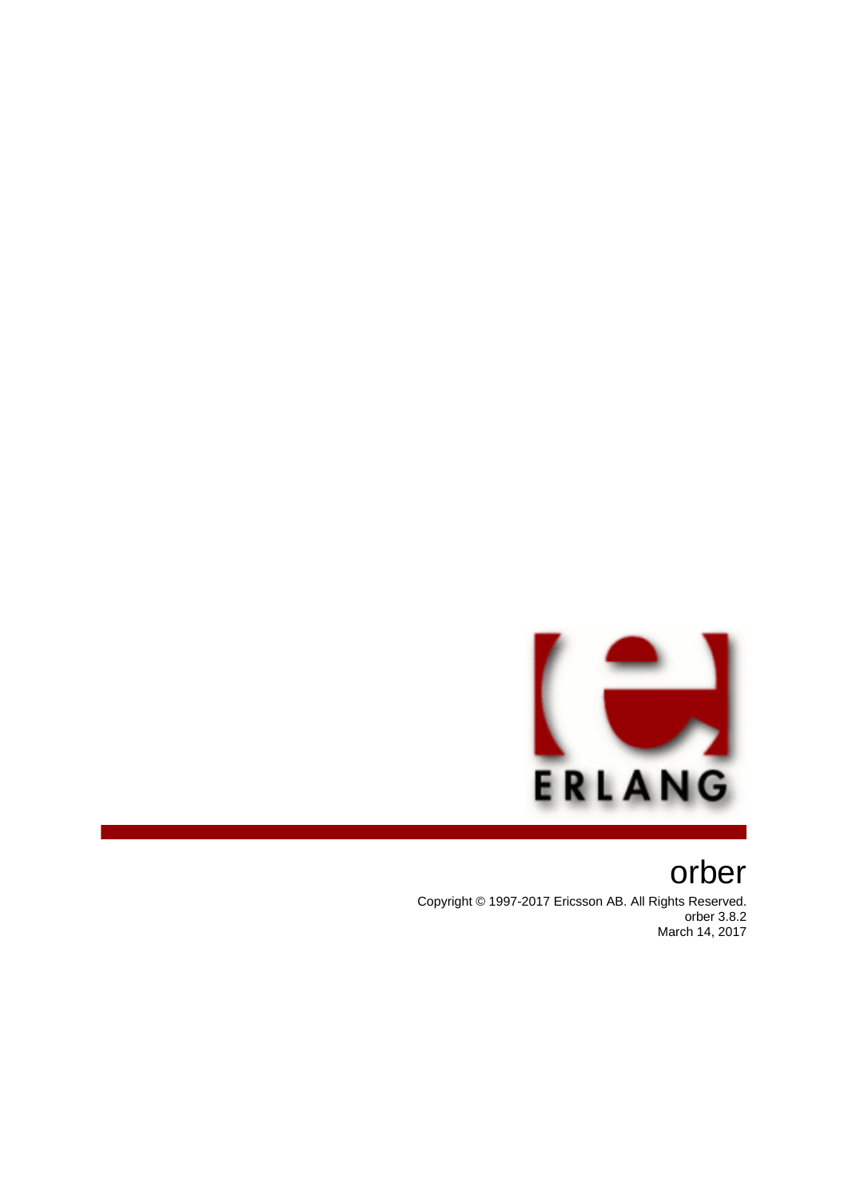# orber

Copyright © 1997-2017 Ericsson AB. All Rights Reserved.
orber 3.8.2
March 14, 2017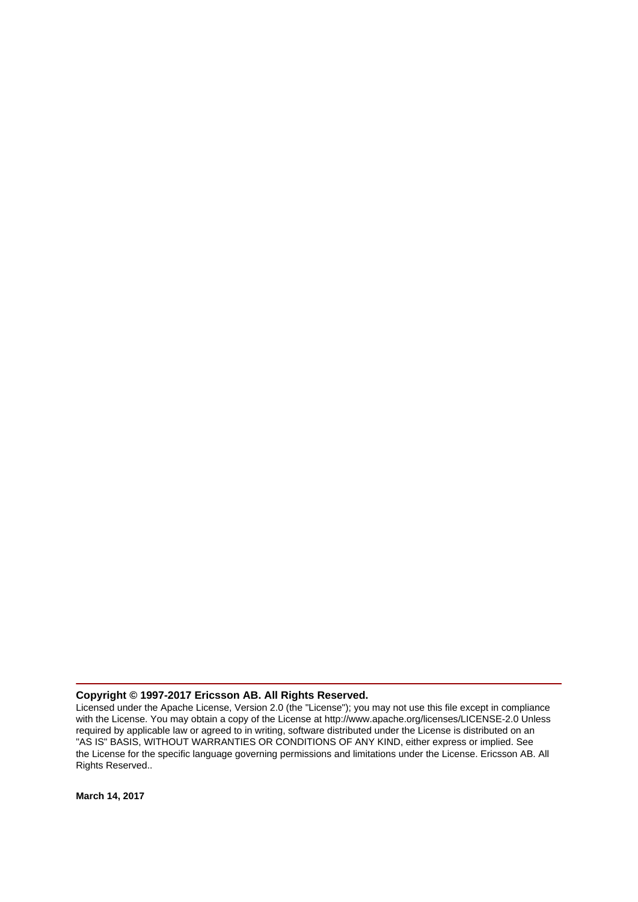**Copyright © 1997-2017 Ericsson AB. All Rights Reserved.**

Licensed under the Apache License, Version 2.0 (the "License"); you may not use this file except in compliance with the License. You may obtain a copy of the License at http://www.apache.org/licenses/LICENSE-2.0 Unless required by applicable law or agreed to in writing, software distributed under the License is distributed on an "AS IS" BASIS, WITHOUT WARRANTIES OR CONDITIONS OF ANY KIND, either express or implied. See the License for the specific language governing permissions and limitations under the License. Ericsson AB. All Rights Reserved..

**March 14, 2017**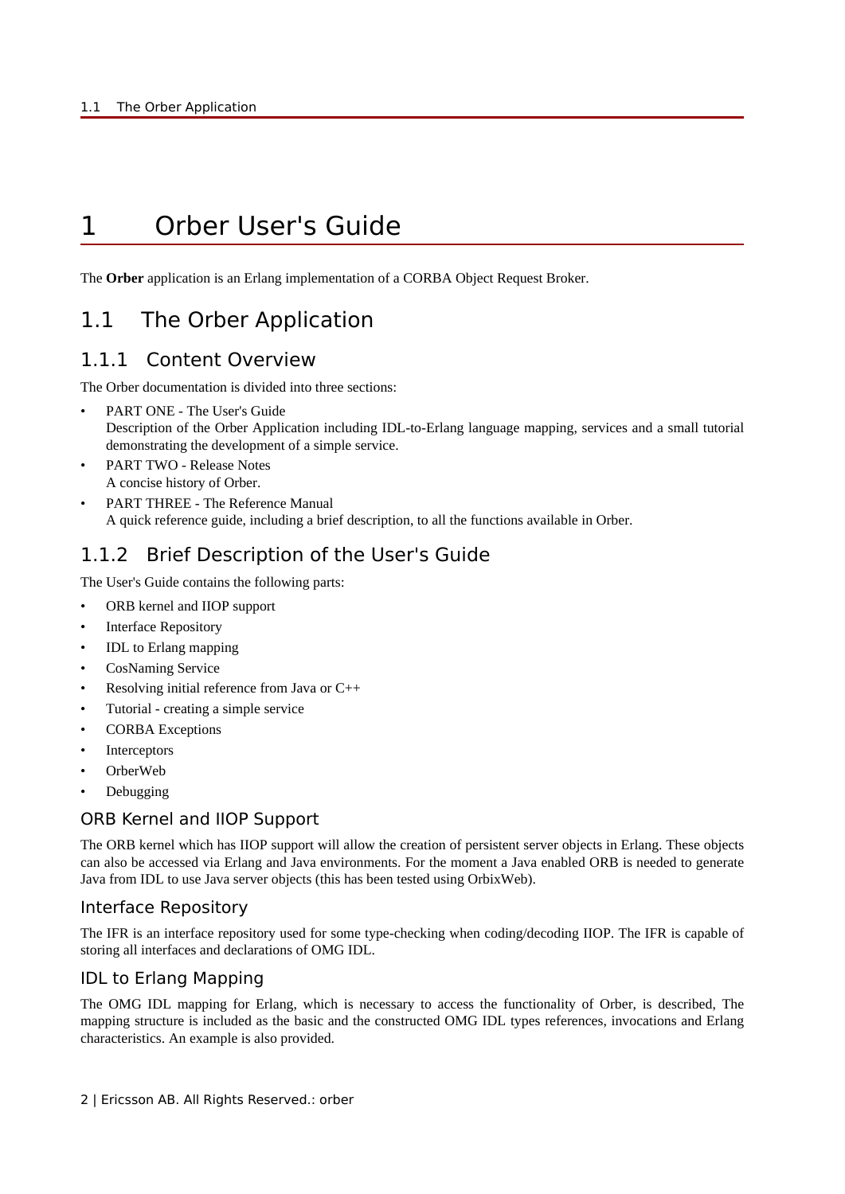# 1 Orber User's Guide

The **Orber** application is an Erlang implementation of a CORBA Object Request Broker.

## 1.1 The Orber Application

### 1.1.1 Content Overview

The Orber documentation is divided into three sections:

- PART ONE - The User's Guide
  Description of the Orber Application including IDL-to-Erlang language mapping, services and a small tutorial demonstrating the development of a simple service.
- PART TWO - Release Notes
  A concise history of Orber.
- PART THREE - The Reference Manual
  A quick reference guide, including a brief description, to all the functions available in Orber.

### 1.1.2 Brief Description of the User's Guide

The User's Guide contains the following parts:

- ORB kernel and IIOP support
- Interface Repository
- IDL to Erlang mapping
- CosNaming Service
- Resolving initial reference from Java or C++
- Tutorial - creating a simple service
- CORBA Exceptions
- Interceptors
- OrberWeb
- Debugging

#### ORB Kernel and IIOP Support

The ORB kernel which has IIOP support will allow the creation of persistent server objects in Erlang. These objects can also be accessed via Erlang and Java environments. For the moment a Java enabled ORB is needed to generate Java from IDL to use Java server objects (this has been tested using OrbixWeb).

#### Interface Repository

The IFR is an interface repository used for some type-checking when coding/decoding IIOP. The IFR is capable of storing all interfaces and declarations of OMG IDL.

#### IDL to Erlang Mapping

The OMG IDL mapping for Erlang, which is necessary to access the functionality of Orber, is described, The mapping structure is included as the basic and the constructed OMG IDL types references, invocations and Erlang characteristics. An example is also provided.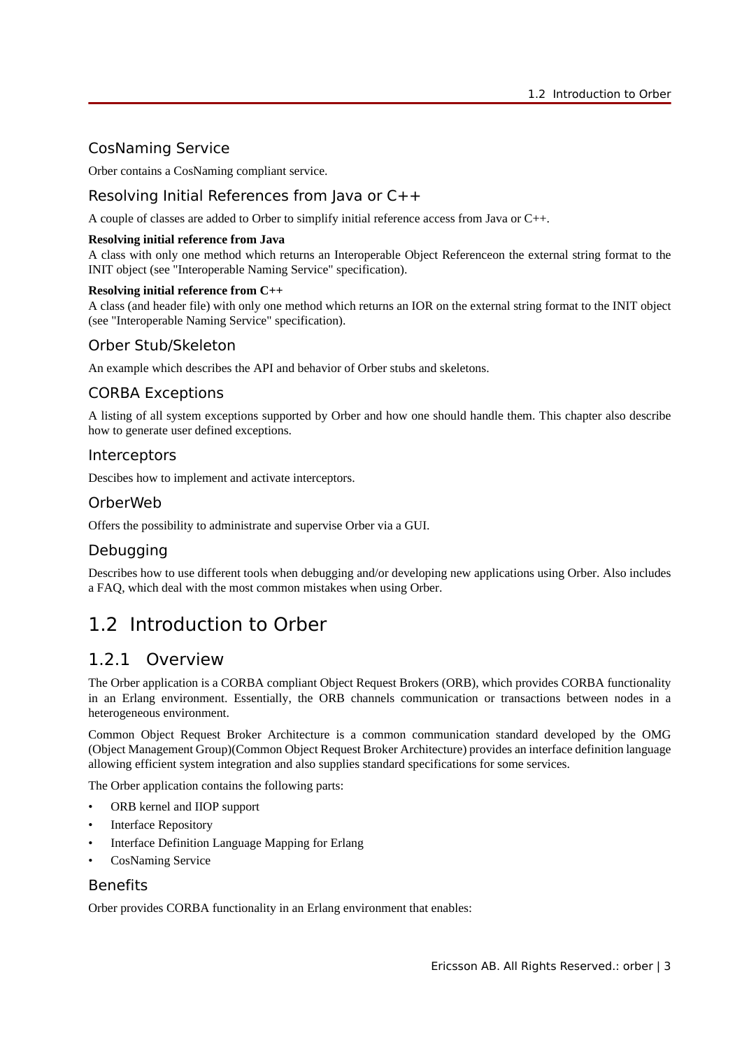### CosNaming Service

Orber contains a CosNaming compliant service.

### Resolving Initial References from Java or C++

A couple of classes are added to Orber to simplify initial reference access from Java or C++.

**Resolving initial reference from Java**
A class with only one method which returns an Interoperable Object Referenceon the external string format to the INIT object (see "Interoperable Naming Service" specification).

**Resolving initial reference from C++**
A class (and header file) with only one method which returns an IOR on the external string format to the INIT object (see "Interoperable Naming Service" specification).

### Orber Stub/Skeleton

An example which describes the API and behavior of Orber stubs and skeletons.

### CORBA Exceptions

A listing of all system exceptions supported by Orber and how one should handle them. This chapter also describe how to generate user defined exceptions.

### Interceptors

Descibes how to implement and activate interceptors.

### OrberWeb

Offers the possibility to administrate and supervise Orber via a GUI.

### Debugging

Describes how to use different tools when debugging and/or developing new applications using Orber. Also includes a FAQ, which deal with the most common mistakes when using Orber.

# 1.2 Introduction to Orber

## 1.2.1 Overview

The Orber application is a CORBA compliant Object Request Brokers (ORB), which provides CORBA functionality in an Erlang environment. Essentially, the ORB channels communication or transactions between nodes in a heterogeneous environment.

Common Object Request Broker Architecture is a common communication standard developed by the OMG (Object Management Group)(Common Object Request Broker Architecture) provides an interface definition language allowing efficient system integration and also supplies standard specifications for some services.

The Orber application contains the following parts:

- ORB kernel and IIOP support
- Interface Repository
- Interface Definition Language Mapping for Erlang
- CosNaming Service

### Benefits

Orber provides CORBA functionality in an Erlang environment that enables: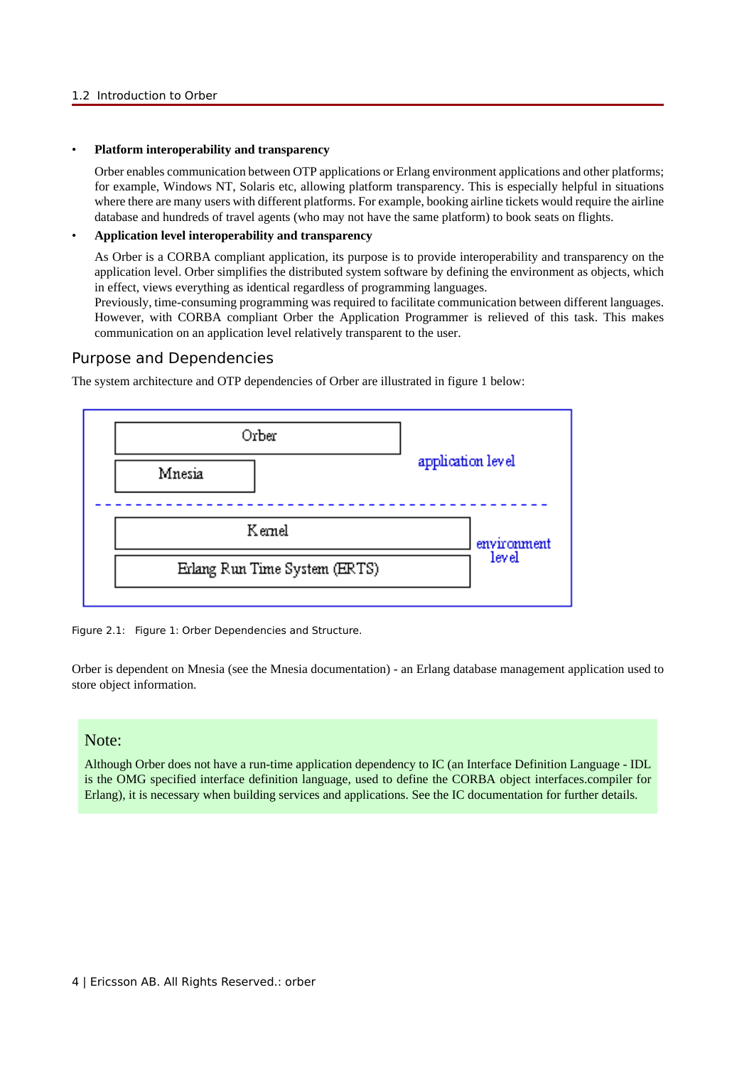- **Platform interoperability and transparency**

  Orber enables communication between OTP applications or Erlang environment applications and other platforms; for example, Windows NT, Solaris etc, allowing platform transparency. This is especially helpful in situations where there are many users with different platforms. For example, booking airline tickets would require the airline database and hundreds of travel agents (who may not have the same platform) to book seats on flights.

- **Application level interoperability and transparency**

  As Orber is a CORBA compliant application, its purpose is to provide interoperability and transparency on the application level. Orber simplifies the distributed system software by defining the environment as objects, which in effect, views everything as identical regardless of programming languages.
  Previously, time-consuming programming was required to facilitate communication between different languages. However, with CORBA compliant Orber the Application Programmer is relieved of this task. This makes communication on an application level relatively transparent to the user.

## Purpose and Dependencies

The system architecture and OTP dependencies of Orber are illustrated in figure 1 below:

Orber
Mnesia
application level
Kernel
Erlang Run Time System (ERTS)
environment level

Figure 2.1: Figure 1: Orber Dependencies and Structure.

Orber is dependent on Mnesia (see the Mnesia documentation) - an Erlang database management application used to store object information.

> **Note:**
>
> Although Orber does not have a run-time application dependency to IC (an Interface Definition Language - IDL is the OMG specified interface definition language, used to define the CORBA object interfaces.compiler for Erlang), it is necessary when building services and applications. See the IC documentation for further details.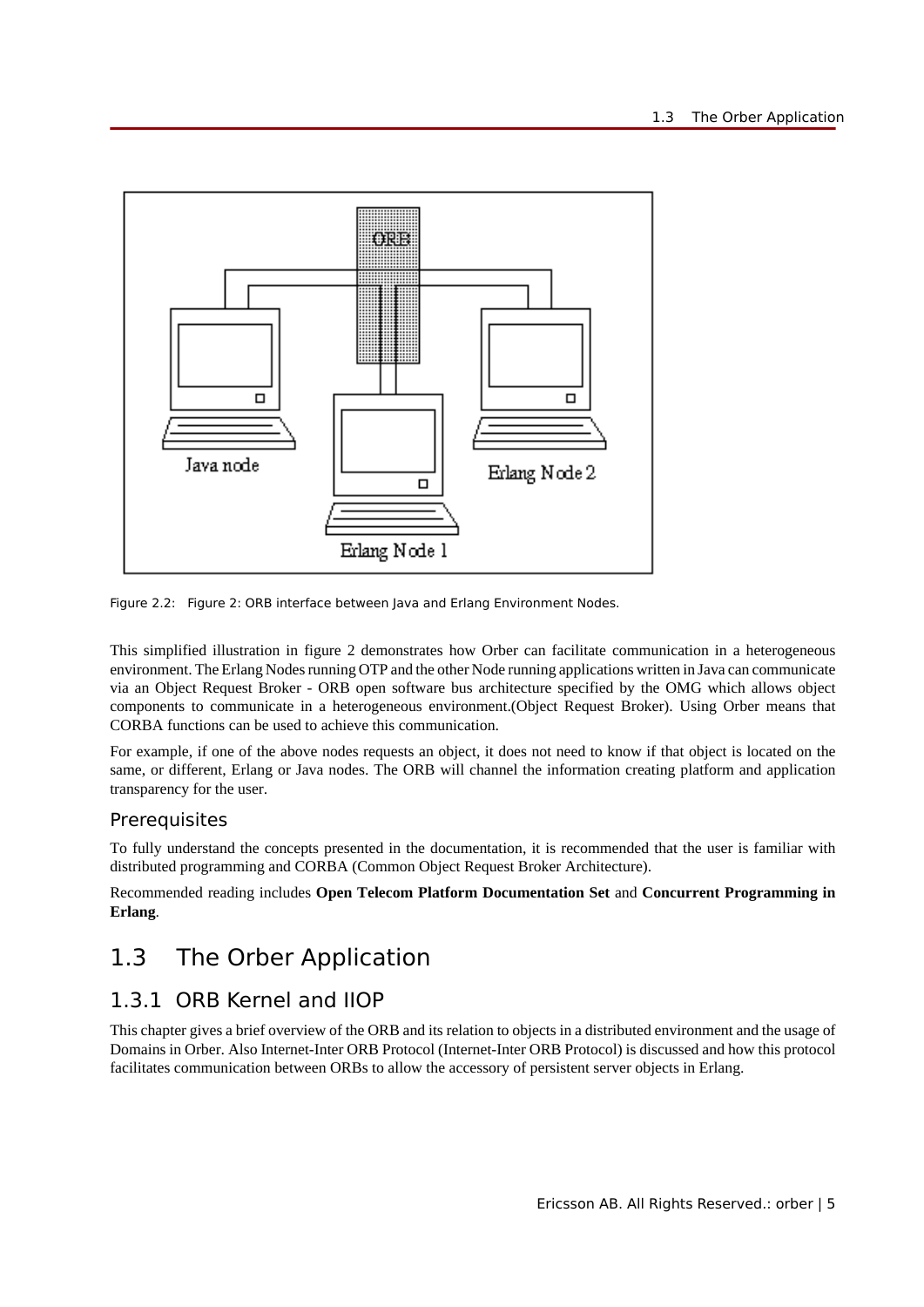Figure 2.2: Figure 2: ORB interface between Java and Erlang Environment Nodes.

This simplified illustration in figure 2 demonstrates how Orber can facilitate communication in a heterogeneous environment. The Erlang Nodes running OTP and the other Node running applications written in Java can communicate via an Object Request Broker - ORB open software bus architecture specified by the OMG which allows object components to communicate in a heterogeneous environment.(Object Request Broker). Using Orber means that CORBA functions can be used to achieve this communication.

For example, if one of the above nodes requests an object, it does not need to know if that object is located on the same, or different, Erlang or Java nodes. The ORB will channel the information creating platform and application transparency for the user.

### Prerequisites

To fully understand the concepts presented in the documentation, it is recommended that the user is familiar with distributed programming and CORBA (Common Object Request Broker Architecture).

Recommended reading includes **Open Telecom Platform Documentation Set** and **Concurrent Programming in Erlang**.

## 1.3 The Orber Application

### 1.3.1 ORB Kernel and IIOP

This chapter gives a brief overview of the ORB and its relation to objects in a distributed environment and the usage of Domains in Orber. Also Internet-Inter ORB Protocol (Internet-Inter ORB Protocol) is discussed and how this protocol facilitates communication between ORBs to allow the accessory of persistent server objects in Erlang.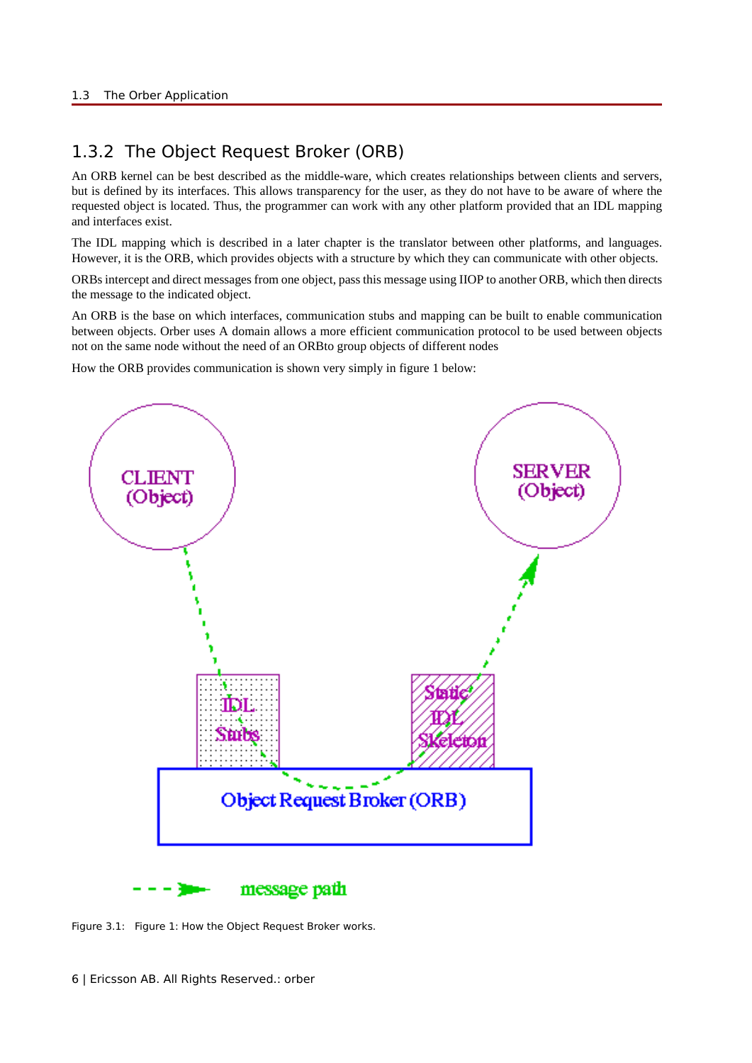### 1.3.2 The Object Request Broker (ORB)

An ORB kernel can be best described as the middle-ware, which creates relationships between clients and servers, but is defined by its interfaces. This allows transparency for the user, as they do not have to be aware of where the requested object is located. Thus, the programmer can work with any other platform provided that an IDL mapping and interfaces exist.

The IDL mapping which is described in a later chapter is the translator between other platforms, and languages. However, it is the ORB, which provides objects with a structure by which they can communicate with other objects.

ORBs intercept and direct messages from one object, pass this message using IIOP to another ORB, which then directs the message to the indicated object.

An ORB is the base on which interfaces, communication stubs and mapping can be built to enable communication between objects. Orber uses A domain allows a more efficient communication protocol to be used between objects not on the same node without the need of an ORBto group objects of different nodes

How the ORB provides communication is shown very simply in figure 1 below:

CLIENT (Object)

SERVER (Object)

IDL Stubs

Static IDL Skeleton

Object Request Broker (ORB)

message path

Figure 3.1: Figure 1: How the Object Request Broker works.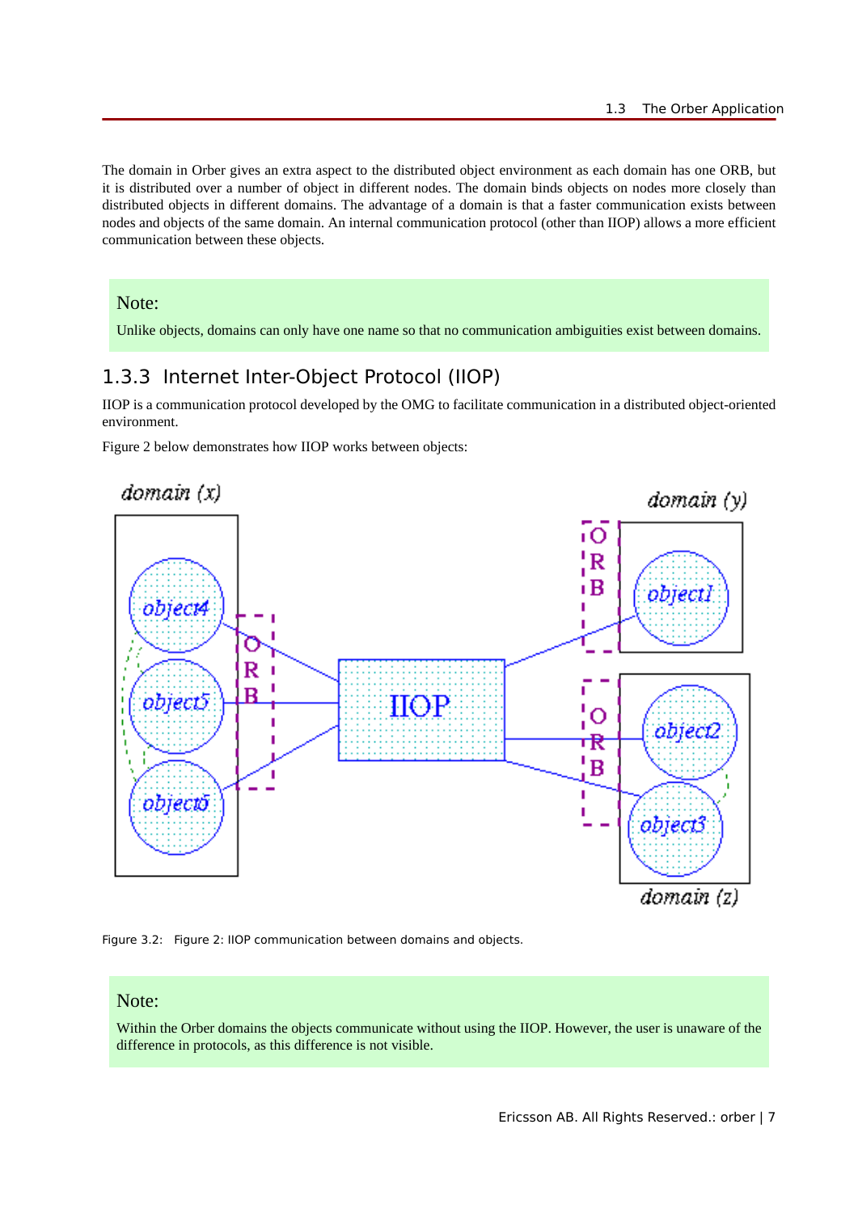The domain in Orber gives an extra aspect to the distributed object environment as each domain has one ORB, but it is distributed over a number of object in different nodes. The domain binds objects on nodes more closely than distributed objects in different domains. The advantage of a domain is that a faster communication exists between nodes and objects of the same domain. An internal communication protocol (other than IIOP) allows a more efficient communication between these objects.

Note:

Unlike objects, domains can only have one name so that no communication ambiguities exist between domains.

### 1.3.3 Internet Inter-Object Protocol (IIOP)

IIOP is a communication protocol developed by the OMG to facilitate communication in a distributed object-oriented environment.

Figure 2 below demonstrates how IIOP works between objects:

domain (x)

domain (y)

domain (z)

object4

object5

object6

object1

object2

object3

ORB

IIOP

Figure 3.2: Figure 2: IIOP communication between domains and objects.

Note:

Within the Orber domains the objects communicate without using the IIOP. However, the user is unaware of the difference in protocols, as this difference is not visible.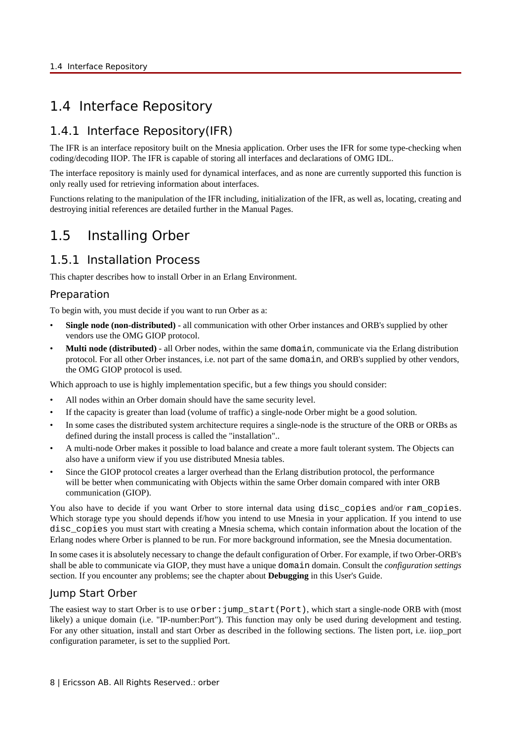## 1.4 Interface Repository

### 1.4.1 Interface Repository(IFR)

The IFR is an interface repository built on the Mnesia application. Orber uses the IFR for some type-checking when coding/decoding IIOP. The IFR is capable of storing all interfaces and declarations of OMG IDL.

The interface repository is mainly used for dynamical interfaces, and as none are currently supported this function is only really used for retrieving information about interfaces.

Functions relating to the manipulation of the IFR including, initialization of the IFR, as well as, locating, creating and destroying initial references are detailed further in the Manual Pages.

## 1.5 Installing Orber

### 1.5.1 Installation Process

This chapter describes how to install Orber in an Erlang Environment.

#### Preparation

To begin with, you must decide if you want to run Orber as a:

- **Single node (non-distributed)** - all communication with other Orber instances and ORB's supplied by other vendors use the OMG GIOP protocol.
- **Multi node (distributed)** - all Orber nodes, within the same `domain`, communicate via the Erlang distribution protocol. For all other Orber instances, i.e. not part of the same `domain`, and ORB's supplied by other vendors, the OMG GIOP protocol is used.

Which approach to use is highly implementation specific, but a few things you should consider:

- All nodes within an Orber domain should have the same security level.
- If the capacity is greater than load (volume of traffic) a single-node Orber might be a good solution.
- In some cases the distributed system architecture requires a single-node is the structure of the ORB or ORBs as defined during the install process is called the "installation"..
- A multi-node Orber makes it possible to load balance and create a more fault tolerant system. The Objects can also have a uniform view if you use distributed Mnesia tables.
- Since the GIOP protocol creates a larger overhead than the Erlang distribution protocol, the performance will be better when communicating with Objects within the same Orber domain compared with inter ORB communication (GIOP).

You also have to decide if you want Orber to store internal data using `disc_copies` and/or `ram_copies`. Which storage type you should depends if/how you intend to use Mnesia in your application. If you intend to use `disc_copies` you must start with creating a Mnesia schema, which contain information about the location of the Erlang nodes where Orber is planned to be run. For more background information, see the Mnesia documentation.

In some cases it is absolutely necessary to change the default configuration of Orber. For example, if two Orber-ORB's shall be able to communicate via GIOP, they must have a unique `domain` domain. Consult the *configuration settings* section. If you encounter any problems; see the chapter about **Debugging** in this User's Guide.

#### Jump Start Orber

The easiest way to start Orber is to use `orber:jump_start(Port)`, which start a single-node ORB with (most likely) a unique domain (i.e. "IP-number:Port"). This function may only be used during development and testing. For any other situation, install and start Orber as described in the following sections. The listen port, i.e. iiop_port configuration parameter, is set to the supplied Port.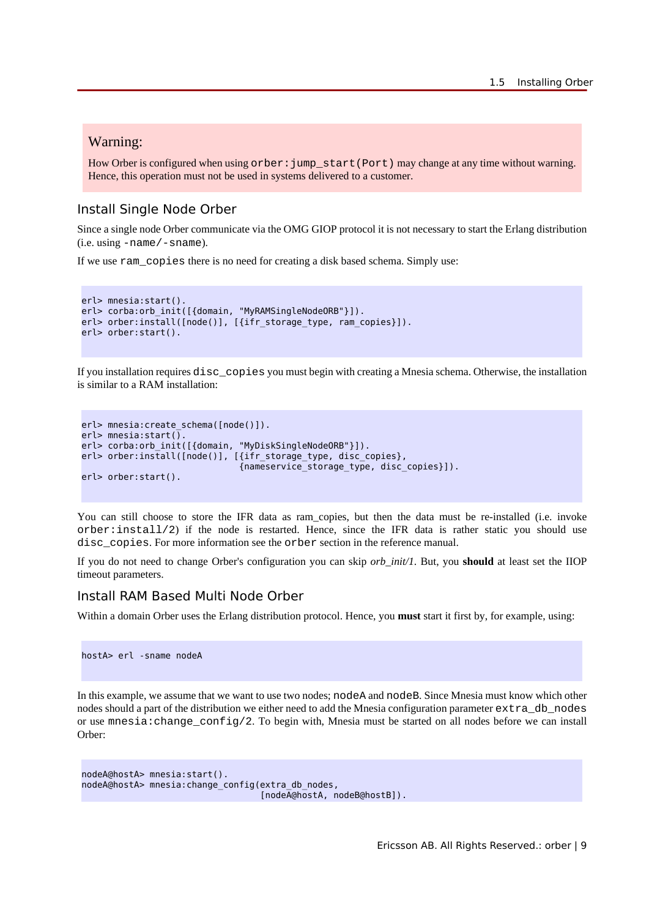**Warning:**

How Orber is configured when using `orber:jump_start(Port)` may change at any time without warning. Hence, this operation must not be used in systems delivered to a customer.

### Install Single Node Orber

Since a single node Orber communicate via the OMG GIOP protocol it is not necessary to start the Erlang distribution (i.e. using `-name/-sname`).

If we use `ram_copies` there is no need for creating a disk based schema. Simply use:

```
erl> mnesia:start().
erl> corba:orb_init([{domain, "MyRAMSingleNodeORB"}]).
erl> orber:install([node()], [{ifr_storage_type, ram_copies}]).
erl> orber:start().
```

If you installation requires `disc_copies` you must begin with creating a Mnesia schema. Otherwise, the installation is similar to a RAM installation:

```
erl> mnesia:create_schema([node()]).
erl> mnesia:start().
erl> corba:orb_init([{domain, "MyDiskSingleNodeORB"}]).
erl> orber:install([node()], [{ifr_storage_type, disc_copies},
                              {nameservice_storage_type, disc_copies}]).
erl> orber:start().
```

You can still choose to store the IFR data as ram_copies, but then the data must be re-installed (i.e. invoke `orber:install/2`) if the node is restarted. Hence, since the IFR data is rather static you should use `disc_copies`. For more information see the `orber` section in the reference manual.

If you do not need to change Orber's configuration you can skip *orb_init/1*. But, you **should** at least set the IIOP timeout parameters.

### Install RAM Based Multi Node Orber

Within a domain Orber uses the Erlang distribution protocol. Hence, you **must** start it first by, for example, using:

```
hostA> erl -sname nodeA
```

In this example, we assume that we want to use two nodes; `nodeA` and `nodeB`. Since Mnesia must know which other nodes should a part of the distribution we either need to add the Mnesia configuration parameter `extra_db_nodes` or use `mnesia:change_config/2`. To begin with, Mnesia must be started on all nodes before we can install Orber:

```
nodeA@hostA> mnesia:start().
nodeA@hostA> mnesia:change_config(extra_db_nodes,
                                  [nodeA@hostA, nodeB@hostB]).
```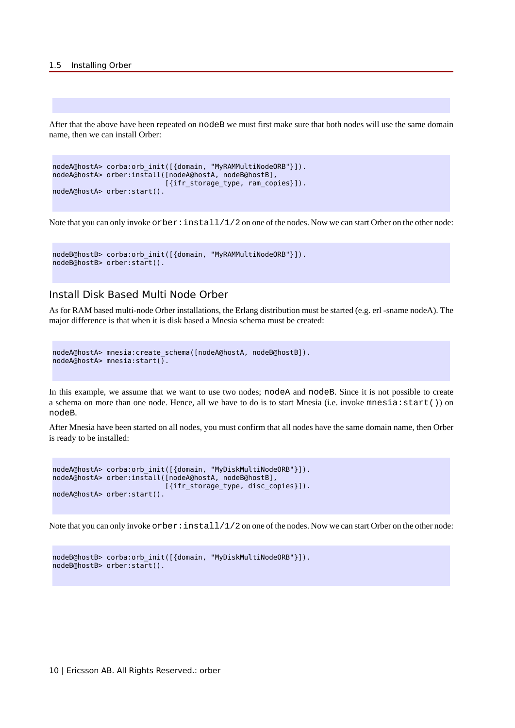After that the above have been repeated on nodeB we must first make sure that both nodes will use the same domain name, then we can install Orber:

```
nodeA@hostA> corba:orb_init([{domain, "MyRAMMultiNodeORB"}]).
nodeA@hostA> orber:install([nodeA@hostA, nodeB@hostB],
                           [{ifr_storage_type, ram_copies}]).
nodeA@hostA> orber:start().
```

Note that you can only invoke `orber:install/1/2` on one of the nodes. Now we can start Orber on the other node:

```
nodeB@hostB> corba:orb_init([{domain, "MyRAMMultiNodeORB"}]).
nodeB@hostB> orber:start().
```

### Install Disk Based Multi Node Orber

As for RAM based multi-node Orber installations, the Erlang distribution must be started (e.g. erl -sname nodeA). The major difference is that when it is disk based a Mnesia schema must be created:

```
nodeA@hostA> mnesia:create_schema([nodeA@hostA, nodeB@hostB]).
nodeA@hostA> mnesia:start().
```

In this example, we assume that we want to use two nodes; nodeA and nodeB. Since it is not possible to create a schema on more than one node. Hence, all we have to do is to start Mnesia (i.e. invoke `mnesia:start()`) on nodeB.

After Mnesia have been started on all nodes, you must confirm that all nodes have the same domain name, then Orber is ready to be installed:

```
nodeA@hostA> corba:orb_init([{domain, "MyDiskMultiNodeORB"}]).
nodeA@hostA> orber:install([nodeA@hostA, nodeB@hostB],
                           [{ifr_storage_type, disc_copies}]).
nodeA@hostA> orber:start().
```

Note that you can only invoke `orber:install/1/2` on one of the nodes. Now we can start Orber on the other node:

```
nodeB@hostB> corba:orb_init([{domain, "MyDiskMultiNodeORB"}]).
nodeB@hostB> orber:start().
```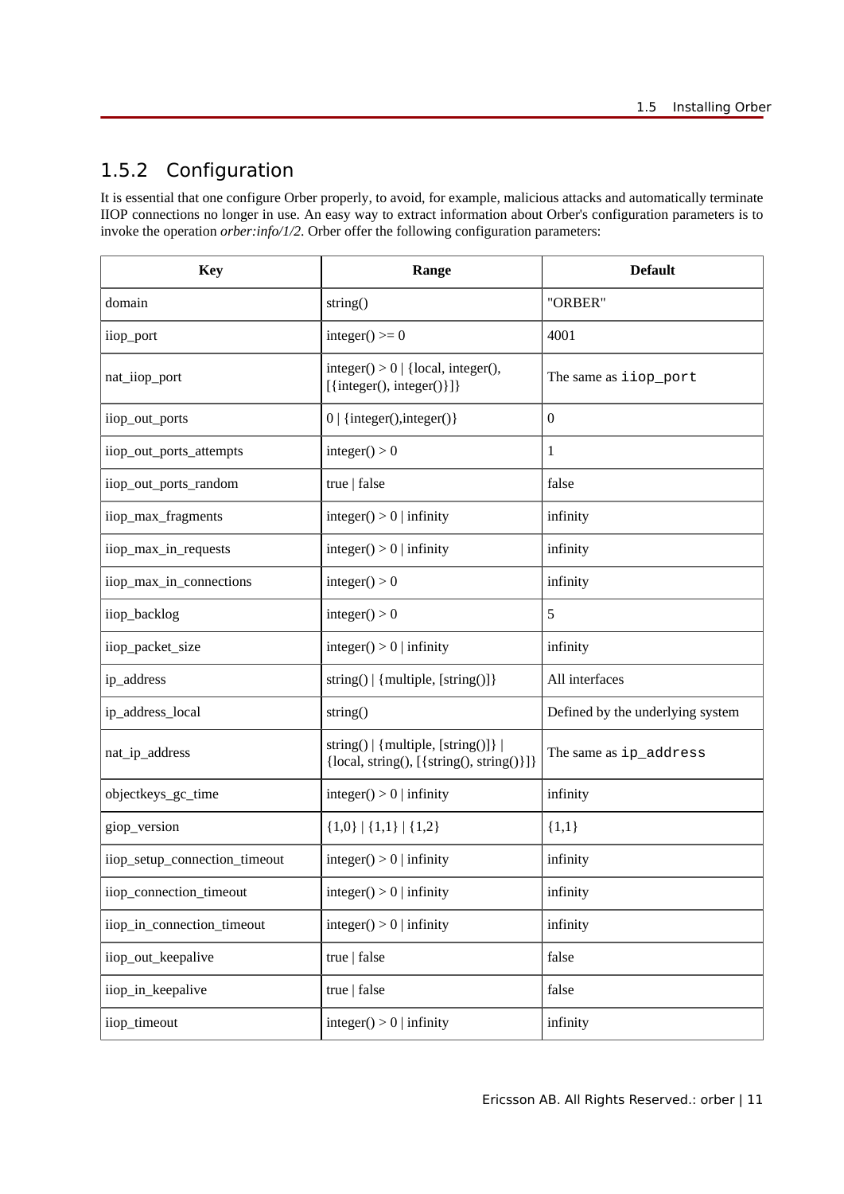## 1.5.2 Configuration

It is essential that one configure Orber properly, to avoid, for example, malicious attacks and automatically terminate IIOP connections no longer in use. An easy way to extract information about Orber's configuration parameters is to invoke the operation *orber:info/1/2*. Orber offer the following configuration parameters:

| Key | Range | Default |
|---|---|---|
| domain | string() | "ORBER" |
| iiop_port | integer() >= 0 | 4001 |
| nat_iiop_port | integer() > 0 \| {local, integer(), [{integer(), integer()}]} | The same as `iiop_port` |
| iiop_out_ports | 0 \| {integer(),integer()} | 0 |
| iiop_out_ports_attempts | integer() > 0 | 1 |
| iiop_out_ports_random | true \| false | false |
| iiop_max_fragments | integer() > 0 \| infinity | infinity |
| iiop_max_in_requests | integer() > 0 \| infinity | infinity |
| iiop_max_in_connections | integer() > 0 | infinity |
| iiop_backlog | integer() > 0 | 5 |
| iiop_packet_size | integer() > 0 \| infinity | infinity |
| ip_address | string() \| {multiple, [string()]} | All interfaces |
| ip_address_local | string() | Defined by the underlying system |
| nat_ip_address | string() \| {multiple, [string()]} \| {local, string(), [{string(), string()}]} | The same as `ip_address` |
| objectkeys_gc_time | integer() > 0 \| infinity | infinity |
| giop_version | {1,0} \| {1,1} \| {1,2} | {1,1} |
| iiop_setup_connection_timeout | integer() > 0 \| infinity | infinity |
| iiop_connection_timeout | integer() > 0 \| infinity | infinity |
| iiop_in_connection_timeout | integer() > 0 \| infinity | infinity |
| iiop_out_keepalive | true \| false | false |
| iiop_in_keepalive | true \| false | false |
| iiop_timeout | integer() > 0 \| infinity | infinity |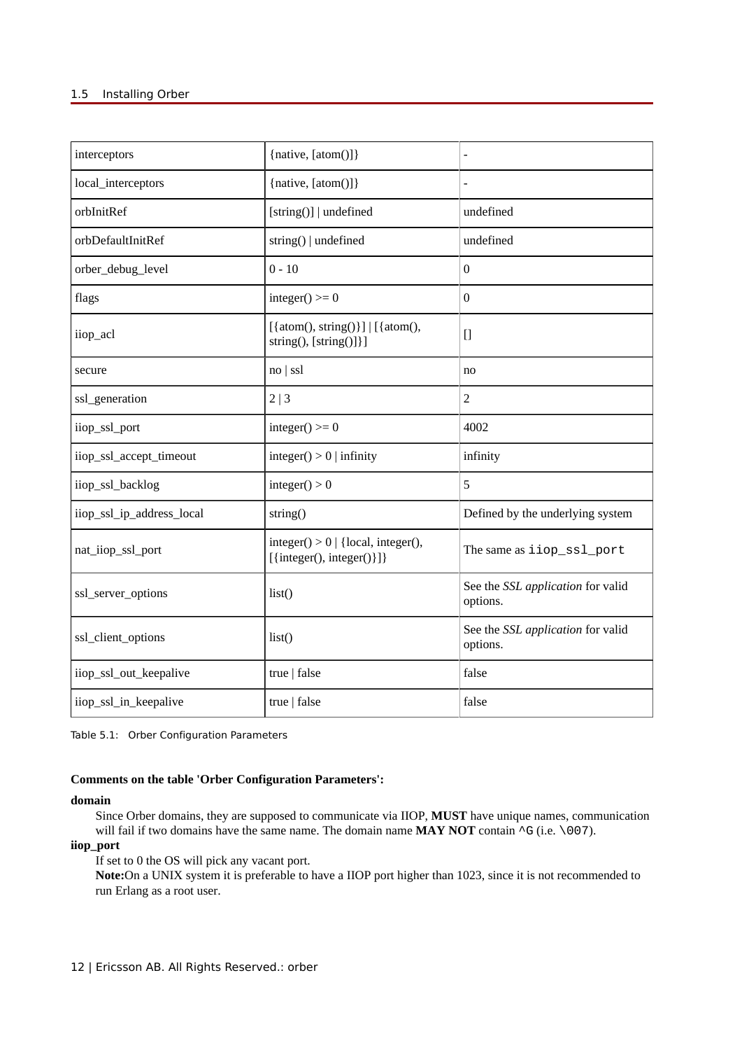| | | |
|---|---|---|
| interceptors | {native, [atom()]} | - |
| local_interceptors | {native, [atom()]} | - |
| orbInitRef | [string()] \| undefined | undefined |
| orbDefaultInitRef | string() \| undefined | undefined |
| orber_debug_level | 0 - 10 | 0 |
| flags | integer() >= 0 | 0 |
| iiop_acl | [{atom(), string()}] \| [{atom(), string(), [string()]}] | [] |
| secure | no \| ssl | no |
| ssl_generation | 2 \| 3 | 2 |
| iiop_ssl_port | integer() >= 0 | 4002 |
| iiop_ssl_accept_timeout | integer() > 0 \| infinity | infinity |
| iiop_ssl_backlog | integer() > 0 | 5 |
| iiop_ssl_ip_address_local | string() | Defined by the underlying system |
| nat_iiop_ssl_port | integer() > 0 \| {local, integer(), [{integer(), integer()}]} | The same as `iiop_ssl_port` |
| ssl_server_options | list() | See the *SSL application* for valid options. |
| ssl_client_options | list() | See the *SSL application* for valid options. |
| iiop_ssl_out_keepalive | true \| false | false |
| iiop_ssl_in_keepalive | true \| false | false |

Table 5.1: Orber Configuration Parameters

**Comments on the table 'Orber Configuration Parameters':**

**domain**

Since Orber domains, they are supposed to communicate via IIOP, **MUST** have unique names, communication will fail if two domains have the same name. The domain name **MAY NOT** contain `^G` (i.e. `\007`).

**iiop_port**

If set to 0 the OS will pick any vacant port.

**Note:**On a UNIX system it is preferable to have a IIOP port higher than 1023, since it is not recommended to run Erlang as a root user.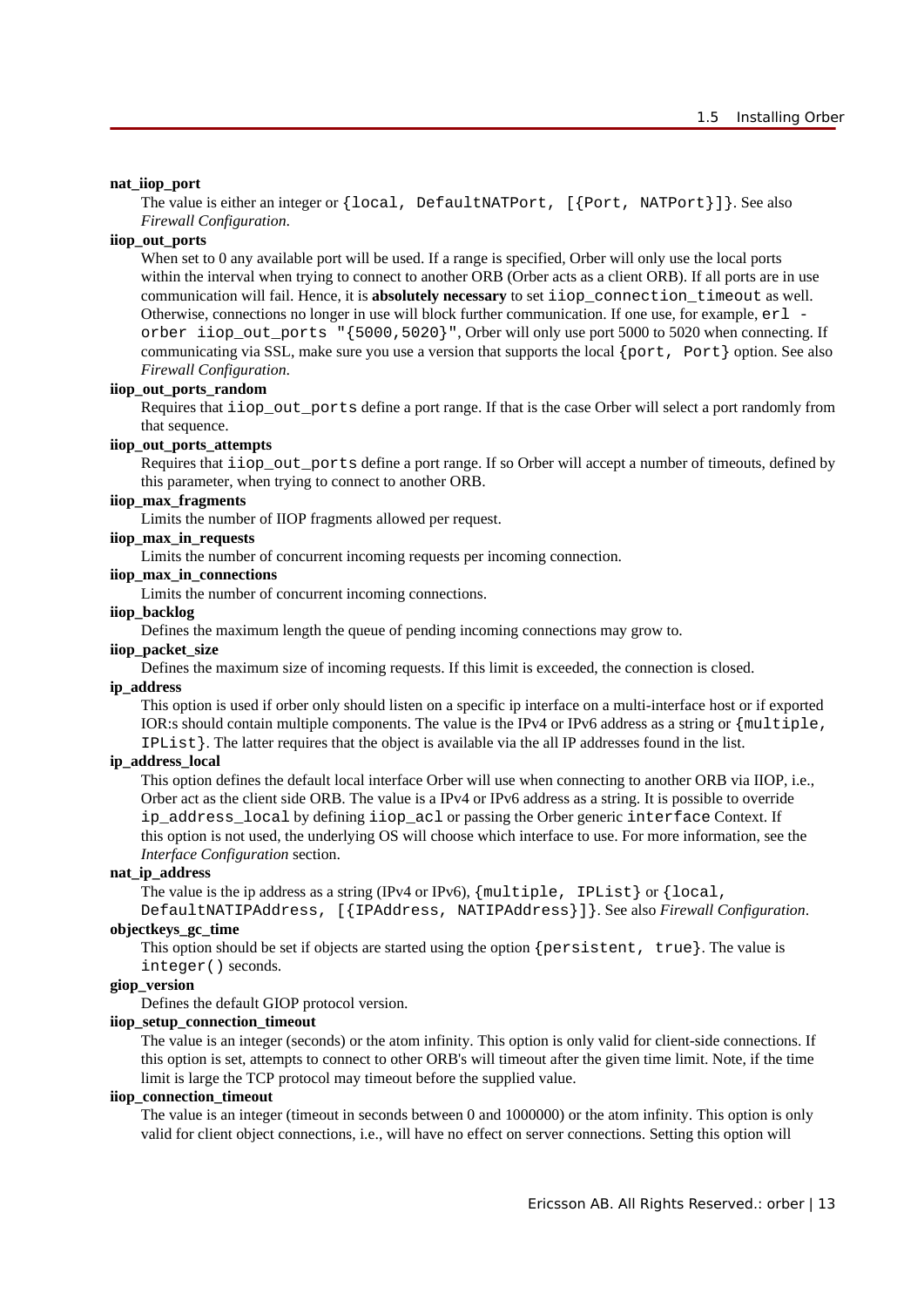**nat_iiop_port**

The value is either an integer or `{local, DefaultNATPort, [{Port, NATPort}]}`. See also *Firewall Configuration*.

**iiop_out_ports**

When set to 0 any available port will be used. If a range is specified, Orber will only use the local ports within the interval when trying to connect to another ORB (Orber acts as a client ORB). If all ports are in use communication will fail. Hence, it is **absolutely necessary** to set `iiop_connection_timeout` as well. Otherwise, connections no longer in use will block further communication. If one use, for example, `erl -orber iiop_out_ports "{5000,5020}"`, Orber will only use port 5000 to 5020 when connecting. If communicating via SSL, make sure you use a version that supports the local `{port, Port}` option. See also *Firewall Configuration*.

**iiop_out_ports_random**

Requires that `iiop_out_ports` define a port range. If that is the case Orber will select a port randomly from that sequence.

**iiop_out_ports_attempts**

Requires that `iiop_out_ports` define a port range. If so Orber will accept a number of timeouts, defined by this parameter, when trying to connect to another ORB.

**iiop_max_fragments**

Limits the number of IIOP fragments allowed per request.

**iiop_max_in_requests**

Limits the number of concurrent incoming requests per incoming connection.

**iiop_max_in_connections**

Limits the number of concurrent incoming connections.

**iiop_backlog**

Defines the maximum length the queue of pending incoming connections may grow to.

**iiop_packet_size**

Defines the maximum size of incoming requests. If this limit is exceeded, the connection is closed.

**ip_address**

This option is used if orber only should listen on a specific ip interface on a multi-interface host or if exported IOR:s should contain multiple components. The value is the IPv4 or IPv6 address as a string or `{multiple, IPList}`. The latter requires that the object is available via the all IP addresses found in the list.

**ip_address_local**

This option defines the default local interface Orber will use when connecting to another ORB via IIOP, i.e., Orber act as the client side ORB. The value is a IPv4 or IPv6 address as a string. It is possible to override `ip_address_local` by defining `iiop_acl` or passing the Orber generic `interface` Context. If this option is not used, the underlying OS will choose which interface to use. For more information, see the *Interface Configuration* section.

**nat_ip_address**

The value is the ip address as a string (IPv4 or IPv6), `{multiple, IPList}` or `{local, DefaultNATIPAddress, [{IPAddress, NATIPAddress}]}`. See also *Firewall Configuration*.

**objectkeys_gc_time**

This option should be set if objects are started using the option `{persistent, true}`. The value is `integer()` seconds.

**giop_version**

Defines the default GIOP protocol version.

**iiop_setup_connection_timeout**

The value is an integer (seconds) or the atom infinity. This option is only valid for client-side connections. If this option is set, attempts to connect to other ORB's will timeout after the given time limit. Note, if the time limit is large the TCP protocol may timeout before the supplied value.

**iiop_connection_timeout**

The value is an integer (timeout in seconds between 0 and 1000000) or the atom infinity. This option is only valid for client object connections, i.e., will have no effect on server connections. Setting this option will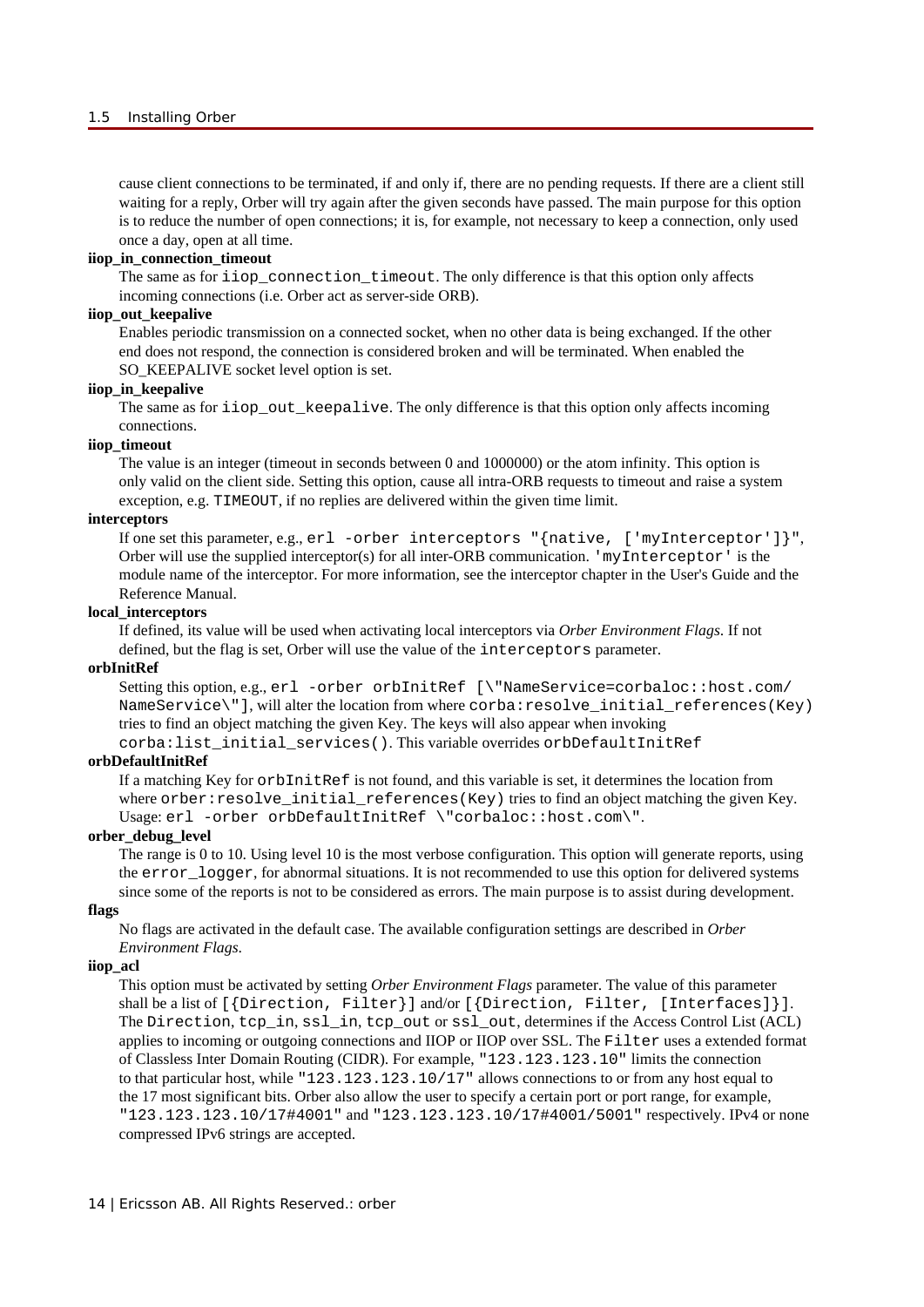cause client connections to be terminated, if and only if, there are no pending requests. If there are a client still waiting for a reply, Orber will try again after the given seconds have passed. The main purpose for this option is to reduce the number of open connections; it is, for example, not necessary to keep a connection, only used once a day, open at all time.

**iiop_in_connection_timeout**

The same as for `iiop_connection_timeout`. The only difference is that this option only affects incoming connections (i.e. Orber act as server-side ORB).

**iiop_out_keepalive**

Enables periodic transmission on a connected socket, when no other data is being exchanged. If the other end does not respond, the connection is considered broken and will be terminated. When enabled the SO_KEEPALIVE socket level option is set.

**iiop_in_keepalive**

The same as for `iiop_out_keepalive`. The only difference is that this option only affects incoming connections.

**iiop_timeout**

The value is an integer (timeout in seconds between 0 and 1000000) or the atom infinity. This option is only valid on the client side. Setting this option, cause all intra-ORB requests to timeout and raise a system exception, e.g. `TIMEOUT`, if no replies are delivered within the given time limit.

**interceptors**

If one set this parameter, e.g., `erl -orber interceptors "{native, ['myInterceptor']}"`, Orber will use the supplied interceptor(s) for all inter-ORB communication. `'myInterceptor'` is the module name of the interceptor. For more information, see the interceptor chapter in the User's Guide and the Reference Manual.

**local_interceptors**

If defined, its value will be used when activating local interceptors via *Orber Environment Flags*. If not defined, but the flag is set, Orber will use the value of the `interceptors` parameter.

**orbInitRef**

Setting this option, e.g., `erl -orber orbInitRef [\"NameService=corbaloc::host.com/NameService\"]`, will alter the location from where `corba:resolve_initial_references(Key)` tries to find an object matching the given Key. The keys will also appear when invoking `corba:list_initial_services()`. This variable overrides `orbDefaultInitRef`

**orbDefaultInitRef**

If a matching Key for `orbInitRef` is not found, and this variable is set, it determines the location from where `orber:resolve_initial_references(Key)` tries to find an object matching the given Key. Usage: `erl -orber orbDefaultInitRef \"corbaloc::host.com\"`.

**orber_debug_level**

The range is 0 to 10. Using level 10 is the most verbose configuration. This option will generate reports, using the `error_logger`, for abnormal situations. It is not recommended to use this option for delivered systems since some of the reports is not to be considered as errors. The main purpose is to assist during development.

**flags**

No flags are activated in the default case. The available configuration settings are described in *Orber Environment Flags*.

**iiop_acl**

This option must be activated by setting *Orber Environment Flags* parameter. The value of this parameter shall be a list of `[{Direction, Filter}]` and/or `[{Direction, Filter, [Interfaces]}]`. The `Direction`, `tcp_in`, `ssl_in`, `tcp_out` or `ssl_out`, determines if the Access Control List (ACL) applies to incoming or outgoing connections and IIOP or IIOP over SSL. The `Filter` uses a extended format of Classless Inter Domain Routing (CIDR). For example, `"123.123.123.10"` limits the connection to that particular host, while `"123.123.123.10/17"` allows connections to or from any host equal to the 17 most significant bits. Orber also allow the user to specify a certain port or port range, for example, `"123.123.123.10/17#4001"` and `"123.123.123.10/17#4001/5001"` respectively. IPv4 or none compressed IPv6 strings are accepted.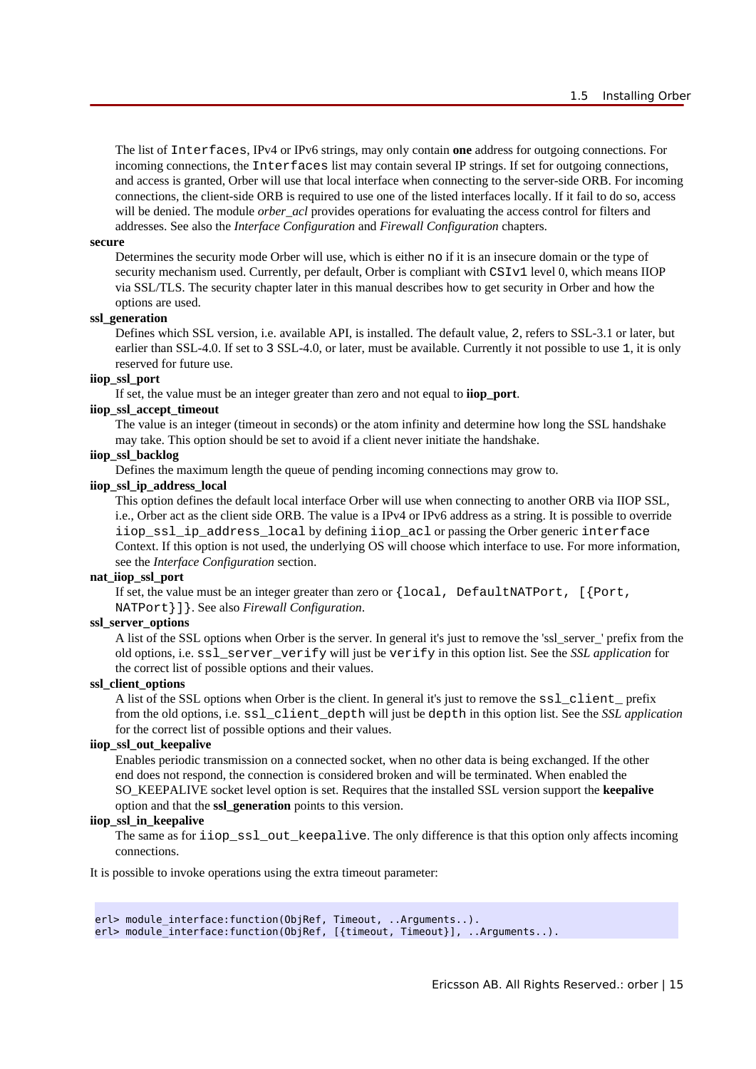The list of `Interfaces`, IPv4 or IPv6 strings, may only contain **one** address for outgoing connections. For incoming connections, the `Interfaces` list may contain several IP strings. If set for outgoing connections, and access is granted, Orber will use that local interface when connecting to the server-side ORB. For incoming connections, the client-side ORB is required to use one of the listed interfaces locally. If it fail to do so, access will be denied. The module *orber_acl* provides operations for evaluating the access control for filters and addresses. See also the *Interface Configuration* and *Firewall Configuration* chapters.

**secure**

Determines the security mode Orber will use, which is either `no` if it is an insecure domain or the type of security mechanism used. Currently, per default, Orber is compliant with `CSIv1` level 0, which means IIOP via SSL/TLS. The security chapter later in this manual describes how to get security in Orber and how the options are used.

**ssl_generation**

Defines which SSL version, i.e. available API, is installed. The default value, `2`, refers to SSL-3.1 or later, but earlier than SSL-4.0. If set to `3` SSL-4.0, or later, must be available. Currently it not possible to use `1`, it is only reserved for future use.

**iiop_ssl_port**

If set, the value must be an integer greater than zero and not equal to **iiop_port**.

**iiop_ssl_accept_timeout**

The value is an integer (timeout in seconds) or the atom infinity and determine how long the SSL handshake may take. This option should be set to avoid if a client never initiate the handshake.

**iiop_ssl_backlog**

Defines the maximum length the queue of pending incoming connections may grow to.

**iiop_ssl_ip_address_local**

This option defines the default local interface Orber will use when connecting to another ORB via IIOP SSL, i.e., Orber act as the client side ORB. The value is a IPv4 or IPv6 address as a string. It is possible to override `iiop_ssl_ip_address_local` by defining `iiop_acl` or passing the Orber generic `interface` Context. If this option is not used, the underlying OS will choose which interface to use. For more information, see the *Interface Configuration* section.

**nat_iiop_ssl_port**

If set, the value must be an integer greater than zero or `{local, DefaultNATPort, [{Port, NATPort}]}`. See also *Firewall Configuration*.

**ssl_server_options**

A list of the SSL options when Orber is the server. In general it's just to remove the 'ssl_server_' prefix from the old options, i.e. `ssl_server_verify` will just be `verify` in this option list. See the *SSL application* for the correct list of possible options and their values.

**ssl_client_options**

A list of the SSL options when Orber is the client. In general it's just to remove the `ssl_client_` prefix from the old options, i.e. `ssl_client_depth` will just be `depth` in this option list. See the *SSL application* for the correct list of possible options and their values.

**iiop_ssl_out_keepalive**

Enables periodic transmission on a connected socket, when no other data is being exchanged. If the other end does not respond, the connection is considered broken and will be terminated. When enabled the SO_KEEPALIVE socket level option is set. Requires that the installed SSL version support the **keepalive** option and that the **ssl_generation** points to this version.

**iiop_ssl_in_keepalive**

The same as for `iiop_ssl_out_keepalive`. The only difference is that this option only affects incoming connections.

It is possible to invoke operations using the extra timeout parameter:

```
erl> module_interface:function(ObjRef, Timeout, ..Arguments..).
erl> module_interface:function(ObjRef, [{timeout, Timeout}], ..Arguments..).
```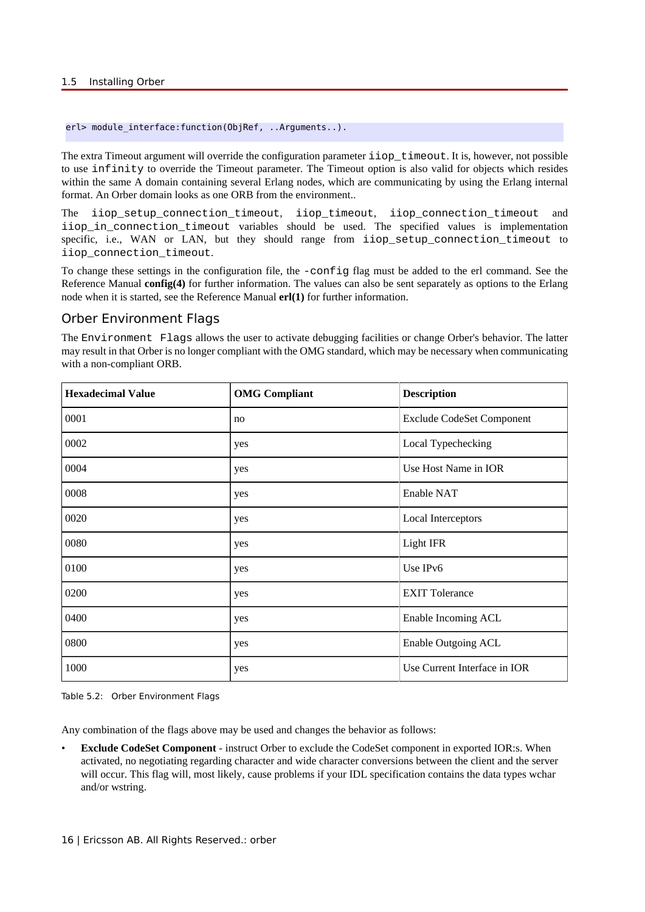```
erl> module_interface:function(ObjRef, ..Arguments..).
```

The extra Timeout argument will override the configuration parameter `iiop_timeout`. It is, however, not possible to use `infinity` to override the Timeout parameter. The Timeout option is also valid for objects which resides within the same A domain containing several Erlang nodes, which are communicating by using the Erlang internal format. An Orber domain looks as one ORB from the environment..

The `iiop_setup_connection_timeout`, `iiop_timeout`, `iiop_connection_timeout` and `iiop_in_connection_timeout` variables should be used. The specified values is implementation specific, i.e., WAN or LAN, but they should range from `iiop_setup_connection_timeout` to `iiop_connection_timeout`.

To change these settings in the configuration file, the `-config` flag must be added to the erl command. See the Reference Manual **config(4)** for further information. The values can also be sent separately as options to the Erlang node when it is started, see the Reference Manual **erl(1)** for further information.

## Orber Environment Flags

The `Environment Flags` allows the user to activate debugging facilities or change Orber's behavior. The latter may result in that Orber is no longer compliant with the OMG standard, which may be necessary when communicating with a non-compliant ORB.

| **Hexadecimal Value** | **OMG Compliant** | **Description** |
|---|---|---|
| 0001 | no | Exclude CodeSet Component |
| 0002 | yes | Local Typechecking |
| 0004 | yes | Use Host Name in IOR |
| 0008 | yes | Enable NAT |
| 0020 | yes | Local Interceptors |
| 0080 | yes | Light IFR |
| 0100 | yes | Use IPv6 |
| 0200 | yes | EXIT Tolerance |
| 0400 | yes | Enable Incoming ACL |
| 0800 | yes | Enable Outgoing ACL |
| 1000 | yes | Use Current Interface in IOR |

Table 5.2: Orber Environment Flags

Any combination of the flags above may be used and changes the behavior as follows:

- **Exclude CodeSet Component** - instruct Orber to exclude the CodeSet component in exported IOR:s. When activated, no negotiating regarding character and wide character conversions between the client and the server will occur. This flag will, most likely, cause problems if your IDL specification contains the data types wchar and/or wstring.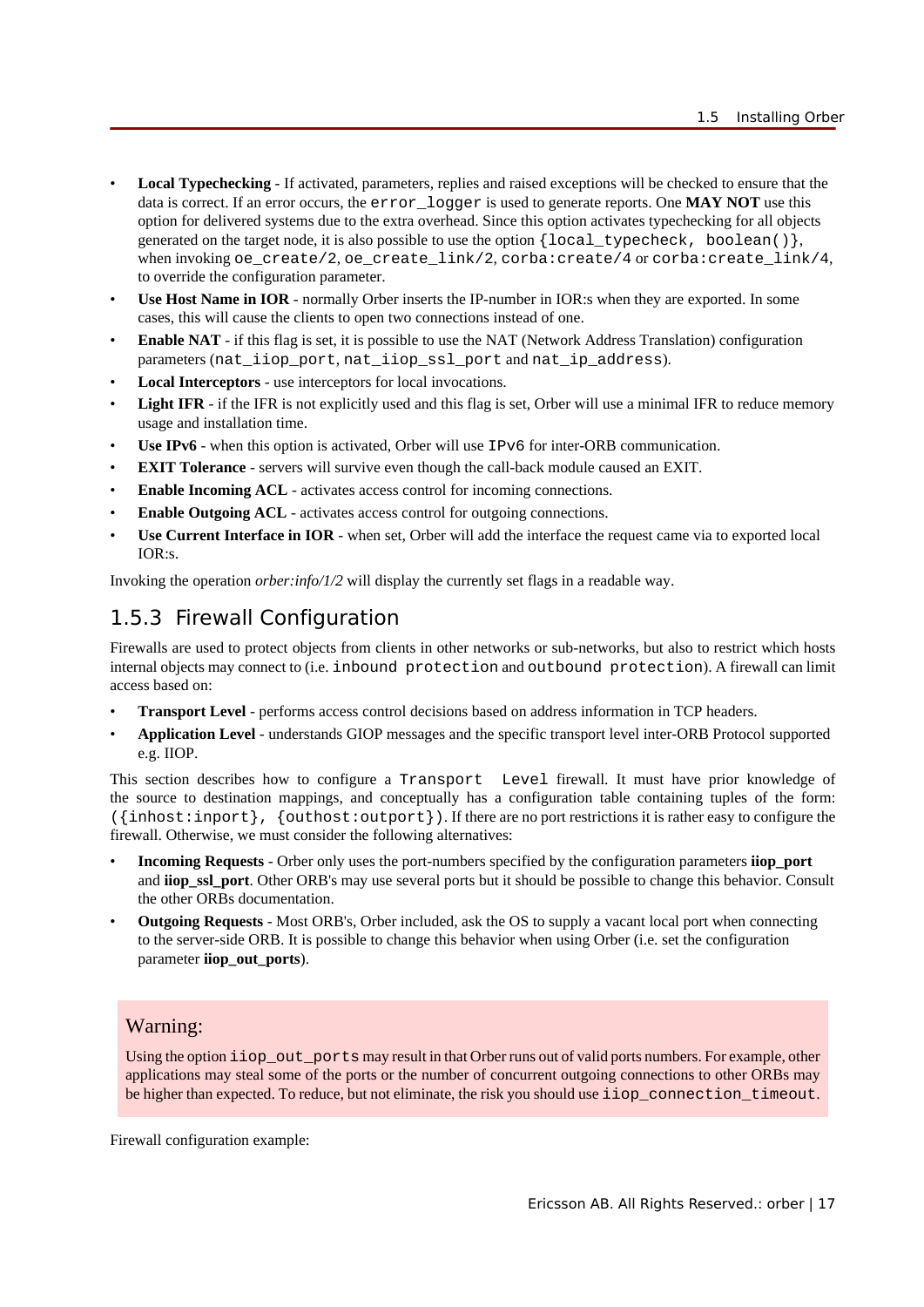- **Local Typechecking** - If activated, parameters, replies and raised exceptions will be checked to ensure that the data is correct. If an error occurs, the `error_logger` is used to generate reports. One **MAY NOT** use this option for delivered systems due to the extra overhead. Since this option activates typechecking for all objects generated on the target node, it is also possible to use the option `{local_typecheck, boolean()}`, when invoking `oe_create/2`, `oe_create_link/2`, `corba:create/4` or `corba:create_link/4`, to override the configuration parameter.
- **Use Host Name in IOR** - normally Orber inserts the IP-number in IOR:s when they are exported. In some cases, this will cause the clients to open two connections instead of one.
- **Enable NAT** - if this flag is set, it is possible to use the NAT (Network Address Translation) configuration parameters (`nat_iiop_port`, `nat_iiop_ssl_port` and `nat_ip_address`).
- **Local Interceptors** - use interceptors for local invocations.
- **Light IFR** - if the IFR is not explicitly used and this flag is set, Orber will use a minimal IFR to reduce memory usage and installation time.
- **Use IPv6** - when this option is activated, Orber will use `IPv6` for inter-ORB communication.
- **EXIT Tolerance** - servers will survive even though the call-back module caused an EXIT.
- **Enable Incoming ACL** - activates access control for incoming connections.
- **Enable Outgoing ACL** - activates access control for outgoing connections.
- **Use Current Interface in IOR** - when set, Orber will add the interface the request came via to exported local IOR:s.

Invoking the operation *orber:info/1/2* will display the currently set flags in a readable way.

## 1.5.3 Firewall Configuration

Firewalls are used to protect objects from clients in other networks or sub-networks, but also to restrict which hosts internal objects may connect to (i.e. `inbound protection` and `outbound protection`). A firewall can limit access based on:

- **Transport Level** - performs access control decisions based on address information in TCP headers.
- **Application Level** - understands GIOP messages and the specific transport level inter-ORB Protocol supported e.g. IIOP.

This section describes how to configure a `Transport Level` firewall. It must have prior knowledge of the source to destination mappings, and conceptually has a configuration table containing tuples of the form: `({inhost:inport}, {outhost:outport})`. If there are no port restrictions it is rather easy to configure the firewall. Otherwise, we must consider the following alternatives:

- **Incoming Requests** - Orber only uses the port-numbers specified by the configuration parameters **iiop_port** and **iiop_ssl_port**. Other ORB's may use several ports but it should be possible to change this behavior. Consult the other ORBs documentation.
- **Outgoing Requests** - Most ORB's, Orber included, ask the OS to supply a vacant local port when connecting to the server-side ORB. It is possible to change this behavior when using Orber (i.e. set the configuration parameter **iiop_out_ports**).

### Warning:

Using the option `iiop_out_ports` may result in that Orber runs out of valid ports numbers. For example, other applications may steal some of the ports or the number of concurrent outgoing connections to other ORBs may be higher than expected. To reduce, but not eliminate, the risk you should use `iiop_connection_timeout`.

Firewall configuration example: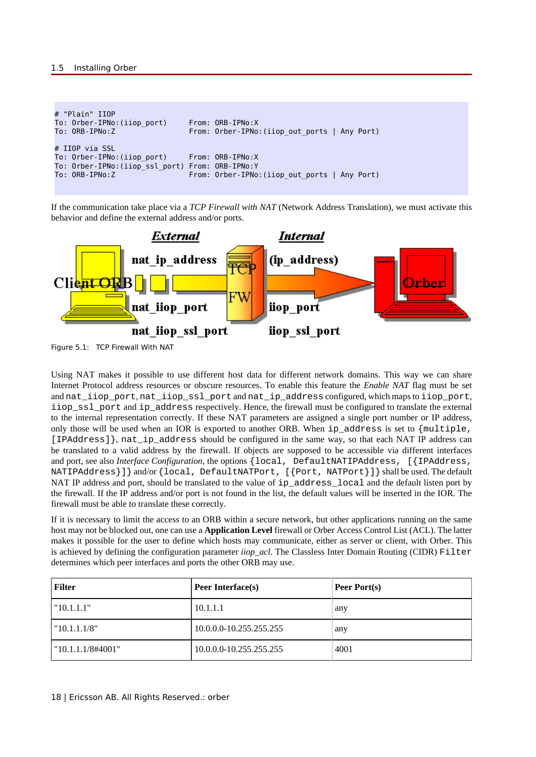```
# "Plain" IIOP
To: Orber-IPNo:(iiop_port)      From: ORB-IPNo:X
To: ORB-IPNo:Z                  From: Orber-IPNo:(iiop_out_ports | Any Port)

# IIOP via SSL
To: Orber-IPNo:(iiop_port)      From: ORB-IPNo:X
To: Orber-IPNo:(iiop_ssl_port) From: ORB-IPNo:Y
To: ORB-IPNo:Z                  From: Orber-IPNo:(iiop_out_ports | Any Port)
```

If the communication take place via a *TCP Firewall with NAT* (Network Address Translation), we must activate this behavior and define the external address and/or ports.

External
Internal
nat_ip_address
(ip_address)
Client ORB
TCP
FW
Orber
nat_iiop_port
iiop_port
nat_iiop_ssl_port
iiop_ssl_port

Figure 5.1: TCP Firewall With NAT

Using NAT makes it possible to use different host data for different network domains. This way we can share Internet Protocol address resources or obscure resources. To enable this feature the *Enable NAT* flag must be set and `nat_iiop_port`, `nat_iiop_ssl_port` and `nat_ip_address` configured, which maps to `iiop_port`, `iiop_ssl_port` and `ip_address` respectively. Hence, the firewall must be configured to translate the external to the internal representation correctly. If these NAT parameters are assigned a single port number or IP address, only those will be used when an IOR is exported to another ORB. When `ip_address` is set to `{multiple, [IPAddress]}`, `nat_ip_address` should be configured in the same way, so that each NAT IP address can be translated to a valid address by the firewall. If objects are supposed to be accessible via different interfaces and port, see also *Interface Configuration*, the options `{local, DefaultNATIPAddress, [{IPAddress, NATIPAddress}]}` and/or `{local, DefaultNATPort, [{Port, NATPort}]}` shall be used. The default NAT IP address and port, should be translated to the value of `ip_address_local` and the default listen port by the firewall. If the IP address and/or port is not found in the list, the default values will be inserted in the IOR. The firewall must be able to translate these correctly.

If it is necessary to limit the access to an ORB within a secure network, but other applications running on the same host may not be blocked out, one can use a **Application Level** firewall or Orber Access Control List (ACL). The latter makes it possible for the user to define which hosts may communicate, either as server or client, with Orber. This is achieved by defining the configuration parameter *iiop_acl*. The Classless Inter Domain Routing (CIDR) `Filter` determines which peer interfaces and ports the other ORB may use.

| **Filter** | **Peer Interface(s)** | **Peer Port(s)** |
|---|---|---|
| "10.1.1.1" | 10.1.1.1 | any |
| "10.1.1.1/8" | 10.0.0.0-10.255.255.255 | any |
| "10.1.1.1/8#4001" | 10.0.0.0-10.255.255.255 | 4001 |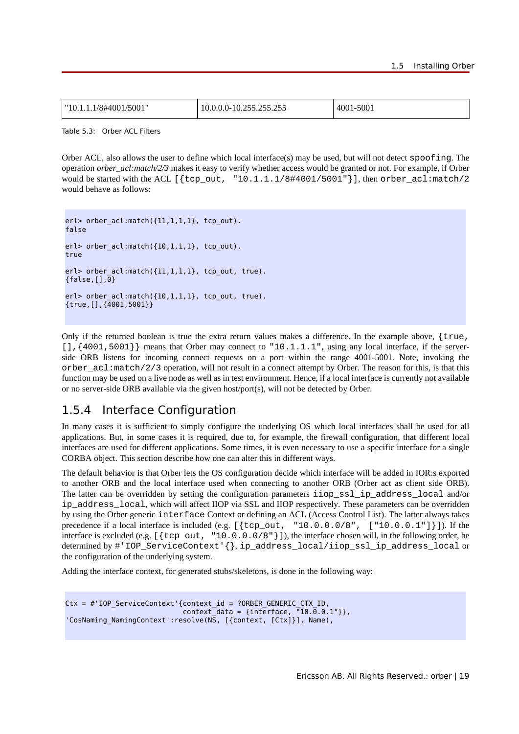| | | |
|---|---|---|
| "10.1.1.1/8#4001/5001" | 10.0.0.0-10.255.255.255 | 4001-5001 |

Table 5.3: Orber ACL Filters

Orber ACL, also allows the user to define which local interface(s) may be used, but will not detect `spoofing`. The operation *orber_acl:match/2/3* makes it easy to verify whether access would be granted or not. For example, if Orber would be started with the ACL `[{tcp_out, "10.1.1.1/8#4001/5001"}]`, then `orber_acl:match/2` would behave as follows:

```
erl> orber_acl:match({11,1,1,1}, tcp_out).
false

erl> orber_acl:match({10,1,1,1}, tcp_out).
true

erl> orber_acl:match({11,1,1,1}, tcp_out, true).
{false,[],0}

erl> orber_acl:match({10,1,1,1}, tcp_out, true).
{true,[],{4001,5001}}
```

Only if the returned boolean is true the extra return values makes a difference. In the example above, `{true, [],{4001,5001}}` means that Orber may connect to `"10.1.1.1"`, using any local interface, if the server-side ORB listens for incoming connect requests on a port within the range 4001-5001. Note, invoking the `orber_acl:match/2/3` operation, will not result in a connect attempt by Orber. The reason for this, is that this function may be used on a live node as well as in test environment. Hence, if a local interface is currently not available or no server-side ORB available via the given host/port(s), will not be detected by Orber.

## 1.5.4 Interface Configuration

In many cases it is sufficient to simply configure the underlying OS which local interfaces shall be used for all applications. But, in some cases it is required, due to, for example, the firewall configuration, that different local interfaces are used for different applications. Some times, it is even necessary to use a specific interface for a single CORBA object. This section describe how one can alter this in different ways.

The default behavior is that Orber lets the OS configuration decide which interface will be added in IOR:s exported to another ORB and the local interface used when connecting to another ORB (Orber act as client side ORB). The latter can be overridden by setting the configuration parameters `iiop_ssl_ip_address_local` and/or `ip_address_local`, which will affect IIOP via SSL and IIOP respectively. These parameters can be overridden by using the Orber generic `interface` Context or defining an ACL (Access Control List). The latter always takes precedence if a local interface is included (e.g. `[{tcp_out, "10.0.0.0/8", ["10.0.0.1"]}]`). If the interface is excluded (e.g. `[{tcp_out, "10.0.0.0/8"}]`), the interface chosen will, in the following order, be determined by `#'IOP_ServiceContext'{}`, `ip_address_local/iiop_ssl_ip_address_local` or the configuration of the underlying system.

Adding the interface context, for generated stubs/skeletons, is done in the following way:

```
Ctx = #'IOP_ServiceContext'{context_id = ?ORBER_GENERIC_CTX_ID,
                            context_data = {interface, "10.0.0.1"}},
'CosNaming_NamingContext':resolve(NS, [{context, [Ctx]}], Name),
```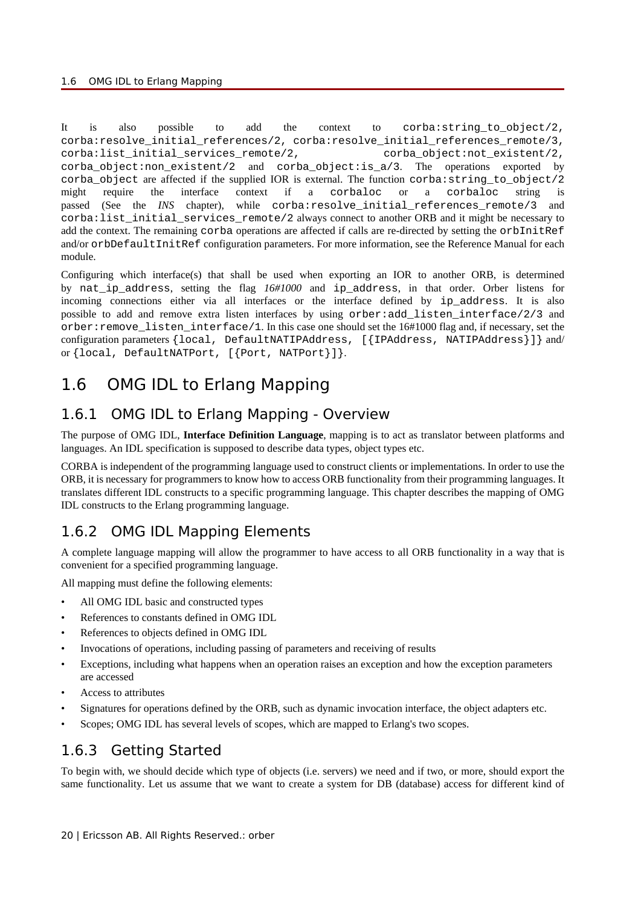It is also possible to add the context to `corba:string_to_object/2`, `corba:resolve_initial_references/2`, `corba:resolve_initial_references_remote/3`, `corba:list_initial_services_remote/2`, `corba_object:not_existent/2`, `corba_object:non_existent/2` and `corba_object:is_a/3`. The operations exported by `corba_object` are affected if the supplied IOR is external. The function `corba:string_to_object/2` might require the interface context if a `corbaloc` or a `corbaloc` string is passed (See the *INS* chapter), while `corba:resolve_initial_references_remote/3` and `corba:list_initial_services_remote/2` always connect to another ORB and it might be necessary to add the context. The remaining `corba` operations are affected if calls are re-directed by setting the `orbInitRef` and/or `orbDefaultInitRef` configuration parameters. For more information, see the Reference Manual for each module.

Configuring which interface(s) that shall be used when exporting an IOR to another ORB, is determined by `nat_ip_address`, setting the flag *16#1000* and `ip_address`, in that order. Orber listens for incoming connections either via all interfaces or the interface defined by `ip_address`. It is also possible to add and remove extra listen interfaces by using `orber:add_listen_interface/2/3` and `orber:remove_listen_interface/1`. In this case one should set the 16#1000 flag and, if necessary, set the configuration parameters `{local, DefaultNATIPAddress, [{IPAddress, NATIPAddress}]}` and/or `{local, DefaultNATPort, [{Port, NATPort}]}`.

# 1.6 OMG IDL to Erlang Mapping

## 1.6.1 OMG IDL to Erlang Mapping - Overview

The purpose of OMG IDL, **Interface Definition Language**, mapping is to act as translator between platforms and languages. An IDL specification is supposed to describe data types, object types etc.

CORBA is independent of the programming language used to construct clients or implementations. In order to use the ORB, it is necessary for programmers to know how to access ORB functionality from their programming languages. It translates different IDL constructs to a specific programming language. This chapter describes the mapping of OMG IDL constructs to the Erlang programming language.

## 1.6.2 OMG IDL Mapping Elements

A complete language mapping will allow the programmer to have access to all ORB functionality in a way that is convenient for a specified programming language.

All mapping must define the following elements:

- All OMG IDL basic and constructed types
- References to constants defined in OMG IDL
- References to objects defined in OMG IDL
- Invocations of operations, including passing of parameters and receiving of results
- Exceptions, including what happens when an operation raises an exception and how the exception parameters are accessed
- Access to attributes
- Signatures for operations defined by the ORB, such as dynamic invocation interface, the object adapters etc.
- Scopes; OMG IDL has several levels of scopes, which are mapped to Erlang's two scopes.

## 1.6.3 Getting Started

To begin with, we should decide which type of objects (i.e. servers) we need and if two, or more, should export the same functionality. Let us assume that we want to create a system for DB (database) access for different kind of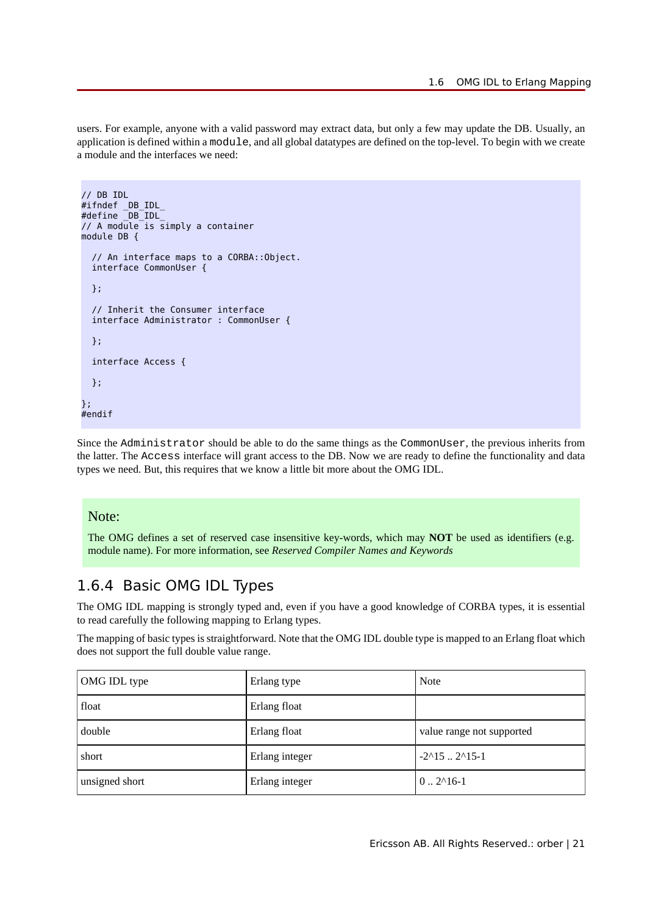users. For example, anyone with a valid password may extract data, but only a few may update the DB. Usually, an application is defined within a module, and all global datatypes are defined on the top-level. To begin with we create a module and the interfaces we need:

```
// DB IDL
#ifndef _DB_IDL_
#define _DB_IDL_
// A module is simply a container
module DB {

  // An interface maps to a CORBA::Object.
  interface CommonUser {

  };

  // Inherit the Consumer interface
  interface Administrator : CommonUser {

  };

  interface Access {

  };

};
#endif
```

Since the Administrator should be able to do the same things as the CommonUser, the previous inherits from the latter. The Access interface will grant access to the DB. Now we are ready to define the functionality and data types we need. But, this requires that we know a little bit more about the OMG IDL.

> Note:
>
> The OMG defines a set of reserved case insensitive key-words, which may **NOT** be used as identifiers (e.g. module name). For more information, see *Reserved Compiler Names and Keywords*

## 1.6.4 Basic OMG IDL Types

The OMG IDL mapping is strongly typed and, even if you have a good knowledge of CORBA types, it is essential to read carefully the following mapping to Erlang types.

The mapping of basic types is straightforward. Note that the OMG IDL double type is mapped to an Erlang float which does not support the full double value range.

| OMG IDL type | Erlang type | Note |
|---|---|---|
| float | Erlang float | |
| double | Erlang float | value range not supported |
| short | Erlang integer | -2^15 .. 2^15-1 |
| unsigned short | Erlang integer | 0 .. 2^16-1 |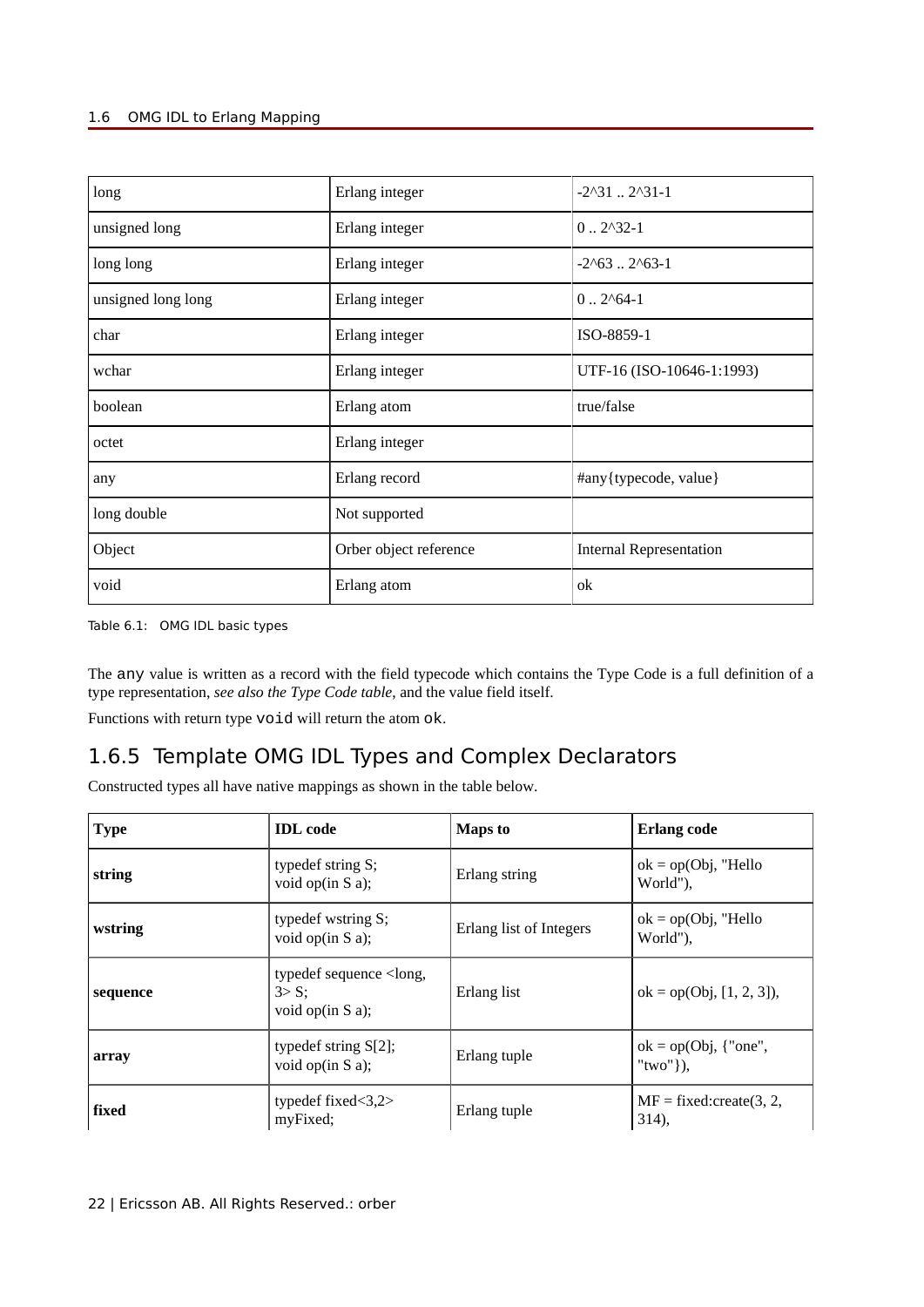| | | |
|---|---|---|
| long | Erlang integer | -2^31 .. 2^31-1 |
| unsigned long | Erlang integer | 0 .. 2^32-1 |
| long long | Erlang integer | -2^63 .. 2^63-1 |
| unsigned long long | Erlang integer | 0 .. 2^64-1 |
| char | Erlang integer | ISO-8859-1 |
| wchar | Erlang integer | UTF-16 (ISO-10646-1:1993) |
| boolean | Erlang atom | true/false |
| octet | Erlang integer | |
| any | Erlang record | #any{typecode, value} |
| long double | Not supported | |
| Object | Orber object reference | Internal Representation |
| void | Erlang atom | ok |

Table 6.1: OMG IDL basic types

The `any` value is written as a record with the field typecode which contains the Type Code is a full definition of a type representation, *see also the Type Code table*, and the value field itself.

Functions with return type `void` will return the atom `ok`.

## 1.6.5 Template OMG IDL Types and Complex Declarators

Constructed types all have native mappings as shown in the table below.

| **Type** | **IDL code** | **Maps to** | **Erlang code** |
|---|---|---|---|
| **string** | typedef string S; void op(in S a); | Erlang string | ok = op(Obj, "Hello World"), |
| **wstring** | typedef wstring S; void op(in S a); | Erlang list of Integers | ok = op(Obj, "Hello World"), |
| **sequence** | typedef sequence <long, 3> S; void op(in S a); | Erlang list | ok = op(Obj, [1, 2, 3]), |
| **array** | typedef string S[2]; void op(in S a); | Erlang tuple | ok = op(Obj, {"one", "two"}), |
| **fixed** | typedef fixed<3,2> myFixed; | Erlang tuple | MF = fixed:create(3, 2, 314), |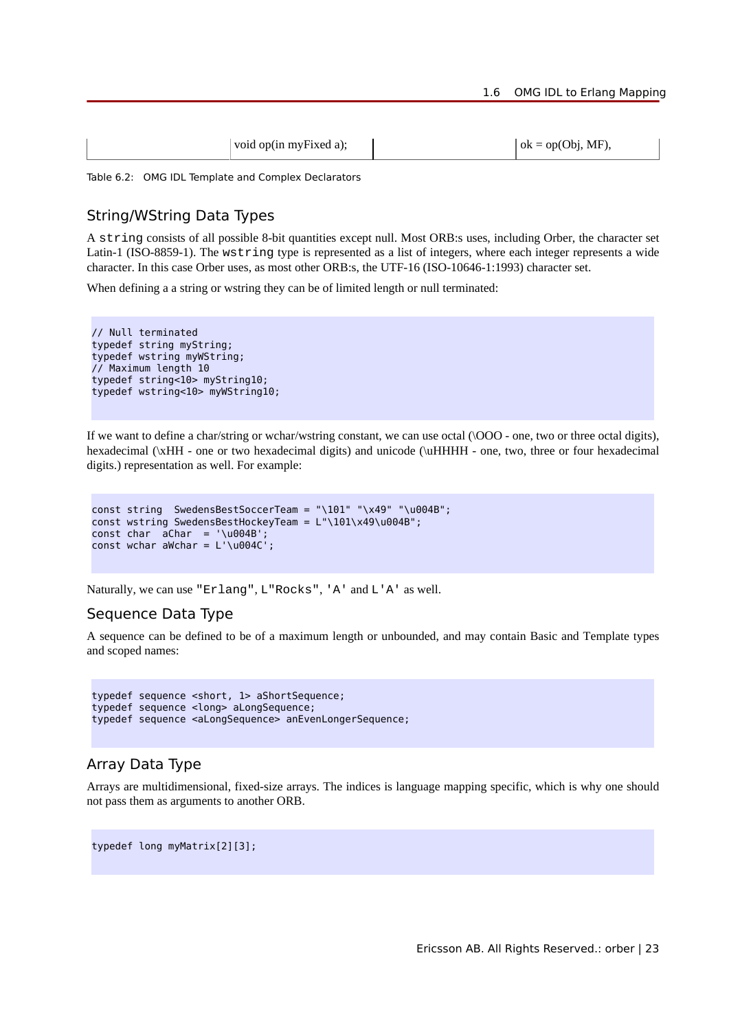| | | | |
|---|---|---|---|
| | void op(in myFixed a); | | ok = op(Obj, MF), |

Table 6.2: OMG IDL Template and Complex Declarators

## String/WString Data Types

A `string` consists of all possible 8-bit quantities except null. Most ORB:s uses, including Orber, the character set Latin-1 (ISO-8859-1). The `wstring` type is represented as a list of integers, where each integer represents a wide character. In this case Orber uses, as most other ORB:s, the UTF-16 (ISO-10646-1:1993) character set.

When defining a a string or wstring they can be of limited length or null terminated:

```
// Null terminated
typedef string myString;
typedef wstring myWString;
// Maximum length 10
typedef string<10> myString10;
typedef wstring<10> myWString10;
```

If we want to define a char/string or wchar/wstring constant, we can use octal (\OOO - one, two or three octal digits), hexadecimal (\xHH - one or two hexadecimal digits) and unicode (\uHHHH - one, two, three or four hexadecimal digits.) representation as well. For example:

```
const string  SwedensBestSoccerTeam = "\101" "\x49" "\u004B";
const wstring SwedensBestHockeyTeam = L"\101\x49\u004B";
const char  aChar  = '\u004B';
const wchar aWchar = L'\u004C';
```

Naturally, we can use `"Erlang"`, `L"Rocks"`, `'A'` and `L'A'` as well.

## Sequence Data Type

A sequence can be defined to be of a maximum length or unbounded, and may contain Basic and Template types and scoped names:

```
typedef sequence <short, 1> aShortSequence;
typedef sequence <long> aLongSequence;
typedef sequence <aLongSequence> anEvenLongerSequence;
```

## Array Data Type

Arrays are multidimensional, fixed-size arrays. The indices is language mapping specific, which is why one should not pass them as arguments to another ORB.

```
typedef long myMatrix[2][3];
```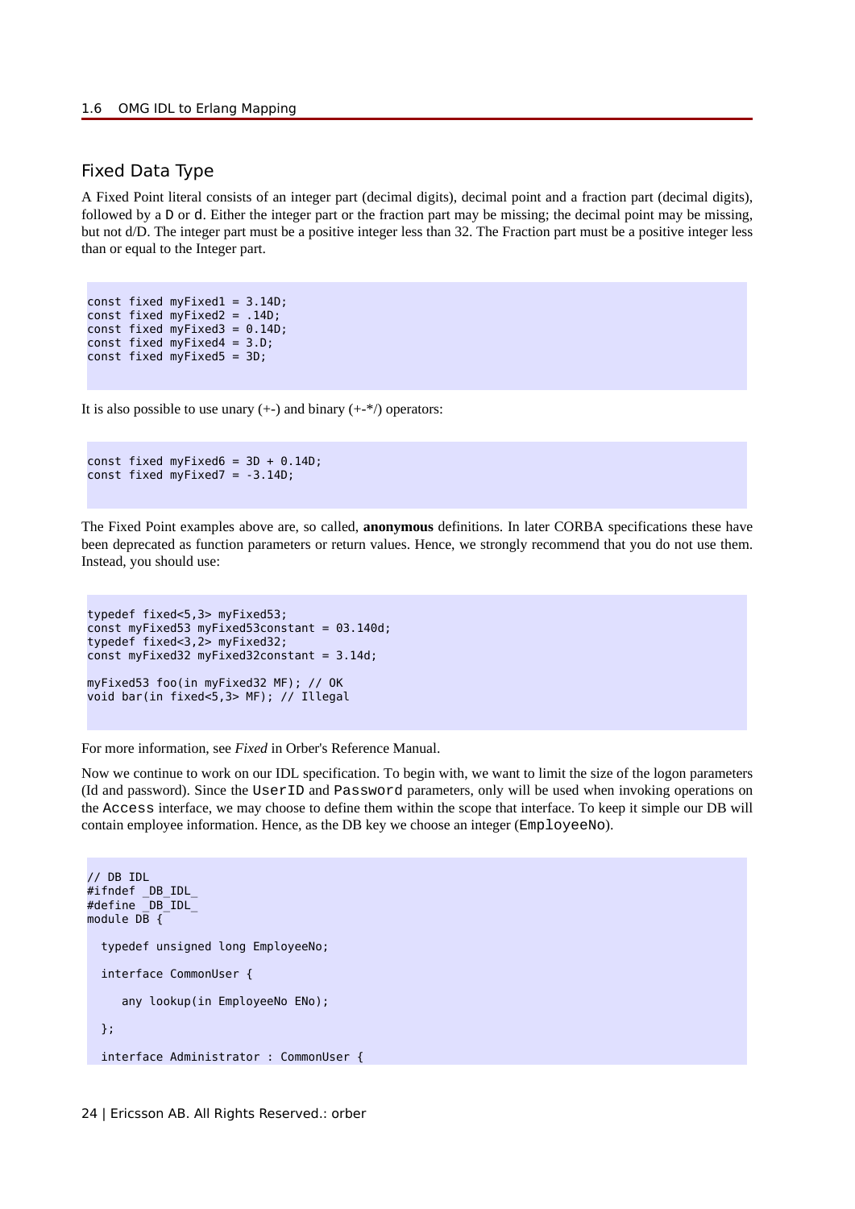### Fixed Data Type

A Fixed Point literal consists of an integer part (decimal digits), decimal point and a fraction part (decimal digits), followed by a D or d. Either the integer part or the fraction part may be missing; the decimal point may be missing, but not d/D. The integer part must be a positive integer less than 32. The Fraction part must be a positive integer less than or equal to the Integer part.

```
const fixed myFixed1 = 3.14D;
const fixed myFixed2 = .14D;
const fixed myFixed3 = 0.14D;
const fixed myFixed4 = 3.D;
const fixed myFixed5 = 3D;
```

It is also possible to use unary (+-) and binary (+-*/) operators:

```
const fixed myFixed6 = 3D + 0.14D;
const fixed myFixed7 = -3.14D;
```

The Fixed Point examples above are, so called, **anonymous** definitions. In later CORBA specifications these have been deprecated as function parameters or return values. Hence, we strongly recommend that you do not use them. Instead, you should use:

```
typedef fixed<5,3> myFixed53;
const myFixed53 myFixed53constant = 03.140d;
typedef fixed<3,2> myFixed32;
const myFixed32 myFixed32constant = 3.14d;

myFixed53 foo(in myFixed32 MF); // OK
void bar(in fixed<5,3> MF); // Illegal
```

For more information, see *Fixed* in Orber's Reference Manual.

Now we continue to work on our IDL specification. To begin with, we want to limit the size of the logon parameters (Id and password). Since the UserID and Password parameters, only will be used when invoking operations on the Access interface, we may choose to define them within the scope that interface. To keep it simple our DB will contain employee information. Hence, as the DB key we choose an integer (EmployeeNo).

```
// DB IDL
#ifndef _DB_IDL_
#define _DB_IDL_
module DB {

  typedef unsigned long EmployeeNo;

  interface CommonUser {

     any lookup(in EmployeeNo ENo);

  };

  interface Administrator : CommonUser {
```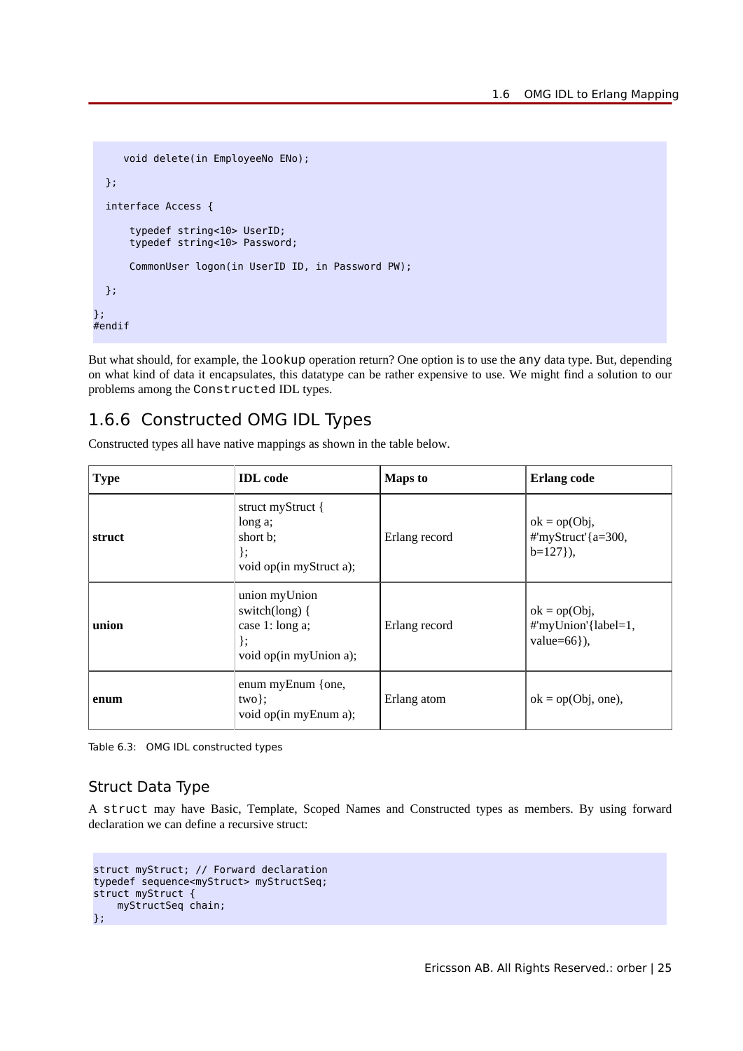```
    void delete(in EmployeeNo ENo);

  };

  interface Access {

      typedef string<10> UserID;
      typedef string<10> Password;

      CommonUser logon(in UserID ID, in Password PW);

  };

};
#endif
```

But what should, for example, the `lookup` operation return? One option is to use the `any` data type. But, depending on what kind of data it encapsulates, this datatype can be rather expensive to use. We might find a solution to our problems among the `Constructed` IDL types.

## 1.6.6 Constructed OMG IDL Types

Constructed types all have native mappings as shown in the table below.

| Type | IDL code | Maps to | Erlang code |
|---|---|---|---|
| **struct** | struct myStruct { long a; short b; }; void op(in myStruct a); | Erlang record | ok = op(Obj, #'myStruct'{a=300, b=127}), |
| **union** | union myUnion switch(long) { case 1: long a; }; void op(in myUnion a); | Erlang record | ok = op(Obj, #'myUnion'{label=1, value=66}), |
| **enum** | enum myEnum {one, two}; void op(in myEnum a); | Erlang atom | ok = op(Obj, one), |

Table 6.3: OMG IDL constructed types

### Struct Data Type

A `struct` may have Basic, Template, Scoped Names and Constructed types as members. By using forward declaration we can define a recursive struct:

```
struct myStruct; // Forward declaration
typedef sequence<myStruct> myStructSeq;
struct myStruct {
    myStructSeq chain;
};
```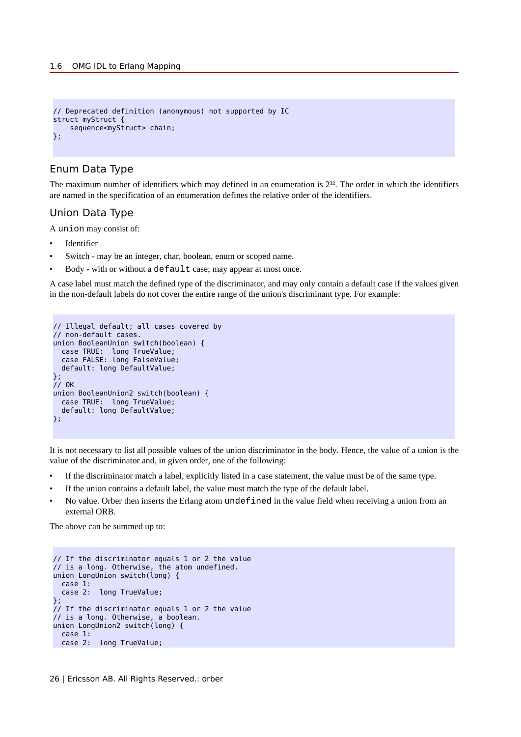```
// Deprecated definition (anonymous) not supported by IC
struct myStruct {
    sequence<myStruct> chain;
};
```

### Enum Data Type

The maximum number of identifiers which may defined in an enumeration is $2^{32}$. The order in which the identifiers are named in the specification of an enumeration defines the relative order of the identifiers.

### Union Data Type

A `union` may consist of:

- Identifier
- Switch - may be an integer, char, boolean, enum or scoped name.
- Body - with or without a `default` case; may appear at most once.

A case label must match the defined type of the discriminator, and may only contain a default case if the values given in the non-default labels do not cover the entire range of the union's discriminant type. For example:

```
// Illegal default; all cases covered by
// non-default cases.
union BooleanUnion switch(boolean) {
  case TRUE:  long TrueValue;
  case FALSE: long FalseValue;
  default: long DefaultValue;
};
// OK
union BooleanUnion2 switch(boolean) {
  case TRUE:  long TrueValue;
  default: long DefaultValue;
};
```

It is not necessary to list all possible values of the union discriminator in the body. Hence, the value of a union is the value of the discriminator and, in given order, one of the following:

- If the discriminator match a label, explicitly listed in a case statement, the value must be of the same type.
- If the union contains a default label, the value must match the type of the default label.
- No value. Orber then inserts the Erlang atom `undefined` in the value field when receiving a union from an external ORB.

The above can be summed up to:

```
// If the discriminator equals 1 or 2 the value
// is a long. Otherwise, the atom undefined.
union LongUnion switch(long) {
  case 1:
  case 2:  long TrueValue;
};
// If the discriminator equals 1 or 2 the value
// is a long. Otherwise, a boolean.
union LongUnion2 switch(long) {
  case 1:
  case 2:  long TrueValue;
```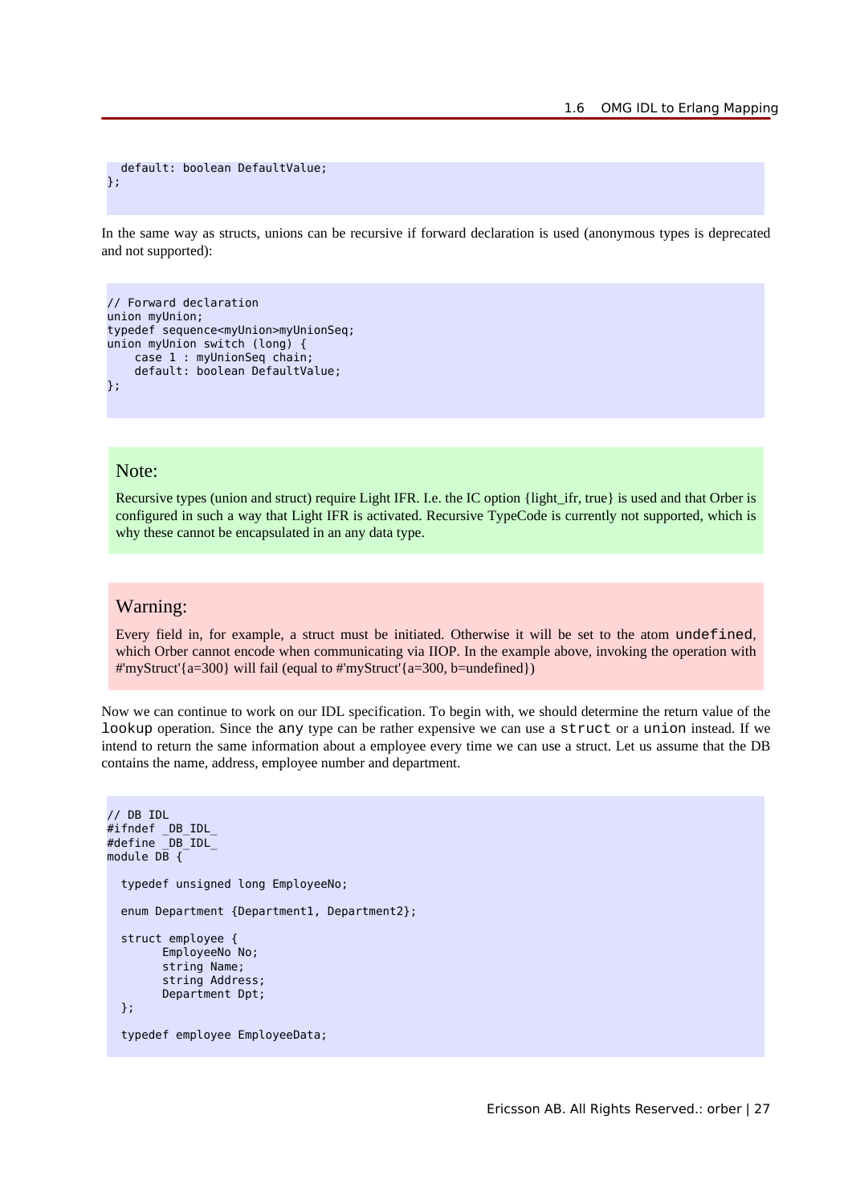```
  default: boolean DefaultValue;
};
```

In the same way as structs, unions can be recursive if forward declaration is used (anonymous types is deprecated and not supported):

```
// Forward declaration
union myUnion;
typedef sequence<myUnion>myUnionSeq;
union myUnion switch (long) {
    case 1 : myUnionSeq chain;
    default: boolean DefaultValue;
};
```

### Note:

Recursive types (union and struct) require Light IFR. I.e. the IC option {light_ifr, true} is used and that Orber is configured in such a way that Light IFR is activated. Recursive TypeCode is currently not supported, which is why these cannot be encapsulated in an any data type.

### Warning:

Every field in, for example, a struct must be initiated. Otherwise it will be set to the atom `undefined`, which Orber cannot encode when communicating via IIOP. In the example above, invoking the operation with #'myStruct'{a=300} will fail (equal to #'myStruct'{a=300, b=undefined})

Now we can continue to work on our IDL specification. To begin with, we should determine the return value of the `lookup` operation. Since the `any` type can be rather expensive we can use a `struct` or a `union` instead. If we intend to return the same information about a employee every time we can use a struct. Let us assume that the DB contains the name, address, employee number and department.

```
// DB IDL
#ifndef _DB_IDL_
#define _DB_IDL_
module DB {

  typedef unsigned long EmployeeNo;

  enum Department {Department1, Department2};

  struct employee {
        EmployeeNo No;
        string Name;
        string Address;
        Department Dpt;
  };

  typedef employee EmployeeData;
```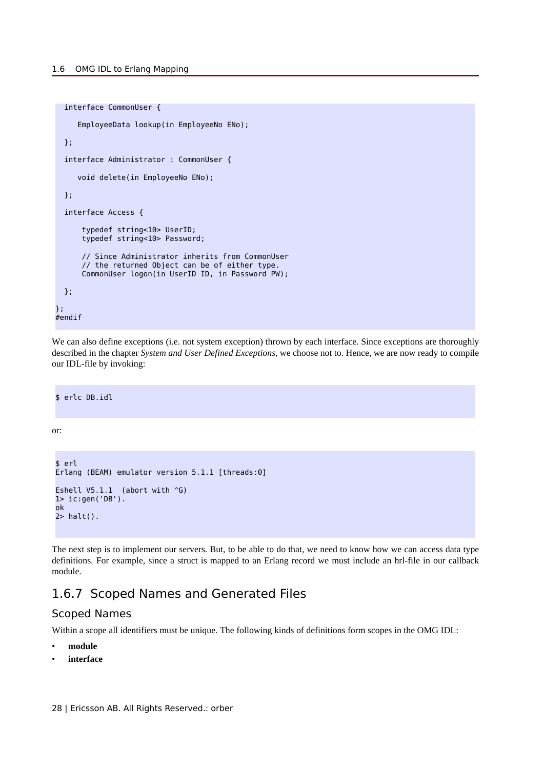```
  interface CommonUser {

     EmployeeData lookup(in EmployeeNo ENo);

  };

  interface Administrator : CommonUser {

     void delete(in EmployeeNo ENo);

  };

  interface Access {

      typedef string<10> UserID;
      typedef string<10> Password;

      // Since Administrator inherits from CommonUser
      // the returned Object can be of either type.
      CommonUser logon(in UserID ID, in Password PW);

  };

};
#endif
```

We can also define exceptions (i.e. not system exception) thrown by each interface. Since exceptions are thoroughly described in the chapter *System and User Defined Exceptions*, we choose not to. Hence, we are now ready to compile our IDL-file by invoking:

```
$ erlc DB.idl
```

or:

```
$ erl
Erlang (BEAM) emulator version 5.1.1 [threads:0]

Eshell V5.1.1  (abort with ^G)
1> ic:gen('DB').
ok
2> halt().
```

The next step is to implement our servers. But, to be able to do that, we need to know how we can access data type definitions. For example, since a struct is mapped to an Erlang record we must include an hrl-file in our callback module.

## 1.6.7 Scoped Names and Generated Files

### Scoped Names

Within a scope all identifiers must be unique. The following kinds of definitions form scopes in the OMG IDL:

- **module**
- **interface**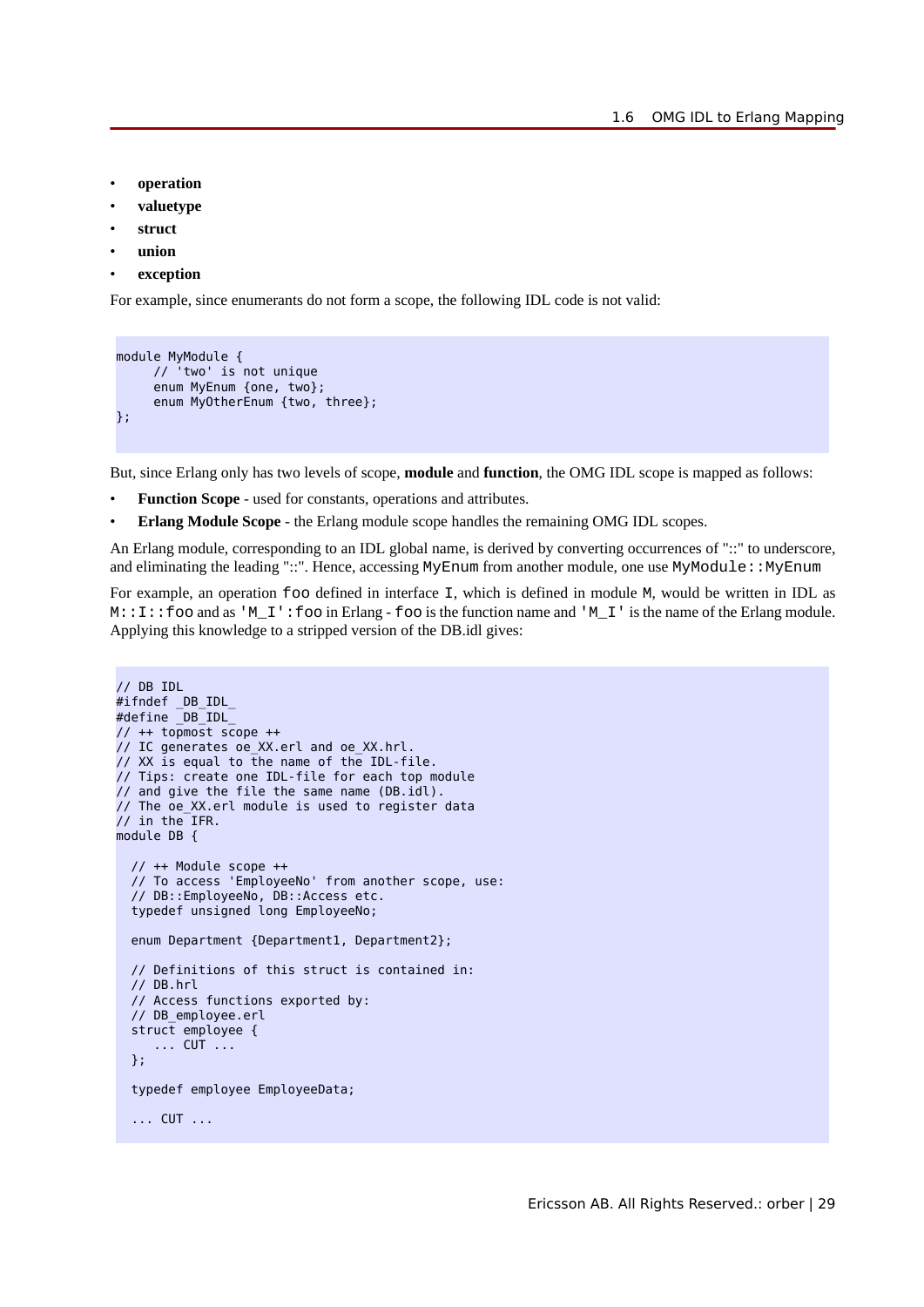- **operation**
- **valuetype**
- **struct**
- **union**
- **exception**

For example, since enumerants do not form a scope, the following IDL code is not valid:

```
module MyModule {
     // 'two' is not unique
     enum MyEnum {one, two};
     enum MyOtherEnum {two, three};
};
```

But, since Erlang only has two levels of scope, **module** and **function**, the OMG IDL scope is mapped as follows:

- **Function Scope** - used for constants, operations and attributes.
- **Erlang Module Scope** - the Erlang module scope handles the remaining OMG IDL scopes.

An Erlang module, corresponding to an IDL global name, is derived by converting occurrences of "::" to underscore, and eliminating the leading "::". Hence, accessing `MyEnum` from another module, one use `MyModule::MyEnum`

For example, an operation `foo` defined in interface `I`, which is defined in module `M`, would be written in IDL as `M::I::foo` and as `'M_I':foo` in Erlang - `foo` is the function name and `'M_I'` is the name of the Erlang module. Applying this knowledge to a stripped version of the DB.idl gives:

```
// DB IDL
#ifndef _DB_IDL_
#define _DB_IDL_
// ++ topmost scope ++
// IC generates oe_XX.erl and oe_XX.hrl.
// XX is equal to the name of the IDL-file.
// Tips: create one IDL-file for each top module
// and give the file the same name (DB.idl).
// The oe_XX.erl module is used to register data
// in the IFR.
module DB {

  // ++ Module scope ++
  // To access 'EmployeeNo' from another scope, use:
  // DB::EmployeeNo, DB::Access etc.
  typedef unsigned long EmployeeNo;

  enum Department {Department1, Department2};

  // Definitions of this struct is contained in:
  // DB.hrl
  // Access functions exported by:
  // DB_employee.erl
  struct employee {
     ... CUT ...
  };

  typedef employee EmployeeData;

  ... CUT ...
```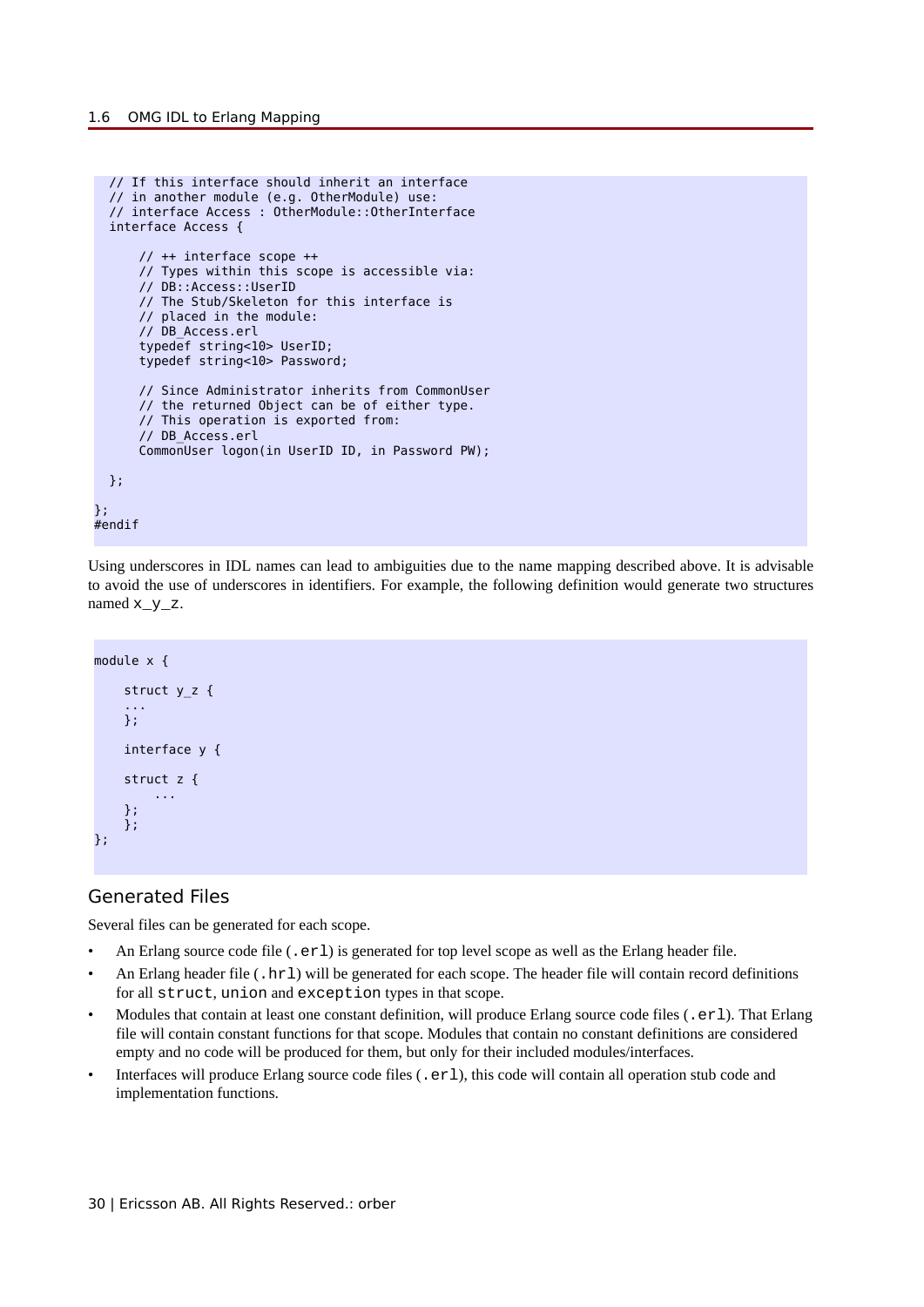```
  // If this interface should inherit an interface
  // in another module (e.g. OtherModule) use:
  // interface Access : OtherModule::OtherInterface
  interface Access {

      // ++ interface scope ++
      // Types within this scope is accessible via:
      // DB::Access::UserID
      // The Stub/Skeleton for this interface is
      // placed in the module:
      // DB_Access.erl
      typedef string<10> UserID;
      typedef string<10> Password;

      // Since Administrator inherits from CommonUser
      // the returned Object can be of either type.
      // This operation is exported from:
      // DB_Access.erl
      CommonUser logon(in UserID ID, in Password PW);

  };

};
#endif
```

Using underscores in IDL names can lead to ambiguities due to the name mapping described above. It is advisable to avoid the use of underscores in identifiers. For example, the following definition would generate two structures named `x_y_z`.

```
module x {

    struct y_z {
    ...
    };

    interface y {

    struct z {
        ...
    };
    };
};
```

## Generated Files

Several files can be generated for each scope.

- An Erlang source code file (`.erl`) is generated for top level scope as well as the Erlang header file.
- An Erlang header file (`.hrl`) will be generated for each scope. The header file will contain record definitions for all `struct`, `union` and `exception` types in that scope.
- Modules that contain at least one constant definition, will produce Erlang source code files (`.erl`). That Erlang file will contain constant functions for that scope. Modules that contain no constant definitions are considered empty and no code will be produced for them, but only for their included modules/interfaces.
- Interfaces will produce Erlang source code files (`.erl`), this code will contain all operation stub code and implementation functions.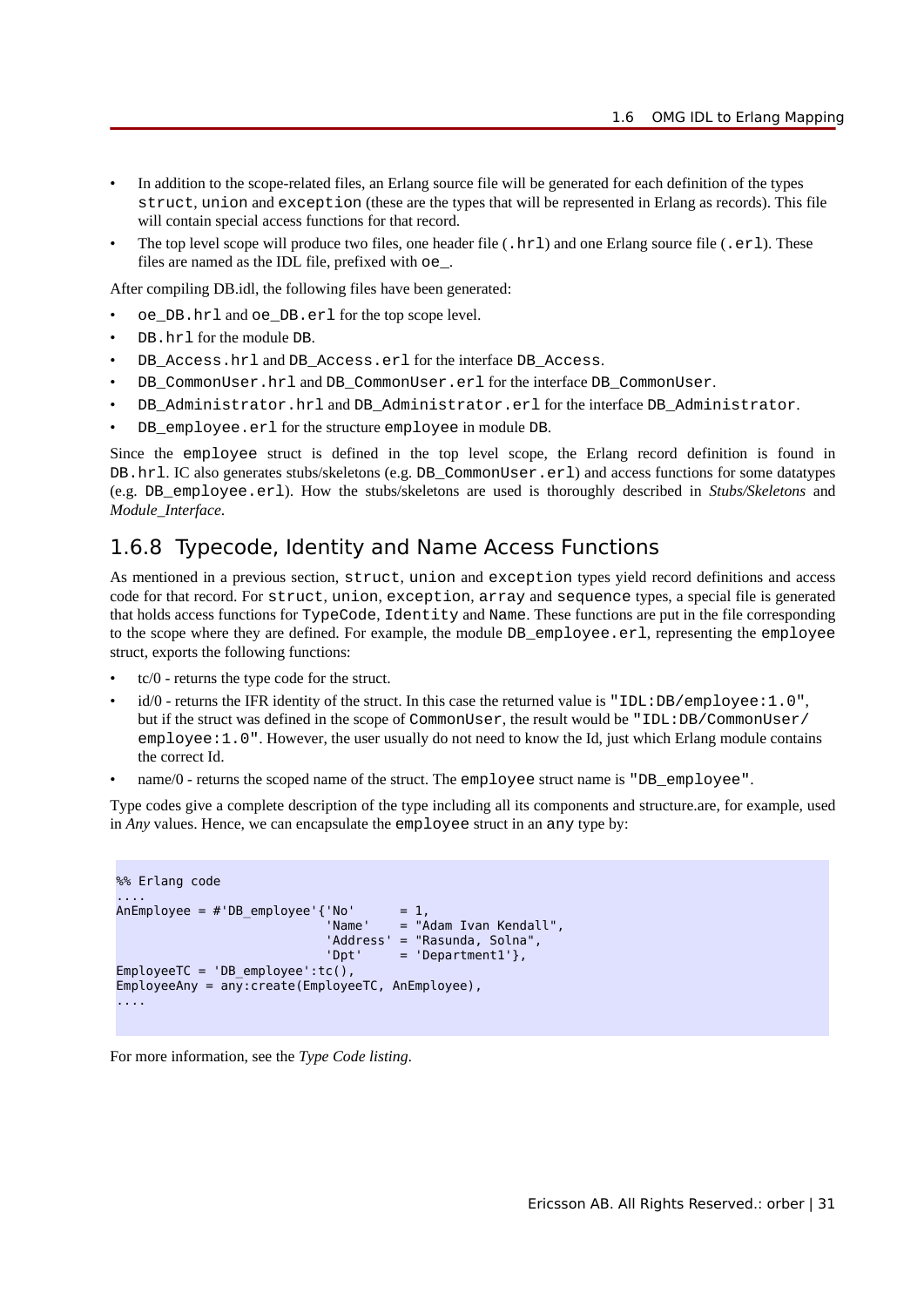- In addition to the scope-related files, an Erlang source file will be generated for each definition of the types `struct`, `union` and `exception` (these are the types that will be represented in Erlang as records). This file will contain special access functions for that record.
- The top level scope will produce two files, one header file (`.hrl`) and one Erlang source file (`.erl`). These files are named as the IDL file, prefixed with `oe_`.

After compiling DB.idl, the following files have been generated:

- `oe_DB.hrl` and `oe_DB.erl` for the top scope level.
- `DB.hrl` for the module `DB`.
- `DB_Access.hrl` and `DB_Access.erl` for the interface `DB_Access`.
- `DB_CommonUser.hrl` and `DB_CommonUser.erl` for the interface `DB_CommonUser`.
- `DB_Administrator.hrl` and `DB_Administrator.erl` for the interface `DB_Administrator`.
- `DB_employee.erl` for the structure `employee` in module `DB`.

Since the `employee` struct is defined in the top level scope, the Erlang record definition is found in `DB.hrl`. IC also generates stubs/skeletons (e.g. `DB_CommonUser.erl`) and access functions for some datatypes (e.g. `DB_employee.erl`). How the stubs/skeletons are used is thoroughly described in *Stubs/Skeletons* and *Module_Interface*.

## 1.6.8 Typecode, Identity and Name Access Functions

As mentioned in a previous section, `struct`, `union` and `exception` types yield record definitions and access code for that record. For `struct`, `union`, `exception`, `array` and `sequence` types, a special file is generated that holds access functions for `TypeCode`, `Identity` and `Name`. These functions are put in the file corresponding to the scope where they are defined. For example, the module `DB_employee.erl`, representing the `employee` struct, exports the following functions:

- tc/0 - returns the type code for the struct.
- id/0 - returns the IFR identity of the struct. In this case the returned value is `"IDL:DB/employee:1.0"`, but if the struct was defined in the scope of `CommonUser`, the result would be `"IDL:DB/CommonUser/employee:1.0"`. However, the user usually do not need to know the Id, just which Erlang module contains the correct Id.
- name/0 - returns the scoped name of the struct. The `employee` struct name is `"DB_employee"`.

Type codes give a complete description of the type including all its components and structure.are, for example, used in *Any* values. Hence, we can encapsulate the `employee` struct in an `any` type by:

```
%% Erlang code
....
AnEmployee = #'DB_employee'{'No'      = 1,
                            'Name'    = "Adam Ivan Kendall",
                            'Address' = "Rasunda, Solna",
                            'Dpt'     = 'Department1'},
EmployeeTC = 'DB_employee':tc(),
EmployeeAny = any:create(EmployeeTC, AnEmployee),
....
```

For more information, see the *Type Code listing*.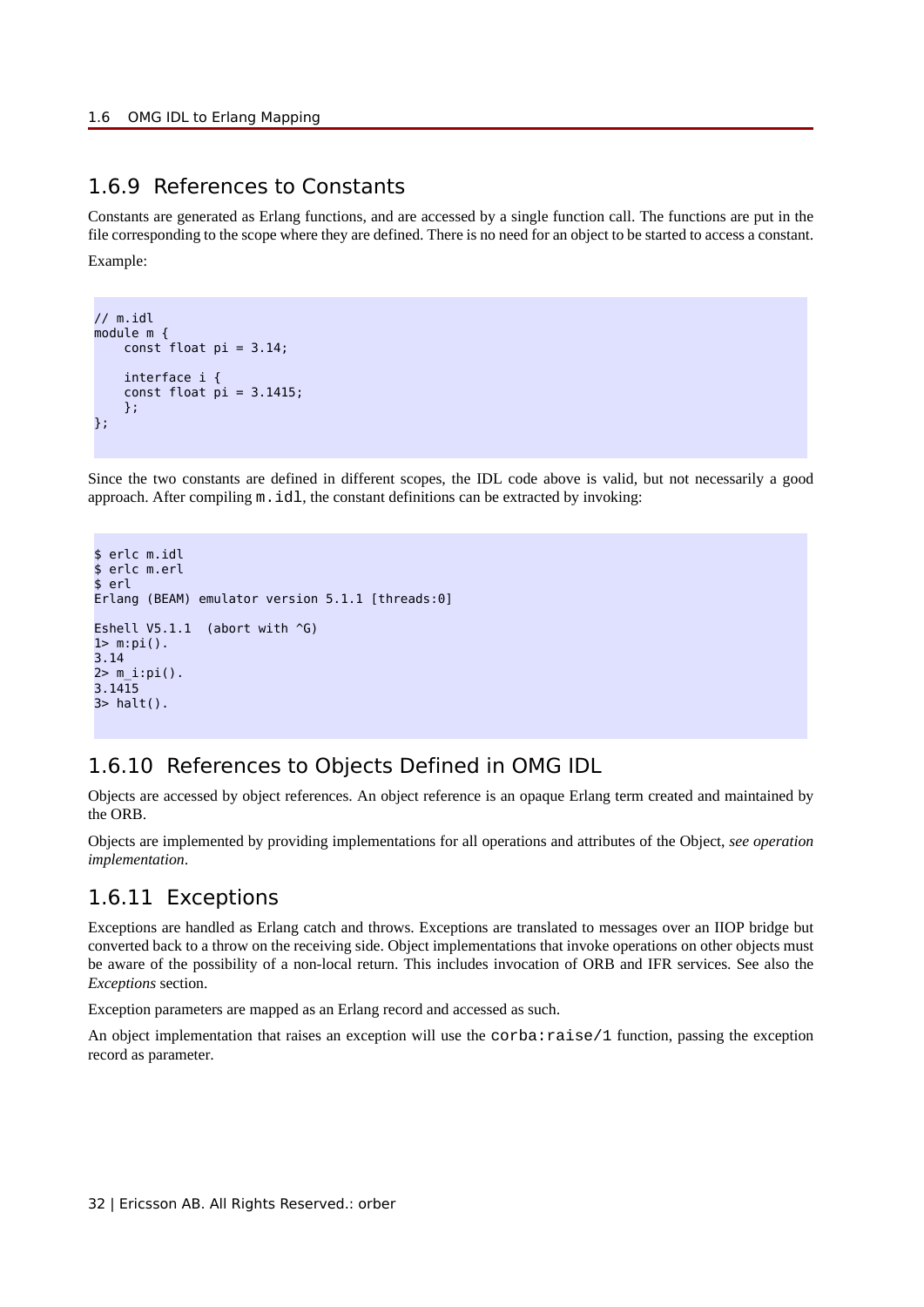### 1.6.9 References to Constants

Constants are generated as Erlang functions, and are accessed by a single function call. The functions are put in the file corresponding to the scope where they are defined. There is no need for an object to be started to access a constant.

Example:

```
// m.idl
module m {
    const float pi = 3.14;

    interface i {
    const float pi = 3.1415;
    };
};
```

Since the two constants are defined in different scopes, the IDL code above is valid, but not necessarily a good approach. After compiling `m.idl`, the constant definitions can be extracted by invoking:

```
$ erlc m.idl
$ erlc m.erl
$ erl
Erlang (BEAM) emulator version 5.1.1 [threads:0]

Eshell V5.1.1  (abort with ^G)
1> m:pi().
3.14
2> m_i:pi().
3.1415
3> halt().
```

### 1.6.10 References to Objects Defined in OMG IDL

Objects are accessed by object references. An object reference is an opaque Erlang term created and maintained by the ORB.

Objects are implemented by providing implementations for all operations and attributes of the Object, *see operation implementation*.

### 1.6.11 Exceptions

Exceptions are handled as Erlang catch and throws. Exceptions are translated to messages over an IIOP bridge but converted back to a throw on the receiving side. Object implementations that invoke operations on other objects must be aware of the possibility of a non-local return. This includes invocation of ORB and IFR services. See also the *Exceptions* section.

Exception parameters are mapped as an Erlang record and accessed as such.

An object implementation that raises an exception will use the `corba:raise/1` function, passing the exception record as parameter.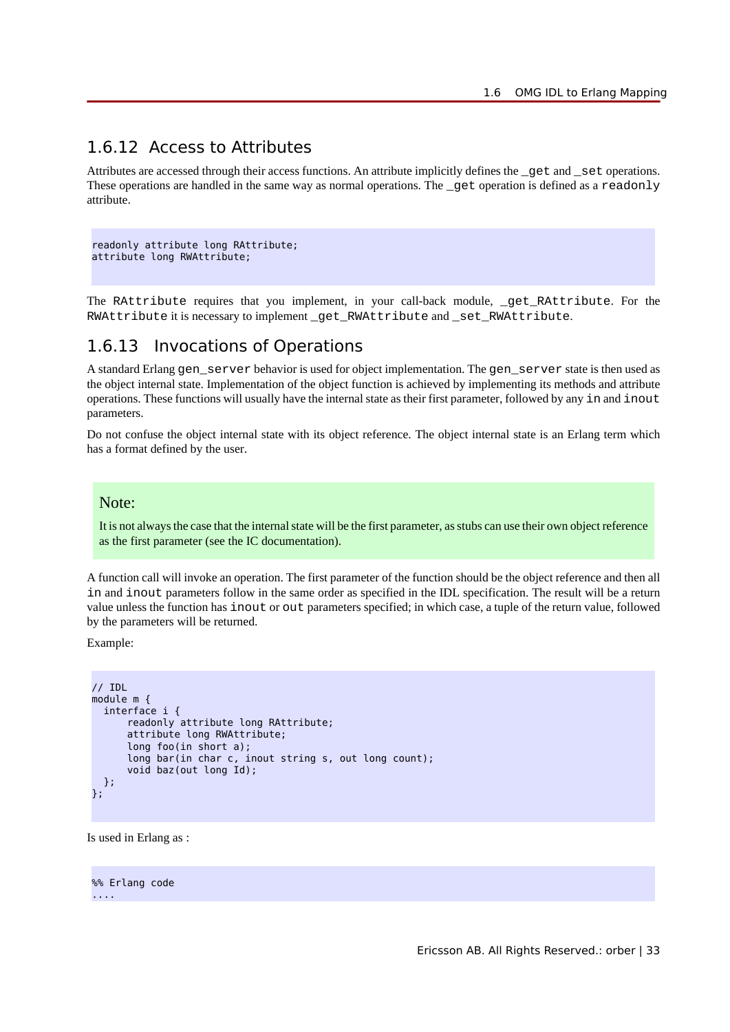### 1.6.12 Access to Attributes

Attributes are accessed through their access functions. An attribute implicitly defines the `_get` and `_set` operations. These operations are handled in the same way as normal operations. The `_get` operation is defined as a `readonly` attribute.

```
readonly attribute long RAttribute;
attribute long RWAttribute;
```

The `RAttribute` requires that you implement, in your call-back module, `_get_RAttribute`. For the `RWAttribute` it is necessary to implement `_get_RWAttribute` and `_set_RWAttribute`.

### 1.6.13 Invocations of Operations

A standard Erlang `gen_server` behavior is used for object implementation. The `gen_server` state is then used as the object internal state. Implementation of the object function is achieved by implementing its methods and attribute operations. These functions will usually have the internal state as their first parameter, followed by any `in` and `inout` parameters.

Do not confuse the object internal state with its object reference. The object internal state is an Erlang term which has a format defined by the user.

> **Note:**
>
> It is not always the case that the internal state will be the first parameter, as stubs can use their own object reference as the first parameter (see the IC documentation).

A function call will invoke an operation. The first parameter of the function should be the object reference and then all `in` and `inout` parameters follow in the same order as specified in the IDL specification. The result will be a return value unless the function has `inout` or `out` parameters specified; in which case, a tuple of the return value, followed by the parameters will be returned.

Example:

```
// IDL
module m {
  interface i {
      readonly attribute long RAttribute;
      attribute long RWAttribute;
      long foo(in short a);
      long bar(in char c, inout string s, out long count);
      void baz(out long Id);
  };
};
```

Is used in Erlang as :

```
%% Erlang code
....
```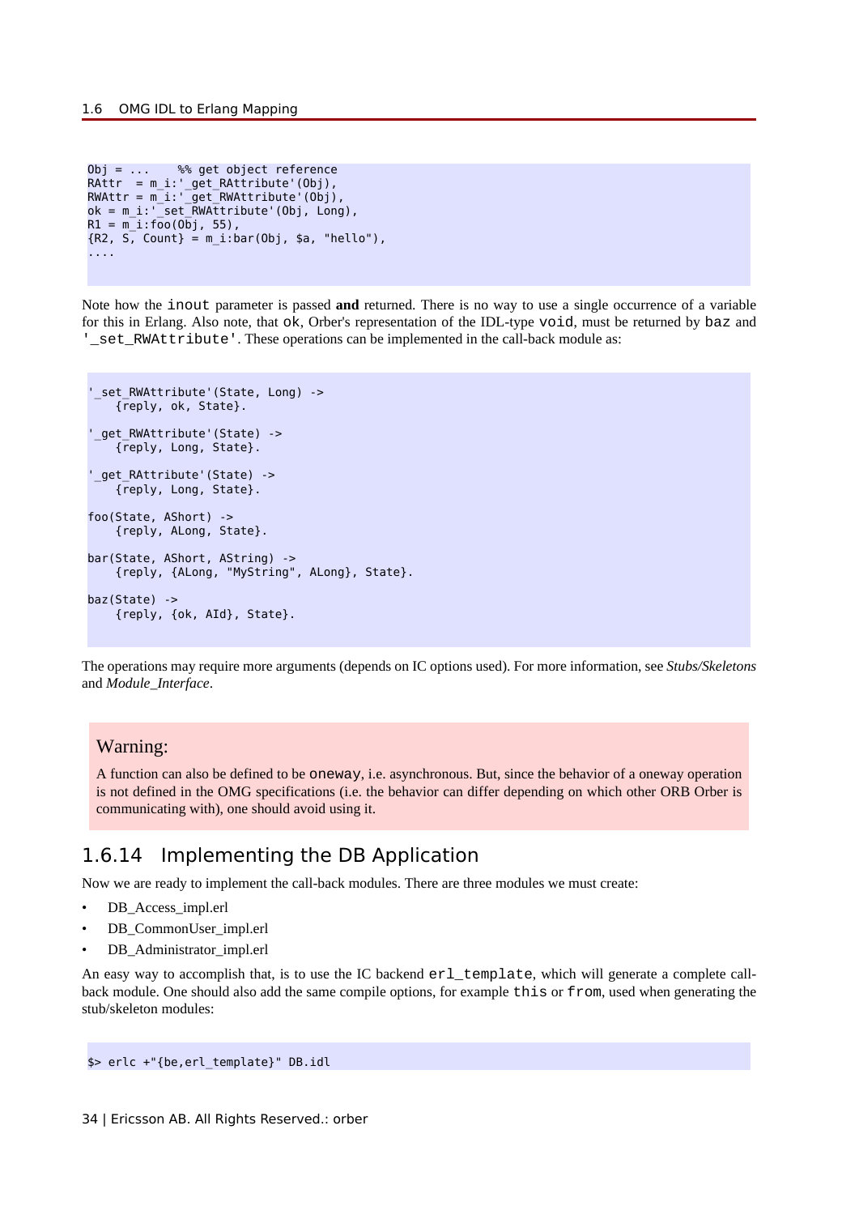```
Obj = ...    %% get object reference
RAttr  = m_i:'_get_RAttribute'(Obj),
RWAttr = m_i:'_get_RWAttribute'(Obj),
ok = m_i:'_set_RWAttribute'(Obj, Long),
R1 = m_i:foo(Obj, 55),
{R2, S, Count} = m_i:bar(Obj, $a, "hello"),
....
```

Note how the `inout` parameter is passed **and** returned. There is no way to use a single occurrence of a variable for this in Erlang. Also note, that `ok`, Orber's representation of the IDL-type `void`, must be returned by `baz` and `'_set_RWAttribute'`. These operations can be implemented in the call-back module as:

```
'_set_RWAttribute'(State, Long) ->
    {reply, ok, State}.

'_get_RWAttribute'(State) ->
    {reply, Long, State}.

'_get_RAttribute'(State) ->
    {reply, Long, State}.

foo(State, AShort) ->
    {reply, ALong, State}.

bar(State, AShort, AString) ->
    {reply, {ALong, "MyString", ALong}, State}.

baz(State) ->
    {reply, {ok, AId}, State}.
```

The operations may require more arguments (depends on IC options used). For more information, see *Stubs/Skeletons* and *Module_Interface*.

> **Warning:**
>
> A function can also be defined to be `oneway`, i.e. asynchronous. But, since the behavior of a oneway operation is not defined in the OMG specifications (i.e. the behavior can differ depending on which other ORB Orber is communicating with), one should avoid using it.

## 1.6.14 Implementing the DB Application

Now we are ready to implement the call-back modules. There are three modules we must create:

- DB_Access_impl.erl
- DB_CommonUser_impl.erl
- DB_Administrator_impl.erl

An easy way to accomplish that, is to use the IC backend `erl_template`, which will generate a complete call-back module. One should also add the same compile options, for example `this` or `from`, used when generating the stub/skeleton modules:

```
$> erlc +"{be,erl_template}" DB.idl
```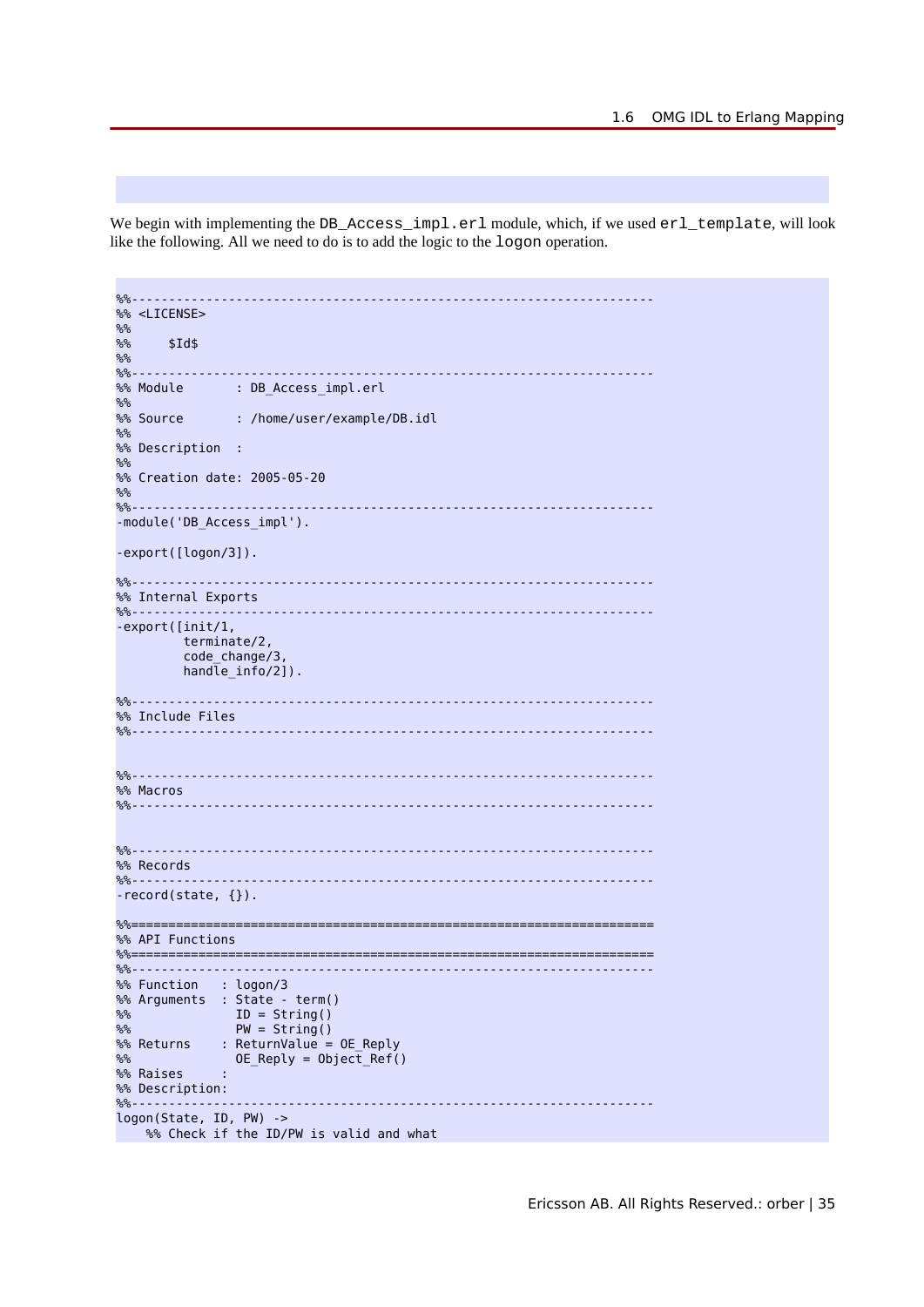We begin with implementing the DB_Access_impl.erl module, which, if we used erl_template, will look like the following. All we need to do is to add the logic to the logon operation.

```
%%----------------------------------------------------------------------
%% <LICENSE>
%%
%%     $Id$
%%
%%----------------------------------------------------------------------
%% Module       : DB_Access_impl.erl
%%
%% Source       : /home/user/example/DB.idl
%%
%% Description  :
%%
%% Creation date: 2005-05-20
%%
%%----------------------------------------------------------------------
-module('DB_Access_impl').

-export([logon/3]).

%%----------------------------------------------------------------------
%% Internal Exports
%%----------------------------------------------------------------------
-export([init/1,
         terminate/2,
         code_change/3,
         handle_info/2]).

%%----------------------------------------------------------------------
%% Include Files
%%----------------------------------------------------------------------


%%----------------------------------------------------------------------
%% Macros
%%----------------------------------------------------------------------


%%----------------------------------------------------------------------
%% Records
%%----------------------------------------------------------------------
-record(state, {}).

%%======================================================================
%% API Functions
%%======================================================================
%%----------------------------------------------------------------------
%% Function   : logon/3
%% Arguments  : State - term()
%%              ID = String()
%%              PW = String()
%% Returns    : ReturnValue = OE_Reply
%%              OE_Reply = Object_Ref()
%% Raises     :
%% Description:
%%----------------------------------------------------------------------
logon(State, ID, PW) ->
    %% Check if the ID/PW is valid and what
```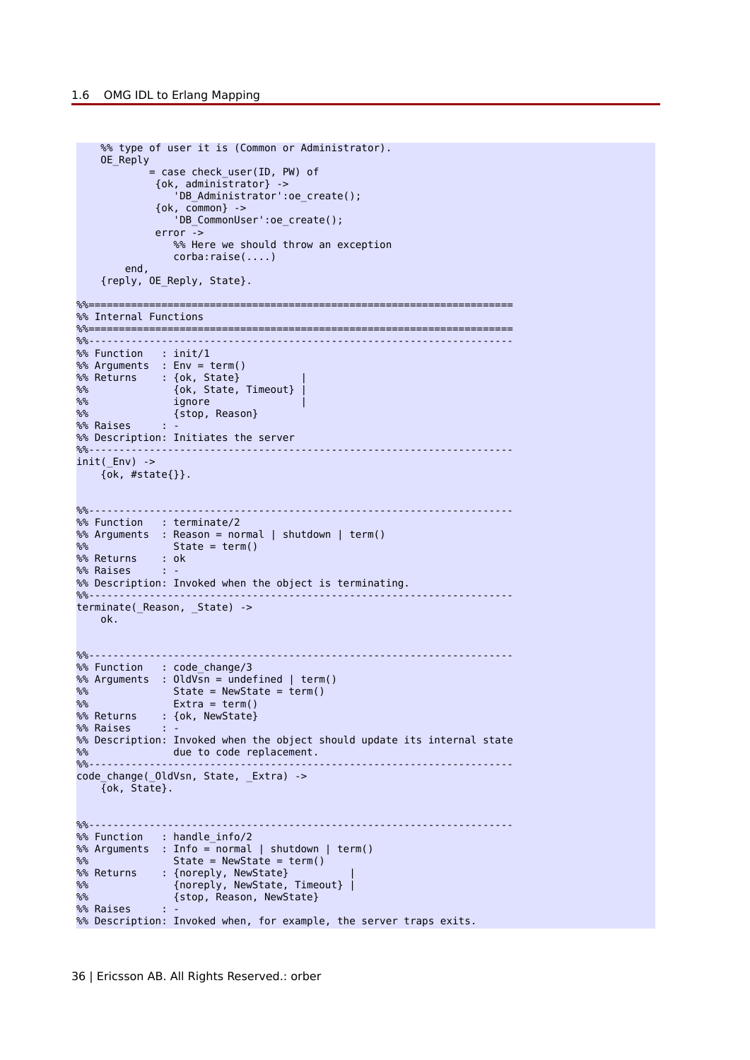```
    %% type of user it is (Common or Administrator).
    OE_Reply
            = case check_user(ID, PW) of
             {ok, administrator} ->
                'DB_Administrator':oe_create();
             {ok, common} ->
                'DB_CommonUser':oe_create();
             error ->
                %% Here we should throw an exception
                corba:raise(....)
        end,
    {reply, OE_Reply, State}.

%%======================================================================
%% Internal Functions
%%======================================================================
%%----------------------------------------------------------------------
%% Function   : init/1
%% Arguments  : Env = term()
%% Returns    : {ok, State}          |
%%              {ok, State, Timeout} |
%%              ignore               |
%%              {stop, Reason}
%% Raises     : -
%% Description: Initiates the server
%%----------------------------------------------------------------------
init(_Env) ->
    {ok, #state{}}.


%%----------------------------------------------------------------------
%% Function   : terminate/2
%% Arguments  : Reason = normal | shutdown | term()
%%              State = term()
%% Returns    : ok
%% Raises     : -
%% Description: Invoked when the object is terminating.
%%----------------------------------------------------------------------
terminate(_Reason, _State) ->
    ok.


%%----------------------------------------------------------------------
%% Function   : code_change/3
%% Arguments  : OldVsn = undefined | term()
%%              State = NewState = term()
%%              Extra = term()
%% Returns    : {ok, NewState}
%% Raises     : -
%% Description: Invoked when the object should update its internal state
%%              due to code replacement.
%%----------------------------------------------------------------------
code_change(_OldVsn, State, _Extra) ->
    {ok, State}.


%%----------------------------------------------------------------------
%% Function   : handle_info/2
%% Arguments  : Info = normal | shutdown | term()
%%              State = NewState = term()
%% Returns    : {noreply, NewState}          |
%%              {noreply, NewState, Timeout} |
%%              {stop, Reason, NewState}
%% Raises     : -
%% Description: Invoked when, for example, the server traps exits.
```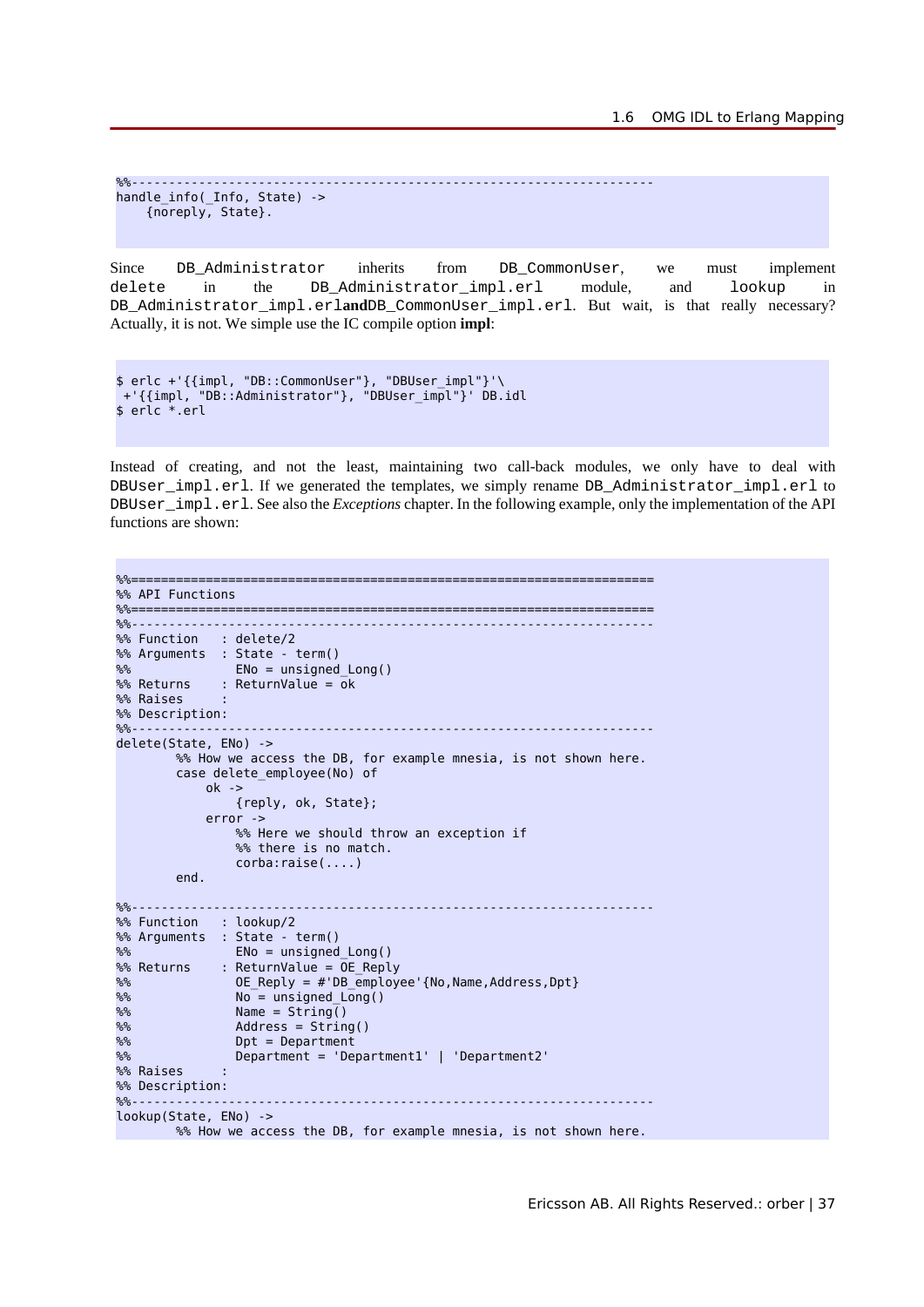```
%%----------------------------------------------------------------------
handle_info(_Info, State) ->
    {noreply, State}.
```

Since `DB_Administrator` inherits from `DB_CommonUser`, we must implement `delete` in the `DB_Administrator_impl.erl` module, and `lookup` in `DB_Administrator_impl.erl`**and**`DB_CommonUser_impl.erl`. But wait, is that really necessary? Actually, it is not. We simple use the IC compile option **impl**:

```
$ erlc +'{{impl, "DB::CommonUser"}, "DBUser_impl"}'\
 +'{{impl, "DB::Administrator"}, "DBUser_impl"}' DB.idl
$ erlc *.erl
```

Instead of creating, and not the least, maintaining two call-back modules, we only have to deal with `DBUser_impl.erl`. If we generated the templates, we simply rename `DB_Administrator_impl.erl` to `DBUser_impl.erl`. See also the *Exceptions* chapter. In the following example, only the implementation of the API functions are shown:

```
%%======================================================================
%% API Functions
%%======================================================================
%%----------------------------------------------------------------------
%% Function   : delete/2
%% Arguments  : State - term()
%%              ENo = unsigned_Long()
%% Returns    : ReturnValue = ok
%% Raises     :
%% Description:
%%----------------------------------------------------------------------
delete(State, ENo) ->
        %% How we access the DB, for example mnesia, is not shown here.
        case delete_employee(No) of
            ok ->
                {reply, ok, State};
            error ->
                %% Here we should throw an exception if
                %% there is no match.
                corba:raise(....)
        end.

%%----------------------------------------------------------------------
%% Function   : lookup/2
%% Arguments  : State - term()
%%              ENo = unsigned_Long()
%% Returns    : ReturnValue = OE_Reply
%%              OE_Reply = #'DB_employee'{No,Name,Address,Dpt}
%%              No = unsigned_Long()
%%              Name = String()
%%              Address = String()
%%              Dpt = Department
%%              Department = 'Department1' | 'Department2'
%% Raises     :
%% Description:
%%----------------------------------------------------------------------
lookup(State, ENo) ->
        %% How we access the DB, for example mnesia, is not shown here.
```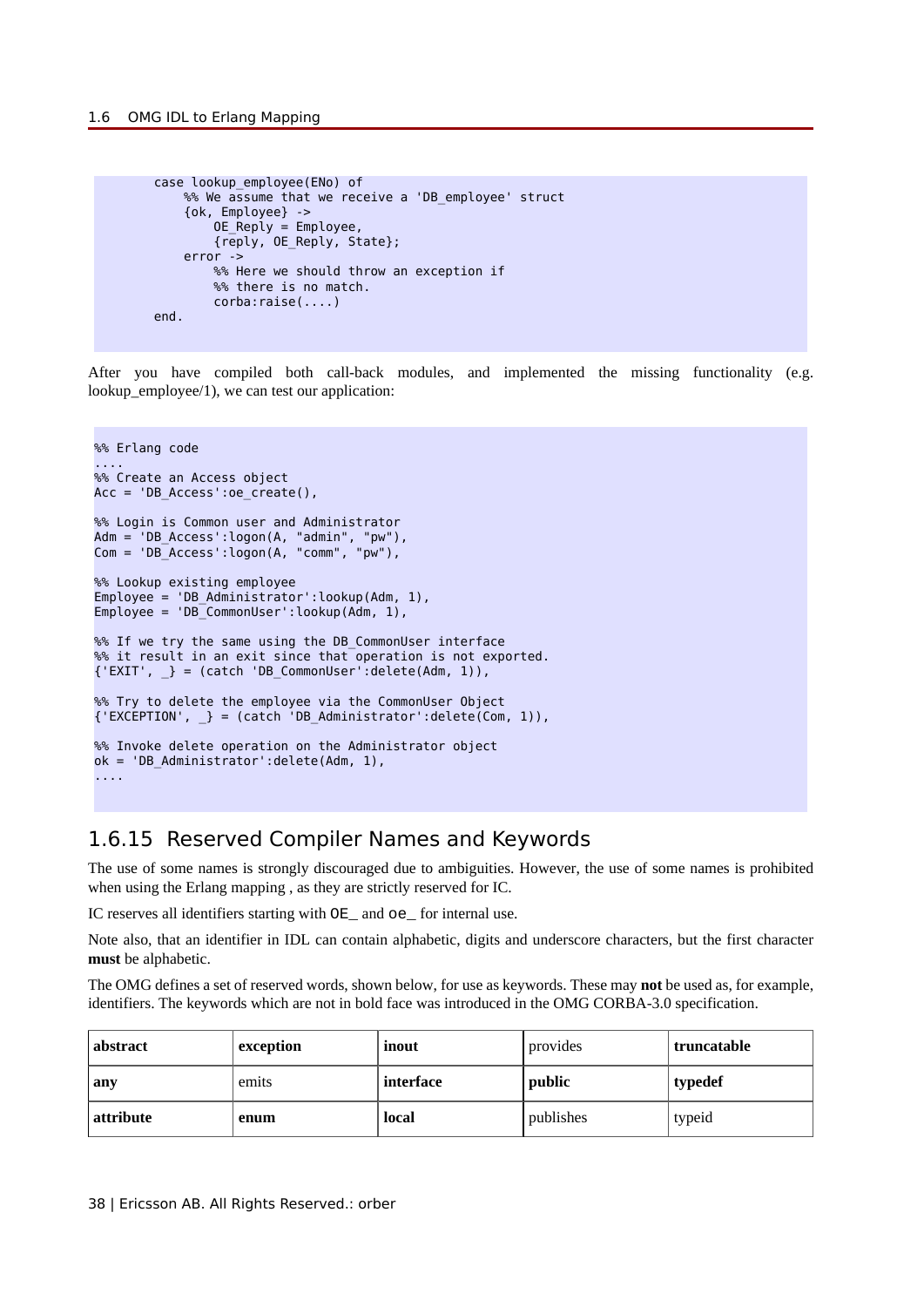```
        case lookup_employee(ENo) of
            %% We assume that we receive a 'DB_employee' struct
            {ok, Employee} ->
                OE_Reply = Employee,
                {reply, OE_Reply, State};
            error ->
                %% Here we should throw an exception if
                %% there is no match.
                corba:raise(....)
        end.
```

After you have compiled both call-back modules, and implemented the missing functionality (e.g. lookup_employee/1), we can test our application:

```
%% Erlang code
....
%% Create an Access object
Acc = 'DB_Access':oe_create(),

%% Login is Common user and Administrator
Adm = 'DB_Access':logon(A, "admin", "pw"),
Com = 'DB_Access':logon(A, "comm", "pw"),

%% Lookup existing employee
Employee = 'DB_Administrator':lookup(Adm, 1),
Employee = 'DB_CommonUser':lookup(Adm, 1),

%% If we try the same using the DB_CommonUser interface
%% it result in an exit since that operation is not exported.
{'EXIT', _} = (catch 'DB_CommonUser':delete(Adm, 1)),

%% Try to delete the employee via the CommonUser Object
{'EXCEPTION', _} = (catch 'DB_Administrator':delete(Com, 1)),

%% Invoke delete operation on the Administrator object
ok = 'DB_Administrator':delete(Adm, 1),
....
```

### 1.6.15 Reserved Compiler Names and Keywords

The use of some names is strongly discouraged due to ambiguities. However, the use of some names is prohibited when using the Erlang mapping , as they are strictly reserved for IC.

IC reserves all identifiers starting with `OE_` and `oe_` for internal use.

Note also, that an identifier in IDL can contain alphabetic, digits and underscore characters, but the first character **must** be alphabetic.

The OMG defines a set of reserved words, shown below, for use as keywords. These may **not** be used as, for example, identifiers. The keywords which are not in bold face was introduced in the OMG CORBA-3.0 specification.

| | | | | |
|---|---|---|---|---|
| **abstract** | **exception** | **inout** | provides | **truncatable** |
| **any** | emits | **interface** | **public** | **typedef** |
| **attribute** | **enum** | **local** | publishes | typeid |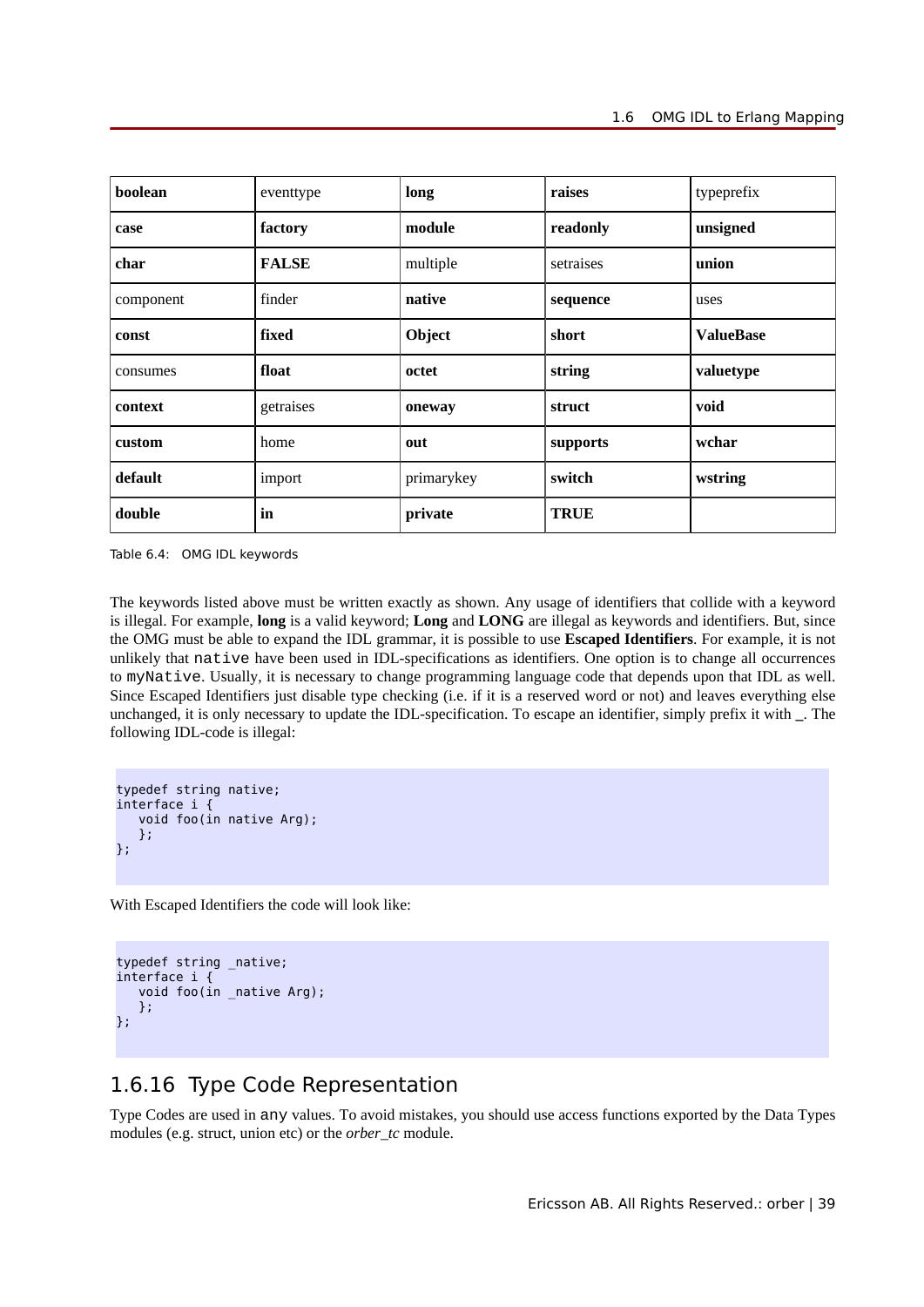| | | | | |
|---|---|---|---|---|
| **boolean** | eventtype | **long** | **raises** | typeprefix |
| **case** | **factory** | **module** | **readonly** | **unsigned** |
| **char** | **FALSE** | multiple | setraises | **union** |
| component | finder | **native** | **sequence** | uses |
| **const** | **fixed** | **Object** | **short** | **ValueBase** |
| consumes | **float** | **octet** | **string** | **valuetype** |
| **context** | getraises | **oneway** | **struct** | **void** |
| **custom** | home | **out** | **supports** | **wchar** |
| **default** | import | primarykey | **switch** | **wstring** |
| **double** | **in** | **private** | **TRUE** | |

Table 6.4: OMG IDL keywords

The keywords listed above must be written exactly as shown. Any usage of identifiers that collide with a keyword is illegal. For example, **long** is a valid keyword; **Long** and **LONG** are illegal as keywords and identifiers. But, since the OMG must be able to expand the IDL grammar, it is possible to use **Escaped Identifiers**. For example, it is not unlikely that `native` have been used in IDL-specifications as identifiers. One option is to change all occurrences to `myNative`. Usually, it is necessary to change programming language code that depends upon that IDL as well. Since Escaped Identifiers just disable type checking (i.e. if it is a reserved word or not) and leaves everything else unchanged, it is only necessary to update the IDL-specification. To escape an identifier, simply prefix it with _. The following IDL-code is illegal:

```
typedef string native;
interface i {
   void foo(in native Arg);
   };
};
```

With Escaped Identifiers the code will look like:

```
typedef string _native;
interface i {
   void foo(in _native Arg);
   };
};
```

## 1.6.16 Type Code Representation

Type Codes are used in `any` values. To avoid mistakes, you should use access functions exported by the Data Types modules (e.g. struct, union etc) or the *orber_tc* module.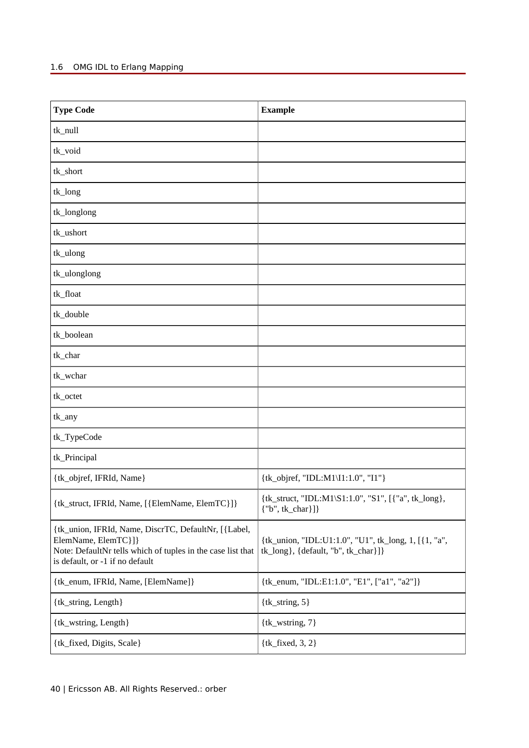| Type Code | Example |
|---|---|
| tk_null | |
| tk_void | |
| tk_short | |
| tk_long | |
| tk_longlong | |
| tk_ushort | |
| tk_ulong | |
| tk_ulonglong | |
| tk_float | |
| tk_double | |
| tk_boolean | |
| tk_char | |
| tk_wchar | |
| tk_octet | |
| tk_any | |
| tk_TypeCode | |
| tk_Principal | |
| {tk_objref, IFRId, Name} | {tk_objref, "IDL:M1\I1:1.0", "I1"} |
| {tk_struct, IFRId, Name, [{ElemName, ElemTC}]} | {tk_struct, "IDL:M1\S1:1.0", "S1", [{"a", tk_long}, {"b", tk_char}]} |
| {tk_union, IFRId, Name, DiscrTC, DefaultNr, [{Label, ElemName, ElemTC}]} Note: DefaultNr tells which of tuples in the case list that is default, or -1 if no default | {tk_union, "IDL:U1:1.0", "U1", tk_long, 1, [{1, "a", tk_long}, {default, "b", tk_char}]} |
| {tk_enum, IFRId, Name, [ElemName]} | {tk_enum, "IDL:E1:1.0", "E1", ["a1", "a2"]} |
| {tk_string, Length} | {tk_string, 5} |
| {tk_wstring, Length} | {tk_wstring, 7} |
| {tk_fixed, Digits, Scale} | {tk_fixed, 3, 2} |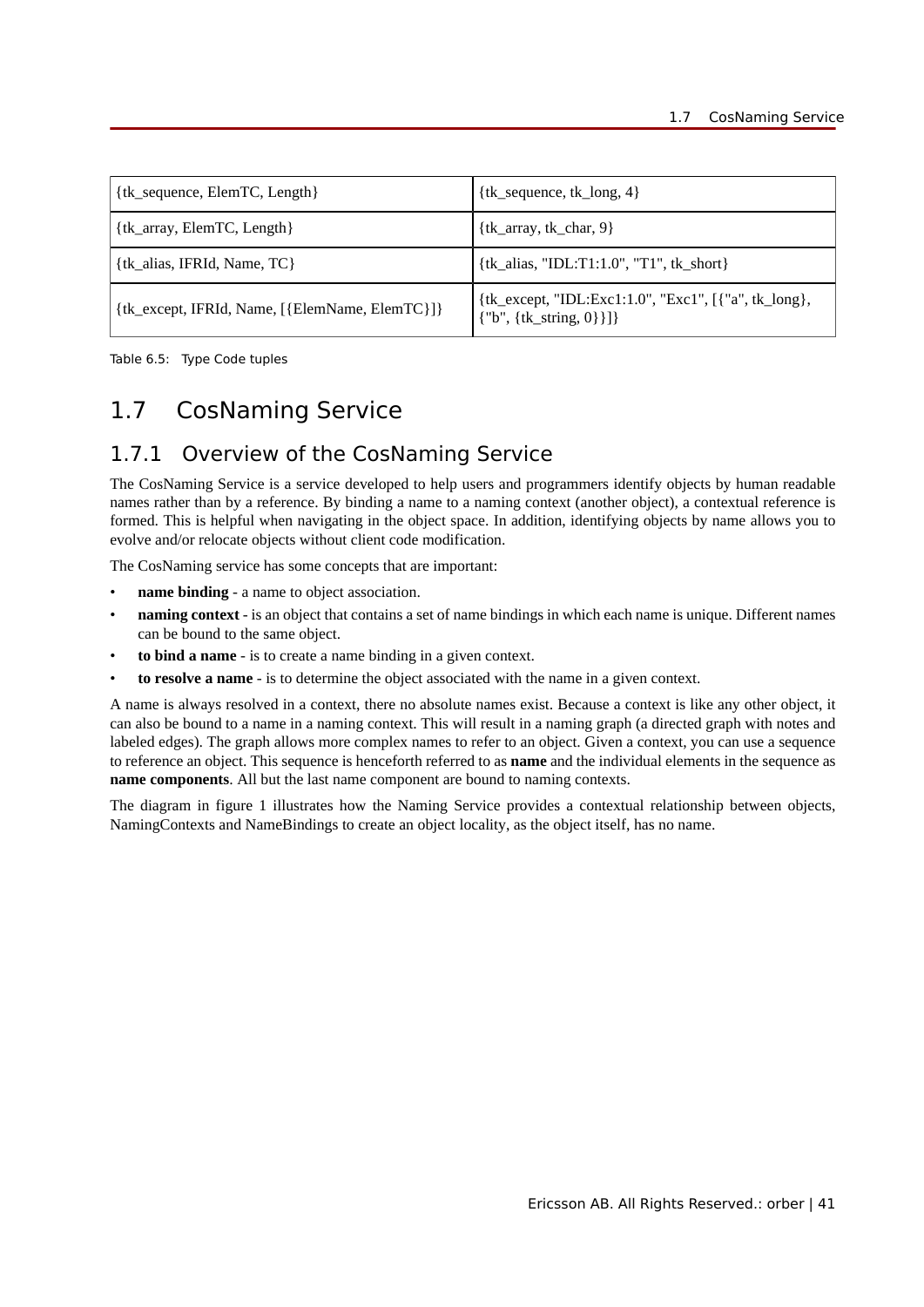| | |
|---|---|
| {tk_sequence, ElemTC, Length} | {tk_sequence, tk_long, 4} |
| {tk_array, ElemTC, Length} | {tk_array, tk_char, 9} |
| {tk_alias, IFRId, Name, TC} | {tk_alias, "IDL:T1:1.0", "T1", tk_short} |
| {tk_except, IFRId, Name, [{ElemName, ElemTC}]} | {tk_except, "IDL:Exc1:1.0", "Exc1", [{"a", tk_long}, {"b", {tk_string, 0}}]} |

Table 6.5: Type Code tuples

# 1.7 CosNaming Service

## 1.7.1 Overview of the CosNaming Service

The CosNaming Service is a service developed to help users and programmers identify objects by human readable names rather than by a reference. By binding a name to a naming context (another object), a contextual reference is formed. This is helpful when navigating in the object space. In addition, identifying objects by name allows you to evolve and/or relocate objects without client code modification.

The CosNaming service has some concepts that are important:

- **name binding** - a name to object association.
- **naming context** - is an object that contains a set of name bindings in which each name is unique. Different names can be bound to the same object.
- **to bind a name** - is to create a name binding in a given context.
- **to resolve a name** - is to determine the object associated with the name in a given context.

A name is always resolved in a context, there no absolute names exist. Because a context is like any other object, it can also be bound to a name in a naming context. This will result in a naming graph (a directed graph with notes and labeled edges). The graph allows more complex names to refer to an object. Given a context, you can use a sequence to reference an object. This sequence is henceforth referred to as **name** and the individual elements in the sequence as **name components**. All but the last name component are bound to naming contexts.

The diagram in figure 1 illustrates how the Naming Service provides a contextual relationship between objects, NamingContexts and NameBindings to create an object locality, as the object itself, has no name.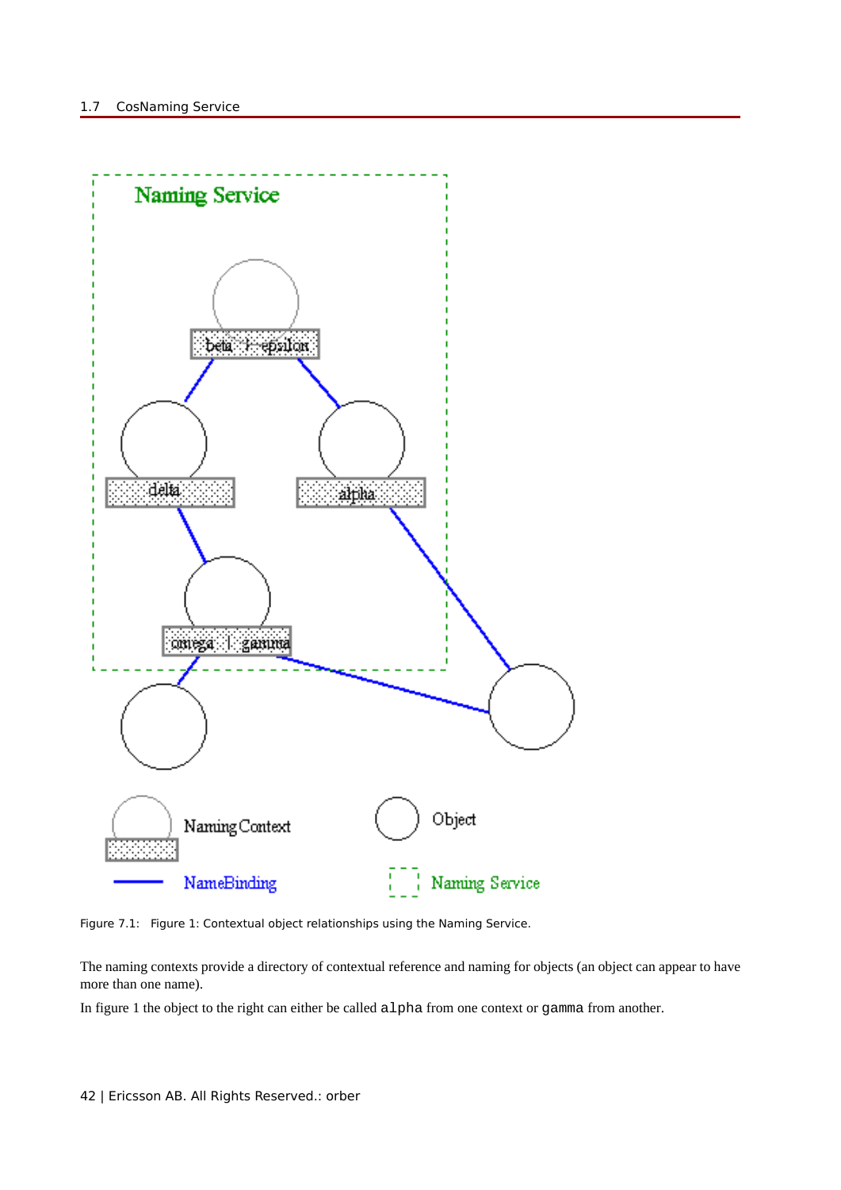Naming Service

beta | epsilon

delta

alpha

omega | gamma

Naming Context

Object

NameBinding

Naming Service

Figure 7.1: Figure 1: Contextual object relationships using the Naming Service.

The naming contexts provide a directory of contextual reference and naming for objects (an object can appear to have more than one name).

In figure 1 the object to the right can either be called `alpha` from one context or `gamma` from another.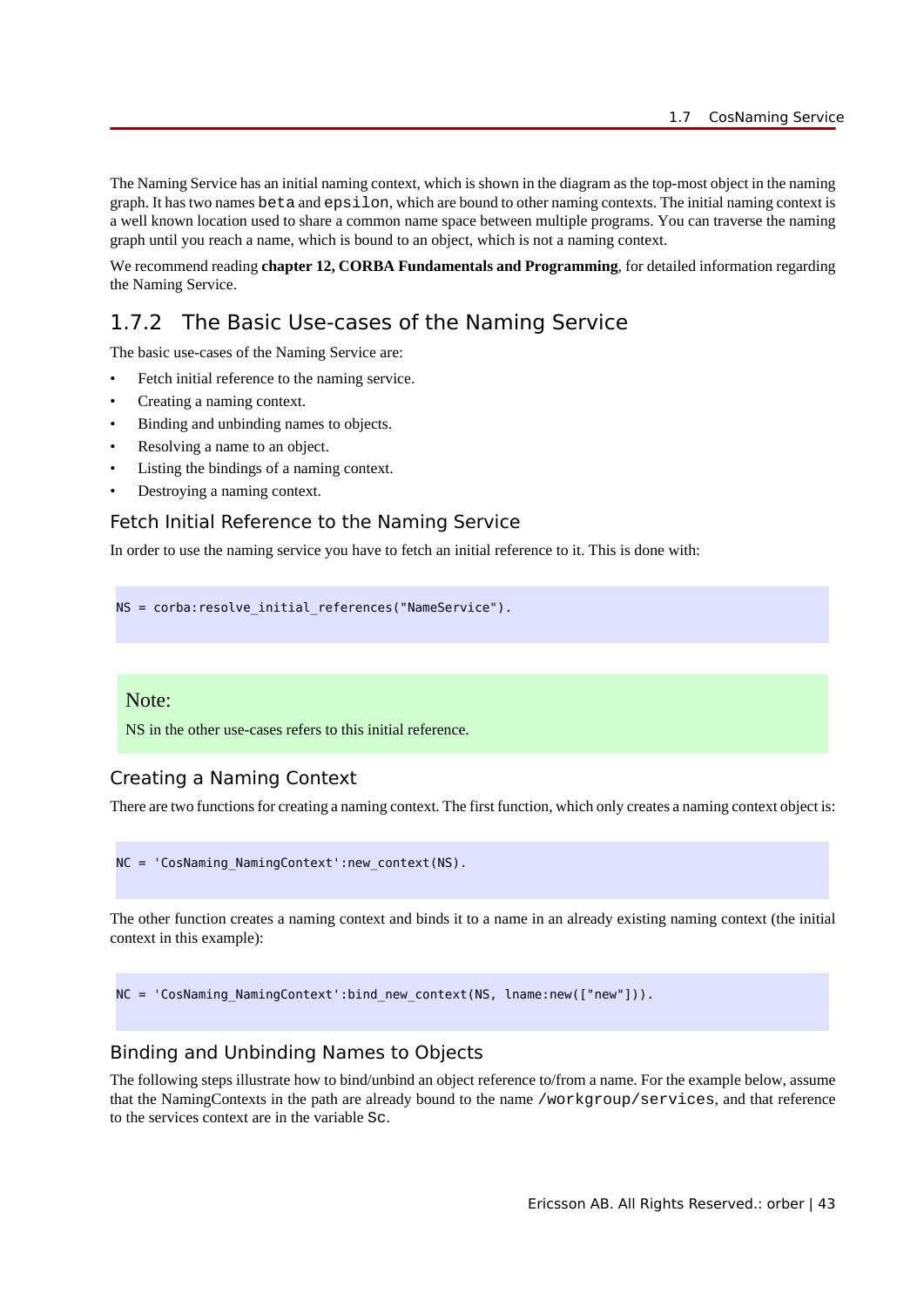The Naming Service has an initial naming context, which is shown in the diagram as the top-most object in the naming graph. It has two names `beta` and `epsilon`, which are bound to other naming contexts. The initial naming context is a well known location used to share a common name space between multiple programs. You can traverse the naming graph until you reach a name, which is bound to an object, which is not a naming context.

We recommend reading **chapter 12, CORBA Fundamentals and Programming**, for detailed information regarding the Naming Service.

## 1.7.2 The Basic Use-cases of the Naming Service

The basic use-cases of the Naming Service are:

- Fetch initial reference to the naming service.
- Creating a naming context.
- Binding and unbinding names to objects.
- Resolving a name to an object.
- Listing the bindings of a naming context.
- Destroying a naming context.

### Fetch Initial Reference to the Naming Service

In order to use the naming service you have to fetch an initial reference to it. This is done with:

```
NS = corba:resolve_initial_references("NameService").
```

> **Note:**
>
> NS in the other use-cases refers to this initial reference.

### Creating a Naming Context

There are two functions for creating a naming context. The first function, which only creates a naming context object is:

```
NC = 'CosNaming_NamingContext':new_context(NS).
```

The other function creates a naming context and binds it to a name in an already existing naming context (the initial context in this example):

```
NC = 'CosNaming_NamingContext':bind_new_context(NS, lname:new(["new"])).
```

### Binding and Unbinding Names to Objects

The following steps illustrate how to bind/unbind an object reference to/from a name. For the example below, assume that the NamingContexts in the path are already bound to the name `/workgroup/services`, and that reference to the services context are in the variable `Sc`.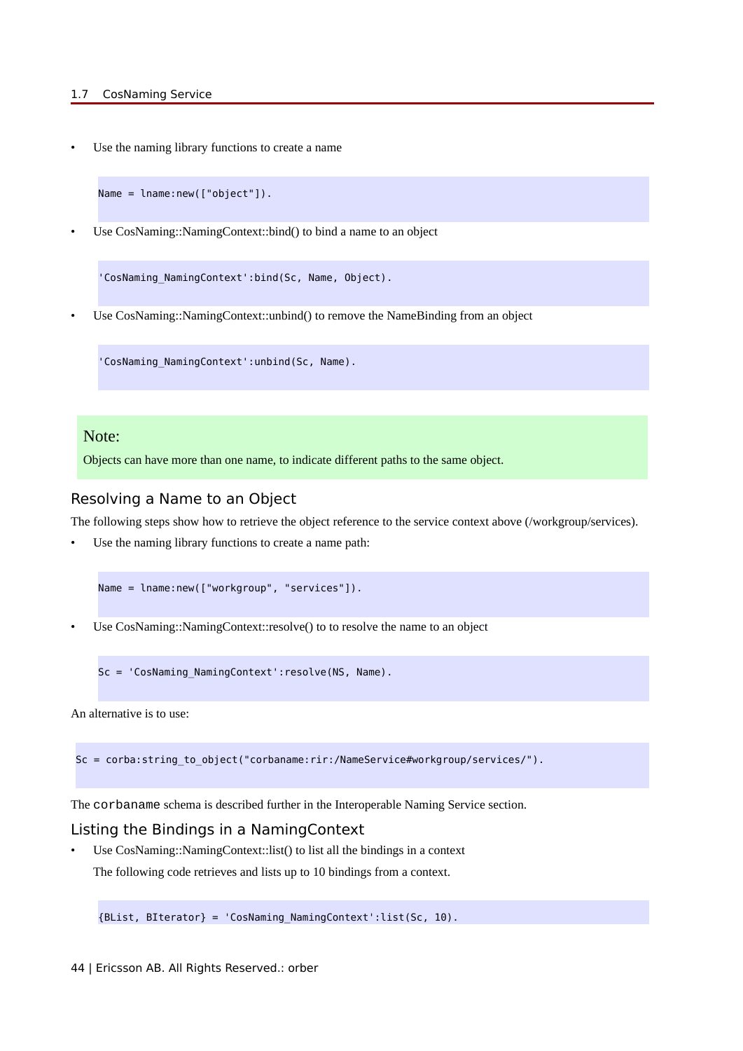- Use the naming library functions to create a name

```
Name = lname:new(["object"]).
```

- Use CosNaming::NamingContext::bind() to bind a name to an object

```
'CosNaming_NamingContext':bind(Sc, Name, Object).
```

- Use CosNaming::NamingContext::unbind() to remove the NameBinding from an object

```
'CosNaming_NamingContext':unbind(Sc, Name).
```

> **Note:**
>
> Objects can have more than one name, to indicate different paths to the same object.

### Resolving a Name to an Object

The following steps show how to retrieve the object reference to the service context above (/workgroup/services).

- Use the naming library functions to create a name path:

```
Name = lname:new(["workgroup", "services"]).
```

- Use CosNaming::NamingContext::resolve() to to resolve the name to an object

```
Sc = 'CosNaming_NamingContext':resolve(NS, Name).
```

An alternative is to use:

```
Sc = corba:string_to_object("corbaname:rir:/NameService#workgroup/services/").
```

The `corbaname` schema is described further in the Interoperable Naming Service section.

### Listing the Bindings in a NamingContext

- Use CosNaming::NamingContext::list() to list all the bindings in a context

  The following code retrieves and lists up to 10 bindings from a context.

```
{BList, BIterator} = 'CosNaming_NamingContext':list(Sc, 10).
```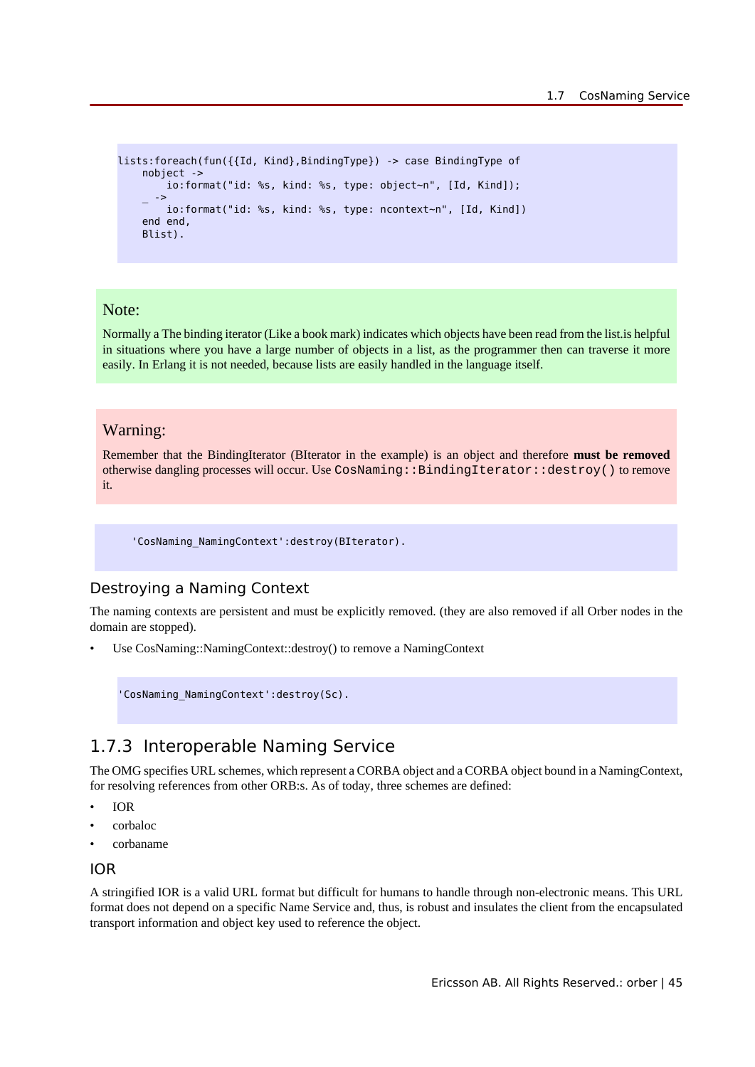```
lists:foreach(fun({{Id, Kind},BindingType}) -> case BindingType of
    nobject ->
        io:format("id: %s, kind: %s, type: object~n", [Id, Kind]);
    _ ->
        io:format("id: %s, kind: %s, type: ncontext~n", [Id, Kind])
    end end,
    Blist).
```

### Note:

Normally a The binding iterator (Like a book mark) indicates which objects have been read from the list.is helpful in situations where you have a large number of objects in a list, as the programmer then can traverse it more easily. In Erlang it is not needed, because lists are easily handled in the language itself.

### Warning:

Remember that the BindingIterator (BIterator in the example) is an object and therefore **must be removed** otherwise dangling processes will occur. Use `CosNaming::BindingIterator::destroy()` to remove it.

```
'CosNaming_NamingContext':destroy(BIterator).
```

### Destroying a Naming Context

The naming contexts are persistent and must be explicitly removed. (they are also removed if all Orber nodes in the domain are stopped).

- Use CosNaming::NamingContext::destroy() to remove a NamingContext

```
'CosNaming_NamingContext':destroy(Sc).
```

## 1.7.3 Interoperable Naming Service

The OMG specifies URL schemes, which represent a CORBA object and a CORBA object bound in a NamingContext, for resolving references from other ORB:s. As of today, three schemes are defined:

- IOR
- corbaloc
- corbaname

### IOR

A stringified IOR is a valid URL format but difficult for humans to handle through non-electronic means. This URL format does not depend on a specific Name Service and, thus, is robust and insulates the client from the encapsulated transport information and object key used to reference the object.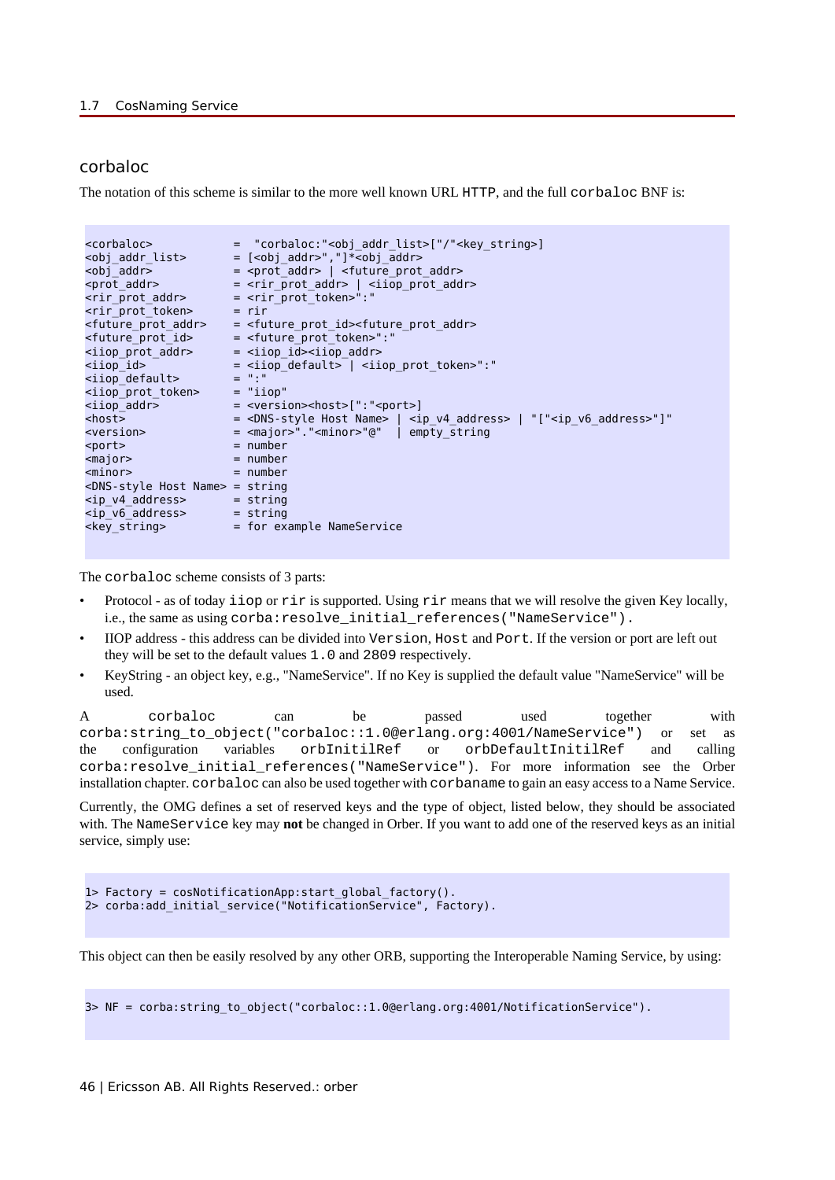## corbaloc

The notation of this scheme is similar to the more well known URL `HTTP`, and the full `corbaloc` BNF is:

```
<corbaloc>           =  "corbaloc:"<obj_addr_list>["/"<key_string>]
<obj_addr_list>      = [<obj_addr>","]*<obj_addr>
<obj_addr>           = <prot_addr> | <future_prot_addr>
<prot_addr>          = <rir_prot_addr> | <iiop_prot_addr>
<rir_prot_addr>      = <rir_prot_token>":"
<rir_prot_token>     = rir
<future_prot_addr>   = <future_prot_id><future_prot_addr>
<future_prot_id>     = <future_prot_token>":"
<iiop_prot_addr>     = <iiop_id><iiop_addr>
<iiop_id>            = <iiop_default> | <iiop_prot_token>":"
<iiop_default>       = ":"
<iiop_prot_token>    = "iiop"
<iiop_addr>          = <version><host>[":"<port>]
<host>               = <DNS-style Host Name> | <ip_v4_address> | "["<ip_v6_address>"]"
<version>            = <major>"."<minor>"@"  | empty_string
<port>               = number
<major>              = number
<minor>              = number
<DNS-style Host Name> = string
<ip_v4_address>      = string
<ip_v6_address>      = string
<key_string>         = for example NameService
```

The `corbaloc` scheme consists of 3 parts:

- Protocol - as of today `iiop` or `rir` is supported. Using `rir` means that we will resolve the given Key locally, i.e., the same as using `corba:resolve_initial_references("NameService").`
- IIOP address - this address can be divided into `Version`, `Host` and `Port`. If the version or port are left out they will be set to the default values `1.0` and `2809` respectively.
- KeyString - an object key, e.g., "NameService". If no Key is supplied the default value "NameService" will be used.

A `corbaloc` can be passed used together with `corba:string_to_object("corbaloc::1.0@erlang.org:4001/NameService")` or set as the configuration variables `orbInitilRef` or `orbDefaultInitilRef` and calling `corba:resolve_initial_references("NameService")`. For more information see the Orber installation chapter. `corbaloc` can also be used together with `corbaname` to gain an easy access to a Name Service.

Currently, the OMG defines a set of reserved keys and the type of object, listed below, they should be associated with. The `NameService` key may **not** be changed in Orber. If you want to add one of the reserved keys as an initial service, simply use:

```
1> Factory = cosNotificationApp:start_global_factory().
2> corba:add_initial_service("NotificationService", Factory).
```

This object can then be easily resolved by any other ORB, supporting the Interoperable Naming Service, by using:

```
3> NF = corba:string_to_object("corbaloc::1.0@erlang.org:4001/NotificationService").
```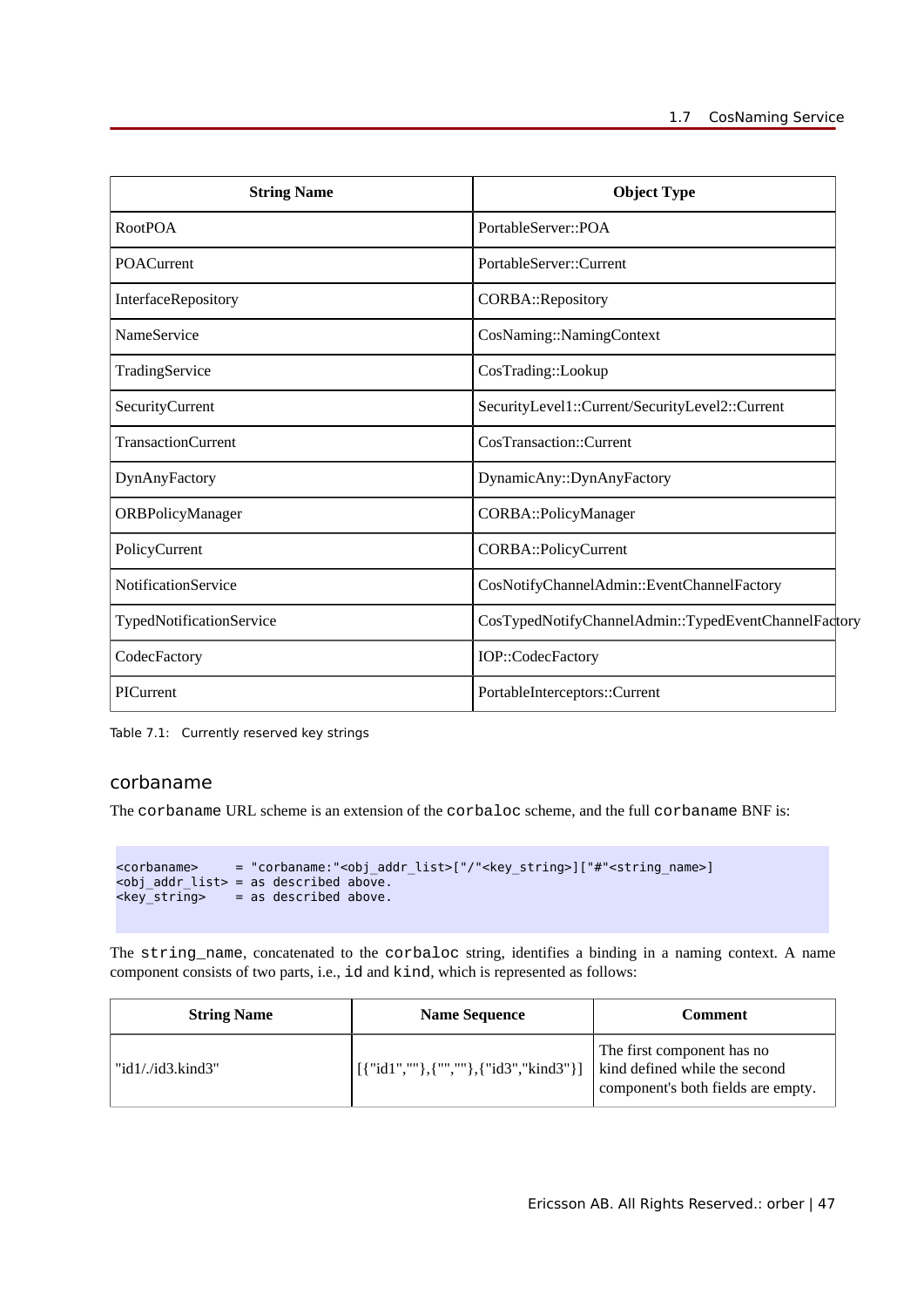| String Name | Object Type |
|---|---|
| RootPOA | PortableServer::POA |
| POACurrent | PortableServer::Current |
| InterfaceRepository | CORBA::Repository |
| NameService | CosNaming::NamingContext |
| TradingService | CosTrading::Lookup |
| SecurityCurrent | SecurityLevel1::Current/SecurityLevel2::Current |
| TransactionCurrent | CosTransaction::Current |
| DynAnyFactory | DynamicAny::DynAnyFactory |
| ORBPolicyManager | CORBA::PolicyManager |
| PolicyCurrent | CORBA::PolicyCurrent |
| NotificationService | CosNotifyChannelAdmin::EventChannelFactory |
| TypedNotificationService | CosTypedNotifyChannelAdmin::TypedEventChannelFactory |
| CodecFactory | IOP::CodecFactory |
| PICurrent | PortableInterceptors::Current |

Table 7.1: Currently reserved key strings

### corbaname

The `corbaname` URL scheme is an extension of the `corbaloc` scheme, and the full `corbaname` BNF is:

```
<corbaname>     = "corbaname:"<obj_addr_list>["/"<key_string>]["#"<string_name>]
<obj_addr_list> = as described above.
<key_string>    = as described above.
```

The `string_name`, concatenated to the `corbaloc` string, identifies a binding in a naming context. A name component consists of two parts, i.e., `id` and `kind`, which is represented as follows:

| String Name | Name Sequence | Comment |
|---|---|---|
| "id1/./id3.kind3" | [{"id1",""},{"",""},{"id3","kind3"}] | The first component has no kind defined while the second component's both fields are empty. |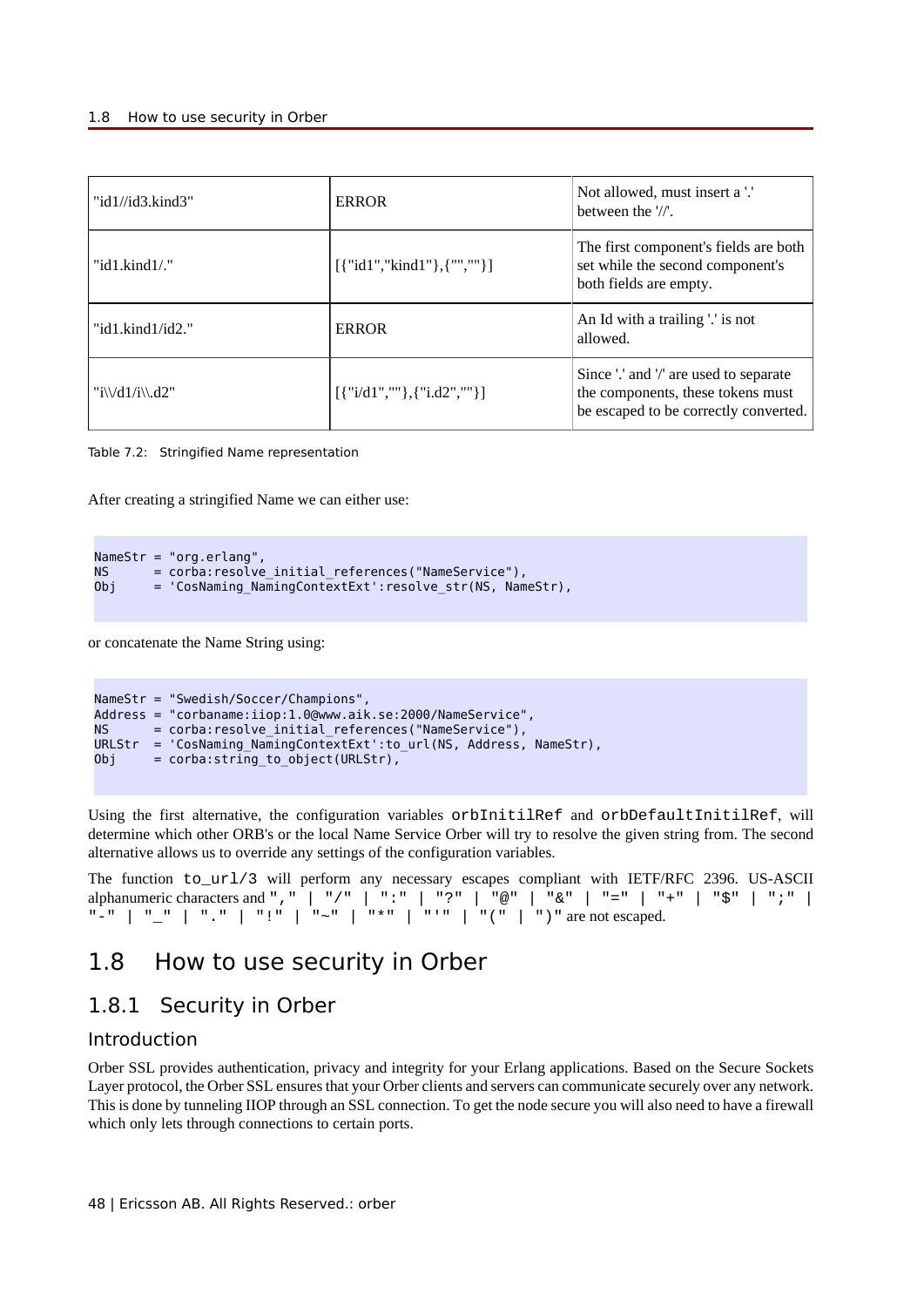| | | |
|---|---|---|
| "id1//id3.kind3" | ERROR | Not allowed, must insert a '.' between the '//'. |
| "id1.kind1/." | [{"id1","kind1"},{"",""}] | The first component's fields are both set while the second component's both fields are empty. |
| "id1.kind1/id2." | ERROR | An Id with a trailing '.' is not allowed. |
| "i\\/d1/i\\.d2" | [{"i/d1",""},{"i.d2",""}] | Since '.' and '/' are used to separate the components, these tokens must be escaped to be correctly converted. |

Table 7.2: Stringified Name representation

After creating a stringified Name we can either use:

```
NameStr = "org.erlang",
NS      = corba:resolve_initial_references("NameService"),
Obj     = 'CosNaming_NamingContextExt':resolve_str(NS, NameStr),
```

or concatenate the Name String using:

```
NameStr = "Swedish/Soccer/Champions",
Address = "corbaname:iiop:1.0@www.aik.se:2000/NameService",
NS      = corba:resolve_initial_references("NameService"),
URLStr  = 'CosNaming_NamingContextExt':to_url(NS, Address, NameStr),
Obj     = corba:string_to_object(URLStr),
```

Using the first alternative, the configuration variables `orbInitilRef` and `orbDefaultInitilRef`, will determine which other ORB's or the local Name Service Orber will try to resolve the given string from. The second alternative allows us to override any settings of the configuration variables.

The function `to_url/3` will perform any necessary escapes compliant with IETF/RFC 2396. US-ASCII alphanumeric characters and `"," | "/" | ":" | "?" | "@" | "&" | "=" | "+" | "$" | ";" | "-" | "_" | "." | "!" | "~" | "*" | "'" | "(" | ")"` are not escaped.

## 1.8 How to use security in Orber

### 1.8.1 Security in Orber

#### Introduction

Orber SSL provides authentication, privacy and integrity for your Erlang applications. Based on the Secure Sockets Layer protocol, the Orber SSL ensures that your Orber clients and servers can communicate securely over any network. This is done by tunneling IIOP through an SSL connection. To get the node secure you will also need to have a firewall which only lets through connections to certain ports.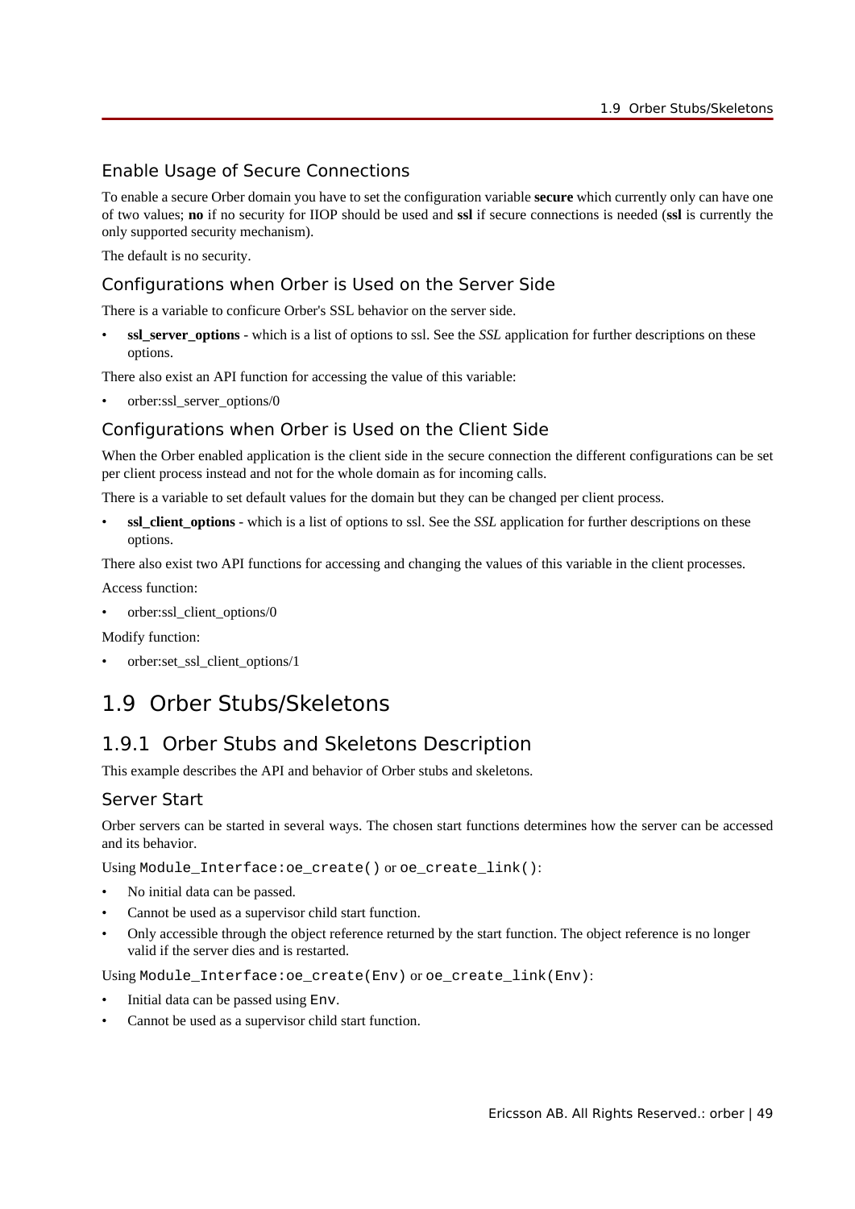### Enable Usage of Secure Connections

To enable a secure Orber domain you have to set the configuration variable **secure** which currently only can have one of two values; **no** if no security for IIOP should be used and **ssl** if secure connections is needed (**ssl** is currently the only supported security mechanism).

The default is no security.

### Configurations when Orber is Used on the Server Side

There is a variable to conficure Orber's SSL behavior on the server side.

- **ssl_server_options** - which is a list of options to ssl. See the *SSL* application for further descriptions on these options.

There also exist an API function for accessing the value of this variable:

- orber:ssl_server_options/0

### Configurations when Orber is Used on the Client Side

When the Orber enabled application is the client side in the secure connection the different configurations can be set per client process instead and not for the whole domain as for incoming calls.

There is a variable to set default values for the domain but they can be changed per client process.

- **ssl_client_options** - which is a list of options to ssl. See the *SSL* application for further descriptions on these options.

There also exist two API functions for accessing and changing the values of this variable in the client processes.

Access function:

- orber:ssl_client_options/0

Modify function:

- orber:set_ssl_client_options/1

# 1.9 Orber Stubs/Skeletons

## 1.9.1 Orber Stubs and Skeletons Description

This example describes the API and behavior of Orber stubs and skeletons.

### Server Start

Orber servers can be started in several ways. The chosen start functions determines how the server can be accessed and its behavior.

Using `Module_Interface:oe_create()` or `oe_create_link()`:

- No initial data can be passed.
- Cannot be used as a supervisor child start function.
- Only accessible through the object reference returned by the start function. The object reference is no longer valid if the server dies and is restarted.

Using `Module_Interface:oe_create(Env)` or `oe_create_link(Env)`:

- Initial data can be passed using `Env`.
- Cannot be used as a supervisor child start function.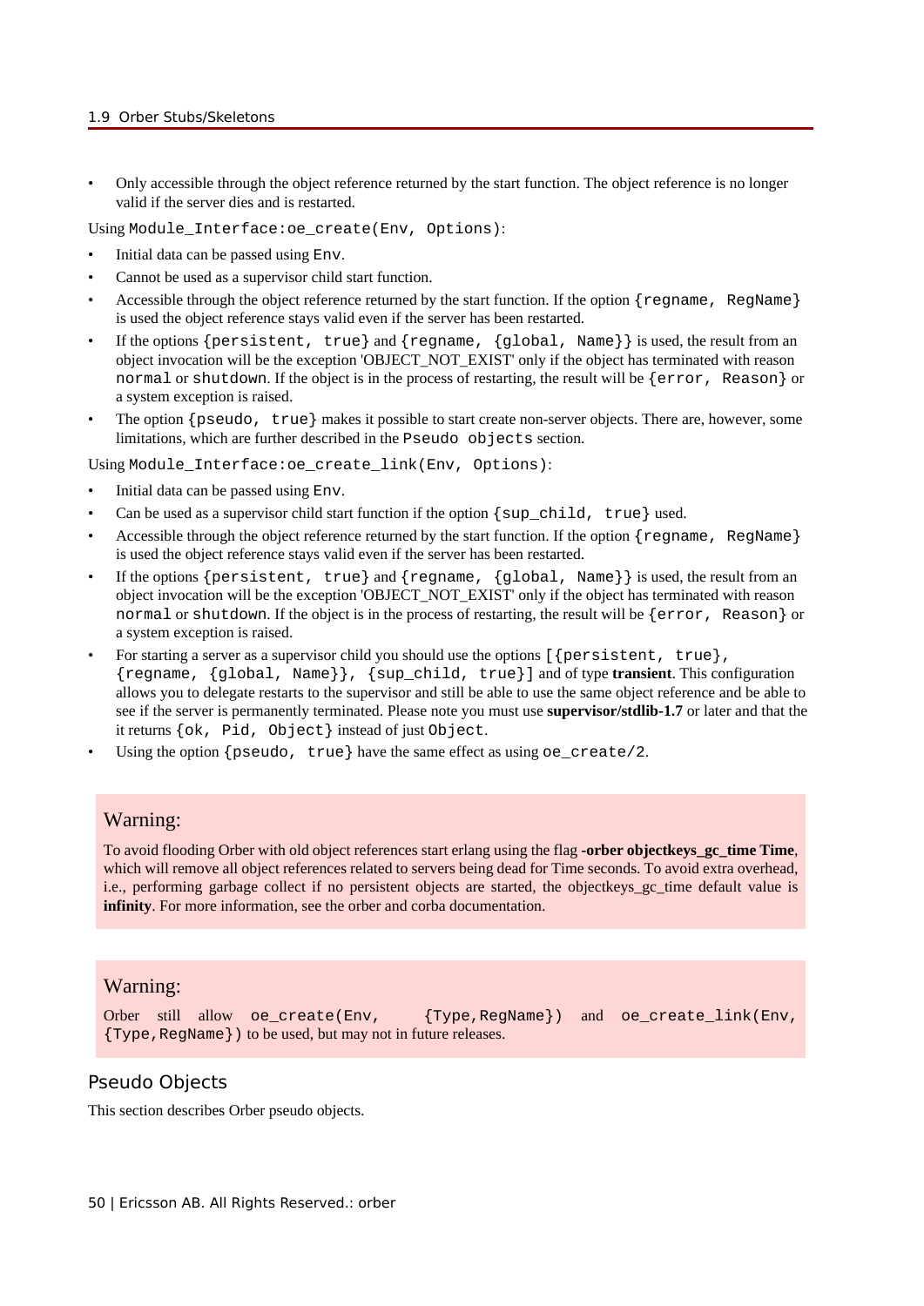- Only accessible through the object reference returned by the start function. The object reference is no longer valid if the server dies and is restarted.

Using `Module_Interface:oe_create(Env, Options)`:

- Initial data can be passed using `Env`.
- Cannot be used as a supervisor child start function.
- Accessible through the object reference returned by the start function. If the option `{regname, RegName}` is used the object reference stays valid even if the server has been restarted.
- If the options `{persistent, true}` and `{regname, {global, Name}}` is used, the result from an object invocation will be the exception 'OBJECT_NOT_EXIST' only if the object has terminated with reason `normal` or `shutdown`. If the object is in the process of restarting, the result will be `{error, Reason}` or a system exception is raised.
- The option `{pseudo, true}` makes it possible to start create non-server objects. There are, however, some limitations, which are further described in the `Pseudo objects` section.

Using `Module_Interface:oe_create_link(Env, Options)`:

- Initial data can be passed using `Env`.
- Can be used as a supervisor child start function if the option `{sup_child, true}` used.
- Accessible through the object reference returned by the start function. If the option `{regname, RegName}` is used the object reference stays valid even if the server has been restarted.
- If the options `{persistent, true}` and `{regname, {global, Name}}` is used, the result from an object invocation will be the exception 'OBJECT_NOT_EXIST' only if the object has terminated with reason `normal` or `shutdown`. If the object is in the process of restarting, the result will be `{error, Reason}` or a system exception is raised.
- For starting a server as a supervisor child you should use the options `[{persistent, true}, {regname, {global, Name}}, {sup_child, true}]` and of type **transient**. This configuration allows you to delegate restarts to the supervisor and still be able to use the same object reference and be able to see if the server is permanently terminated. Please note you must use **supervisor/stdlib-1.7** or later and that the it returns `{ok, Pid, Object}` instead of just `Object`.
- Using the option `{pseudo, true}` have the same effect as using `oe_create/2`.

### Warning:

To avoid flooding Orber with old object references start erlang using the flag **-orber objectkeys_gc_time Time**, which will remove all object references related to servers being dead for Time seconds. To avoid extra overhead, i.e., performing garbage collect if no persistent objects are started, the objectkeys_gc_time default value is **infinity**. For more information, see the orber and corba documentation.

### Warning:

Orber still allow `oe_create(Env, {Type,RegName})` and `oe_create_link(Env, {Type,RegName})` to be used, but may not in future releases.

## Pseudo Objects

This section describes Orber pseudo objects.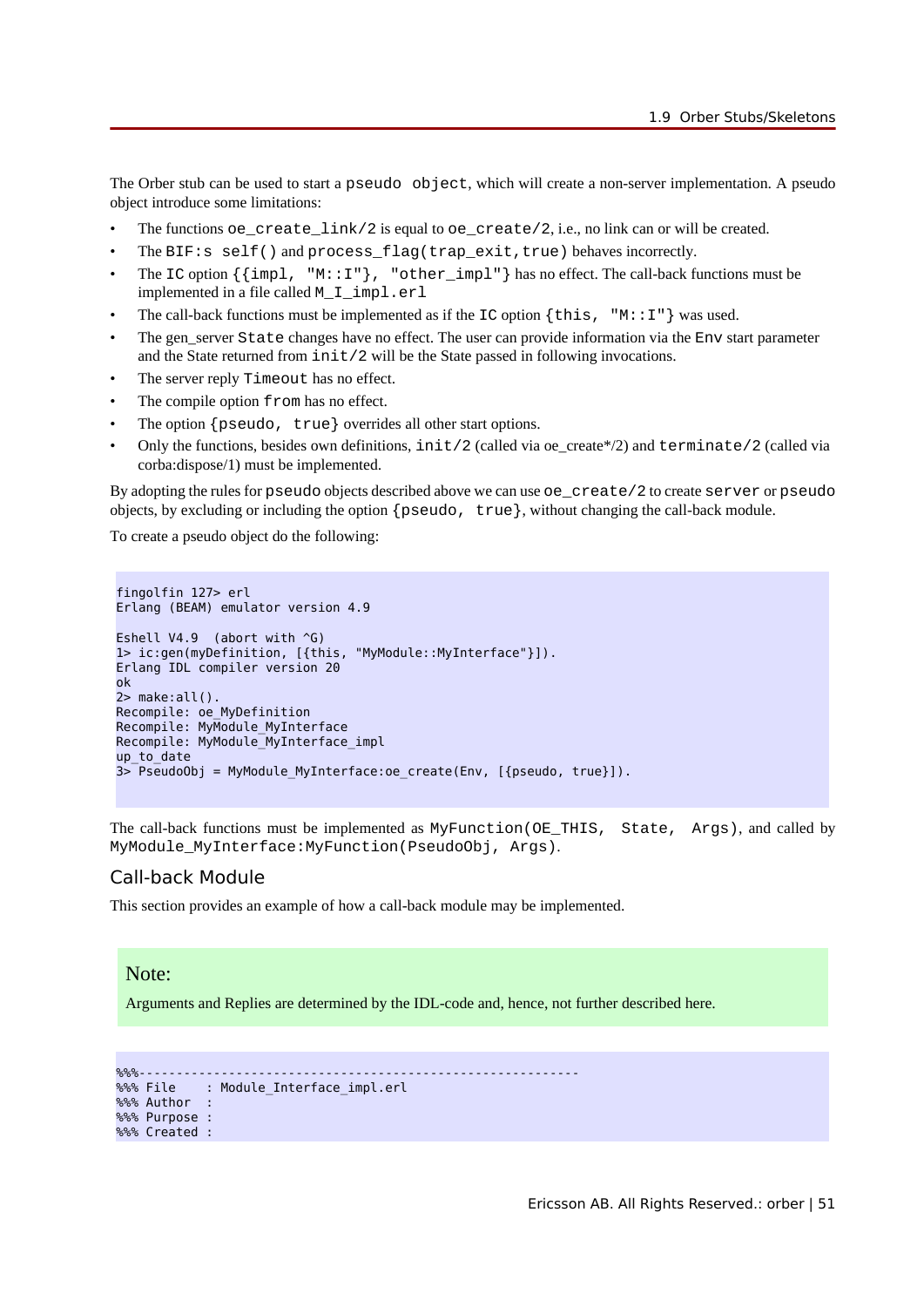The Orber stub can be used to start a `pseudo object`, which will create a non-server implementation. A pseudo object introduce some limitations:

- The functions `oe_create_link/2` is equal to `oe_create/2`, i.e., no link can or will be created.
- The `BIF:s self()` and `process_flag(trap_exit,true)` behaves incorrectly.
- The `IC` option `{{impl, "M::I"}, "other_impl"}` has no effect. The call-back functions must be implemented in a file called `M_I_impl.erl`
- The call-back functions must be implemented as if the `IC` option `{this, "M::I"}` was used.
- The gen_server `State` changes have no effect. The user can provide information via the `Env` start parameter and the State returned from `init/2` will be the State passed in following invocations.
- The server reply `Timeout` has no effect.
- The compile option `from` has no effect.
- The option `{pseudo, true}` overrides all other start options.
- Only the functions, besides own definitions, `init/2` (called via oe_create*/2) and `terminate/2` (called via corba:dispose/1) must be implemented.

By adopting the rules for `pseudo` objects described above we can use `oe_create/2` to create `server` or `pseudo` objects, by excluding or including the option `{pseudo, true}`, without changing the call-back module.

To create a pseudo object do the following:

```
fingolfin 127> erl
Erlang (BEAM) emulator version 4.9

Eshell V4.9  (abort with ^G)
1> ic:gen(myDefinition, [{this, "MyModule::MyInterface"}]).
Erlang IDL compiler version 20
ok
2> make:all().
Recompile: oe_MyDefinition
Recompile: MyModule_MyInterface
Recompile: MyModule_MyInterface_impl
up_to_date
3> PseudoObj = MyModule_MyInterface:oe_create(Env, [{pseudo, true}]).
```

The call-back functions must be implemented as `MyFunction(OE_THIS, State, Args)`, and called by `MyModule_MyInterface:MyFunction(PseudoObj, Args)`.

## Call-back Module

This section provides an example of how a call-back module may be implemented.

> **Note:**
>
> Arguments and Replies are determined by the IDL-code and, hence, not further described here.

```
%%%-----------------------------------------------------------
%%% File    : Module_Interface_impl.erl
%%% Author  :
%%% Purpose :
%%% Created :
```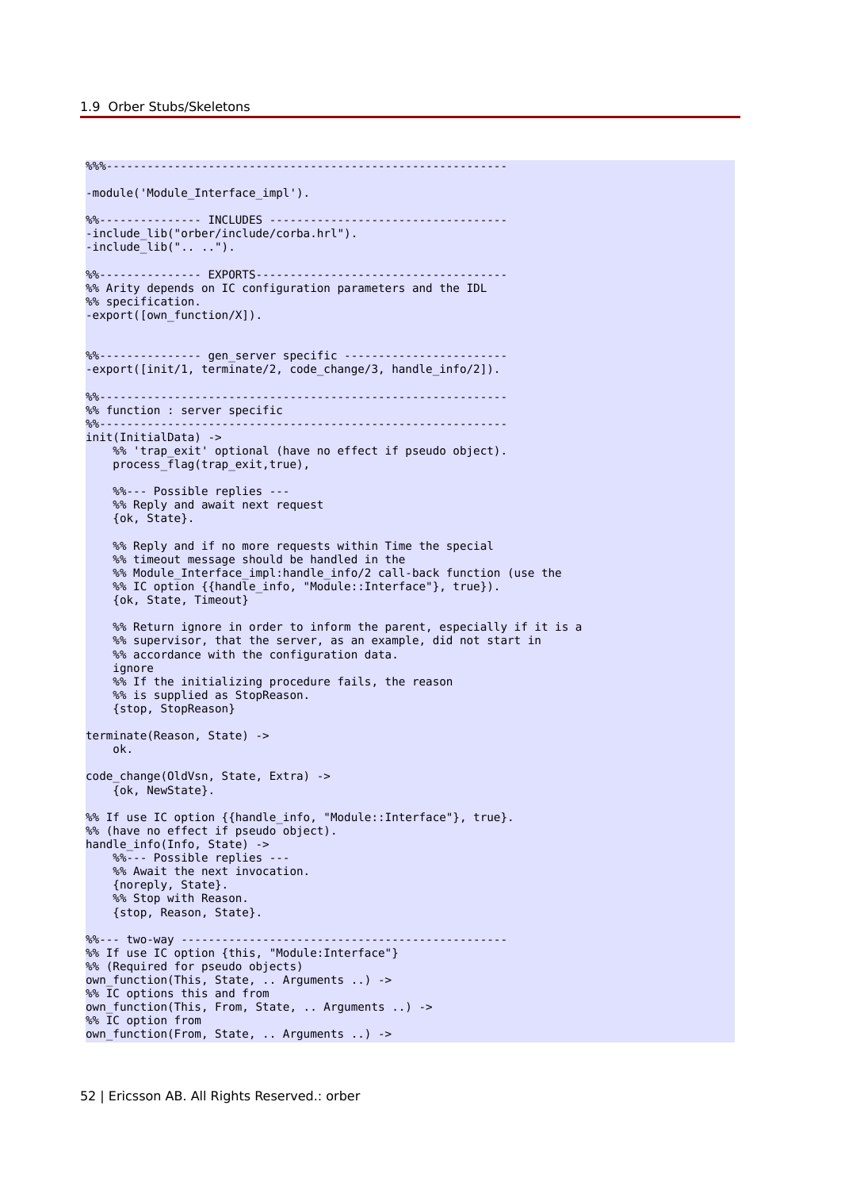```
%%%-----------------------------------------------------------

-module('Module_Interface_impl').

%%--------------- INCLUDES -----------------------------------
-include_lib("orber/include/corba.hrl").
-include_lib(".. ..").

%%--------------- EXPORTS-------------------------------------
%% Arity depends on IC configuration parameters and the IDL
%% specification.
-export([own_function/X]).


%%--------------- gen_server specific ------------------------
-export([init/1, terminate/2, code_change/3, handle_info/2]).

%%------------------------------------------------------------
%% function : server specific
%%------------------------------------------------------------
init(InitialData) ->
    %% 'trap_exit' optional (have no effect if pseudo object).
    process_flag(trap_exit,true),

    %%--- Possible replies ---
    %% Reply and await next request
    {ok, State}.

    %% Reply and if no more requests within Time the special
    %% timeout message should be handled in the
    %% Module_Interface_impl:handle_info/2 call-back function (use the
    %% IC option {{handle_info, "Module::Interface"}, true}).
    {ok, State, Timeout}

    %% Return ignore in order to inform the parent, especially if it is a
    %% supervisor, that the server, as an example, did not start in
    %% accordance with the configuration data.
    ignore
    %% If the initializing procedure fails, the reason
    %% is supplied as StopReason.
    {stop, StopReason}

terminate(Reason, State) ->
    ok.

code_change(OldVsn, State, Extra) ->
    {ok, NewState}.

%% If use IC option {{handle_info, "Module::Interface"}, true}.
%% (have no effect if pseudo object).
handle_info(Info, State) ->
    %%--- Possible replies ---
    %% Await the next invocation.
    {noreply, State}.
    %% Stop with Reason.
    {stop, Reason, State}.

%%--- two-way ------------------------------------------------
%% If use IC option {this, "Module:Interface"}
%% (Required for pseudo objects)
own_function(This, State, .. Arguments ..) ->
%% IC options this and from
own_function(This, From, State, .. Arguments ..) ->
%% IC option from
own_function(From, State, .. Arguments ..) ->
```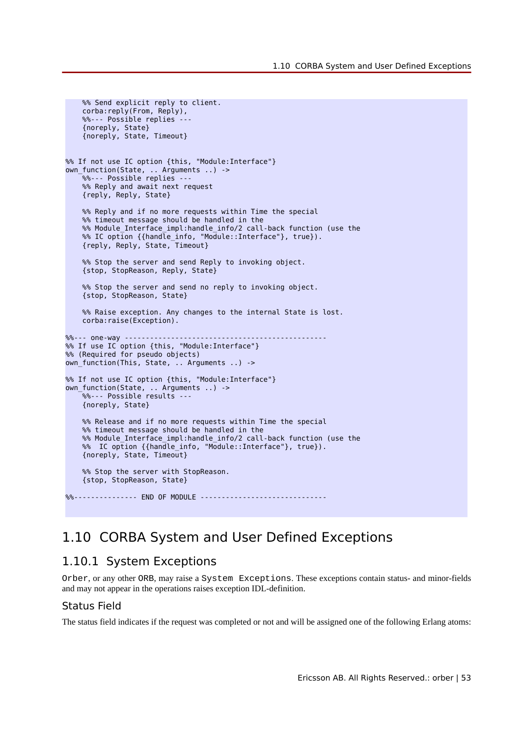```
    %% Send explicit reply to client.
    corba:reply(From, Reply),
    %%--- Possible replies ---
    {noreply, State}
    {noreply, State, Timeout}


%% If not use IC option {this, "Module:Interface"}
own_function(State, .. Arguments ..) ->
    %%--- Possible replies ---
    %% Reply and await next request
    {reply, Reply, State}

    %% Reply and if no more requests within Time the special
    %% timeout message should be handled in the
    %% Module_Interface_impl:handle_info/2 call-back function (use the
    %% IC option {{handle_info, "Module::Interface"}, true}).
    {reply, Reply, State, Timeout}

    %% Stop the server and send Reply to invoking object.
    {stop, StopReason, Reply, State}

    %% Stop the server and send no reply to invoking object.
    {stop, StopReason, State}

    %% Raise exception. Any changes to the internal State is lost.
    corba:raise(Exception).

%%--- one-way ------------------------------------------------
%% If use IC option {this, "Module:Interface"}
%% (Required for pseudo objects)
own_function(This, State, .. Arguments ..) ->

%% If not use IC option {this, "Module:Interface"}
own_function(State, .. Arguments ..) ->
    %%--- Possible results ---
    {noreply, State}

    %% Release and if no more requests within Time the special
    %% timeout message should be handled in the
    %% Module_Interface_impl:handle_info/2 call-back function (use the
    %%  IC option {{handle_info, "Module::Interface"}, true}).
    {noreply, State, Timeout}

    %% Stop the server with StopReason.
    {stop, StopReason, State}

%%--------------- END OF MODULE ------------------------------
```

## 1.10 CORBA System and User Defined Exceptions

### 1.10.1 System Exceptions

Orber, or any other ORB, may raise a System Exceptions. These exceptions contain status- and minor-fields and may not appear in the operations raises exception IDL-definition.

#### Status Field

The status field indicates if the request was completed or not and will be assigned one of the following Erlang atoms: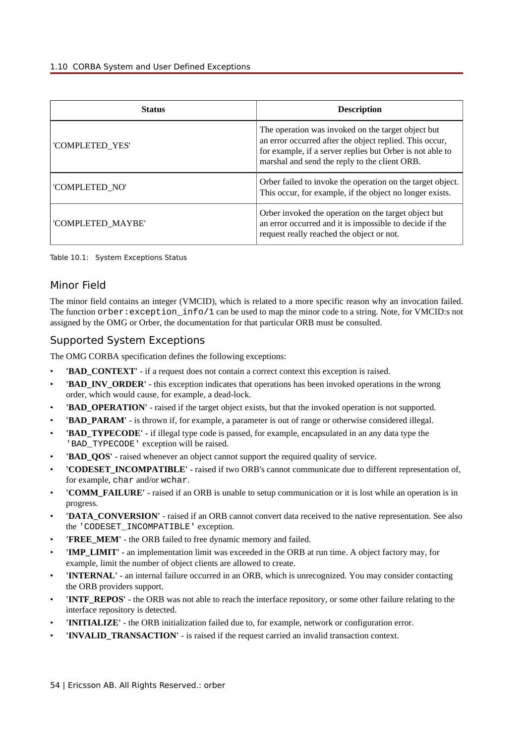| Status | Description |
|---|---|
| 'COMPLETED_YES' | The operation was invoked on the target object but an error occurred after the object replied. This occur, for example, if a server replies but Orber is not able to marshal and send the reply to the client ORB. |
| 'COMPLETED_NO' | Orber failed to invoke the operation on the target object. This occur, for example, if the object no longer exists. |
| 'COMPLETED_MAYBE' | Orber invoked the operation on the target object but an error occurred and it is impossible to decide if the request really reached the object or not. |

Table 10.1: System Exceptions Status

### Minor Field

The minor field contains an integer (VMCID), which is related to a more specific reason why an invocation failed. The function `orber:exception_info/1` can be used to map the minor code to a string. Note, for VMCID:s not assigned by the OMG or Orber, the documentation for that particular ORB must be consulted.

### Supported System Exceptions

The OMG CORBA specification defines the following exceptions:

- **'BAD_CONTEXT'** - if a request does not contain a correct context this exception is raised.
- **'BAD_INV_ORDER'** - this exception indicates that operations has been invoked operations in the wrong order, which would cause, for example, a dead-lock.
- **'BAD_OPERATION'** - raised if the target object exists, but that the invoked operation is not supported.
- **'BAD_PARAM'** - is thrown if, for example, a parameter is out of range or otherwise considered illegal.
- **'BAD_TYPECODE'** - if illegal type code is passed, for example, encapsulated in an any data type the `'BAD_TYPECODE'` exception will be raised.
- **'BAD_QOS'** - raised whenever an object cannot support the required quality of service.
- **'CODESET_INCOMPATIBLE'** - raised if two ORB's cannot communicate due to different representation of, for example, `char` and/or `wchar`.
- **'COMM_FAILURE'** - raised if an ORB is unable to setup communication or it is lost while an operation is in progress.
- **'DATA_CONVERSION'** - raised if an ORB cannot convert data received to the native representation. See also the `'CODESET_INCOMPATIBLE'` exception.
- **'FREE_MEM'** - the ORB failed to free dynamic memory and failed.
- **'IMP_LIMIT'** - an implementation limit was exceeded in the ORB at run time. A object factory may, for example, limit the number of object clients are allowed to create.
- **'INTERNAL'** - an internal failure occurred in an ORB, which is unrecognized. You may consider contacting the ORB providers support.
- **'INTF_REPOS'** - the ORB was not able to reach the interface repository, or some other failure relating to the interface repository is detected.
- **'INITIALIZE'** - the ORB initialization failed due to, for example, network or configuration error.
- **'INVALID_TRANSACTION'** - is raised if the request carried an invalid transaction context.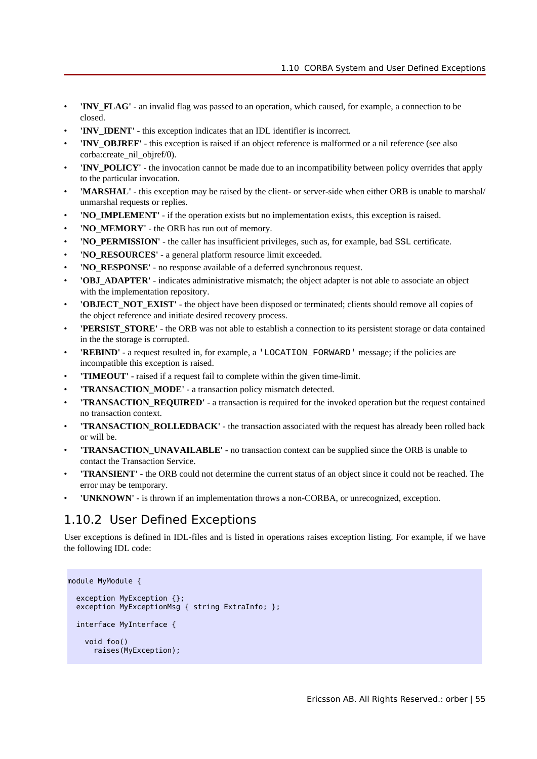- **'INV_FLAG'** - an invalid flag was passed to an operation, which caused, for example, a connection to be closed.
- **'INV_IDENT'** - this exception indicates that an IDL identifier is incorrect.
- **'INV_OBJREF'** - this exception is raised if an object reference is malformed or a nil reference (see also corba:create_nil_objref/0).
- **'INV_POLICY'** - the invocation cannot be made due to an incompatibility between policy overrides that apply to the particular invocation.
- **'MARSHAL'** - this exception may be raised by the client- or server-side when either ORB is unable to marshal/unmarshal requests or replies.
- **'NO_IMPLEMENT'** - if the operation exists but no implementation exists, this exception is raised.
- **'NO_MEMORY'** - the ORB has run out of memory.
- **'NO_PERMISSION'** - the caller has insufficient privileges, such as, for example, bad `SSL` certificate.
- **'NO_RESOURCES'** - a general platform resource limit exceeded.
- **'NO_RESPONSE'** - no response available of a deferred synchronous request.
- **'OBJ_ADAPTER'** - indicates administrative mismatch; the object adapter is not able to associate an object with the implementation repository.
- **'OBJECT_NOT_EXIST'** - the object have been disposed or terminated; clients should remove all copies of the object reference and initiate desired recovery process.
- **'PERSIST_STORE'** - the ORB was not able to establish a connection to its persistent storage or data contained in the the storage is corrupted.
- **'REBIND'** - a request resulted in, for example, a `'LOCATION_FORWARD'` message; if the policies are incompatible this exception is raised.
- **'TIMEOUT'** - raised if a request fail to complete within the given time-limit.
- **'TRANSACTION_MODE'** - a transaction policy mismatch detected.
- **'TRANSACTION_REQUIRED'** - a transaction is required for the invoked operation but the request contained no transaction context.
- **'TRANSACTION_ROLLEDBACK'** - the transaction associated with the request has already been rolled back or will be.
- **'TRANSACTION_UNAVAILABLE'** - no transaction context can be supplied since the ORB is unable to contact the Transaction Service.
- **'TRANSIENT'** - the ORB could not determine the current status of an object since it could not be reached. The error may be temporary.
- **'UNKNOWN'** - is thrown if an implementation throws a non-CORBA, or unrecognized, exception.

## 1.10.2 User Defined Exceptions

User exceptions is defined in IDL-files and is listed in operations raises exception listing. For example, if we have the following IDL code:

```
module MyModule {

  exception MyException {};
  exception MyExceptionMsg { string ExtraInfo; };

  interface MyInterface {

    void foo()
      raises(MyException);
```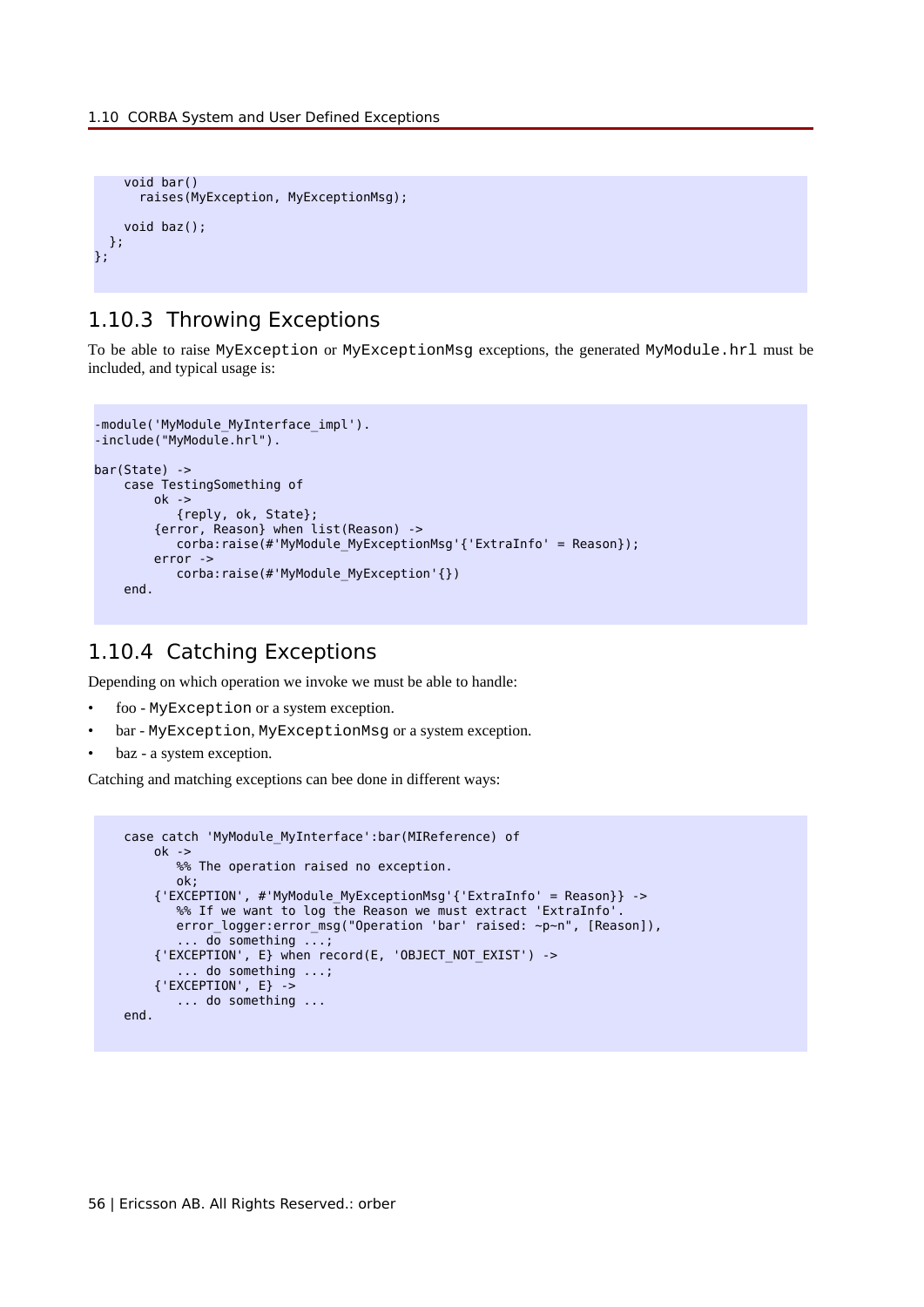```
    void bar()
      raises(MyException, MyExceptionMsg);

    void baz();
  };
};
```

### 1.10.3 Throwing Exceptions

To be able to raise `MyException` or `MyExceptionMsg` exceptions, the generated `MyModule.hrl` must be included, and typical usage is:

```
-module('MyModule_MyInterface_impl').
-include("MyModule.hrl").

bar(State) ->
    case TestingSomething of
        ok ->
           {reply, ok, State};
        {error, Reason} when list(Reason) ->
           corba:raise(#'MyModule_MyExceptionMsg'{'ExtraInfo' = Reason});
        error ->
           corba:raise(#'MyModule_MyException'{})
    end.
```

### 1.10.4 Catching Exceptions

Depending on which operation we invoke we must be able to handle:

- foo - `MyException` or a system exception.
- bar - `MyException`, `MyExceptionMsg` or a system exception.
- baz - a system exception.

Catching and matching exceptions can bee done in different ways:

```
    case catch 'MyModule_MyInterface':bar(MIReference) of
        ok ->
           %% The operation raised no exception.
           ok;
        {'EXCEPTION', #'MyModule_MyExceptionMsg'{'ExtraInfo' = Reason}} ->
           %% If we want to log the Reason we must extract 'ExtraInfo'.
           error_logger:error_msg("Operation 'bar' raised: ~p~n", [Reason]),
           ... do something ...;
        {'EXCEPTION', E} when record(E, 'OBJECT_NOT_EXIST') ->
           ... do something ...;
        {'EXCEPTION', E} ->
           ... do something ...
    end.
```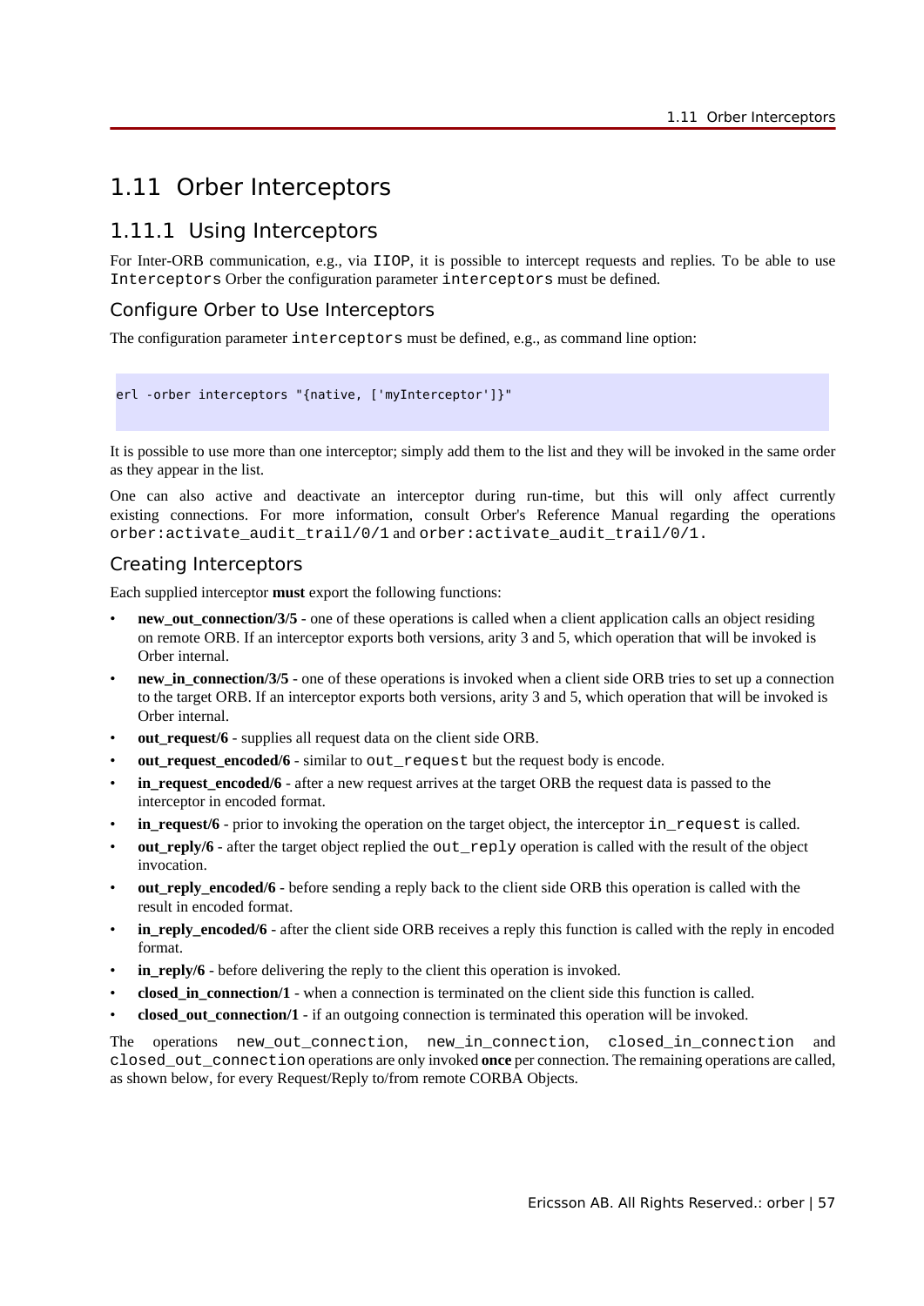# 1.11 Orber Interceptors

## 1.11.1 Using Interceptors

For Inter-ORB communication, e.g., via `IIOP`, it is possible to intercept requests and replies. To be able to use `Interceptors` Orber the configuration parameter `interceptors` must be defined.

### Configure Orber to Use Interceptors

The configuration parameter `interceptors` must be defined, e.g., as command line option:

```
erl -orber interceptors "{native, ['myInterceptor']}"
```

It is possible to use more than one interceptor; simply add them to the list and they will be invoked in the same order as they appear in the list.

One can also active and deactivate an interceptor during run-time, but this will only affect currently existing connections. For more information, consult Orber's Reference Manual regarding the operations `orber:activate_audit_trail/0/1` and `orber:activate_audit_trail/0/1`.

### Creating Interceptors

Each supplied interceptor **must** export the following functions:

- **new_out_connection/3/5** - one of these operations is called when a client application calls an object residing on remote ORB. If an interceptor exports both versions, arity 3 and 5, which operation that will be invoked is Orber internal.
- **new_in_connection/3/5** - one of these operations is invoked when a client side ORB tries to set up a connection to the target ORB. If an interceptor exports both versions, arity 3 and 5, which operation that will be invoked is Orber internal.
- **out_request/6** - supplies all request data on the client side ORB.
- **out_request_encoded/6** - similar to `out_request` but the request body is encode.
- **in_request_encoded/6** - after a new request arrives at the target ORB the request data is passed to the interceptor in encoded format.
- **in_request/6** - prior to invoking the operation on the target object, the interceptor `in_request` is called.
- **out_reply/6** - after the target object replied the `out_reply` operation is called with the result of the object invocation.
- **out_reply_encoded/6** - before sending a reply back to the client side ORB this operation is called with the result in encoded format.
- **in_reply_encoded/6** - after the client side ORB receives a reply this function is called with the reply in encoded format.
- **in_reply/6** - before delivering the reply to the client this operation is invoked.
- **closed_in_connection/1** - when a connection is terminated on the client side this function is called.
- **closed_out_connection/1** - if an outgoing connection is terminated this operation will be invoked.

The operations `new_out_connection`, `new_in_connection`, `closed_in_connection` and `closed_out_connection` operations are only invoked **once** per connection. The remaining operations are called, as shown below, for every Request/Reply to/from remote CORBA Objects.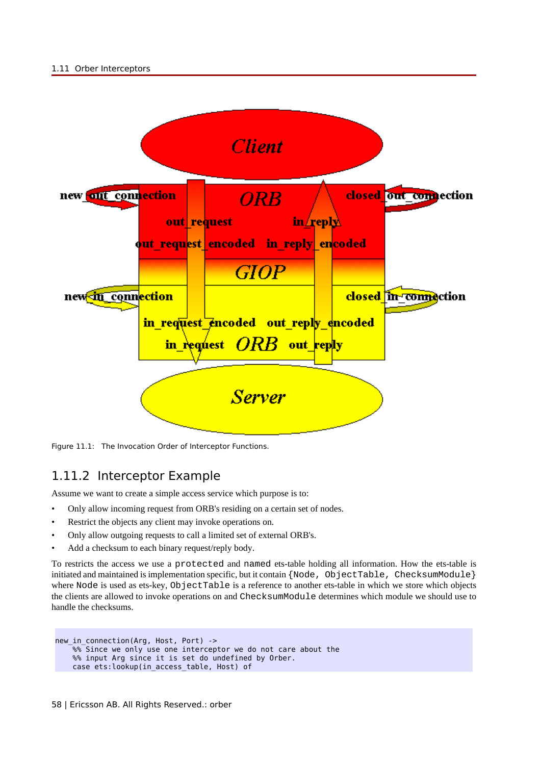Client

new out connection

ORB

closed out connection

out request

in reply

out request encoded

in reply encoded

GIOP

new in connection

closed in connection

in request encoded

out reply encoded

in request

ORB

out reply

Server

Figure 11.1: The Invocation Order of Interceptor Functions.

## 1.11.2 Interceptor Example

Assume we want to create a simple access service which purpose is to:

- Only allow incoming request from ORB's residing on a certain set of nodes.
- Restrict the objects any client may invoke operations on.
- Only allow outgoing requests to call a limited set of external ORB's.
- Add a checksum to each binary request/reply body.

To restricts the access we use a `protected` and `named` ets-table holding all information. How the ets-table is initiated and maintained is implementation specific, but it contain `{Node, ObjectTable, ChecksumModule}` where `Node` is used as ets-key, `ObjectTable` is a reference to another ets-table in which we store which objects the clients are allowed to invoke operations on and `ChecksumModule` determines which module we should use to handle the checksums.

```
new_in_connection(Arg, Host, Port) ->
    %% Since we only use one interceptor we do not care about the
    %% input Arg since it is set do undefined by Orber.
    case ets:lookup(in_access_table, Host) of
```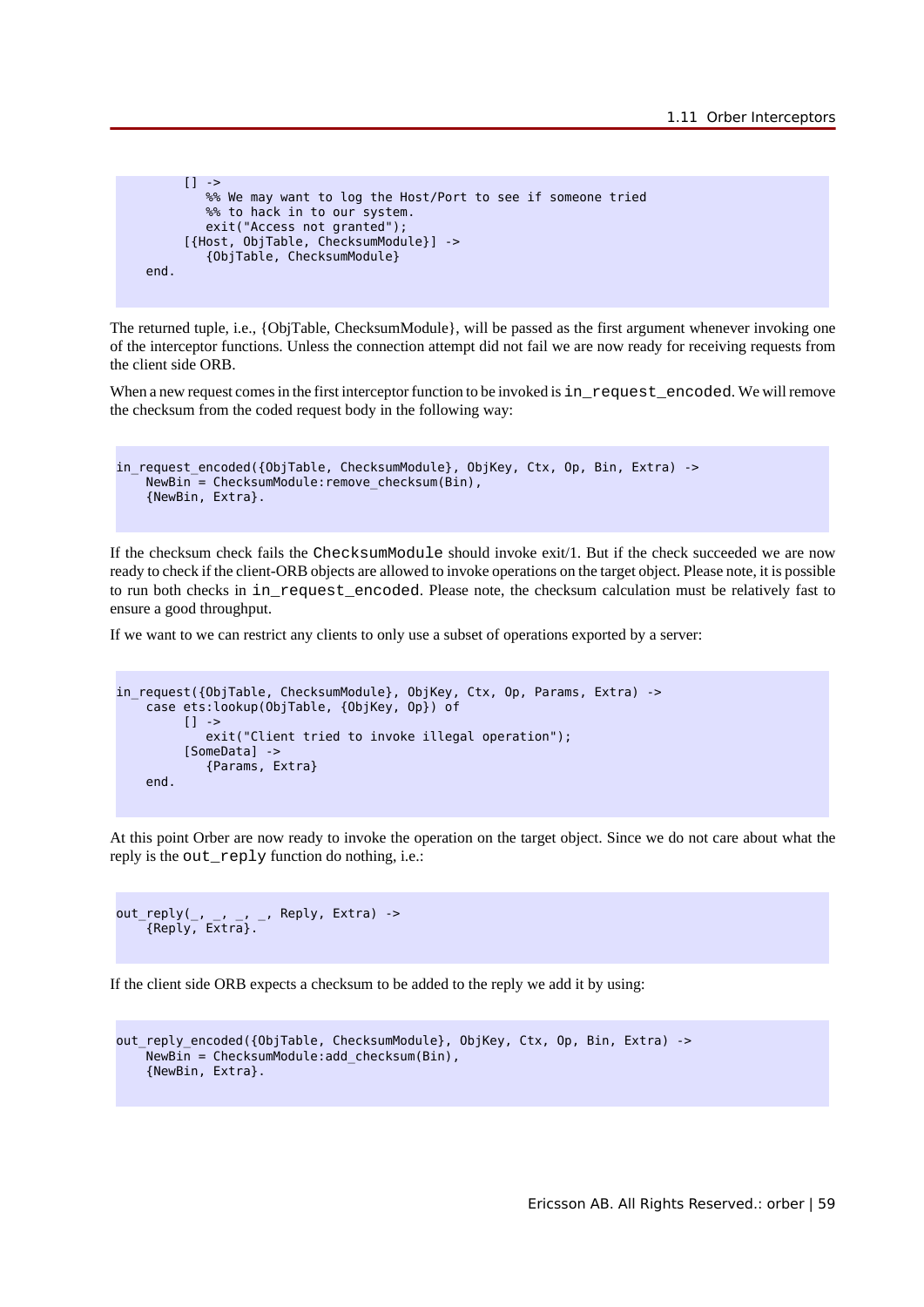```
        [] ->
           %% We may want to log the Host/Port to see if someone tried
           %% to hack in to our system.
           exit("Access not granted");
        [{Host, ObjTable, ChecksumModule}] ->
           {ObjTable, ChecksumModule}
    end.
```

The returned tuple, i.e., {ObjTable, ChecksumModule}, will be passed as the first argument whenever invoking one of the interceptor functions. Unless the connection attempt did not fail we are now ready for receiving requests from the client side ORB.

When a new request comes in the first interceptor function to be invoked is `in_request_encoded`. We will remove the checksum from the coded request body in the following way:

```
in_request_encoded({ObjTable, ChecksumModule}, ObjKey, Ctx, Op, Bin, Extra) ->
    NewBin = ChecksumModule:remove_checksum(Bin),
    {NewBin, Extra}.
```

If the checksum check fails the `ChecksumModule` should invoke exit/1. But if the check succeeded we are now ready to check if the client-ORB objects are allowed to invoke operations on the target object. Please note, it is possible to run both checks in `in_request_encoded`. Please note, the checksum calculation must be relatively fast to ensure a good throughput.

If we want to we can restrict any clients to only use a subset of operations exported by a server:

```
in_request({ObjTable, ChecksumModule}, ObjKey, Ctx, Op, Params, Extra) ->
    case ets:lookup(ObjTable, {ObjKey, Op}) of
        [] ->
           exit("Client tried to invoke illegal operation");
        [SomeData] ->
           {Params, Extra}
    end.
```

At this point Orber are now ready to invoke the operation on the target object. Since we do not care about what the reply is the `out_reply` function do nothing, i.e.:

```
out_reply(_, _, _, _, Reply, Extra) ->
    {Reply, Extra}.
```

If the client side ORB expects a checksum to be added to the reply we add it by using:

```
out_reply_encoded({ObjTable, ChecksumModule}, ObjKey, Ctx, Op, Bin, Extra) ->
    NewBin = ChecksumModule:add_checksum(Bin),
    {NewBin, Extra}.
```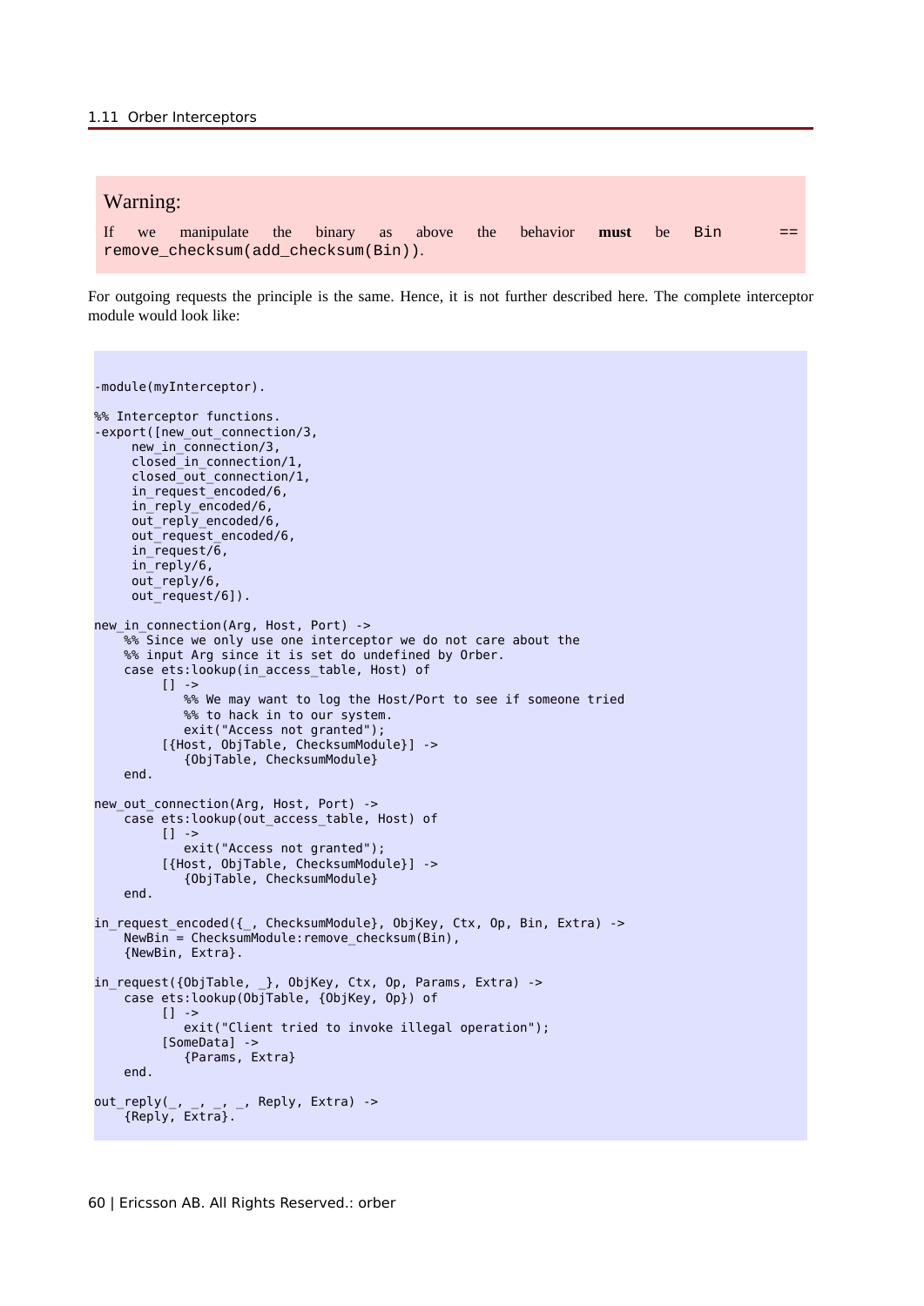**Warning:**

If we manipulate the binary as above the behavior **must** be `Bin == remove_checksum(add_checksum(Bin))`.

For outgoing requests the principle is the same. Hence, it is not further described here. The complete interceptor module would look like:

```
-module(myInterceptor).

%% Interceptor functions.
-export([new_out_connection/3,
     new_in_connection/3,
     closed_in_connection/1,
     closed_out_connection/1,
     in_request_encoded/6,
     in_reply_encoded/6,
     out_reply_encoded/6,
     out_request_encoded/6,
     in_request/6,
     in_reply/6,
     out_reply/6,
     out_request/6]).

new_in_connection(Arg, Host, Port) ->
    %% Since we only use one interceptor we do not care about the
    %% input Arg since it is set do undefined by Orber.
    case ets:lookup(in_access_table, Host) of
         [] ->
            %% We may want to log the Host/Port to see if someone tried
            %% to hack in to our system.
            exit("Access not granted");
         [{Host, ObjTable, ChecksumModule}] ->
            {ObjTable, ChecksumModule}
    end.

new_out_connection(Arg, Host, Port) ->
    case ets:lookup(out_access_table, Host) of
         [] ->
            exit("Access not granted");
         [{Host, ObjTable, ChecksumModule}] ->
            {ObjTable, ChecksumModule}
    end.

in_request_encoded({_, ChecksumModule}, ObjKey, Ctx, Op, Bin, Extra) ->
    NewBin = ChecksumModule:remove_checksum(Bin),
    {NewBin, Extra}.

in_request({ObjTable, _}, ObjKey, Ctx, Op, Params, Extra) ->
    case ets:lookup(ObjTable, {ObjKey, Op}) of
         [] ->
            exit("Client tried to invoke illegal operation");
         [SomeData] ->
            {Params, Extra}
    end.

out_reply(_, _, _, _, Reply, Extra) ->
    {Reply, Extra}.
```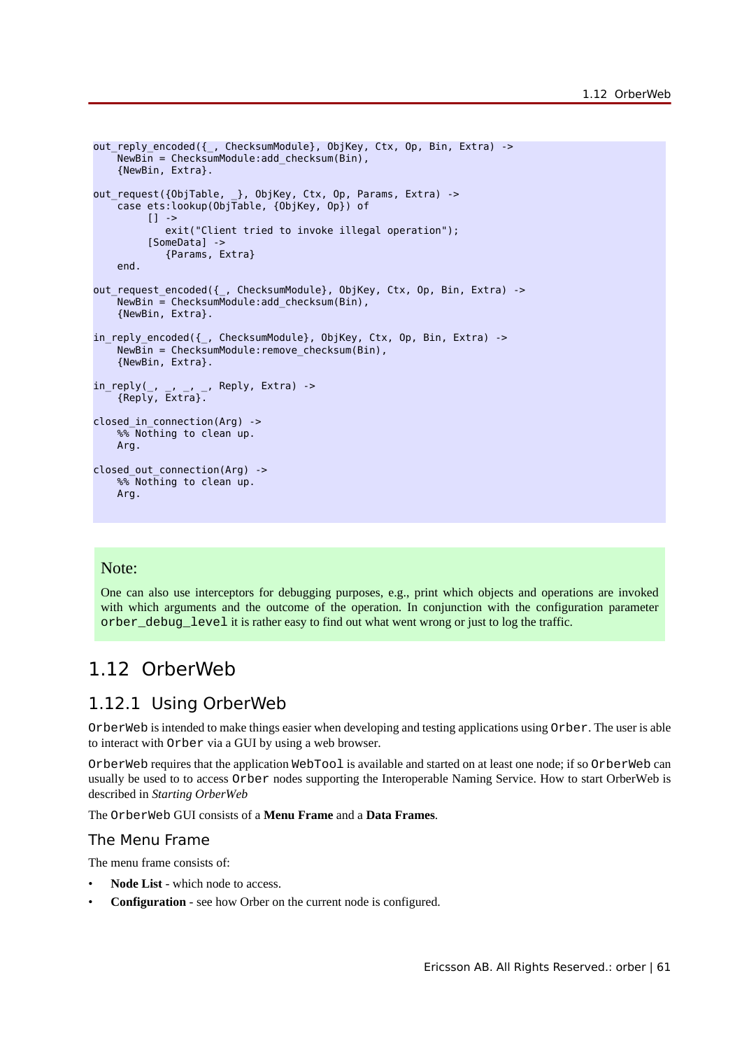```
out_reply_encoded({_, ChecksumModule}, ObjKey, Ctx, Op, Bin, Extra) ->
    NewBin = ChecksumModule:add_checksum(Bin),
    {NewBin, Extra}.

out_request({ObjTable, _}, ObjKey, Ctx, Op, Params, Extra) ->
    case ets:lookup(ObjTable, {ObjKey, Op}) of
         [] ->
            exit("Client tried to invoke illegal operation");
         [SomeData] ->
            {Params, Extra}
    end.

out_request_encoded({_, ChecksumModule}, ObjKey, Ctx, Op, Bin, Extra) ->
    NewBin = ChecksumModule:add_checksum(Bin),
    {NewBin, Extra}.

in_reply_encoded({_, ChecksumModule}, ObjKey, Ctx, Op, Bin, Extra) ->
    NewBin = ChecksumModule:remove_checksum(Bin),
    {NewBin, Extra}.

in_reply(_, _, _, _, Reply, Extra) ->
    {Reply, Extra}.

closed_in_connection(Arg) ->
    %% Nothing to clean up.
    Arg.

closed_out_connection(Arg) ->
    %% Nothing to clean up.
    Arg.
```

### Note:

One can also use interceptors for debugging purposes, e.g., print which objects and operations are invoked with which arguments and the outcome of the operation. In conjunction with the configuration parameter `orber_debug_level` it is rather easy to find out what went wrong or just to log the traffic.

# 1.12 OrberWeb

## 1.12.1 Using OrberWeb

`OrberWeb` is intended to make things easier when developing and testing applications using `Orber`. The user is able to interact with `Orber` via a GUI by using a web browser.

`OrberWeb` requires that the application `WebTool` is available and started on at least one node; if so `OrberWeb` can usually be used to to access `Orber` nodes supporting the Interoperable Naming Service. How to start OrberWeb is described in *Starting OrberWeb*

The `OrberWeb` GUI consists of a **Menu Frame** and a **Data Frames**.

### The Menu Frame

The menu frame consists of:

- **Node List** - which node to access.
- **Configuration** - see how Orber on the current node is configured.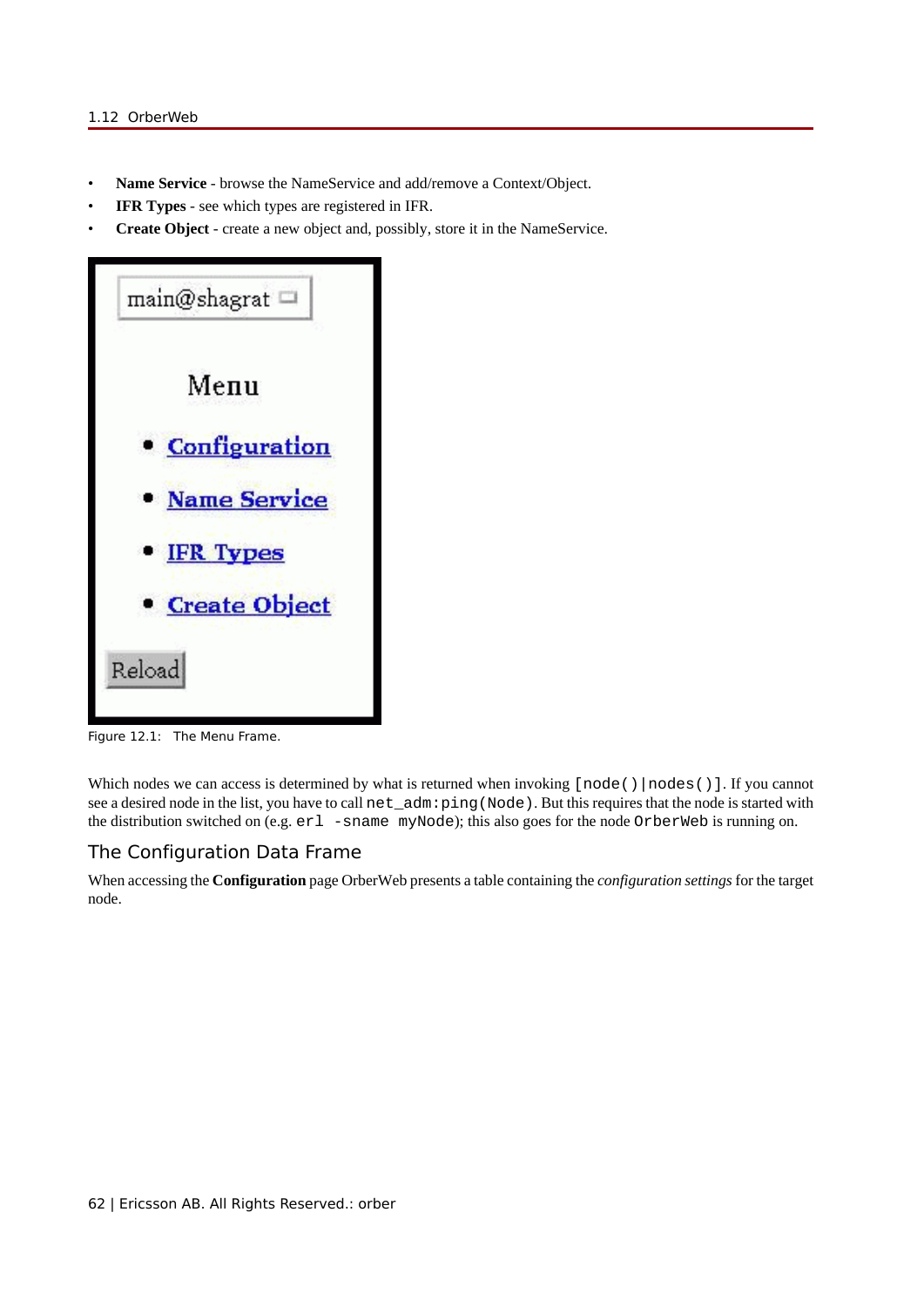- **Name Service** - browse the NameService and add/remove a Context/Object.
- **IFR Types** - see which types are registered in IFR.
- **Create Object** - create a new object and, possibly, store it in the NameService.

Figure 12.1: The Menu Frame.

Which nodes we can access is determined by what is returned when invoking `[node()|nodes()]`. If you cannot see a desired node in the list, you have to call `net_adm:ping(Node)`. But this requires that the node is started with the distribution switched on (e.g. `erl -sname myNode`); this also goes for the node `OrberWeb` is running on.

## The Configuration Data Frame

When accessing the **Configuration** page OrberWeb presents a table containing the *configuration settings* for the target node.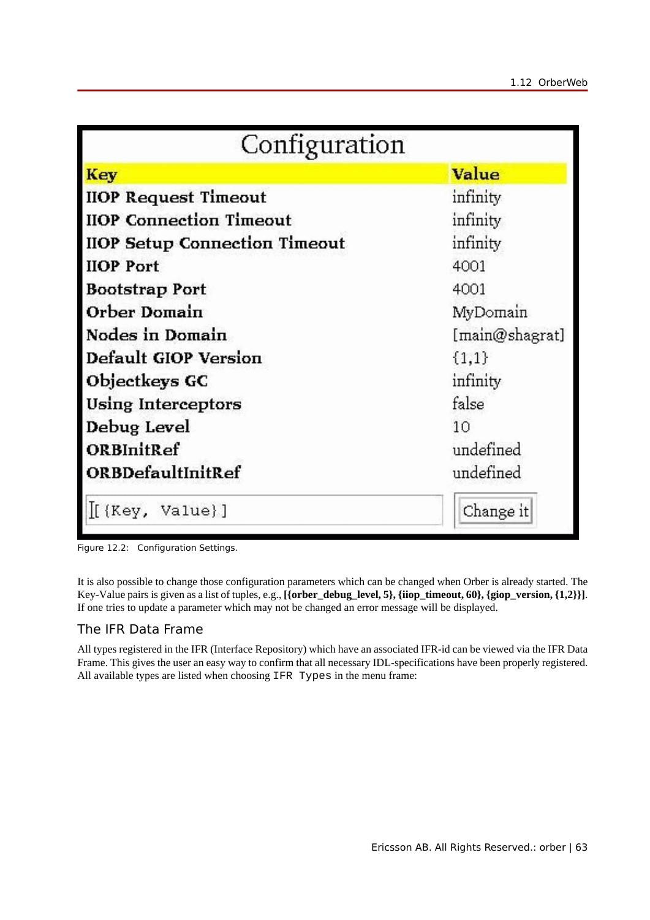| Configuration | |
|---|---|
| **Key** | **Value** |
| **IIOP Request Timeout** | infinity |
| **IIOP Connection Timeout** | infinity |
| **IIOP Setup Connection Timeout** | infinity |
| **IIOP Port** | 4001 |
| **Bootstrap Port** | 4001 |
| **Orber Domain** | MyDomain |
| **Nodes in Domain** | [main@shagrat] |
| **Default GIOP Version** | {1,1} |
| **Objectkeys GC** | infinity |
| **Using Interceptors** | false |
| **Debug Level** | 10 |
| **ORBInitRef** | undefined |
| **ORBDefaultInitRef** | undefined |
| [{Key, Value}] | Change it |

Figure 12.2: Configuration Settings.

It is also possible to change those configuration parameters which can be changed when Orber is already started. The Key-Value pairs is given as a list of tuples, e.g., **[{orber_debug_level, 5}, {iiop_timeout, 60}, {giop_version, {1,2}}]**. If one tries to update a parameter which may not be changed an error message will be displayed.

### The IFR Data Frame

All types registered in the IFR (Interface Repository) which have an associated IFR-id can be viewed via the IFR Data Frame. This gives the user an easy way to confirm that all necessary IDL-specifications have been properly registered. All available types are listed when choosing `IFR Types` in the menu frame: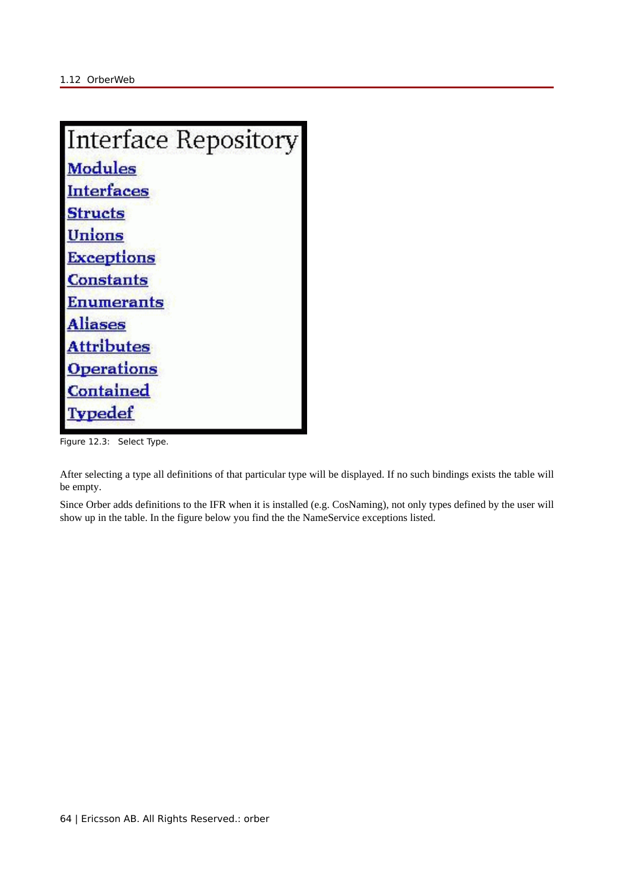Interface Repository

Modules
Interfaces
Structs
Unions
Exceptions
Constants
Enumerants
Aliases
Attributes
Operations
Contained
Typedef

Figure 12.3: Select Type.

After selecting a type all definitions of that particular type will be displayed. If no such bindings exists the table will be empty.

Since Orber adds definitions to the IFR when it is installed (e.g. CosNaming), not only types defined by the user will show up in the table. In the figure below you find the the NameService exceptions listed.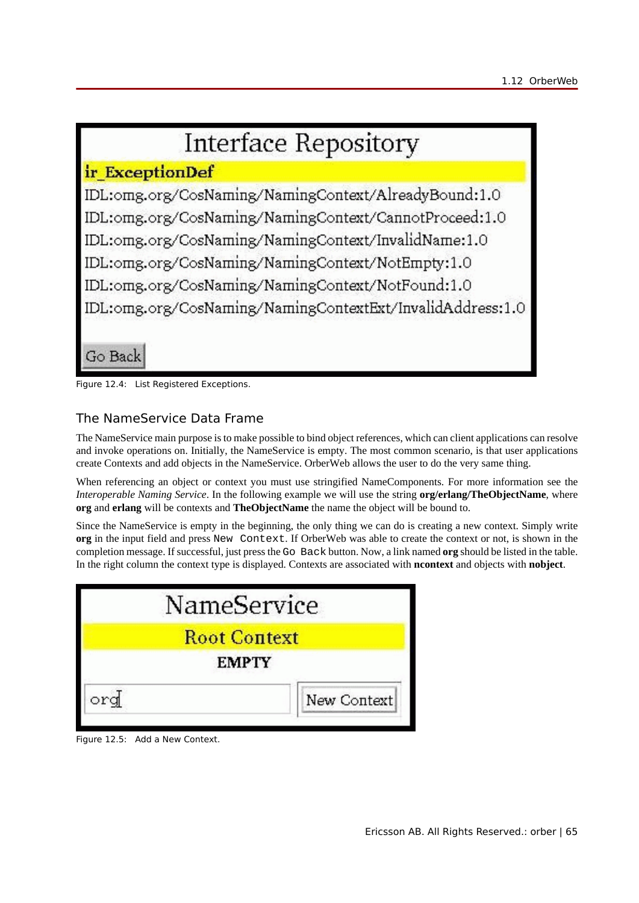Figure 12.4: List Registered Exceptions.

## The NameService Data Frame

The NameService main purpose is to make possible to bind object references, which can client applications can resolve and invoke operations on. Initially, the NameService is empty. The most common scenario, is that user applications create Contexts and add objects in the NameService. OrberWeb allows the user to do the very same thing.

When referencing an object or context you must use stringified NameComponents. For more information see the *Interoperable Naming Service*. In the following example we will use the string **org/erlang/TheObjectName**, where **org** and **erlang** will be contexts and **TheObjectName** the name the object will be bound to.

Since the NameService is empty in the beginning, the only thing we can do is creating a new context. Simply write **org** in the input field and press `New Context`. If OrberWeb was able to create the context or not, is shown in the completion message. If successful, just press the `Go Back` button. Now, a link named **org** should be listed in the table. In the right column the context type is displayed. Contexts are associated with **ncontext** and objects with **nobject**.

Figure 12.5: Add a New Context.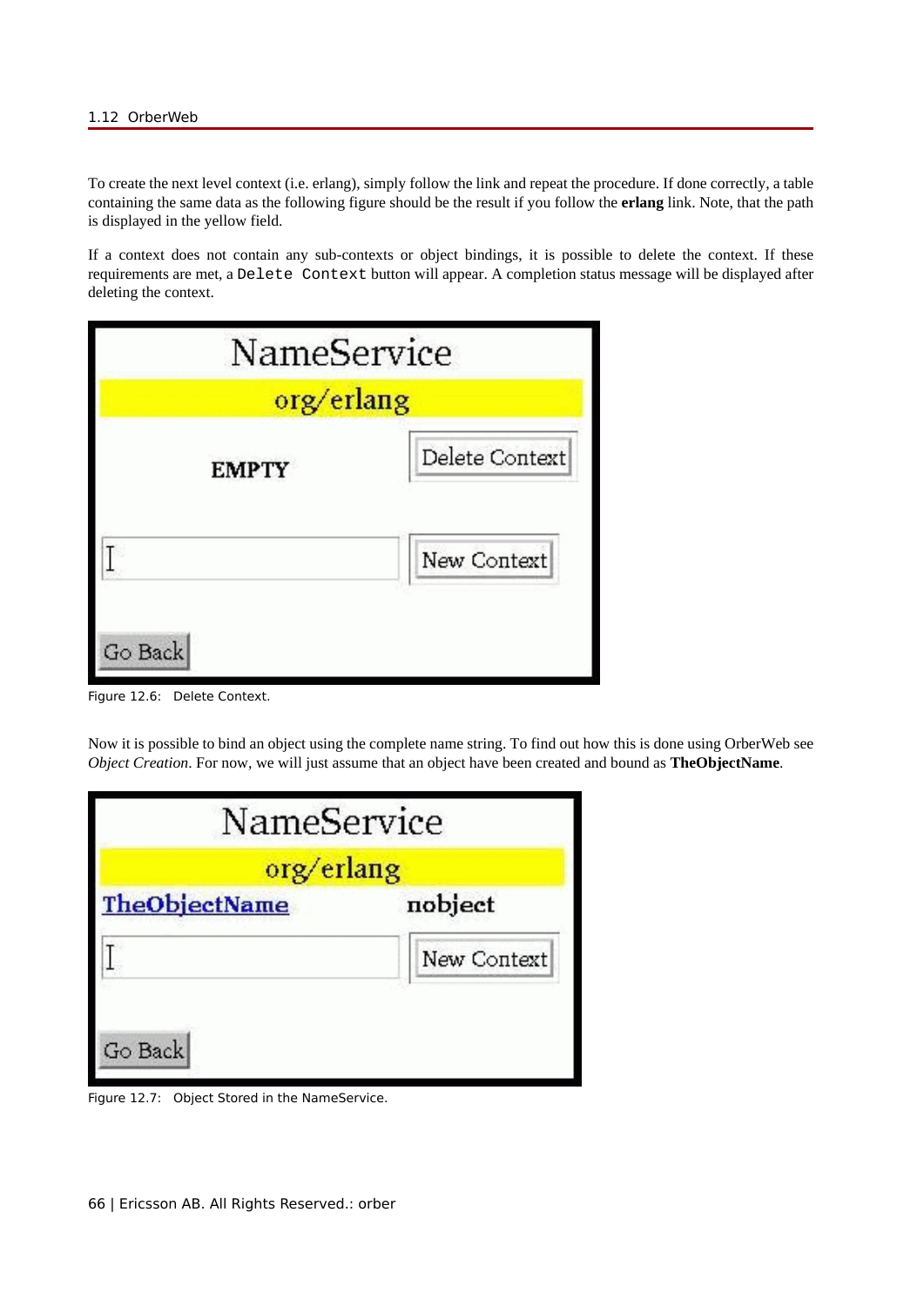To create the next level context (i.e. erlang), simply follow the link and repeat the procedure. If done correctly, a table containing the same data as the following figure should be the result if you follow the **erlang** link. Note, that the path is displayed in the yellow field.

If a context does not contain any sub-contexts or object bindings, it is possible to delete the context. If these requirements are met, a `Delete Context` button will appear. A completion status message will be displayed after deleting the context.

Figure 12.6: Delete Context.

Now it is possible to bind an object using the complete name string. To find out how this is done using OrberWeb see *Object Creation*. For now, we will just assume that an object have been created and bound as **TheObjectName**.

Figure 12.7: Object Stored in the NameService.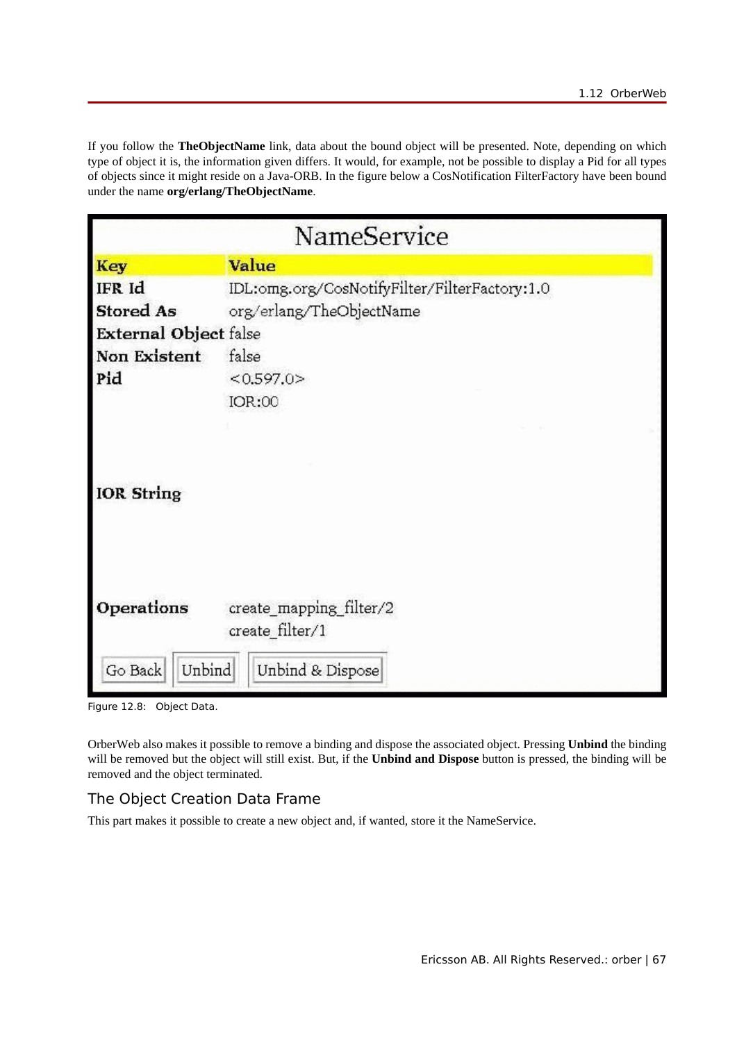If you follow the **TheObjectName** link, data about the bound object will be presented. Note, depending on which type of object it is, the information given differs. It would, for example, not be possible to display a Pid for all types of objects since it might reside on a Java-ORB. In the figure below a CosNotification FilterFactory have been bound under the name **org/erlang/TheObjectName**.

NameService

| Key | Value |
|---|---|
| IFR Id | IDL:omg.org/CosNotifyFilter/FilterFactory:1.0 |
| Stored As | org/erlang/TheObjectName |
| External Object | false |
| Non Existent | false |
| Pid | <0.597.0> |
| IOR String | IOR:00 |
| Operations | create_mapping_filter/2<br>create_filter/1 |

Go Back | Unbind | Unbind & Dispose

Figure 12.8: Object Data.

OrberWeb also makes it possible to remove a binding and dispose the associated object. Pressing **Unbind** the binding will be removed but the object will still exist. But, if the **Unbind and Dispose** button is pressed, the binding will be removed and the object terminated.

### The Object Creation Data Frame

This part makes it possible to create a new object and, if wanted, store it the NameService.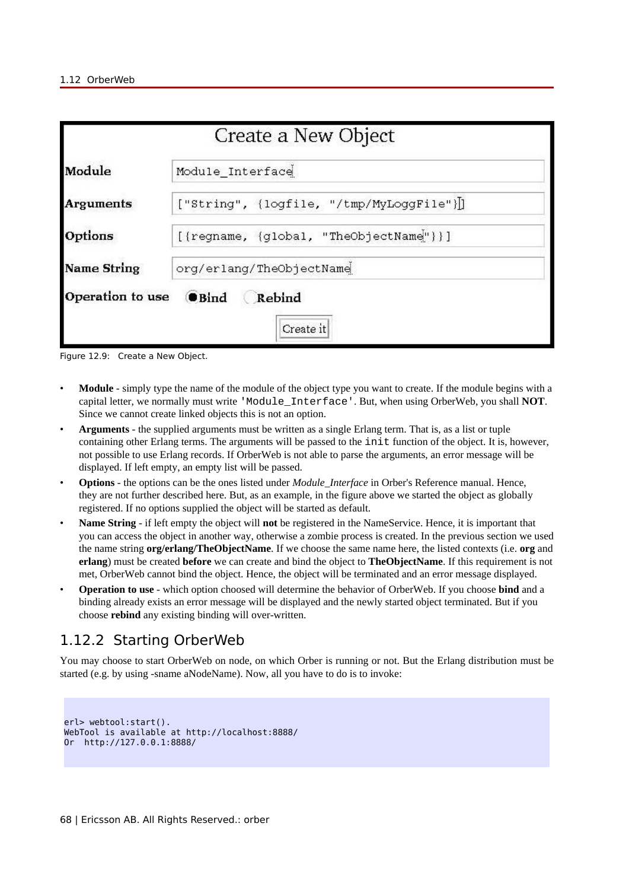Figure 12.9: Create a New Object.

- **Module** - simply type the name of the module of the object type you want to create. If the module begins with a capital letter, we normally must write `'Module_Interface'`. But, when using OrberWeb, you shall **NOT**. Since we cannot create linked objects this is not an option.
- **Arguments** - the supplied arguments must be written as a single Erlang term. That is, as a list or tuple containing other Erlang terms. The arguments will be passed to the `init` function of the object. It is, however, not possible to use Erlang records. If OrberWeb is not able to parse the arguments, an error message will be displayed. If left empty, an empty list will be passed.
- **Options** - the options can be the ones listed under *Module_Interface* in Orber's Reference manual. Hence, they are not further described here. But, as an example, in the figure above we started the object as globally registered. If no options supplied the object will be started as default.
- **Name String** - if left empty the object will **not** be registered in the NameService. Hence, it is important that you can access the object in another way, otherwise a zombie process is created. In the previous section we used the name string **org/erlang/TheObjectName**. If we choose the same name here, the listed contexts (i.e. **org** and **erlang**) must be created **before** we can create and bind the object to **TheObjectName**. If this requirement is not met, OrberWeb cannot bind the object. Hence, the object will be terminated and an error message displayed.
- **Operation to use** - which option choosed will determine the behavior of OrberWeb. If you choose **bind** and a binding already exists an error message will be displayed and the newly started object terminated. But if you choose **rebind** any existing binding will over-written.

## 1.12.2 Starting OrberWeb

You may choose to start OrberWeb on node, on which Orber is running or not. But the Erlang distribution must be started (e.g. by using -sname aNodeName). Now, all you have to do is to invoke:

```
erl> webtool:start().
WebTool is available at http://localhost:8888/
Or  http://127.0.0.1:8888/
```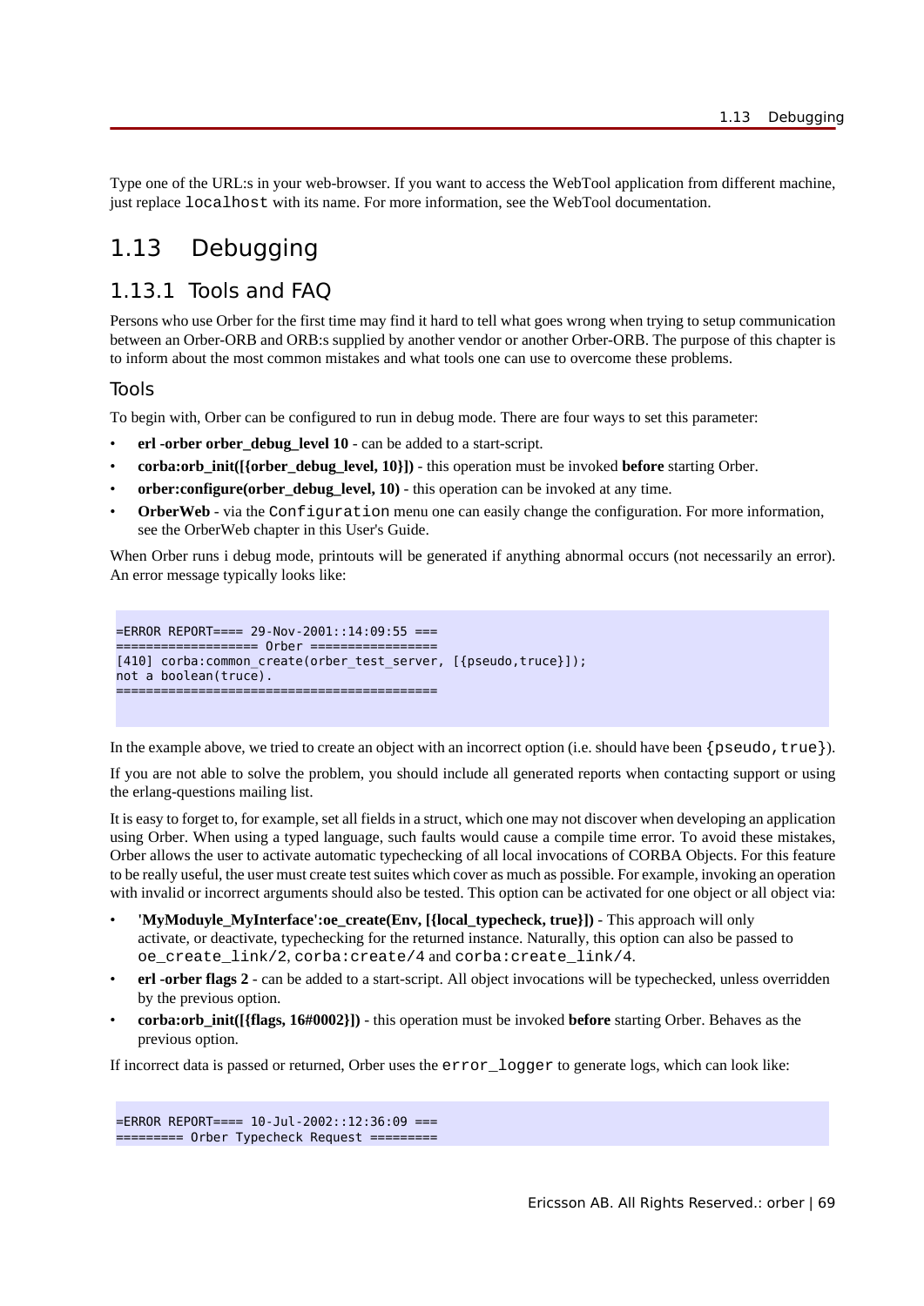Type one of the URL:s in your web-browser. If you want to access the WebTool application from different machine, just replace `localhost` with its name. For more information, see the WebTool documentation.

# 1.13 Debugging

## 1.13.1 Tools and FAQ

Persons who use Orber for the first time may find it hard to tell what goes wrong when trying to setup communication between an Orber-ORB and ORB:s supplied by another vendor or another Orber-ORB. The purpose of this chapter is to inform about the most common mistakes and what tools one can use to overcome these problems.

### Tools

To begin with, Orber can be configured to run in debug mode. There are four ways to set this parameter:

- **erl -orber orber_debug_level 10** - can be added to a start-script.
- **corba:orb_init([{orber_debug_level, 10}])** - this operation must be invoked **before** starting Orber.
- **orber:configure(orber_debug_level, 10)** - this operation can be invoked at any time.
- **OrberWeb** - via the `Configuration` menu one can easily change the configuration. For more information, see the OrberWeb chapter in this User's Guide.

When Orber runs i debug mode, printouts will be generated if anything abnormal occurs (not necessarily an error). An error message typically looks like:

```
=ERROR REPORT==== 29-Nov-2001::14:09:55 ===
================== Orber =================
[410] corba:common_create(orber_test_server, [{pseudo,truce}]);
not a boolean(truce).
==========================================
```

In the example above, we tried to create an object with an incorrect option (i.e. should have been `{pseudo,true}`).

If you are not able to solve the problem, you should include all generated reports when contacting support or using the erlang-questions mailing list.

It is easy to forget to, for example, set all fields in a struct, which one may not discover when developing an application using Orber. When using a typed language, such faults would cause a compile time error. To avoid these mistakes, Orber allows the user to activate automatic typechecking of all local invocations of CORBA Objects. For this feature to be really useful, the user must create test suites which cover as much as possible. For example, invoking an operation with invalid or incorrect arguments should also be tested. This option can be activated for one object or all object via:

- **'MyModuyle_MyInterface':oe_create(Env, [{local_typecheck, true}])** - This approach will only activate, or deactivate, typechecking for the returned instance. Naturally, this option can also be passed to `oe_create_link/2`, `corba:create/4` and `corba:create_link/4`.
- **erl -orber flags 2** - can be added to a start-script. All object invocations will be typechecked, unless overridden by the previous option.
- **corba:orb_init([{flags, 16#0002}])** - this operation must be invoked **before** starting Orber. Behaves as the previous option.

If incorrect data is passed or returned, Orber uses the `error_logger` to generate logs, which can look like:

```
=ERROR REPORT==== 10-Jul-2002::12:36:09 ===
========= Orber Typecheck Request =========
```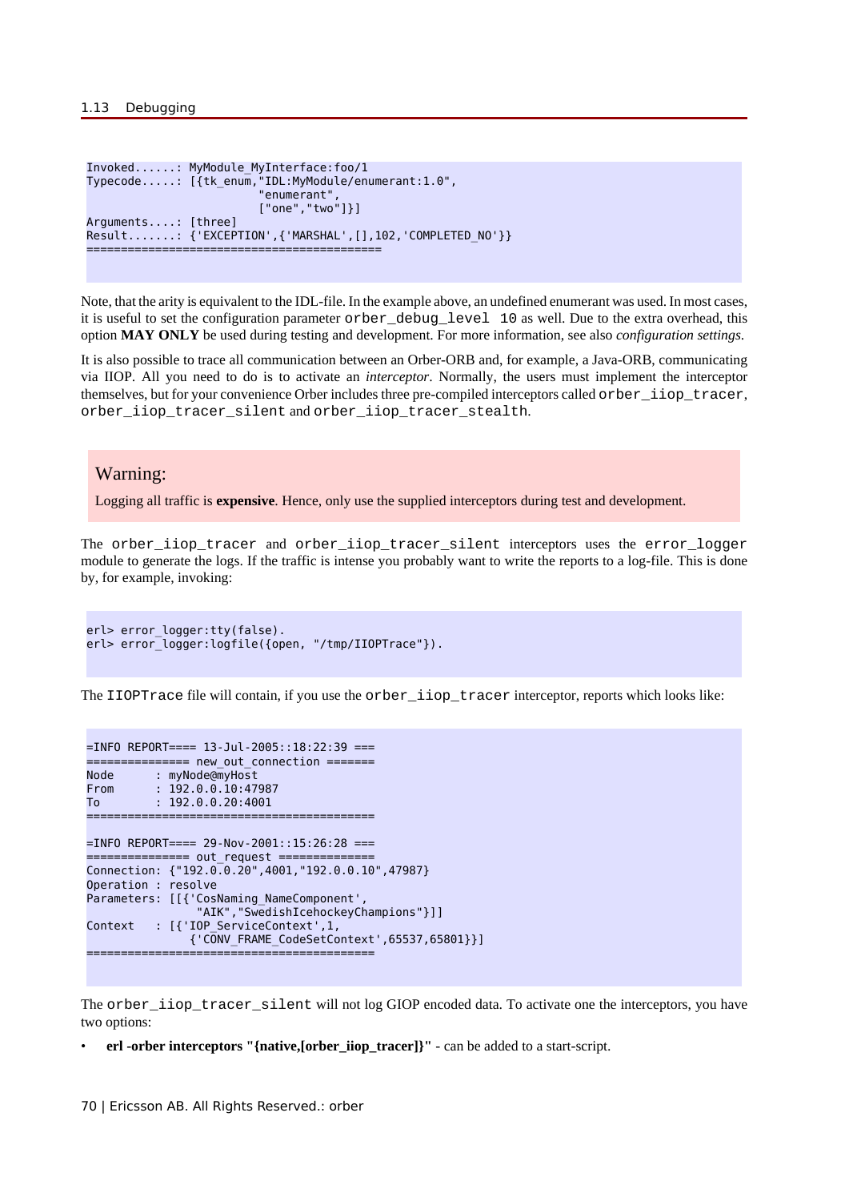```
Invoked......: MyModule_MyInterface:foo/1
Typecode.....: [{tk_enum,"IDL:MyModule/enumerant:1.0",
                         "enumerant",
                         ["one","two"]}]
Arguments....: [three]
Result.......: {'EXCEPTION',{'MARSHAL',[],102,'COMPLETED_NO'}}
===========================================
```

Note, that the arity is equivalent to the IDL-file. In the example above, an undefined enumerant was used. In most cases, it is useful to set the configuration parameter `orber_debug_level 10` as well. Due to the extra overhead, this option **MAY ONLY** be used during testing and development. For more information, see also *configuration settings*.

It is also possible to trace all communication between an Orber-ORB and, for example, a Java-ORB, communicating via IIOP. All you need to do is to activate an *interceptor*. Normally, the users must implement the interceptor themselves, but for your convenience Orber includes three pre-compiled interceptors called `orber_iiop_tracer`, `orber_iiop_tracer_silent` and `orber_iiop_tracer_stealth`.

> Warning:
>
> Logging all traffic is **expensive**. Hence, only use the supplied interceptors during test and development.

The `orber_iiop_tracer` and `orber_iiop_tracer_silent` interceptors uses the `error_logger` module to generate the logs. If the traffic is intense you probably want to write the reports to a log-file. This is done by, for example, invoking:

```
erl> error_logger:tty(false).
erl> error_logger:logfile({open, "/tmp/IIOPTrace"}).
```

The `IIOPTrace` file will contain, if you use the `orber_iiop_tracer` interceptor, reports which looks like:

```
=INFO REPORT==== 13-Jul-2005::18:22:39 ===
=============== new_out_connection =======
Node      : myNode@myHost
From      : 192.0.0.10:47987
To        : 192.0.0.20:4001
==========================================

=INFO REPORT==== 29-Nov-2001::15:26:28 ===
=============== out_request ==============
Connection: {"192.0.0.20",4001,"192.0.0.10",47987}
Operation : resolve
Parameters: [[{'CosNaming_NameComponent',
               "AIK","SwedishIcehockeyChampions"}]]
Context   : [{'IOP_ServiceContext',1,
               {'CONV_FRAME_CodeSetContext',65537,65801}}]
==========================================
```

The `orber_iiop_tracer_silent` will not log GIOP encoded data. To activate one the interceptors, you have two options:

- **erl -orber interceptors "{native,[orber_iiop_tracer]}"** - can be added to a start-script.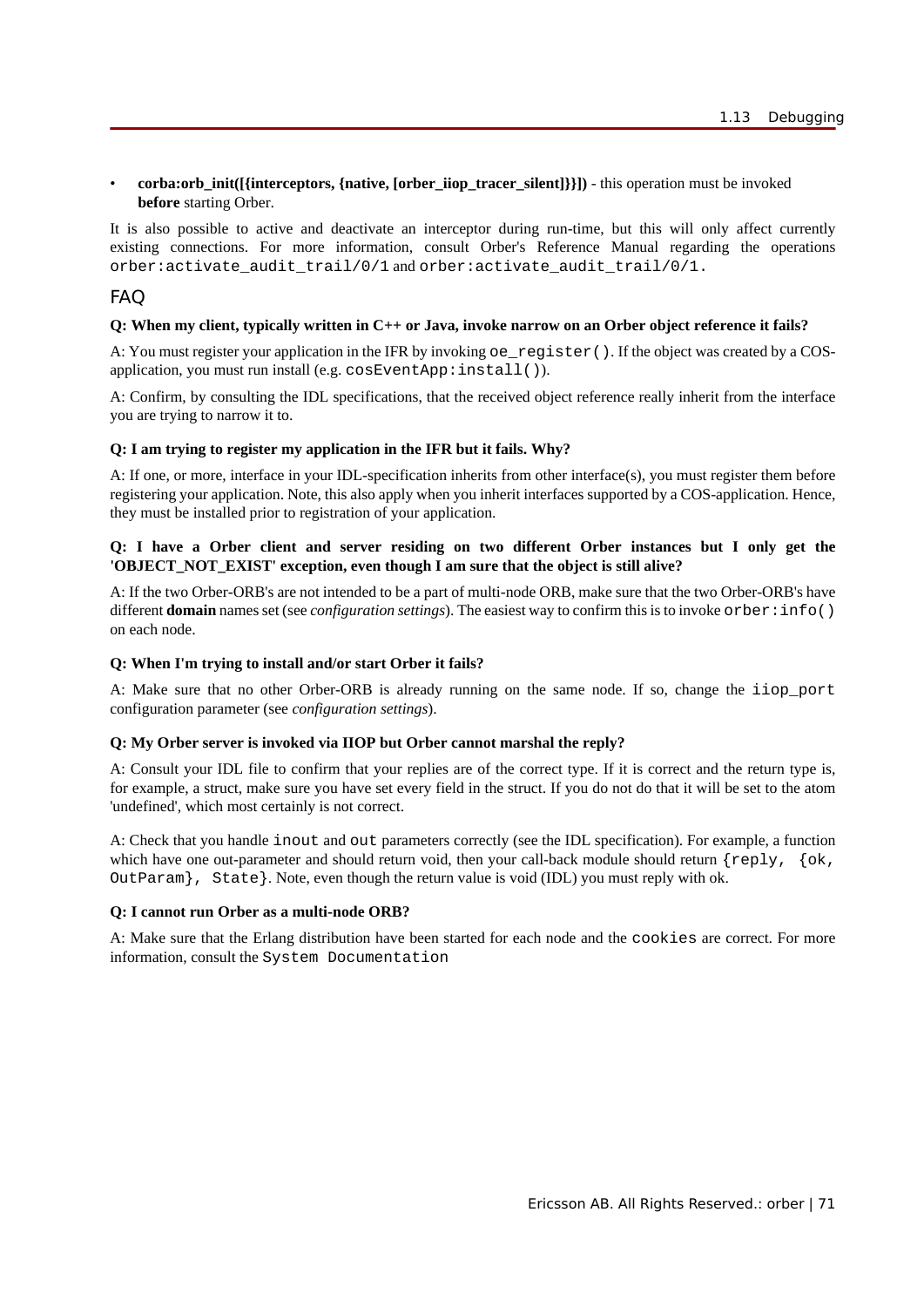- **corba:orb_init([{interceptors, {native, [orber_iiop_tracer_silent]}}])** - this operation must be invoked **before** starting Orber.

It is also possible to active and deactivate an interceptor during run-time, but this will only affect currently existing connections. For more information, consult Orber's Reference Manual regarding the operations `orber:activate_audit_trail/0/1` and `orber:activate_audit_trail/0/1`.

## FAQ

**Q: When my client, typically written in C++ or Java, invoke narrow on an Orber object reference it fails?**

A: You must register your application in the IFR by invoking `oe_register()`. If the object was created by a COS-application, you must run install (e.g. `cosEventApp:install()`).

A: Confirm, by consulting the IDL specifications, that the received object reference really inherit from the interface you are trying to narrow it to.

**Q: I am trying to register my application in the IFR but it fails. Why?**

A: If one, or more, interface in your IDL-specification inherits from other interface(s), you must register them before registering your application. Note, this also apply when you inherit interfaces supported by a COS-application. Hence, they must be installed prior to registration of your application.

**Q: I have a Orber client and server residing on two different Orber instances but I only get the 'OBJECT_NOT_EXIST' exception, even though I am sure that the object is still alive?**

A: If the two Orber-ORB's are not intended to be a part of multi-node ORB, make sure that the two Orber-ORB's have different **domain** names set (see *configuration settings*). The easiest way to confirm this is to invoke `orber:info()` on each node.

**Q: When I'm trying to install and/or start Orber it fails?**

A: Make sure that no other Orber-ORB is already running on the same node. If so, change the `iiop_port` configuration parameter (see *configuration settings*).

**Q: My Orber server is invoked via IIOP but Orber cannot marshal the reply?**

A: Consult your IDL file to confirm that your replies are of the correct type. If it is correct and the return type is, for example, a struct, make sure you have set every field in the struct. If you do not do that it will be set to the atom 'undefined', which most certainly is not correct.

A: Check that you handle `inout` and `out` parameters correctly (see the IDL specification). For example, a function which have one out-parameter and should return void, then your call-back module should return `{reply, {ok, OutParam}, State}`. Note, even though the return value is void (IDL) you must reply with ok.

**Q: I cannot run Orber as a multi-node ORB?**

A: Make sure that the Erlang distribution have been started for each node and the `cookies` are correct. For more information, consult the `System Documentation`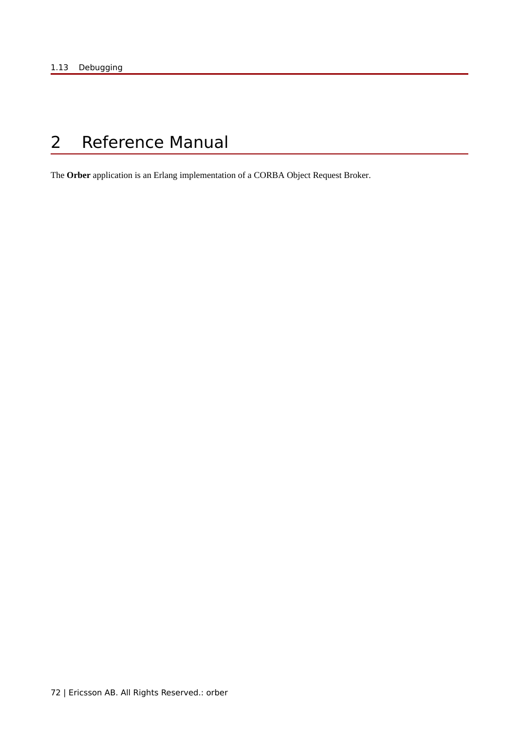# 2 Reference Manual

The **Orber** application is an Erlang implementation of a CORBA Object Request Broker.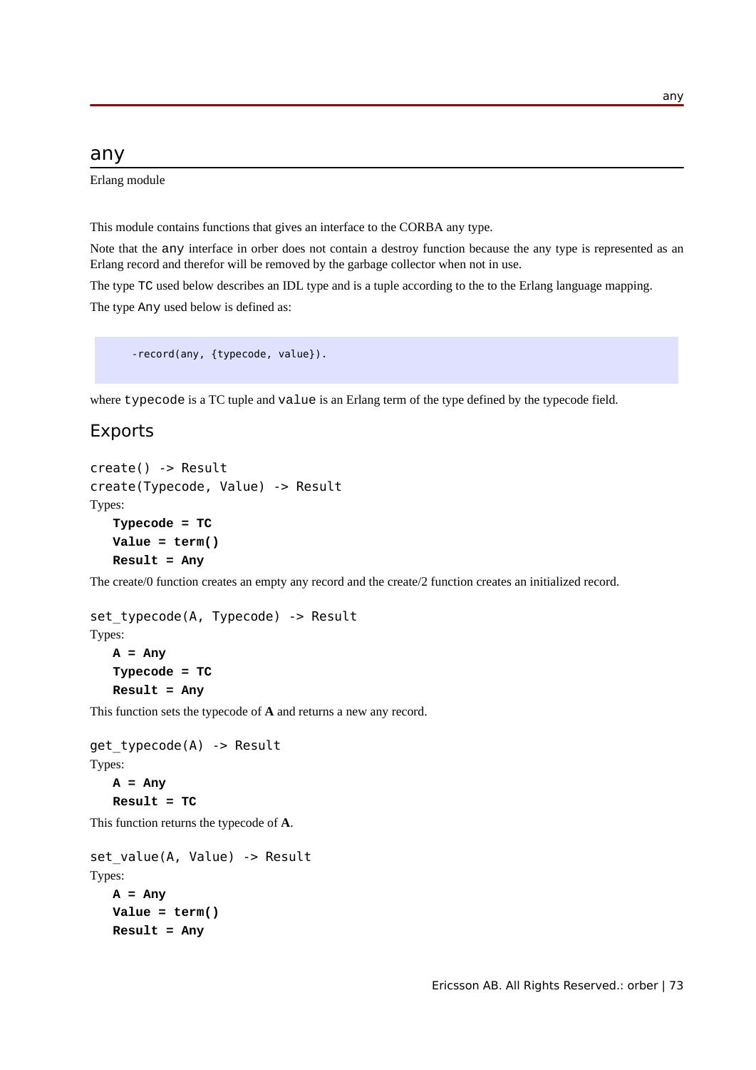# any

Erlang module

This module contains functions that gives an interface to the CORBA any type.

Note that the `any` interface in orber does not contain a destroy function because the any type is represented as an Erlang record and therefor will be removed by the garbage collector when not in use.

The type `TC` used below describes an IDL type and is a tuple according to the to the Erlang language mapping.

The type `Any` used below is defined as:

```
-record(any, {typecode, value}).
```

where `typecode` is a TC tuple and `value` is an Erlang term of the type defined by the typecode field.

## Exports

```
create() -> Result
create(Typecode, Value) -> Result
```

Types:

**Typecode = TC**
**Value = term()**
**Result = Any**

The create/0 function creates an empty any record and the create/2 function creates an initialized record.

```
set_typecode(A, Typecode) -> Result
```

Types:

**A = Any**
**Typecode = TC**
**Result = Any**

This function sets the typecode of **A** and returns a new any record.

```
get_typecode(A) -> Result
```

Types:

**A = Any**
**Result = TC**

This function returns the typecode of **A**.

```
set_value(A, Value) -> Result
```

Types:

**A = Any**
**Value = term()**
**Result = Any**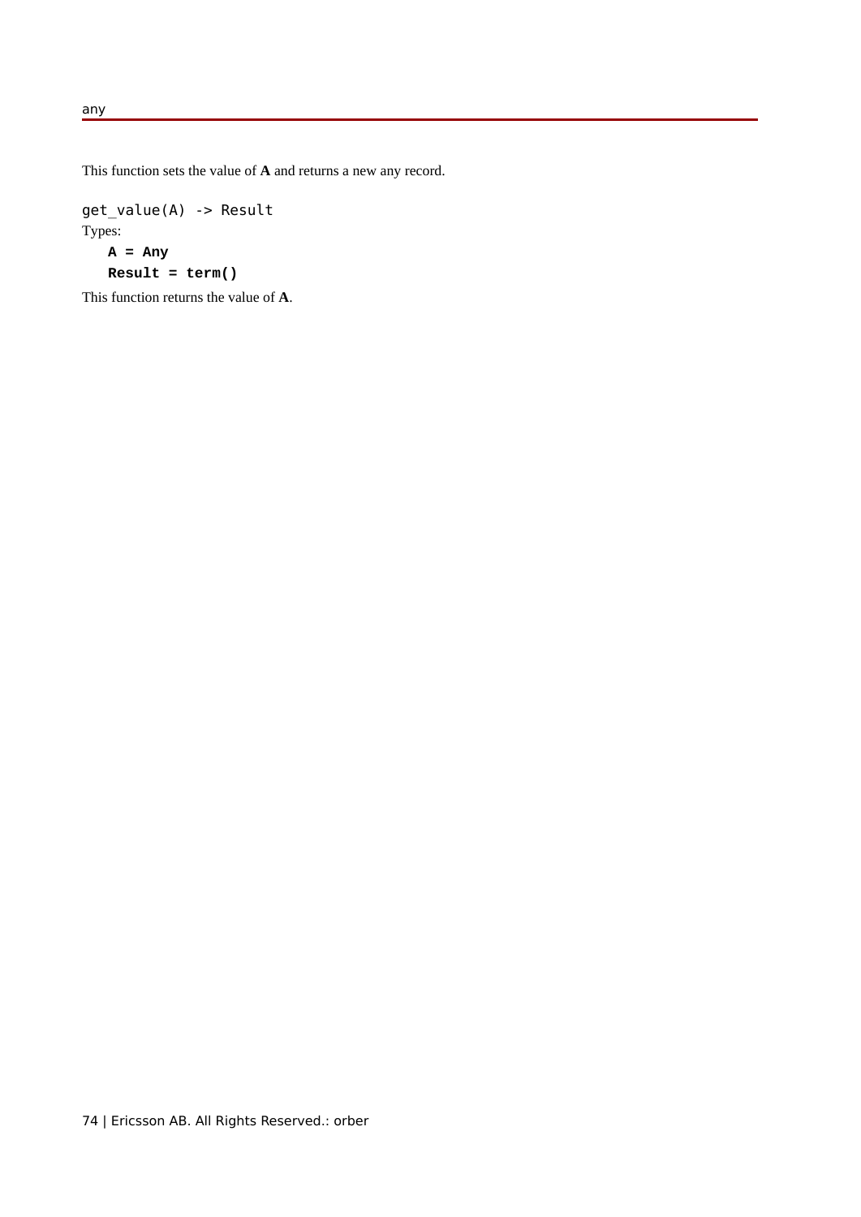This function sets the value of **A** and returns a new any record.

get_value(A) -> Result

Types:

**A = Any**

**Result = term()**

This function returns the value of **A**.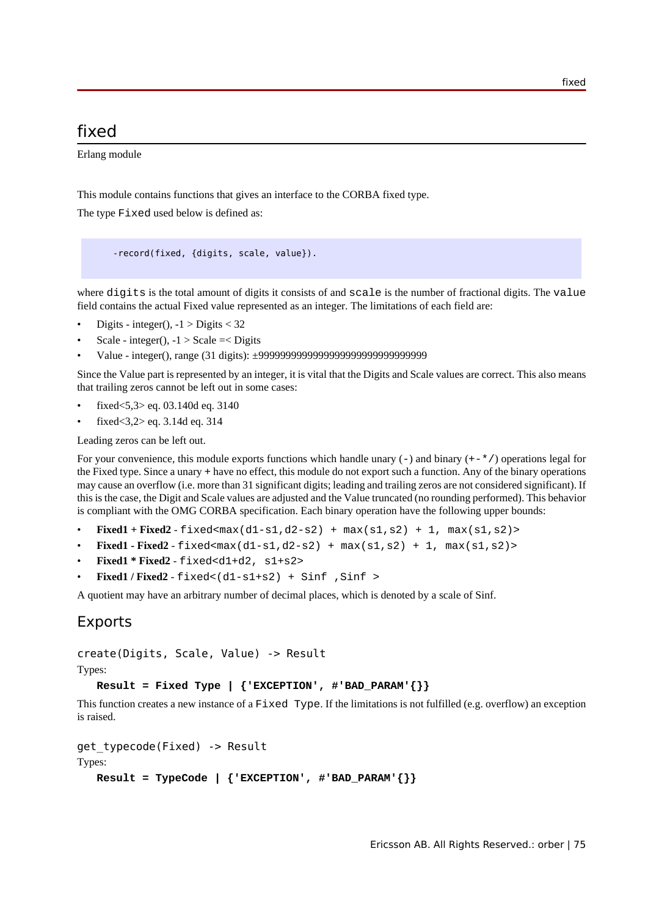# fixed

Erlang module

This module contains functions that gives an interface to the CORBA fixed type.

The type `Fixed` used below is defined as:

```
-record(fixed, {digits, scale, value}).
```

where `digits` is the total amount of digits it consists of and `scale` is the number of fractional digits. The `value` field contains the actual Fixed value represented as an integer. The limitations of each field are:

- Digits - integer(), -1 > Digits < 32
- Scale - integer(), -1 > Scale =< Digits
- Value - integer(), range (31 digits): ±9999999999999999999999999999999

Since the Value part is represented by an integer, it is vital that the Digits and Scale values are correct. This also means that trailing zeros cannot be left out in some cases:

- fixed<5,3> eq. 03.140d eq. 3140
- fixed<3,2> eq. 3.14d eq. 314

Leading zeros can be left out.

For your convenience, this module exports functions which handle unary (`-`) and binary (`+-*/`) operations legal for the Fixed type. Since a unary `+` have no effect, this module do not export such a function. Any of the binary operations may cause an overflow (i.e. more than 31 significant digits; leading and trailing zeros are not considered significant). If this is the case, the Digit and Scale values are adjusted and the Value truncated (no rounding performed). This behavior is compliant with the OMG CORBA specification. Each binary operation have the following upper bounds:

- **Fixed1** + **Fixed2** - `fixed<max(d1-s1,d2-s2) + max(s1,s2) + 1, max(s1,s2)>`
- **Fixed1** - **Fixed2** - `fixed<max(d1-s1,d2-s2) + max(s1,s2) + 1, max(s1,s2)>`
- **Fixed1 * Fixed2** - `fixed<d1+d2, s1+s2>`
- **Fixed1** / **Fixed2** - `fixed<(d1-s1+s2) + Sinf ,Sinf >`

A quotient may have an arbitrary number of decimal places, which is denoted by a scale of Sinf.

## Exports

```
create(Digits, Scale, Value) -> Result
```

Types:

**`Result = Fixed Type | {'EXCEPTION', #'BAD_PARAM'{}}`**

This function creates a new instance of a `Fixed Type`. If the limitations is not fulfilled (e.g. overflow) an exception is raised.

```
get_typecode(Fixed) -> Result
```

Types:

**`Result = TypeCode | {'EXCEPTION', #'BAD_PARAM'{}}`**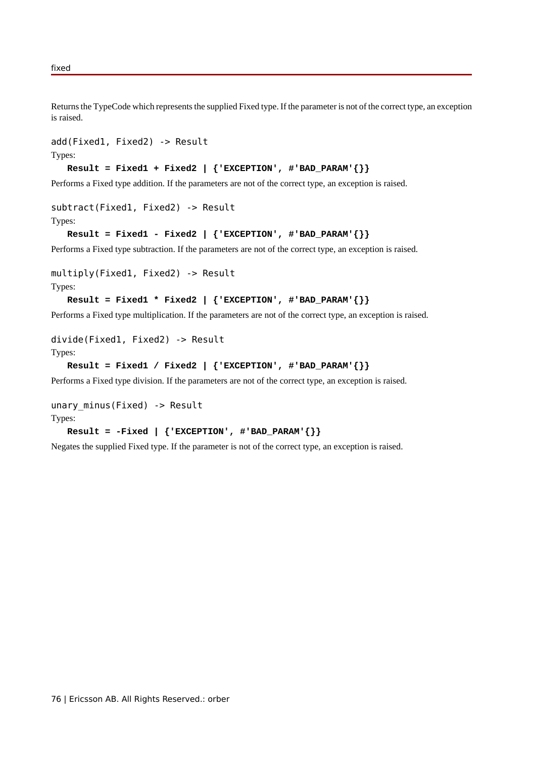Returns the TypeCode which represents the supplied Fixed type. If the parameter is not of the correct type, an exception is raised.

```
add(Fixed1, Fixed2) -> Result
```

Types:

**Result = Fixed1 + Fixed2 | {'EXCEPTION', #'BAD_PARAM'{}}**

Performs a Fixed type addition. If the parameters are not of the correct type, an exception is raised.

```
subtract(Fixed1, Fixed2) -> Result
```

Types:

**Result = Fixed1 - Fixed2 | {'EXCEPTION', #'BAD_PARAM'{}}**

Performs a Fixed type subtraction. If the parameters are not of the correct type, an exception is raised.

```
multiply(Fixed1, Fixed2) -> Result
```

Types:

**Result = Fixed1 * Fixed2 | {'EXCEPTION', #'BAD_PARAM'{}}**

Performs a Fixed type multiplication. If the parameters are not of the correct type, an exception is raised.

```
divide(Fixed1, Fixed2) -> Result
```

Types:

**Result = Fixed1 / Fixed2 | {'EXCEPTION', #'BAD_PARAM'{}}**

Performs a Fixed type division. If the parameters are not of the correct type, an exception is raised.

```
unary_minus(Fixed) -> Result
```

Types:

**Result = -Fixed | {'EXCEPTION', #'BAD_PARAM'{}}**

Negates the supplied Fixed type. If the parameter is not of the correct type, an exception is raised.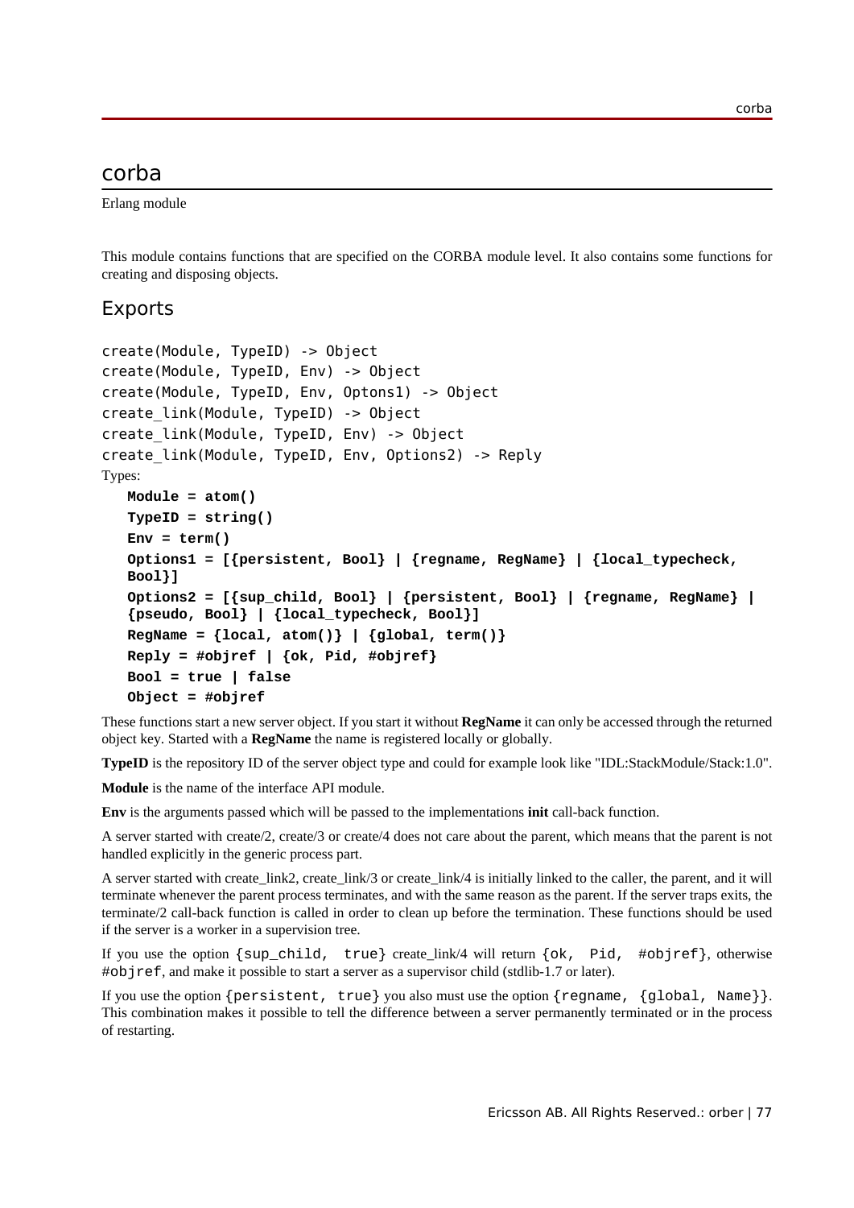# corba

Erlang module

This module contains functions that are specified on the CORBA module level. It also contains some functions for creating and disposing objects.

## Exports

```
create(Module, TypeID) -> Object
create(Module, TypeID, Env) -> Object
create(Module, TypeID, Env, Optons1) -> Object
create_link(Module, TypeID) -> Object
create_link(Module, TypeID, Env) -> Object
create_link(Module, TypeID, Env, Options2) -> Reply
```

Types:

```
Module = atom()
TypeID = string()
Env = term()
Options1 = [{persistent, Bool} | {regname, RegName} | {local_typecheck, Bool}]
Options2 = [{sup_child, Bool} | {persistent, Bool} | {regname, RegName} | {pseudo, Bool} | {local_typecheck, Bool}]
RegName = {local, atom()} | {global, term()}
Reply = #objref | {ok, Pid, #objref}
Bool = true | false
Object = #objref
```

These functions start a new server object. If you start it without **RegName** it can only be accessed through the returned object key. Started with a **RegName** the name is registered locally or globally.

**TypeID** is the repository ID of the server object type and could for example look like "IDL:StackModule/Stack:1.0".

**Module** is the name of the interface API module.

**Env** is the arguments passed which will be passed to the implementations **init** call-back function.

A server started with create/2, create/3 or create/4 does not care about the parent, which means that the parent is not handled explicitly in the generic process part.

A server started with create_link2, create_link/3 or create_link/4 is initially linked to the caller, the parent, and it will terminate whenever the parent process terminates, and with the same reason as the parent. If the server traps exits, the terminate/2 call-back function is called in order to clean up before the termination. These functions should be used if the server is a worker in a supervision tree.

If you use the option `{sup_child, true}` create_link/4 will return `{ok, Pid, #objref}`, otherwise `#objref`, and make it possible to start a server as a supervisor child (stdlib-1.7 or later).

If you use the option `{persistent, true}` you also must use the option `{regname, {global, Name}}`. This combination makes it possible to tell the difference between a server permanently terminated or in the process of restarting.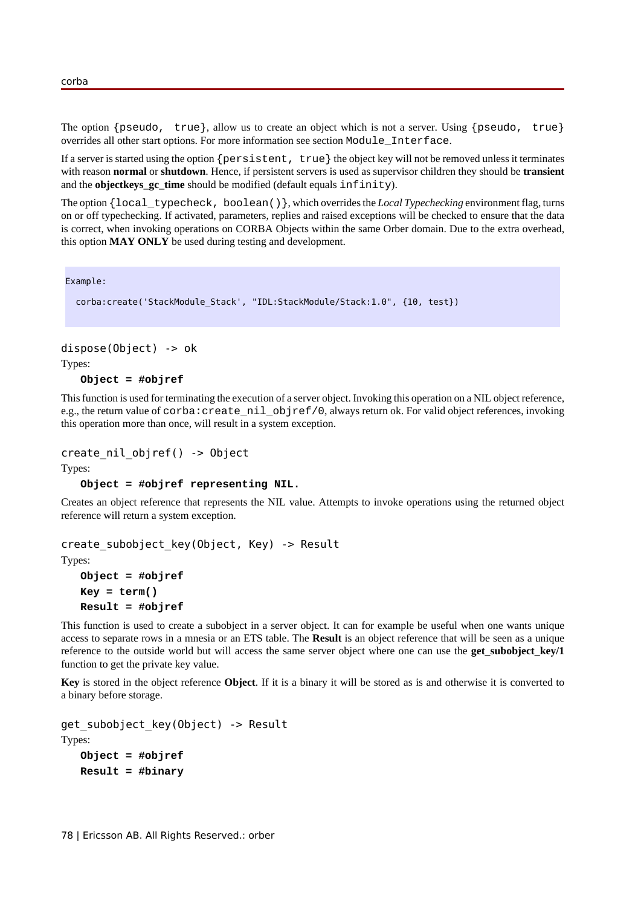The option `{pseudo, true}`, allow us to create an object which is not a server. Using `{pseudo, true}` overrides all other start options. For more information see section `Module_Interface`.

If a server is started using the option `{persistent, true}` the object key will not be removed unless it terminates with reason **normal** or **shutdown**. Hence, if persistent servers is used as supervisor children they should be **transient** and the **objectkeys_gc_time** should be modified (default equals `infinity`).

The option `{local_typecheck, boolean()}`, which overrides the *Local Typechecking* environment flag, turns on or off typechecking. If activated, parameters, replies and raised exceptions will be checked to ensure that the data is correct, when invoking operations on CORBA Objects within the same Orber domain. Due to the extra overhead, this option **MAY ONLY** be used during testing and development.

```
Example:

  corba:create('StackModule_Stack', "IDL:StackModule/Stack:1.0", {10, test})
```

`dispose(Object) -> ok`

Types:

**Object = #objref**

This function is used for terminating the execution of a server object. Invoking this operation on a NIL object reference, e.g., the return value of `corba:create_nil_objref/0`, always return ok. For valid object references, invoking this operation more than once, will result in a system exception.

`create_nil_objref() -> Object`

Types:

**Object = #objref representing NIL.**

Creates an object reference that represents the NIL value. Attempts to invoke operations using the returned object reference will return a system exception.

`create_subobject_key(Object, Key) -> Result`

Types:

**Object = #objref**
**Key = term()**
**Result = #objref**

This function is used to create a subobject in a server object. It can for example be useful when one wants unique access to separate rows in a mnesia or an ETS table. The **Result** is an object reference that will be seen as a unique reference to the outside world but will access the same server object where one can use the **get_subobject_key/1** function to get the private key value.

**Key** is stored in the object reference **Object**. If it is a binary it will be stored as is and otherwise it is converted to a binary before storage.

`get_subobject_key(Object) -> Result`

Types:

**Object = #objref**
**Result = #binary**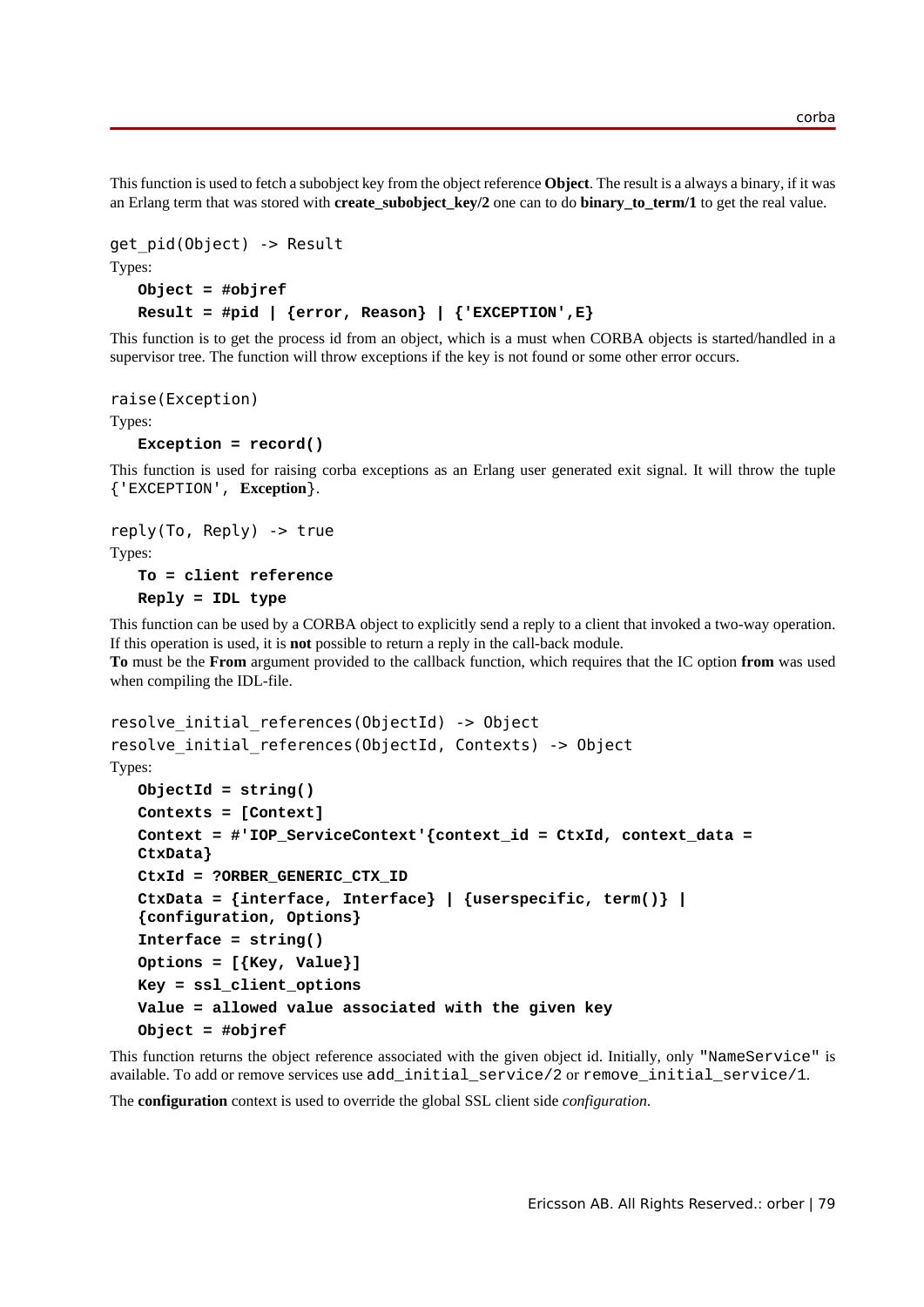This function is used to fetch a subobject key from the object reference **Object**. The result is a always a binary, if it was an Erlang term that was stored with **create_subobject_key/2** one can to do **binary_to_term/1** to get the real value.

```
get_pid(Object) -> Result
```

Types:

**Object = #objref**

**Result = #pid | {error, Reason} | {'EXCEPTION',E}**

This function is to get the process id from an object, which is a must when CORBA objects is started/handled in a supervisor tree. The function will throw exceptions if the key is not found or some other error occurs.

```
raise(Exception)
```

Types:

**Exception = record()**

This function is used for raising corba exceptions as an Erlang user generated exit signal. It will throw the tuple `{'EXCEPTION',` **Exception**`}`.

```
reply(To, Reply) -> true
```

Types:

**To = client reference**

**Reply = IDL type**

This function can be used by a CORBA object to explicitly send a reply to a client that invoked a two-way operation. If this operation is used, it is **not** possible to return a reply in the call-back module.
**To** must be the **From** argument provided to the callback function, which requires that the IC option **from** was used when compiling the IDL-file.

```
resolve_initial_references(ObjectId) -> Object
resolve_initial_references(ObjectId, Contexts) -> Object
```

Types:

**ObjectId = string()**

**Contexts = [Context]**

**Context = #'IOP_ServiceContext'{context_id = CtxId, context_data = CtxData}**

**CtxId = ?ORBER_GENERIC_CTX_ID**

**CtxData = {interface, Interface} | {userspecific, term()} | {configuration, Options}**

**Interface = string()**

**Options = [{Key, Value}]**

**Key = ssl_client_options**

**Value = allowed value associated with the given key**

**Object = #objref**

This function returns the object reference associated with the given object id. Initially, only `"NameService"` is available. To add or remove services use `add_initial_service/2` or `remove_initial_service/1`.

The **configuration** context is used to override the global SSL client side *configuration*.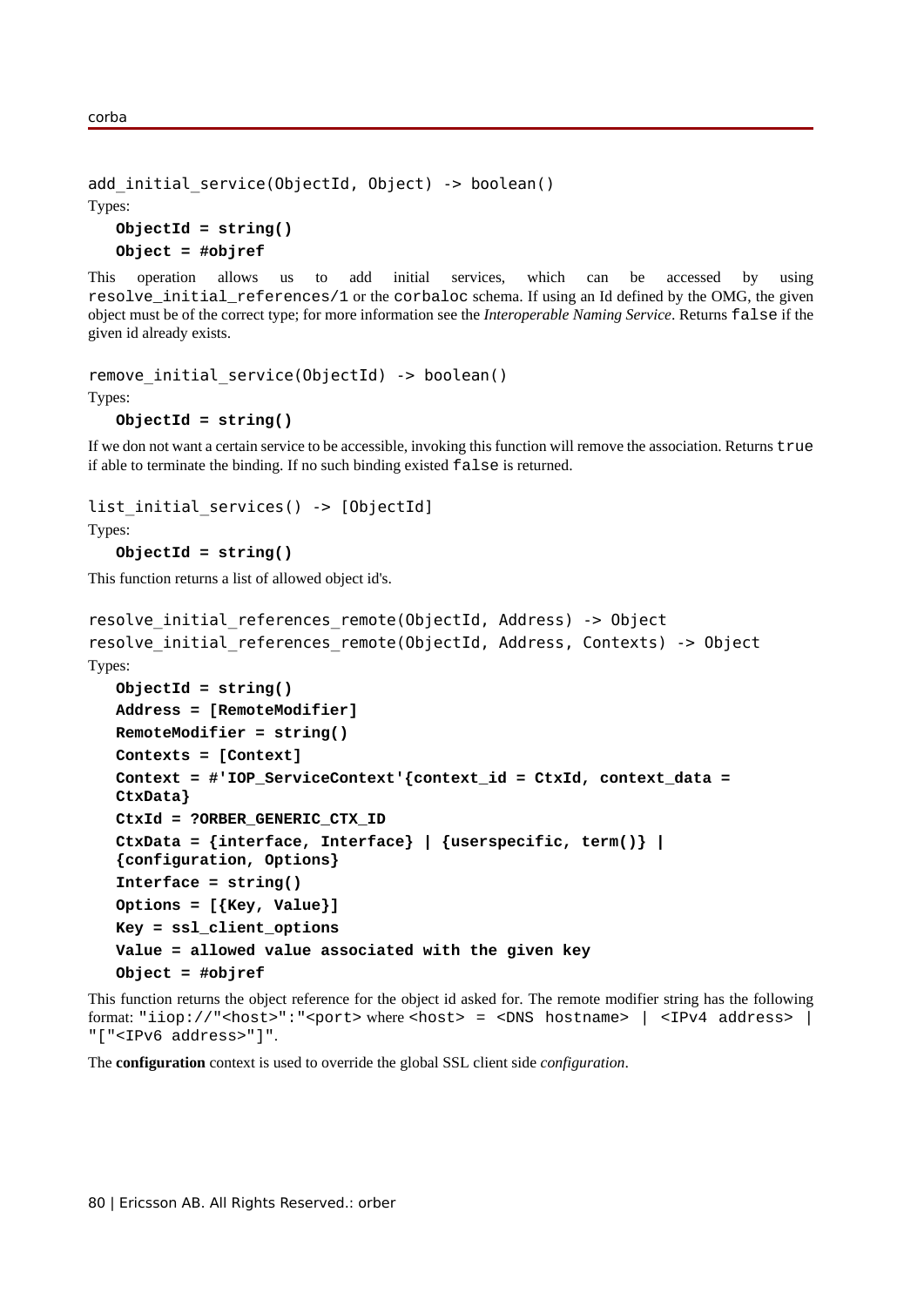```
add_initial_service(ObjectId, Object) -> boolean()
```

Types:

**ObjectId = string()**
**Object = #objref**

This operation allows us to add initial services, which can be accessed by using `resolve_initial_references/1` or the `corbaloc` schema. If using an Id defined by the OMG, the given object must be of the correct type; for more information see the *Interoperable Naming Service*. Returns `false` if the given id already exists.

```
remove_initial_service(ObjectId) -> boolean()
```

Types:

**ObjectId = string()**

If we don not want a certain service to be accessible, invoking this function will remove the association. Returns `true` if able to terminate the binding. If no such binding existed `false` is returned.

```
list_initial_services() -> [ObjectId]
```

Types:

**ObjectId = string()**

This function returns a list of allowed object id's.

```
resolve_initial_references_remote(ObjectId, Address) -> Object
resolve_initial_references_remote(ObjectId, Address, Contexts) -> Object
```

Types:

**ObjectId = string()**
**Address = [RemoteModifier]**
**RemoteModifier = string()**
**Contexts = [Context]**
**Context = #'IOP_ServiceContext'{context_id = CtxId, context_data = CtxData}**
**CtxId = ?ORBER_GENERIC_CTX_ID**
**CtxData = {interface, Interface} | {userspecific, term()} | {configuration, Options}**
**Interface = string()**
**Options = [{Key, Value}]**
**Key = ssl_client_options**
**Value = allowed value associated with the given key**
**Object = #objref**

This function returns the object reference for the object id asked for. The remote modifier string has the following format: `"iiop://"<host>":"<port>` where `<host> = <DNS hostname> | <IPv4 address> | "["<IPv6 address>"]"`.

The **configuration** context is used to override the global SSL client side *configuration*.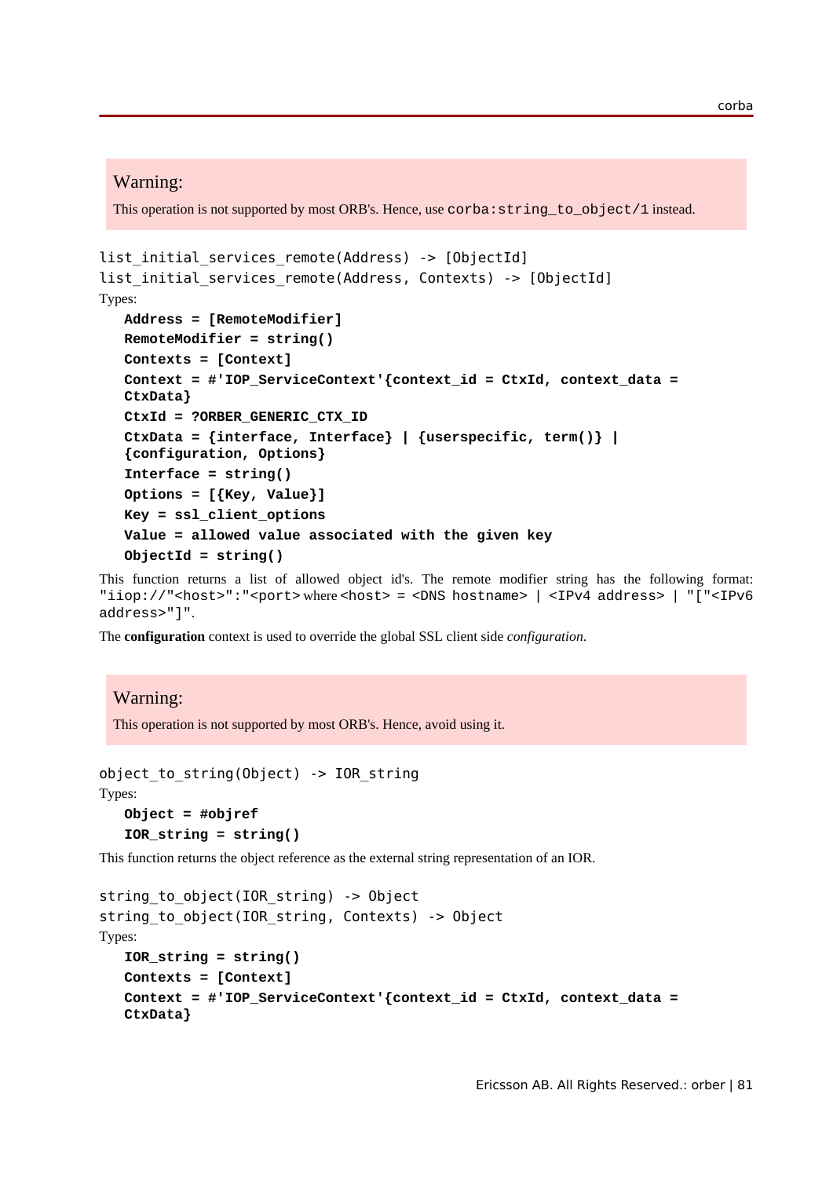**Warning:**

This operation is not supported by most ORB's. Hence, use `corba:string_to_object/1` instead.

```
list_initial_services_remote(Address) -> [ObjectId]
list_initial_services_remote(Address, Contexts) -> [ObjectId]
```

Types:

```
Address = [RemoteModifier]
RemoteModifier = string()
Contexts = [Context]
Context = #'IOP_ServiceContext'{context_id = CtxId, context_data = CtxData}
CtxId = ?ORBER_GENERIC_CTX_ID
CtxData = {interface, Interface} | {userspecific, term()} | {configuration, Options}
Interface = string()
Options = [{Key, Value}]
Key = ssl_client_options
Value = allowed value associated with the given key
ObjectId = string()
```

This function returns a list of allowed object id's. The remote modifier string has the following format: `"iiop://"<host>":"<port>` where `<host> = <DNS hostname> | <IPv4 address> | "["<IPv6 address>"]"`.

The **configuration** context is used to override the global SSL client side *configuration*.

**Warning:**

This operation is not supported by most ORB's. Hence, avoid using it.

```
object_to_string(Object) -> IOR_string
```

Types:

```
Object = #objref
IOR_string = string()
```

This function returns the object reference as the external string representation of an IOR.

```
string_to_object(IOR_string) -> Object
string_to_object(IOR_string, Contexts) -> Object
```

Types:

```
IOR_string = string()
Contexts = [Context]
Context = #'IOP_ServiceContext'{context_id = CtxId, context_data = CtxData}
```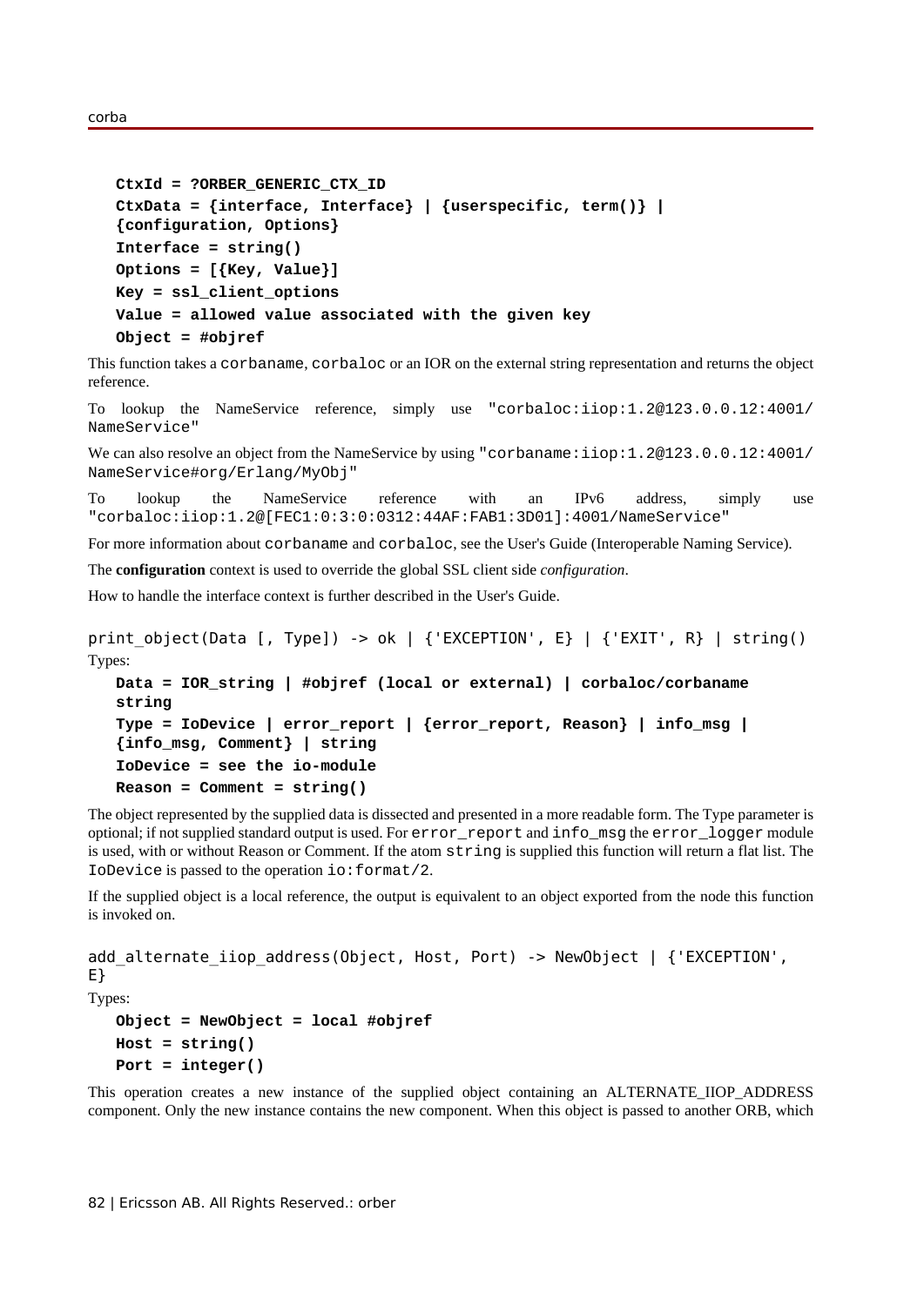**CtxId = ?ORBER_GENERIC_CTX_ID**

**CtxData = {interface, Interface} | {userspecific, term()} | {configuration, Options}**

**Interface = string()**

**Options = [{Key, Value}]**

**Key = ssl_client_options**

**Value = allowed value associated with the given key**

**Object = #objref**

This function takes a `corbaname`, `corbaloc` or an IOR on the external string representation and returns the object reference.

To lookup the NameService reference, simply use `"corbaloc:iiop:1.2@123.0.0.12:4001/NameService"`

We can also resolve an object from the NameService by using `"corbaname:iiop:1.2@123.0.0.12:4001/NameService#org/Erlang/MyObj"`

To lookup the NameService reference with an IPv6 address, simply use `"corbaloc:iiop:1.2@[FEC1:0:3:0:0312:44AF:FAB1:3D01]:4001/NameService"`

For more information about `corbaname` and `corbaloc`, see the User's Guide (Interoperable Naming Service).

The **configuration** context is used to override the global SSL client side *configuration*.

How to handle the interface context is further described in the User's Guide.

```
print_object(Data [, Type]) -> ok | {'EXCEPTION', E} | {'EXIT', R} | string()
```

Types:

**Data = IOR_string | #objref (local or external) | corbaloc/corbaname string**

**Type = IoDevice | error_report | {error_report, Reason} | info_msg | {info_msg, Comment} | string**

**IoDevice = see the io-module**

**Reason = Comment = string()**

The object represented by the supplied data is dissected and presented in a more readable form. The Type parameter is optional; if not supplied standard output is used. For `error_report` and `info_msg` the `error_logger` module is used, with or without Reason or Comment. If the atom `string` is supplied this function will return a flat list. The `IoDevice` is passed to the operation `io:format/2`.

If the supplied object is a local reference, the output is equivalent to an object exported from the node this function is invoked on.

```
add_alternate_iiop_address(Object, Host, Port) -> NewObject | {'EXCEPTION', E}
```

Types:

**Object = NewObject = local #objref**

**Host = string()**

**Port = integer()**

This operation creates a new instance of the supplied object containing an ALTERNATE_IIOP_ADDRESS component. Only the new instance contains the new component. When this object is passed to another ORB, which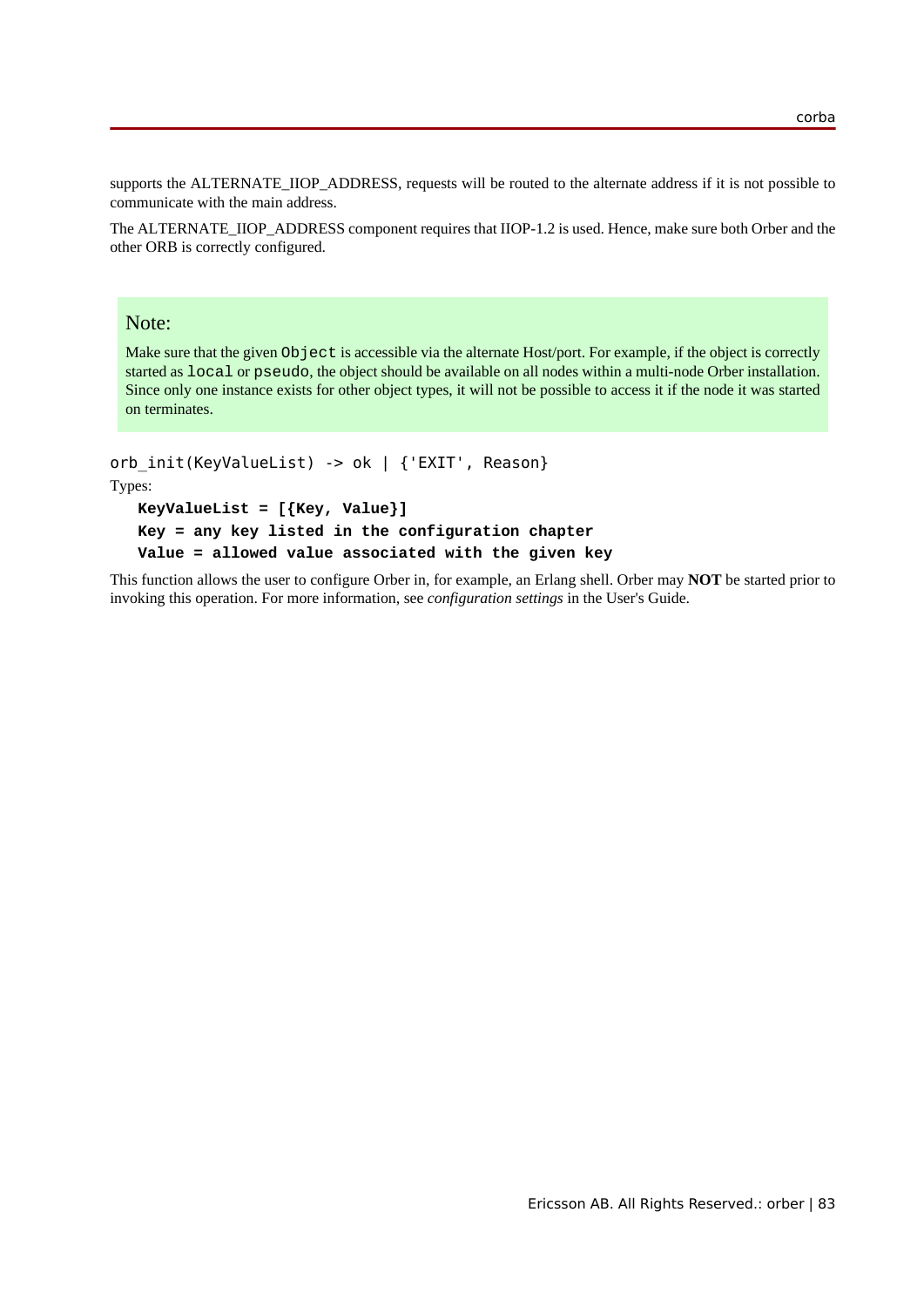supports the ALTERNATE_IIOP_ADDRESS, requests will be routed to the alternate address if it is not possible to communicate with the main address.

The ALTERNATE_IIOP_ADDRESS component requires that IIOP-1.2 is used. Hence, make sure both Orber and the other ORB is correctly configured.

> **Note:**
>
> Make sure that the given `Object` is accessible via the alternate Host/port. For example, if the object is correctly started as `local` or `pseudo`, the object should be available on all nodes within a multi-node Orber installation. Since only one instance exists for other object types, it will not be possible to access it if the node it was started on terminates.

```
orb_init(KeyValueList) -> ok | {'EXIT', Reason}
```

Types:

```
KeyValueList = [{Key, Value}]
Key = any key listed in the configuration chapter
Value = allowed value associated with the given key
```

This function allows the user to configure Orber in, for example, an Erlang shell. Orber may **NOT** be started prior to invoking this operation. For more information, see *configuration settings* in the User's Guide.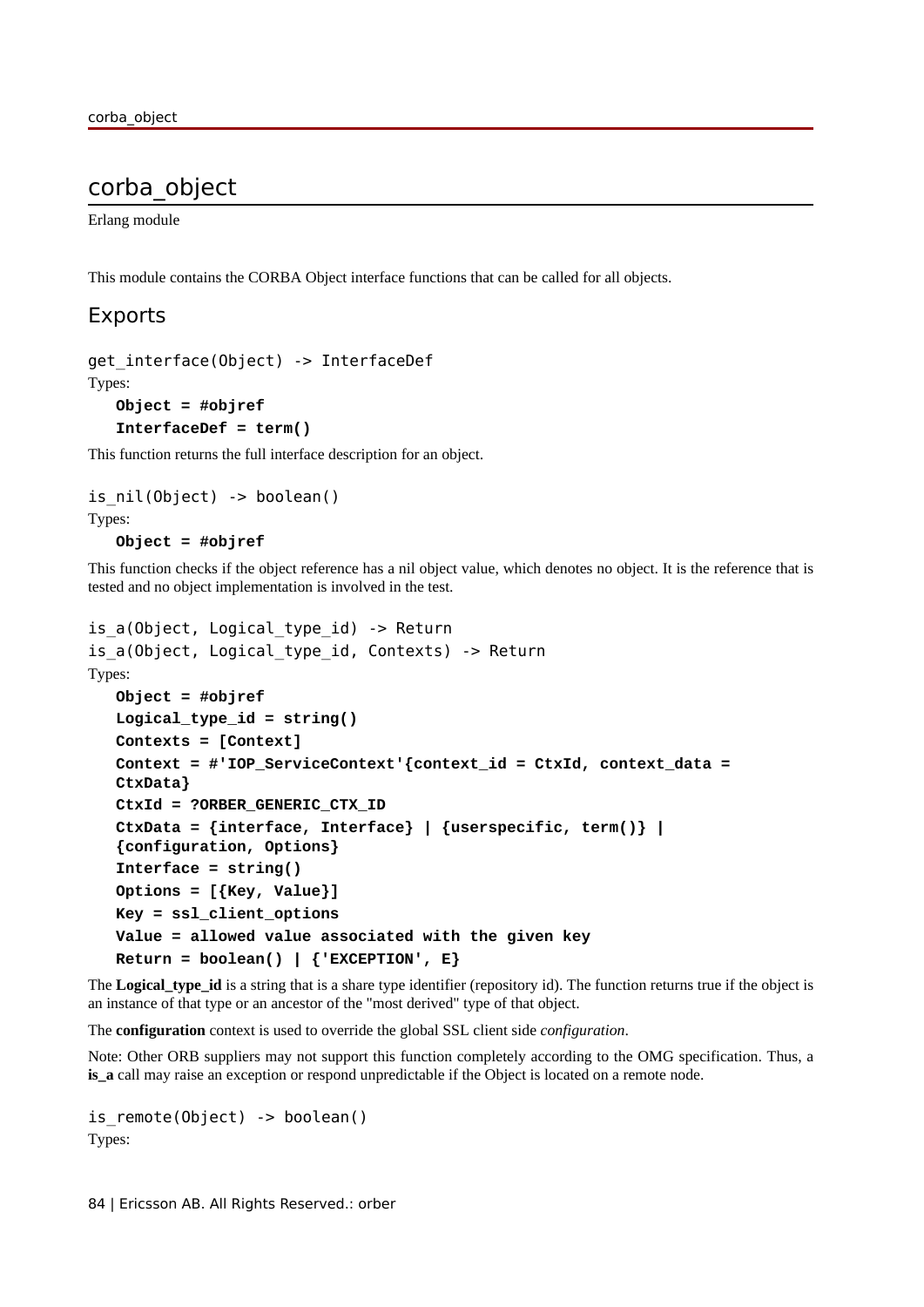# corba_object

Erlang module

This module contains the CORBA Object interface functions that can be called for all objects.

## Exports

```
get_interface(Object) -> InterfaceDef
```

Types:

**Object = #objref**
**InterfaceDef = term()**

This function returns the full interface description for an object.

```
is_nil(Object) -> boolean()
```

Types:

**Object = #objref**

This function checks if the object reference has a nil object value, which denotes no object. It is the reference that is tested and no object implementation is involved in the test.

```
is_a(Object, Logical_type_id) -> Return
is_a(Object, Logical_type_id, Contexts) -> Return
```

Types:

**Object = #objref**
**Logical_type_id = string()**
**Contexts = [Context]**
**Context = #'IOP_ServiceContext'{context_id = CtxId, context_data = CtxData}**
**CtxId = ?ORBER_GENERIC_CTX_ID**
**CtxData = {interface, Interface} | {userspecific, term()} | {configuration, Options}**
**Interface = string()**
**Options = [{Key, Value}]**
**Key = ssl_client_options**
**Value = allowed value associated with the given key**
**Return = boolean() | {'EXCEPTION', E}**

The **Logical_type_id** is a string that is a share type identifier (repository id). The function returns true if the object is an instance of that type or an ancestor of the "most derived" type of that object.

The **configuration** context is used to override the global SSL client side *configuration*.

Note: Other ORB suppliers may not support this function completely according to the OMG specification. Thus, a **is_a** call may raise an exception or respond unpredictable if the Object is located on a remote node.

```
is_remote(Object) -> boolean()
```

Types: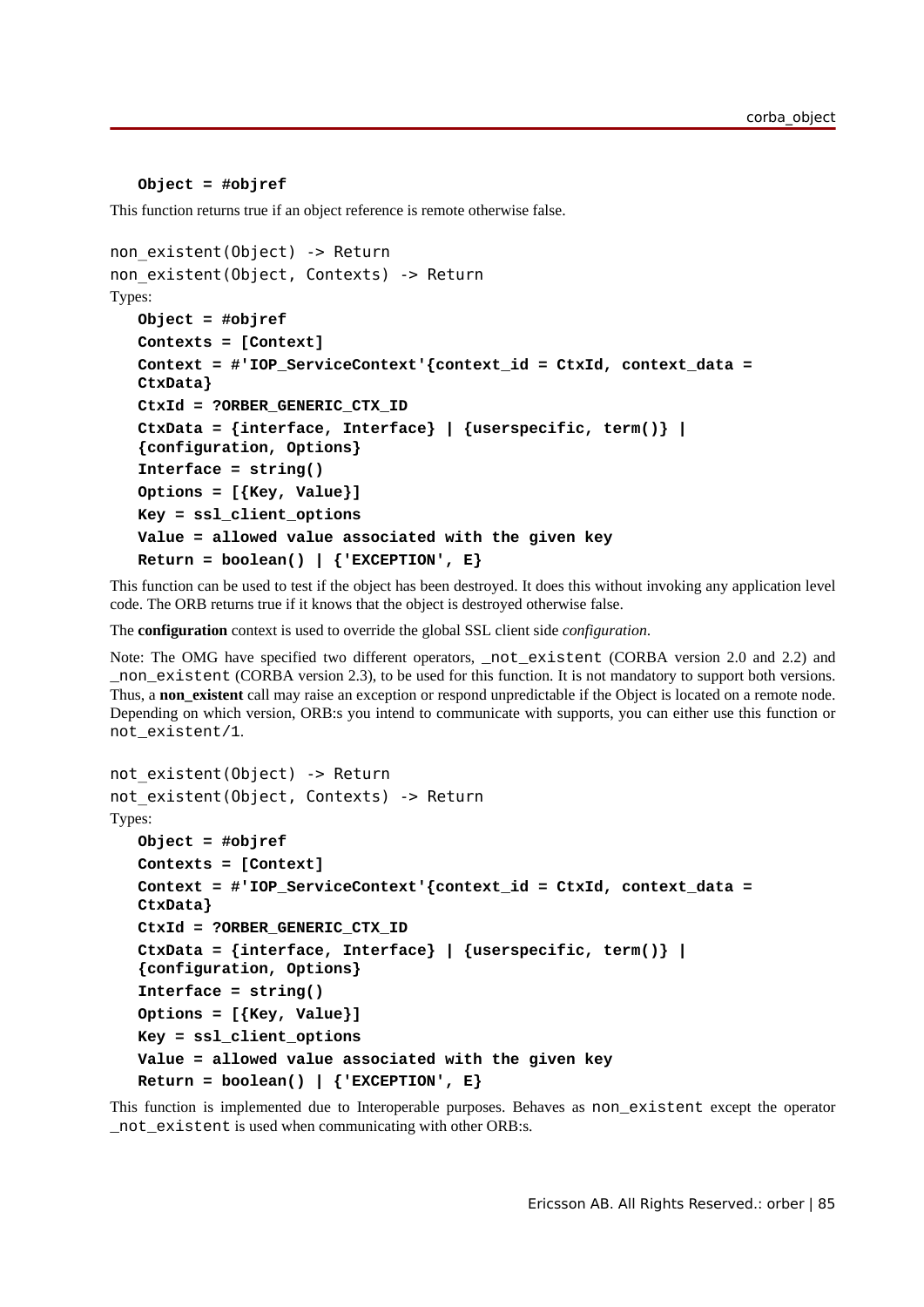**Object = #objref**

This function returns true if an object reference is remote otherwise false.

```
non_existent(Object) -> Return
non_existent(Object, Contexts) -> Return
```

Types:

**Object = #objref**
**Contexts = [Context]**
**Context = #'IOP_ServiceContext'{context_id = CtxId, context_data = CtxData}**
**CtxId = ?ORBER_GENERIC_CTX_ID**
**CtxData = {interface, Interface} | {userspecific, term()} | {configuration, Options}**
**Interface = string()**
**Options = [{Key, Value}]**
**Key = ssl_client_options**
**Value = allowed value associated with the given key**
**Return = boolean() | {'EXCEPTION', E}**

This function can be used to test if the object has been destroyed. It does this without invoking any application level code. The ORB returns true if it knows that the object is destroyed otherwise false.

The **configuration** context is used to override the global SSL client side *configuration*.

Note: The OMG have specified two different operators, `_not_existent` (CORBA version 2.0 and 2.2) and `_non_existent` (CORBA version 2.3), to be used for this function. It is not mandatory to support both versions. Thus, a **non_existent** call may raise an exception or respond unpredictable if the Object is located on a remote node. Depending on which version, ORB:s you intend to communicate with supports, you can either use this function or `not_existent/1`.

```
not_existent(Object) -> Return
not_existent(Object, Contexts) -> Return
```

Types:

**Object = #objref**
**Contexts = [Context]**
**Context = #'IOP_ServiceContext'{context_id = CtxId, context_data = CtxData}**
**CtxId = ?ORBER_GENERIC_CTX_ID**
**CtxData = {interface, Interface} | {userspecific, term()} | {configuration, Options}**
**Interface = string()**
**Options = [{Key, Value}]**
**Key = ssl_client_options**
**Value = allowed value associated with the given key**
**Return = boolean() | {'EXCEPTION', E}**

This function is implemented due to Interoperable purposes. Behaves as `non_existent` except the operator `_not_existent` is used when communicating with other ORB:s.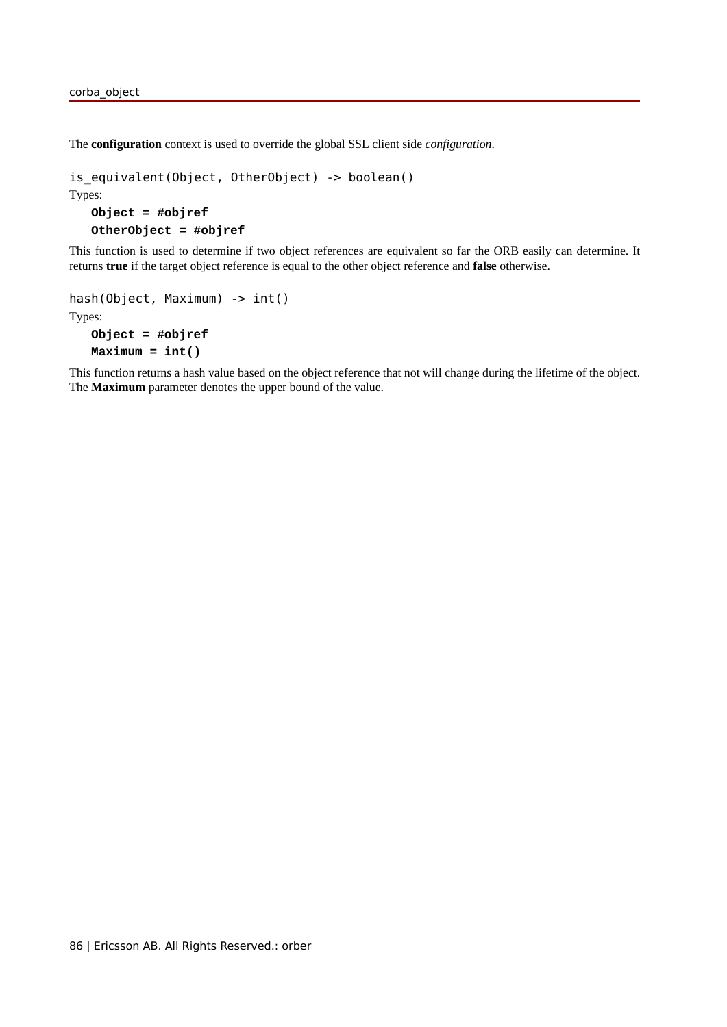The **configuration** context is used to override the global SSL client side *configuration*.

```
is_equivalent(Object, OtherObject) -> boolean()
```

Types:

**Object = #objref**

**OtherObject = #objref**

This function is used to determine if two object references are equivalent so far the ORB easily can determine. It returns **true** if the target object reference is equal to the other object reference and **false** otherwise.

```
hash(Object, Maximum) -> int()
```

Types:

**Object = #objref**

**Maximum = int()**

This function returns a hash value based on the object reference that not will change during the lifetime of the object. The **Maximum** parameter denotes the upper bound of the value.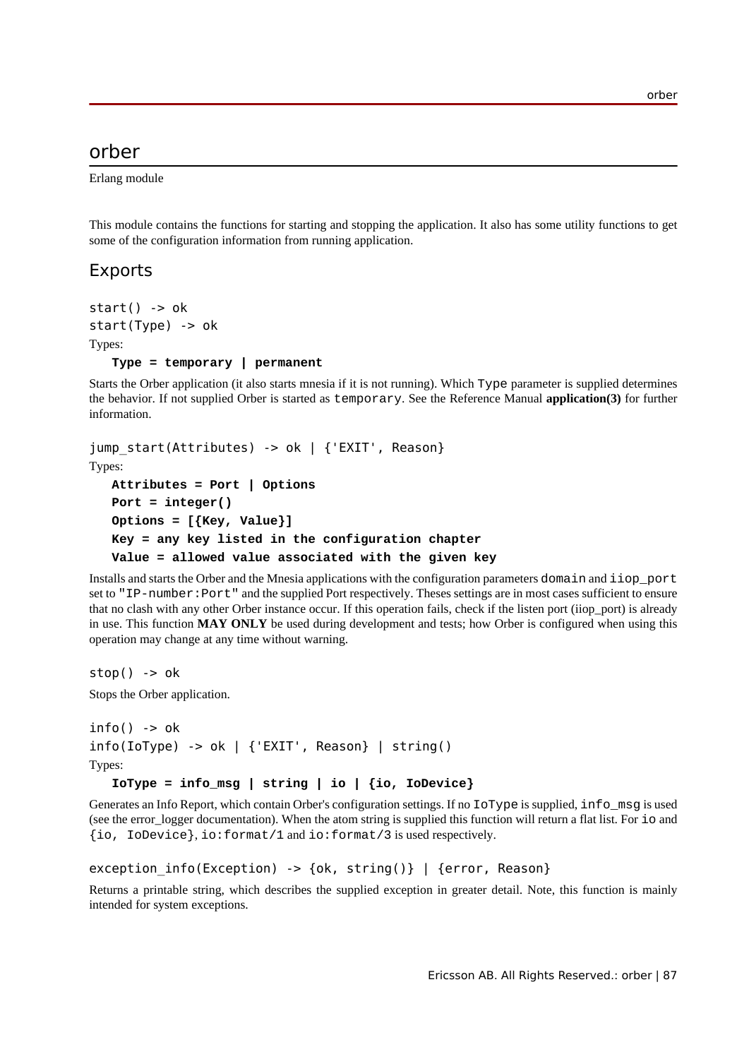# orber

Erlang module

This module contains the functions for starting and stopping the application. It also has some utility functions to get some of the configuration information from running application.

## Exports

```
start() -> ok
start(Type) -> ok
```

Types:

**Type = temporary | permanent**

Starts the Orber application (it also starts mnesia if it is not running). Which `Type` parameter is supplied determines the behavior. If not supplied Orber is started as `temporary`. See the Reference Manual **application(3)** for further information.

```
jump_start(Attributes) -> ok | {'EXIT', Reason}
```

Types:

**Attributes = Port | Options**
**Port = integer()**
**Options = [{Key, Value}]**
**Key = any key listed in the configuration chapter**
**Value = allowed value associated with the given key**

Installs and starts the Orber and the Mnesia applications with the configuration parameters `domain` and `iiop_port` set to `"IP-number:Port"` and the supplied Port respectively. Theses settings are in most cases sufficient to ensure that no clash with any other Orber instance occur. If this operation fails, check if the listen port (iiop_port) is already in use. This function **MAY ONLY** be used during development and tests; how Orber is configured when using this operation may change at any time without warning.

```
stop() -> ok
```

Stops the Orber application.

```
info() -> ok
info(IoType) -> ok | {'EXIT', Reason} | string()
```

Types:

**IoType = info_msg | string | io | {io, IoDevice}**

Generates an Info Report, which contain Orber's configuration settings. If no `IoType` is supplied, `info_msg` is used (see the error_logger documentation). When the atom string is supplied this function will return a flat list. For `io` and `{io, IoDevice}`, `io:format/1` and `io:format/3` is used respectively.

```
exception_info(Exception) -> {ok, string()} | {error, Reason}
```

Returns a printable string, which describes the supplied exception in greater detail. Note, this function is mainly intended for system exceptions.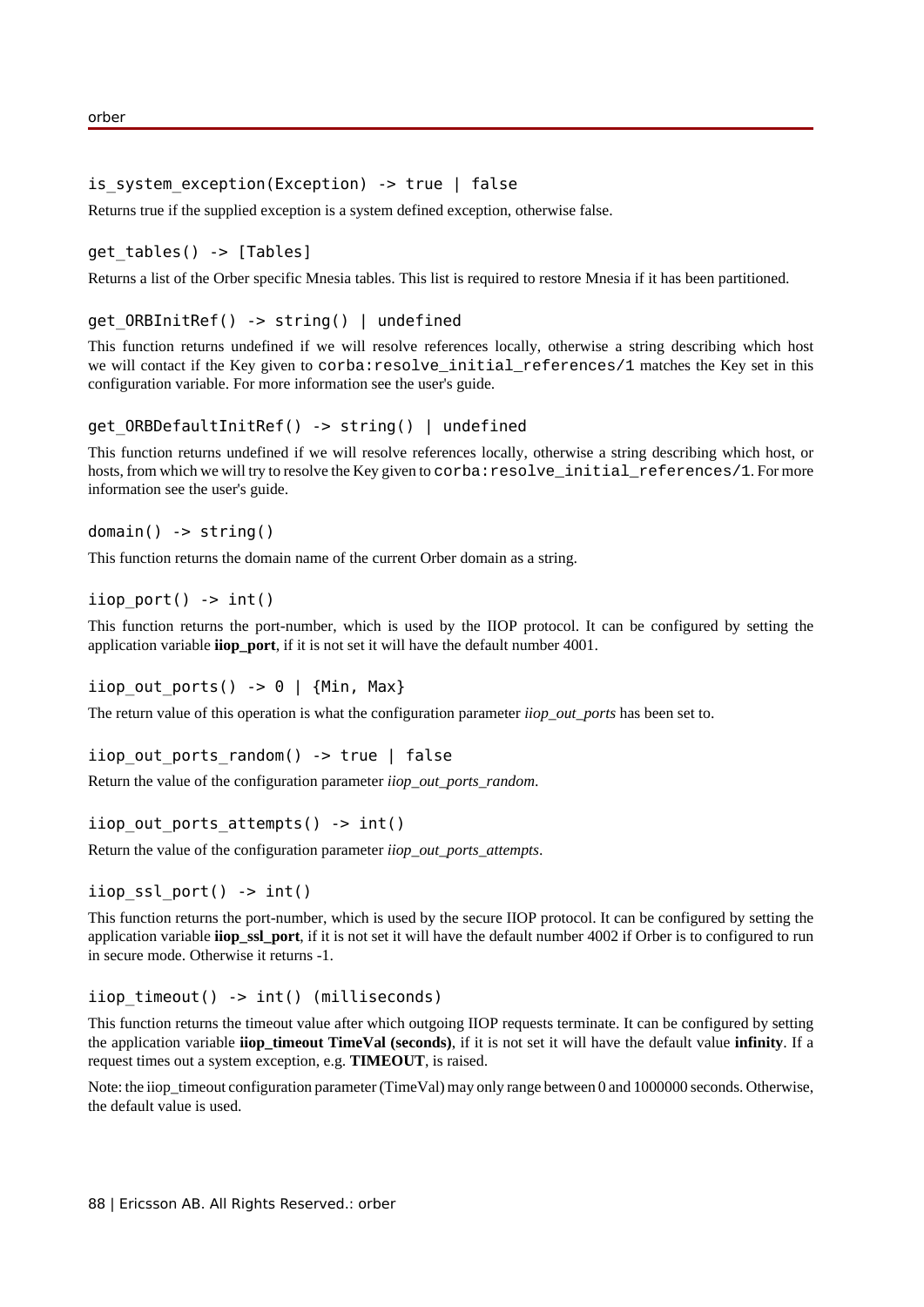```
is_system_exception(Exception) -> true | false
```

Returns true if the supplied exception is a system defined exception, otherwise false.

```
get_tables() -> [Tables]
```

Returns a list of the Orber specific Mnesia tables. This list is required to restore Mnesia if it has been partitioned.

```
get_ORBInitRef() -> string() | undefined
```

This function returns undefined if we will resolve references locally, otherwise a string describing which host we will contact if the Key given to `corba:resolve_initial_references/1` matches the Key set in this configuration variable. For more information see the user's guide.

```
get_ORBDefaultInitRef() -> string() | undefined
```

This function returns undefined if we will resolve references locally, otherwise a string describing which host, or hosts, from which we will try to resolve the Key given to `corba:resolve_initial_references/1`. For more information see the user's guide.

```
domain() -> string()
```

This function returns the domain name of the current Orber domain as a string.

```
iiop_port() -> int()
```

This function returns the port-number, which is used by the IIOP protocol. It can be configured by setting the application variable **iiop_port**, if it is not set it will have the default number 4001.

```
iiop_out_ports() -> 0 | {Min, Max}
```

The return value of this operation is what the configuration parameter *iiop_out_ports* has been set to.

```
iiop_out_ports_random() -> true | false
```

Return the value of the configuration parameter *iiop_out_ports_random*.

```
iiop_out_ports_attempts() -> int()
```

Return the value of the configuration parameter *iiop_out_ports_attempts*.

```
iiop_ssl_port() -> int()
```

This function returns the port-number, which is used by the secure IIOP protocol. It can be configured by setting the application variable **iiop_ssl_port**, if it is not set it will have the default number 4002 if Orber is to configured to run in secure mode. Otherwise it returns -1.

```
iiop_timeout() -> int() (milliseconds)
```

This function returns the timeout value after which outgoing IIOP requests terminate. It can be configured by setting the application variable **iiop_timeout TimeVal (seconds)**, if it is not set it will have the default value **infinity**. If a request times out a system exception, e.g. **TIMEOUT**, is raised.

Note: the iiop_timeout configuration parameter (TimeVal) may only range between 0 and 1000000 seconds. Otherwise, the default value is used.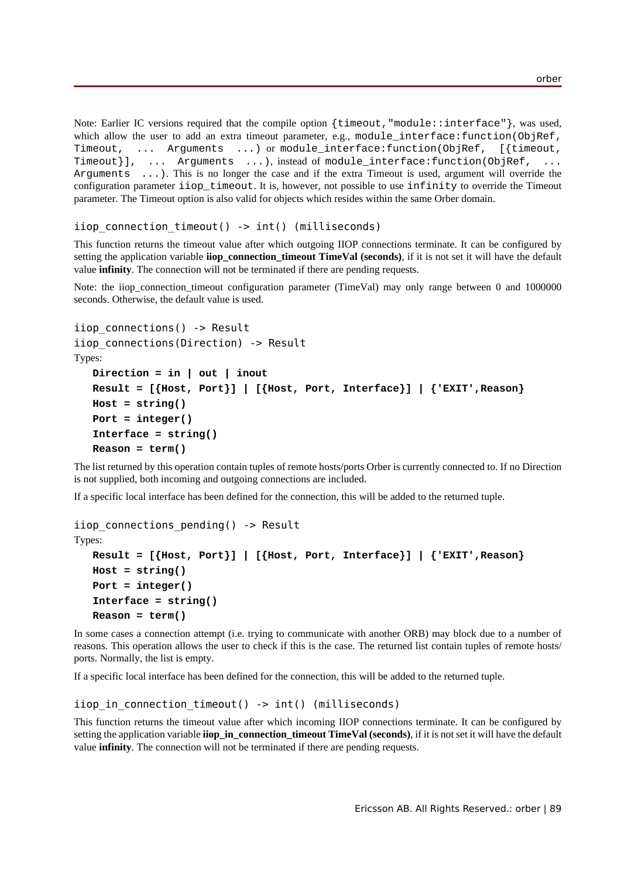Note: Earlier IC versions required that the compile option `{timeout,"module::interface"}`, was used, which allow the user to add an extra timeout parameter, e.g., `module_interface:function(ObjRef, Timeout, ... Arguments ...)` or `module_interface:function(ObjRef, [{timeout, Timeout}], ... Arguments ...)`, instead of `module_interface:function(ObjRef, ... Arguments ...)`. This is no longer the case and if the extra Timeout is used, argument will override the configuration parameter `iiop_timeout`. It is, however, not possible to use `infinity` to override the Timeout parameter. The Timeout option is also valid for objects which resides within the same Orber domain.

```
iiop_connection_timeout() -> int() (milliseconds)
```

This function returns the timeout value after which outgoing IIOP connections terminate. It can be configured by setting the application variable **iiop_connection_timeout TimeVal (seconds)**, if it is not set it will have the default value **infinity**. The connection will not be terminated if there are pending requests.

Note: the iiop_connection_timeout configuration parameter (TimeVal) may only range between 0 and 1000000 seconds. Otherwise, the default value is used.

```
iiop_connections() -> Result
iiop_connections(Direction) -> Result
```

Types:

```
Direction = in | out | inout
Result = [{Host, Port}] | [{Host, Port, Interface}] | {'EXIT',Reason}
Host = string()
Port = integer()
Interface = string()
Reason = term()
```

The list returned by this operation contain tuples of remote hosts/ports Orber is currently connected to. If no Direction is not supplied, both incoming and outgoing connections are included.

If a specific local interface has been defined for the connection, this will be added to the returned tuple.

```
iiop_connections_pending() -> Result
```

Types:

```
Result = [{Host, Port}] | [{Host, Port, Interface}] | {'EXIT',Reason}
Host = string()
Port = integer()
Interface = string()
Reason = term()
```

In some cases a connection attempt (i.e. trying to communicate with another ORB) may block due to a number of reasons. This operation allows the user to check if this is the case. The returned list contain tuples of remote hosts/ports. Normally, the list is empty.

If a specific local interface has been defined for the connection, this will be added to the returned tuple.

```
iiop_in_connection_timeout() -> int() (milliseconds)
```

This function returns the timeout value after which incoming IIOP connections terminate. It can be configured by setting the application variable **iiop_in_connection_timeout TimeVal (seconds)**, if it is not set it will have the default value **infinity**. The connection will not be terminated if there are pending requests.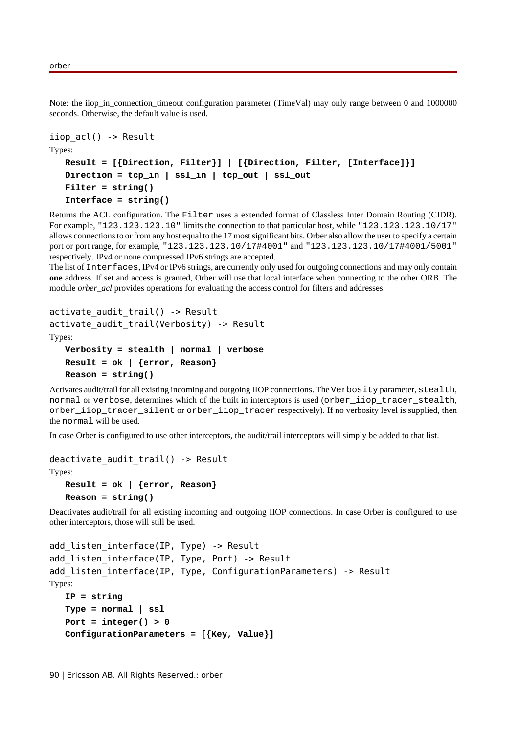Note: the iiop_in_connection_timeout configuration parameter (TimeVal) may only range between 0 and 1000000 seconds. Otherwise, the default value is used.

```
iiop_acl() -> Result
```

Types:

**Result = [{Direction, Filter}] | [{Direction, Filter, [Interface]}]**
**Direction = tcp_in | ssl_in | tcp_out | ssl_out**
**Filter = string()**
**Interface = string()**

Returns the ACL configuration. The `Filter` uses a extended format of Classless Inter Domain Routing (CIDR). For example, `"123.123.123.10"` limits the connection to that particular host, while `"123.123.123.10/17"` allows connections to or from any host equal to the 17 most significant bits. Orber also allow the user to specify a certain port or port range, for example, `"123.123.123.10/17#4001"` and `"123.123.123.10/17#4001/5001"` respectively. IPv4 or none compressed IPv6 strings are accepted.

The list of `Interfaces`, IPv4 or IPv6 strings, are currently only used for outgoing connections and may only contain **one** address. If set and access is granted, Orber will use that local interface when connecting to the other ORB. The module *orber_acl* provides operations for evaluating the access control for filters and addresses.

```
activate_audit_trail() -> Result
activate_audit_trail(Verbosity) -> Result
```

Types:

**Verbosity = stealth | normal | verbose**
**Result = ok | {error, Reason}**
**Reason = string()**

Activates audit/trail for all existing incoming and outgoing IIOP connections. The `Verbosity` parameter, `stealth`, `normal` or `verbose`, determines which of the built in interceptors is used (`orber_iiop_tracer_stealth`, `orber_iiop_tracer_silent` or `orber_iiop_tracer` respectively). If no verbosity level is supplied, then the `normal` will be used.

In case Orber is configured to use other interceptors, the audit/trail interceptors will simply be added to that list.

```
deactivate_audit_trail() -> Result
```

Types:

**Result = ok | {error, Reason}**
**Reason = string()**

Deactivates audit/trail for all existing incoming and outgoing IIOP connections. In case Orber is configured to use other interceptors, those will still be used.

```
add_listen_interface(IP, Type) -> Result
add_listen_interface(IP, Type, Port) -> Result
add_listen_interface(IP, Type, ConfigurationParameters) -> Result
```

Types:

**IP = string**
**Type = normal | ssl**
**Port = integer() > 0**
**ConfigurationParameters = [{Key, Value}]**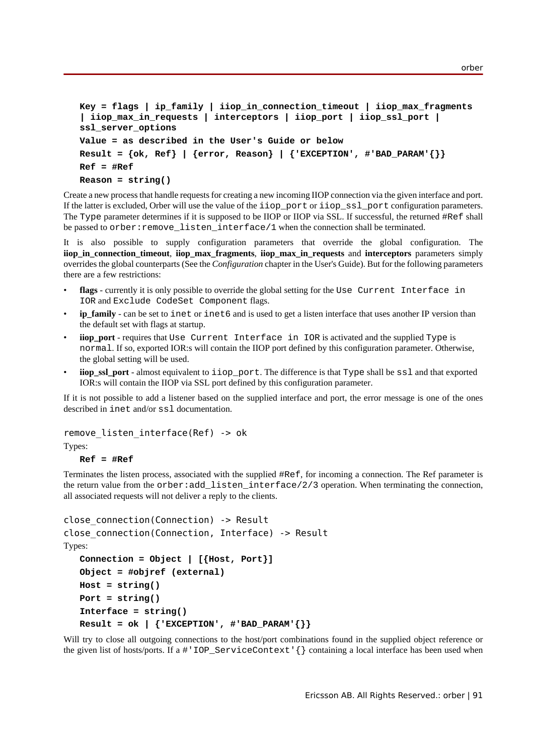**Key = flags | ip_family | iiop_in_connection_timeout | iiop_max_fragments | iiop_max_in_requests | interceptors | iiop_port | iiop_ssl_port | ssl_server_options**

**Value = as described in the User's Guide or below**

**Result = {ok, Ref} | {error, Reason} | {'EXCEPTION', #'BAD_PARAM'{}}**

**Ref = #Ref**

**Reason = string()**

Create a new process that handle requests for creating a new incoming IIOP connection via the given interface and port. If the latter is excluded, Orber will use the value of the `iiop_port` or `iiop_ssl_port` configuration parameters. The `Type` parameter determines if it is supposed to be IIOP or IIOP via SSL. If successful, the returned `#Ref` shall be passed to `orber:remove_listen_interface/1` when the connection shall be terminated.

It is also possible to supply configuration parameters that override the global configuration. The **iiop_in_connection_timeout**, **iiop_max_fragments**, **iiop_max_in_requests** and **interceptors** parameters simply overrides the global counterparts (See the *Configuration* chapter in the User's Guide). But for the following parameters there are a few restrictions:

- **flags** - currently it is only possible to override the global setting for the `Use Current Interface in IOR` and `Exclude CodeSet Component` flags.
- **ip_family** - can be set to `inet` or `inet6` and is used to get a listen interface that uses another IP version than the default set with flags at startup.
- **iiop_port** - requires that `Use Current Interface in IOR` is activated and the supplied `Type` is `normal`. If so, exported IOR:s will contain the IIOP port defined by this configuration parameter. Otherwise, the global setting will be used.
- **iiop_ssl_port** - almost equivalent to `iiop_port`. The difference is that `Type` shall be `ssl` and that exported IOR:s will contain the IIOP via SSL port defined by this configuration parameter.

If it is not possible to add a listener based on the supplied interface and port, the error message is one of the ones described in `inet` and/or `ssl` documentation.

```
remove_listen_interface(Ref) -> ok
```

Types:

**Ref = #Ref**

Terminates the listen process, associated with the supplied `#Ref`, for incoming a connection. The Ref parameter is the return value from the `orber:add_listen_interface/2/3` operation. When terminating the connection, all associated requests will not deliver a reply to the clients.

```
close_connection(Connection) -> Result
close_connection(Connection, Interface) -> Result
```

Types:

**Connection = Object | [{Host, Port}]**

**Object = #objref (external)**

**Host = string()**

**Port = string()**

**Interface = string()**

**Result = ok | {'EXCEPTION', #'BAD_PARAM'{}}**

Will try to close all outgoing connections to the host/port combinations found in the supplied object reference or the given list of hosts/ports. If a `#'IOP_ServiceContext'{}` containing a local interface has been used when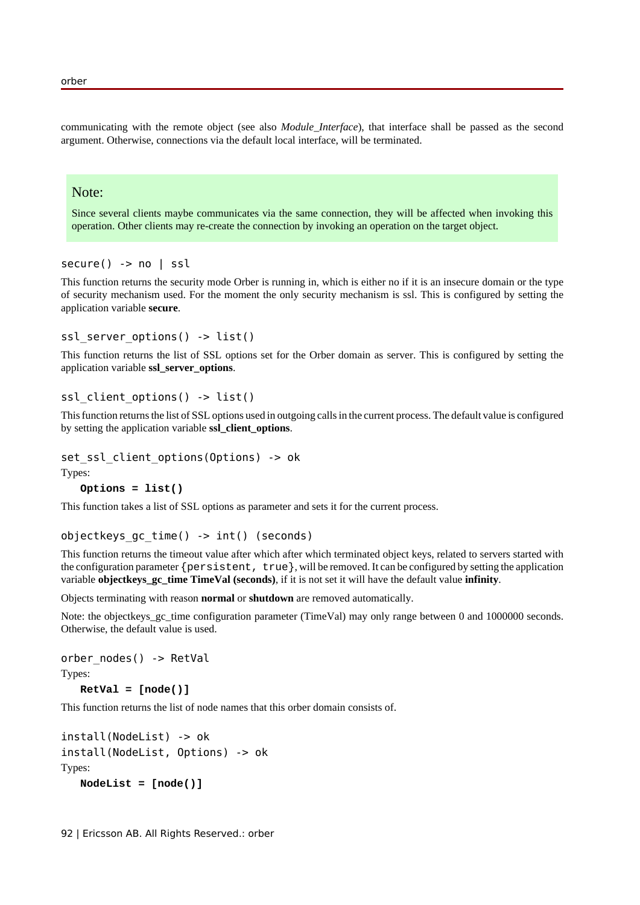communicating with the remote object (see also *Module_Interface*), that interface shall be passed as the second argument. Otherwise, connections via the default local interface, will be terminated.

### Note:

Since several clients maybe communicates via the same connection, they will be affected when invoking this operation. Other clients may re-create the connection by invoking an operation on the target object.

```
secure() -> no | ssl
```

This function returns the security mode Orber is running in, which is either no if it is an insecure domain or the type of security mechanism used. For the moment the only security mechanism is ssl. This is configured by setting the application variable **secure**.

```
ssl_server_options() -> list()
```

This function returns the list of SSL options set for the Orber domain as server. This is configured by setting the application variable **ssl_server_options**.

```
ssl_client_options() -> list()
```

This function returns the list of SSL options used in outgoing calls in the current process. The default value is configured by setting the application variable **ssl_client_options**.

```
set_ssl_client_options(Options) -> ok
```

Types:

**Options = list()**

This function takes a list of SSL options as parameter and sets it for the current process.

```
objectkeys_gc_time() -> int() (seconds)
```

This function returns the timeout value after which after which terminated object keys, related to servers started with the configuration parameter `{persistent, true}`, will be removed. It can be configured by setting the application variable **objectkeys_gc_time TimeVal (seconds)**, if it is not set it will have the default value **infinity**.

Objects terminating with reason **normal** or **shutdown** are removed automatically.

Note: the objectkeys_gc_time configuration parameter (TimeVal) may only range between 0 and 1000000 seconds. Otherwise, the default value is used.

```
orber_nodes() -> RetVal
```

Types:

**RetVal = [node()]**

This function returns the list of node names that this orber domain consists of.

```
install(NodeList) -> ok
install(NodeList, Options) -> ok
```

Types:

**NodeList = [node()]**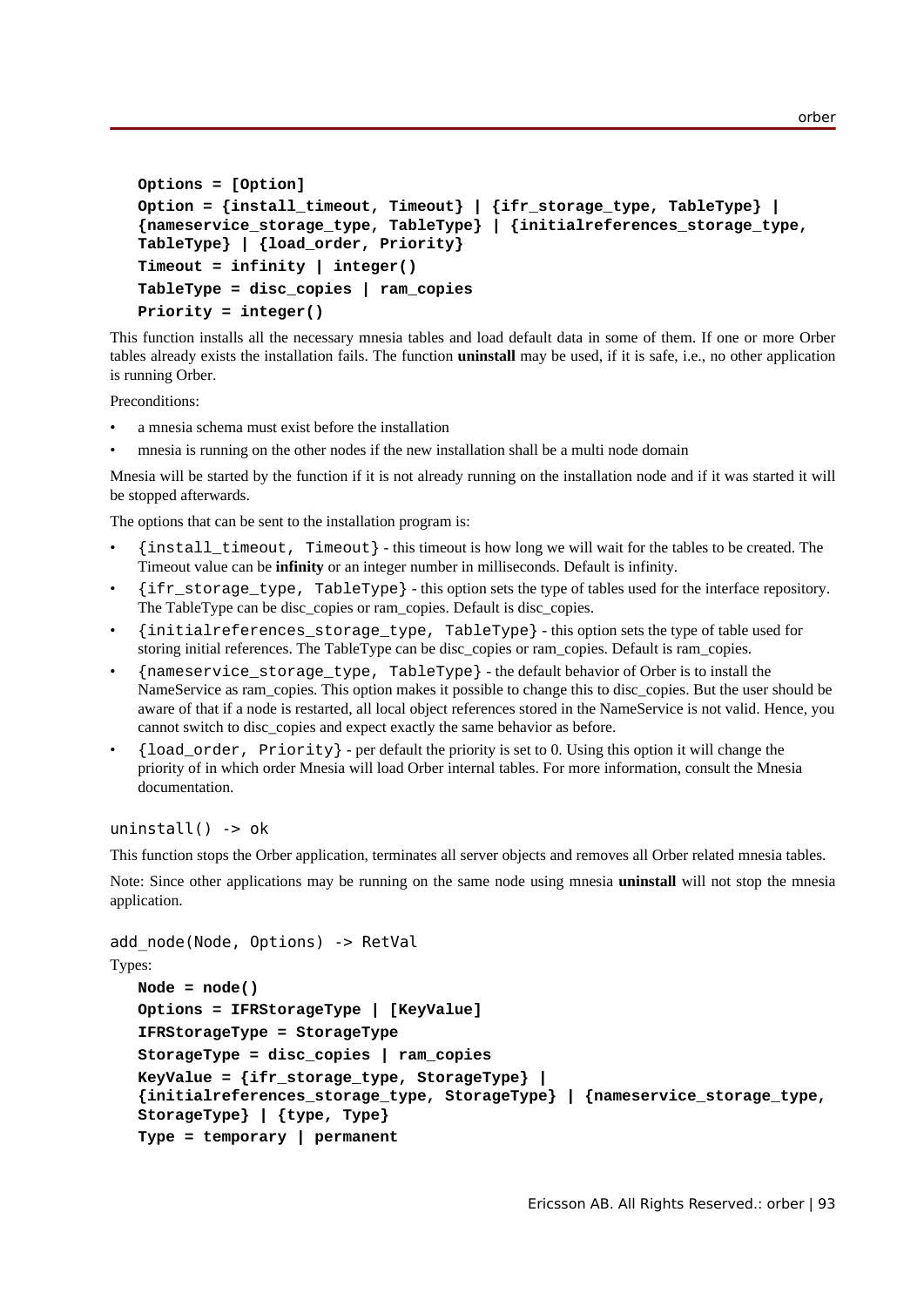```
Options = [Option]
Option = {install_timeout, Timeout} | {ifr_storage_type, TableType} |
{nameservice_storage_type, TableType} | {initialreferences_storage_type,
TableType} | {load_order, Priority}
Timeout = infinity | integer()
TableType = disc_copies | ram_copies
Priority = integer()
```

This function installs all the necessary mnesia tables and load default data in some of them. If one or more Orber tables already exists the installation fails. The function **uninstall** may be used, if it is safe, i.e., no other application is running Orber.

Preconditions:

- a mnesia schema must exist before the installation
- mnesia is running on the other nodes if the new installation shall be a multi node domain

Mnesia will be started by the function if it is not already running on the installation node and if it was started it will be stopped afterwards.

The options that can be sent to the installation program is:

- `{install_timeout, Timeout}` - this timeout is how long we will wait for the tables to be created. The Timeout value can be **infinity** or an integer number in milliseconds. Default is infinity.
- `{ifr_storage_type, TableType}` - this option sets the type of tables used for the interface repository. The TableType can be disc_copies or ram_copies. Default is disc_copies.
- `{initialreferences_storage_type, TableType}` - this option sets the type of table used for storing initial references. The TableType can be disc_copies or ram_copies. Default is ram_copies.
- `{nameservice_storage_type, TableType}` - the default behavior of Orber is to install the NameService as ram_copies. This option makes it possible to change this to disc_copies. But the user should be aware of that if a node is restarted, all local object references stored in the NameService is not valid. Hence, you cannot switch to disc_copies and expect exactly the same behavior as before.
- `{load_order, Priority}` - per default the priority is set to 0. Using this option it will change the priority of in which order Mnesia will load Orber internal tables. For more information, consult the Mnesia documentation.

```
uninstall() -> ok
```

This function stops the Orber application, terminates all server objects and removes all Orber related mnesia tables.

Note: Since other applications may be running on the same node using mnesia **uninstall** will not stop the mnesia application.

```
add_node(Node, Options) -> RetVal
```

Types:

```
Node = node()
Options = IFRStorageType | [KeyValue]
IFRStorageType = StorageType
StorageType = disc_copies | ram_copies
KeyValue = {ifr_storage_type, StorageType} |
{initialreferences_storage_type, StorageType} | {nameservice_storage_type,
StorageType} | {type, Type}
Type = temporary | permanent
```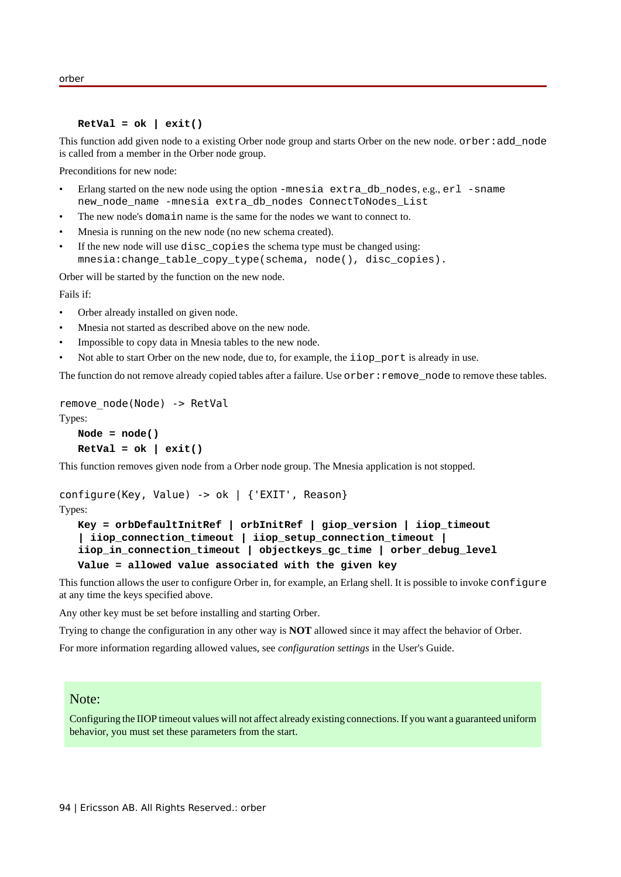**RetVal = ok | exit()**

This function add given node to a existing Orber node group and starts Orber on the new node. `orber:add_node` is called from a member in the Orber node group.

Preconditions for new node:

- Erlang started on the new node using the option `-mnesia extra_db_nodes`, e.g., `erl -sname new_node_name -mnesia extra_db_nodes ConnectToNodes_List`
- The new node's `domain` name is the same for the nodes we want to connect to.
- Mnesia is running on the new node (no new schema created).
- If the new node will use `disc_copies` the schema type must be changed using: `mnesia:change_table_copy_type(schema, node(), disc_copies).`

Orber will be started by the function on the new node.

Fails if:

- Orber already installed on given node.
- Mnesia not started as described above on the new node.
- Impossible to copy data in Mnesia tables to the new node.
- Not able to start Orber on the new node, due to, for example, the `iiop_port` is already in use.

The function do not remove already copied tables after a failure. Use `orber:remove_node` to remove these tables.

```
remove_node(Node) -> RetVal
```

Types:

**Node = node()**

**RetVal = ok | exit()**

This function removes given node from a Orber node group. The Mnesia application is not stopped.

```
configure(Key, Value) -> ok | {'EXIT', Reason}
```

Types:

**Key = orbDefaultInitRef | orbInitRef | giop_version | iiop_timeout | iiop_connection_timeout | iiop_setup_connection_timeout | iiop_in_connection_timeout | objectkeys_gc_time | orber_debug_level**

**Value = allowed value associated with the given key**

This function allows the user to configure Orber in, for example, an Erlang shell. It is possible to invoke `configure` at any time the keys specified above.

Any other key must be set before installing and starting Orber.

Trying to change the configuration in any other way is **NOT** allowed since it may affect the behavior of Orber.

For more information regarding allowed values, see *configuration settings* in the User's Guide.

> **Note:**
>
> Configuring the IIOP timeout values will not affect already existing connections. If you want a guaranteed uniform behavior, you must set these parameters from the start.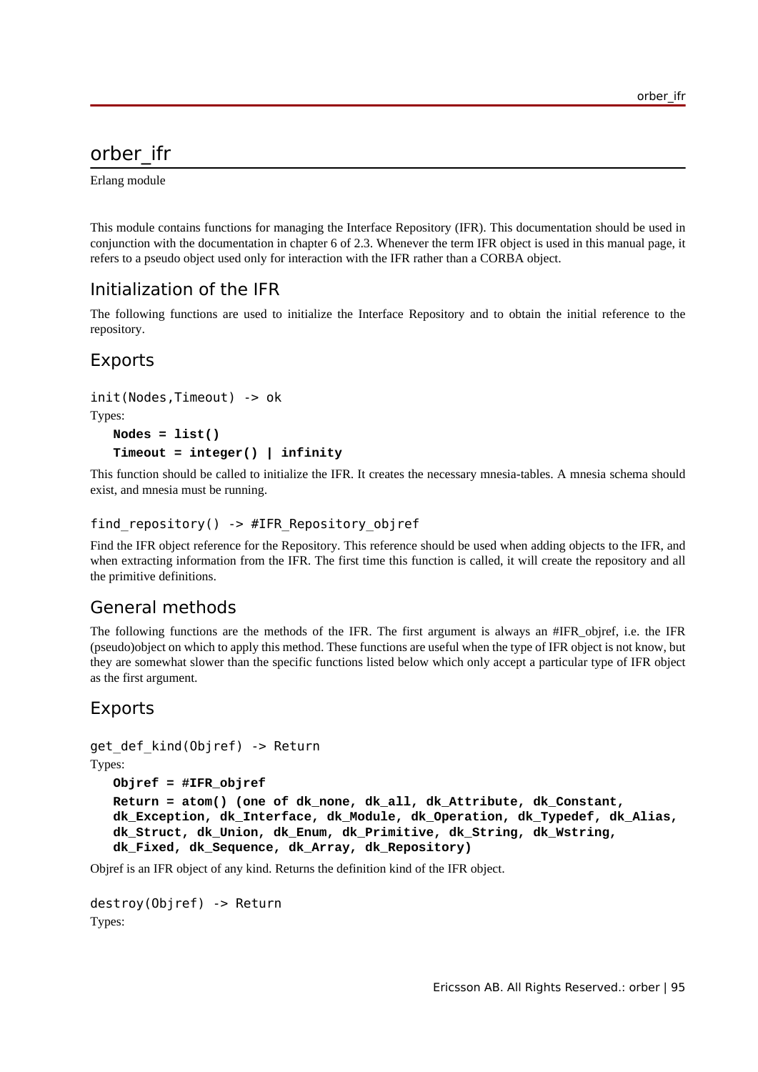# orber_ifr

Erlang module

This module contains functions for managing the Interface Repository (IFR). This documentation should be used in conjunction with the documentation in chapter 6 of 2.3. Whenever the term IFR object is used in this manual page, it refers to a pseudo object used only for interaction with the IFR rather than a CORBA object.

## Initialization of the IFR

The following functions are used to initialize the Interface Repository and to obtain the initial reference to the repository.

## Exports

```
init(Nodes,Timeout) -> ok
```

Types:

**Nodes = list()**

**Timeout = integer() | infinity**

This function should be called to initialize the IFR. It creates the necessary mnesia-tables. A mnesia schema should exist, and mnesia must be running.

```
find_repository() -> #IFR_Repository_objref
```

Find the IFR object reference for the Repository. This reference should be used when adding objects to the IFR, and when extracting information from the IFR. The first time this function is called, it will create the repository and all the primitive definitions.

## General methods

The following functions are the methods of the IFR. The first argument is always an #IFR_objref, i.e. the IFR (pseudo)object on which to apply this method. These functions are useful when the type of IFR object is not know, but they are somewhat slower than the specific functions listed below which only accept a particular type of IFR object as the first argument.

## Exports

```
get_def_kind(Objref) -> Return
```

Types:

**Objref = #IFR_objref**

**Return = atom() (one of dk_none, dk_all, dk_Attribute, dk_Constant, dk_Exception, dk_Interface, dk_Module, dk_Operation, dk_Typedef, dk_Alias, dk_Struct, dk_Union, dk_Enum, dk_Primitive, dk_String, dk_Wstring, dk_Fixed, dk_Sequence, dk_Array, dk_Repository)**

Objref is an IFR object of any kind. Returns the definition kind of the IFR object.

```
destroy(Objref) -> Return
```

Types: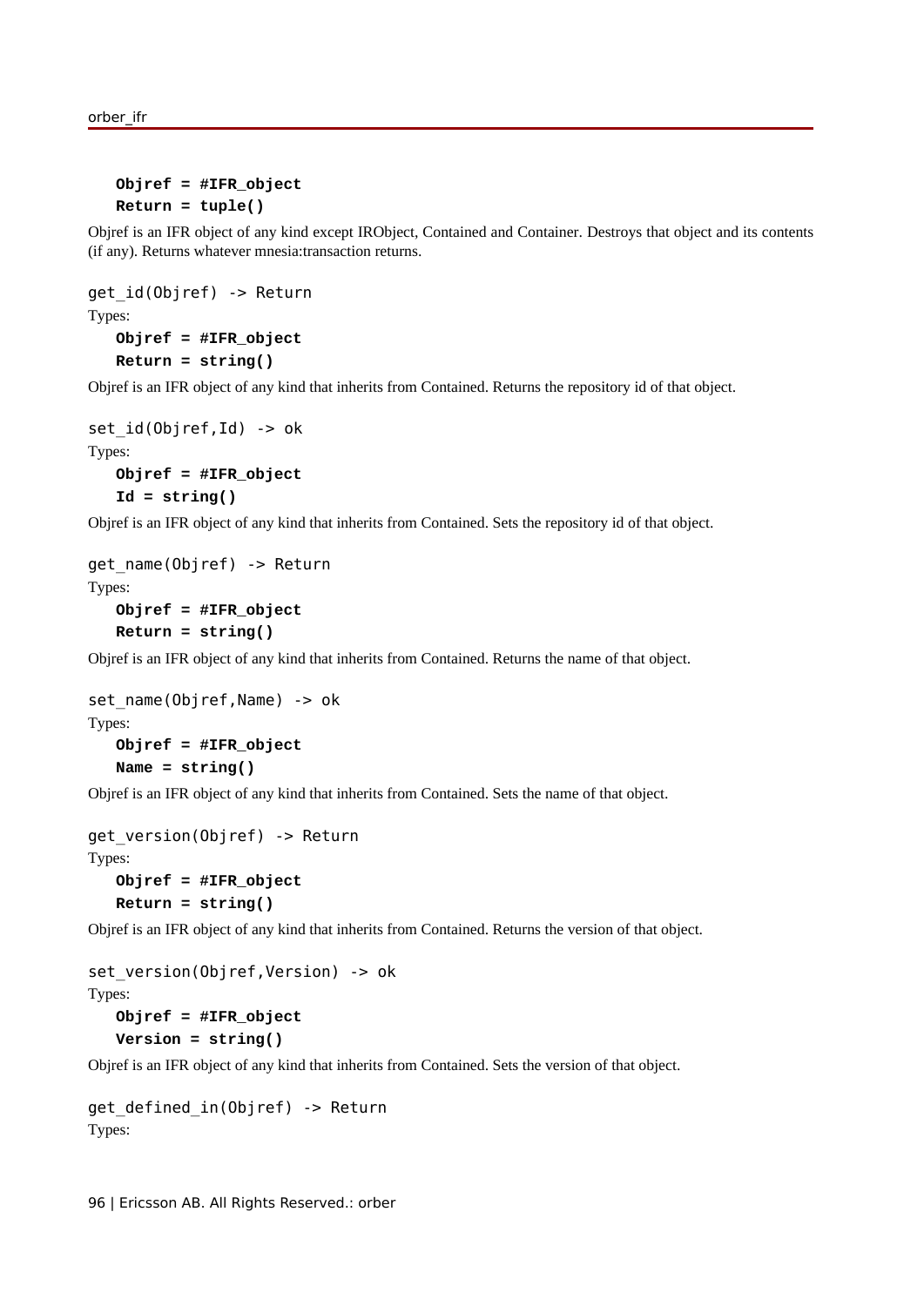**Objref = #IFR_object**
**Return = tuple()**

Objref is an IFR object of any kind except IRObject, Contained and Container. Destroys that object and its contents (if any). Returns whatever mnesia:transaction returns.

```
get_id(Objref) -> Return
```

Types:

**Objref = #IFR_object**
**Return = string()**

Objref is an IFR object of any kind that inherits from Contained. Returns the repository id of that object.

```
set_id(Objref,Id) -> ok
```

Types:

**Objref = #IFR_object**
**Id = string()**

Objref is an IFR object of any kind that inherits from Contained. Sets the repository id of that object.

```
get_name(Objref) -> Return
```

Types:

**Objref = #IFR_object**
**Return = string()**

Objref is an IFR object of any kind that inherits from Contained. Returns the name of that object.

```
set_name(Objref,Name) -> ok
```

Types:

**Objref = #IFR_object**
**Name = string()**

Objref is an IFR object of any kind that inherits from Contained. Sets the name of that object.

```
get_version(Objref) -> Return
```

Types:

**Objref = #IFR_object**
**Return = string()**

Objref is an IFR object of any kind that inherits from Contained. Returns the version of that object.

```
set_version(Objref,Version) -> ok
```

Types:

**Objref = #IFR_object**
**Version = string()**

Objref is an IFR object of any kind that inherits from Contained. Sets the version of that object.

```
get_defined_in(Objref) -> Return
```

Types: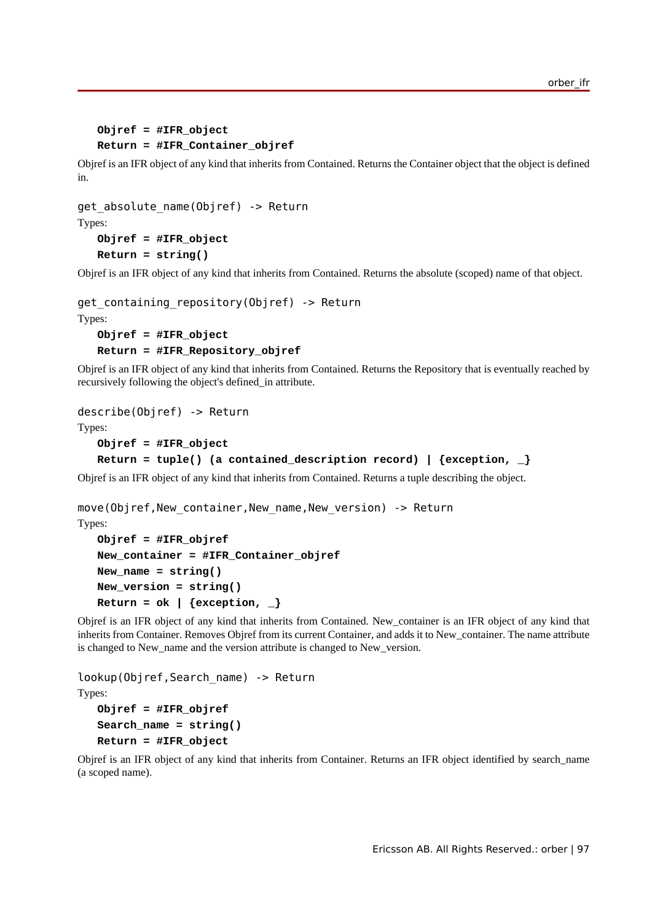**Objref = #IFR_object**

**Return = #IFR_Container_objref**

Objref is an IFR object of any kind that inherits from Contained. Returns the Container object that the object is defined in.

```
get_absolute_name(Objref) -> Return
```

Types:

**Objref = #IFR_object**

**Return = string()**

Objref is an IFR object of any kind that inherits from Contained. Returns the absolute (scoped) name of that object.

```
get_containing_repository(Objref) -> Return
```

Types:

**Objref = #IFR_object**

**Return = #IFR_Repository_objref**

Objref is an IFR object of any kind that inherits from Contained. Returns the Repository that is eventually reached by recursively following the object's defined_in attribute.

```
describe(Objref) -> Return
```

Types:

**Objref = #IFR_object**

**Return = tuple() (a contained_description record) | {exception, _}**

Objref is an IFR object of any kind that inherits from Contained. Returns a tuple describing the object.

```
move(Objref,New_container,New_name,New_version) -> Return
```

Types:

**Objref = #IFR_objref**

**New_container = #IFR_Container_objref**

**New_name = string()**

**New_version = string()**

**Return = ok | {exception, _}**

Objref is an IFR object of any kind that inherits from Contained. New_container is an IFR object of any kind that inherits from Container. Removes Objref from its current Container, and adds it to New_container. The name attribute is changed to New_name and the version attribute is changed to New_version.

```
lookup(Objref,Search_name) -> Return
```

Types:

**Objref = #IFR_objref**

**Search_name = string()**

**Return = #IFR_object**

Objref is an IFR object of any kind that inherits from Container. Returns an IFR object identified by search_name (a scoped name).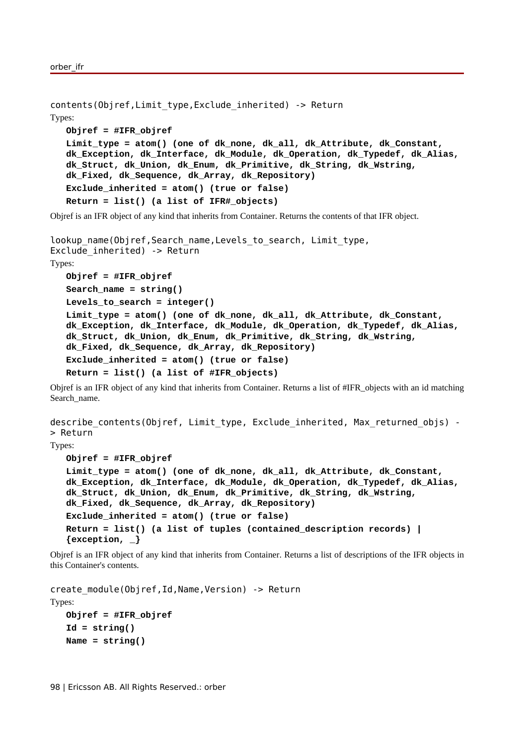```
contents(Objref,Limit_type,Exclude_inherited) -> Return
```

Types:

**Objref = #IFR_objref**

**Limit_type = atom() (one of dk_none, dk_all, dk_Attribute, dk_Constant, dk_Exception, dk_Interface, dk_Module, dk_Operation, dk_Typedef, dk_Alias, dk_Struct, dk_Union, dk_Enum, dk_Primitive, dk_String, dk_Wstring, dk_Fixed, dk_Sequence, dk_Array, dk_Repository)**

**Exclude_inherited = atom() (true or false)**

**Return = list() (a list of IFR#_objects)**

Objref is an IFR object of any kind that inherits from Container. Returns the contents of that IFR object.

```
lookup_name(Objref,Search_name,Levels_to_search, Limit_type,
Exclude_inherited) -> Return
```

Types:

**Objref = #IFR_objref**

**Search_name = string()**

**Levels_to_search = integer()**

**Limit_type = atom() (one of dk_none, dk_all, dk_Attribute, dk_Constant, dk_Exception, dk_Interface, dk_Module, dk_Operation, dk_Typedef, dk_Alias, dk_Struct, dk_Union, dk_Enum, dk_Primitive, dk_String, dk_Wstring, dk_Fixed, dk_Sequence, dk_Array, dk_Repository)**

**Exclude_inherited = atom() (true or false)**

**Return = list() (a list of #IFR_objects)**

Objref is an IFR object of any kind that inherits from Container. Returns a list of #IFR_objects with an id matching Search_name.

```
describe_contents(Objref, Limit_type, Exclude_inherited, Max_returned_objs) -
> Return
```

Types:

**Objref = #IFR_objref**

**Limit_type = atom() (one of dk_none, dk_all, dk_Attribute, dk_Constant, dk_Exception, dk_Interface, dk_Module, dk_Operation, dk_Typedef, dk_Alias, dk_Struct, dk_Union, dk_Enum, dk_Primitive, dk_String, dk_Wstring, dk_Fixed, dk_Sequence, dk_Array, dk_Repository)**

**Exclude_inherited = atom() (true or false)**

**Return = list() (a list of tuples (contained_description records) | {exception, _}**

Objref is an IFR object of any kind that inherits from Container. Returns a list of descriptions of the IFR objects in this Container's contents.

```
create_module(Objref,Id,Name,Version) -> Return
```

Types:

**Objref = #IFR_objref**

**Id = string()**

**Name = string()**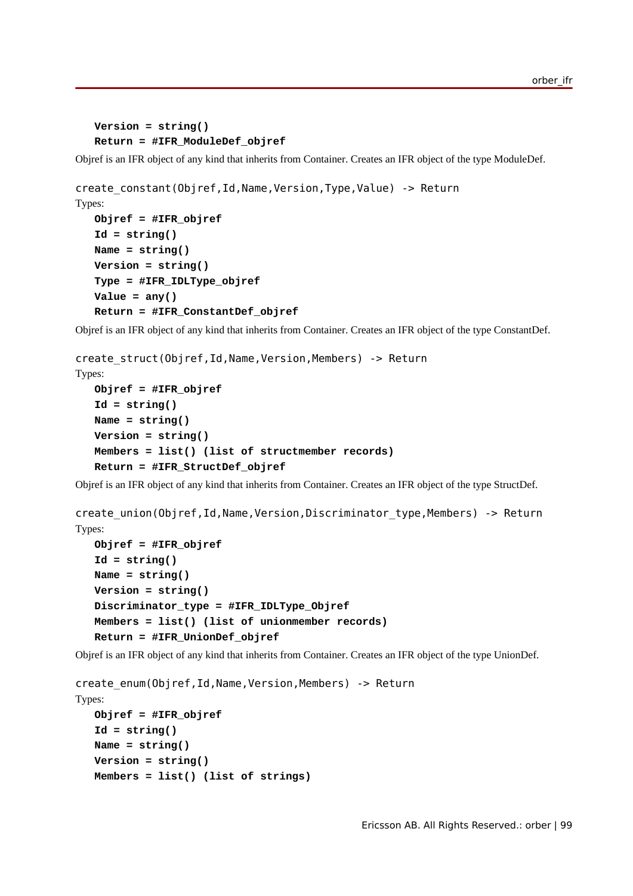**Version = string()**
**Return = #IFR_ModuleDef_objref**

Objref is an IFR object of any kind that inherits from Container. Creates an IFR object of the type ModuleDef.

```
create_constant(Objref,Id,Name,Version,Type,Value) -> Return
```

Types:

**Objref = #IFR_objref**
**Id = string()**
**Name = string()**
**Version = string()**
**Type = #IFR_IDLType_objref**
**Value = any()**
**Return = #IFR_ConstantDef_objref**

Objref is an IFR object of any kind that inherits from Container. Creates an IFR object of the type ConstantDef.

```
create_struct(Objref,Id,Name,Version,Members) -> Return
```

Types:

**Objref = #IFR_objref**
**Id = string()**
**Name = string()**
**Version = string()**
**Members = list() (list of structmember records)**
**Return = #IFR_StructDef_objref**

Objref is an IFR object of any kind that inherits from Container. Creates an IFR object of the type StructDef.

```
create_union(Objref,Id,Name,Version,Discriminator_type,Members) -> Return
```

Types:

**Objref = #IFR_objref**
**Id = string()**
**Name = string()**
**Version = string()**
**Discriminator_type = #IFR_IDLType_Objref**
**Members = list() (list of unionmember records)**
**Return = #IFR_UnionDef_objref**

Objref is an IFR object of any kind that inherits from Container. Creates an IFR object of the type UnionDef.

```
create_enum(Objref,Id,Name,Version,Members) -> Return
```

Types:

**Objref = #IFR_objref**
**Id = string()**
**Name = string()**
**Version = string()**
**Members = list() (list of strings)**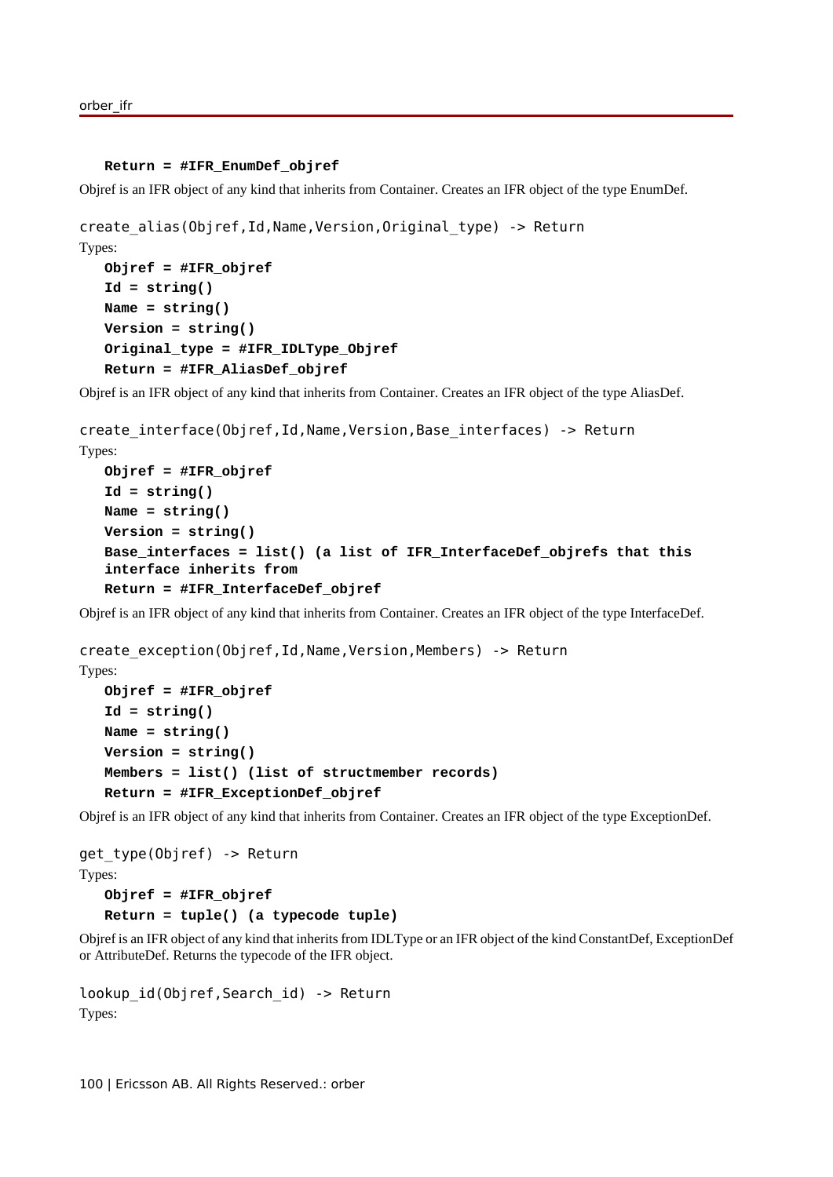**Return = #IFR_EnumDef_objref**

Objref is an IFR object of any kind that inherits from Container. Creates an IFR object of the type EnumDef.

```
create_alias(Objref,Id,Name,Version,Original_type) -> Return
```

Types:

**Objref = #IFR_objref**
**Id = string()**
**Name = string()**
**Version = string()**
**Original_type = #IFR_IDLType_Objref**
**Return = #IFR_AliasDef_objref**

Objref is an IFR object of any kind that inherits from Container. Creates an IFR object of the type AliasDef.

```
create_interface(Objref,Id,Name,Version,Base_interfaces) -> Return
```

Types:

**Objref = #IFR_objref**
**Id = string()**
**Name = string()**
**Version = string()**
**Base_interfaces = list() (a list of IFR_InterfaceDef_objrefs that this interface inherits from**
**Return = #IFR_InterfaceDef_objref**

Objref is an IFR object of any kind that inherits from Container. Creates an IFR object of the type InterfaceDef.

```
create_exception(Objref,Id,Name,Version,Members) -> Return
```

Types:

**Objref = #IFR_objref**
**Id = string()**
**Name = string()**
**Version = string()**
**Members = list() (list of structmember records)**
**Return = #IFR_ExceptionDef_objref**

Objref is an IFR object of any kind that inherits from Container. Creates an IFR object of the type ExceptionDef.

```
get_type(Objref) -> Return
```

Types:

**Objref = #IFR_objref**
**Return = tuple() (a typecode tuple)**

Objref is an IFR object of any kind that inherits from IDLType or an IFR object of the kind ConstantDef, ExceptionDef or AttributeDef. Returns the typecode of the IFR object.

```
lookup_id(Objref,Search_id) -> Return
```

Types: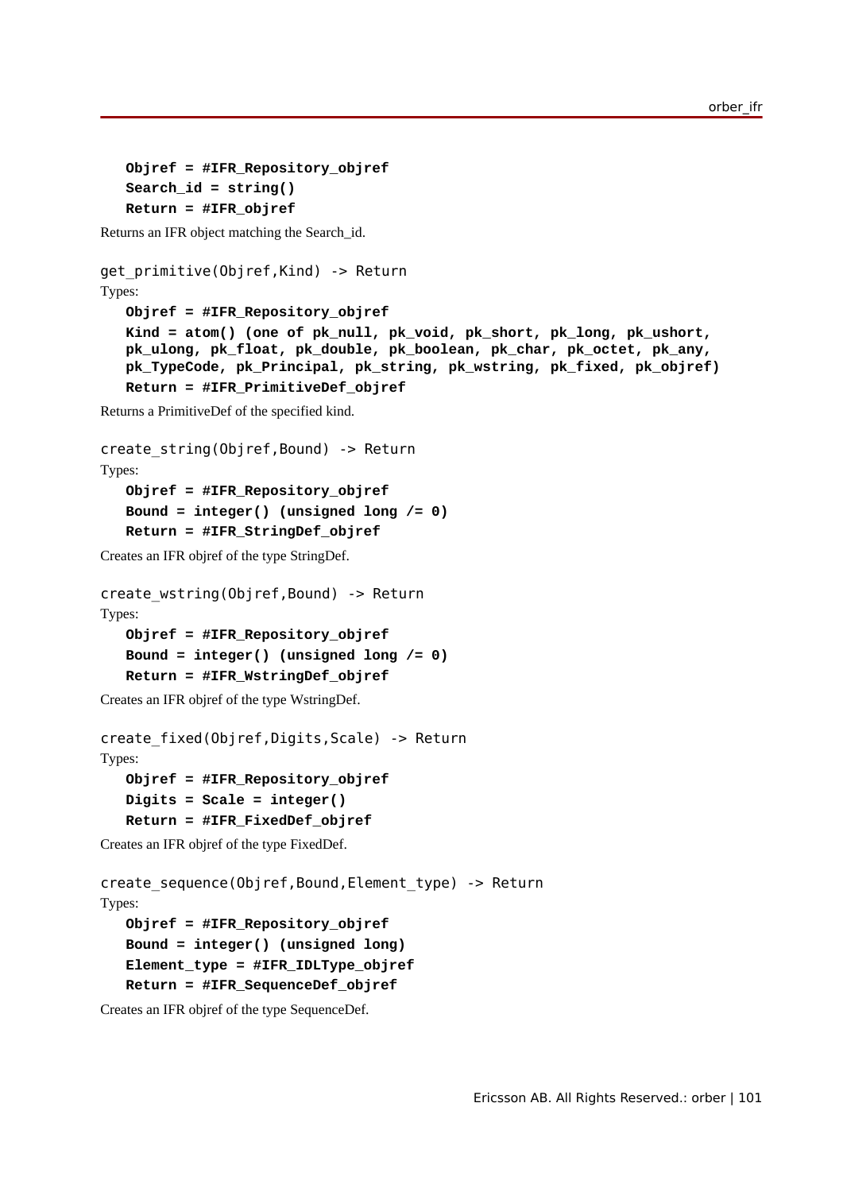**Objref = #IFR_Repository_objref**
**Search_id = string()**
**Return = #IFR_objref**

Returns an IFR object matching the Search_id.

```
get_primitive(Objref,Kind) -> Return
```

Types:

**Objref = #IFR_Repository_objref**
**Kind = atom() (one of pk_null, pk_void, pk_short, pk_long, pk_ushort, pk_ulong, pk_float, pk_double, pk_boolean, pk_char, pk_octet, pk_any, pk_TypeCode, pk_Principal, pk_string, pk_wstring, pk_fixed, pk_objref)**
**Return = #IFR_PrimitiveDef_objref**

Returns a PrimitiveDef of the specified kind.

```
create_string(Objref,Bound) -> Return
```

Types:

**Objref = #IFR_Repository_objref**
**Bound = integer() (unsigned long /= 0)**
**Return = #IFR_StringDef_objref**

Creates an IFR objref of the type StringDef.

```
create_wstring(Objref,Bound) -> Return
```

Types:

**Objref = #IFR_Repository_objref**
**Bound = integer() (unsigned long /= 0)**
**Return = #IFR_WstringDef_objref**

Creates an IFR objref of the type WstringDef.

```
create_fixed(Objref,Digits,Scale) -> Return
```

Types:

**Objref = #IFR_Repository_objref**
**Digits = Scale = integer()**
**Return = #IFR_FixedDef_objref**

Creates an IFR objref of the type FixedDef.

```
create_sequence(Objref,Bound,Element_type) -> Return
```

Types:

**Objref = #IFR_Repository_objref**
**Bound = integer() (unsigned long)**
**Element_type = #IFR_IDLType_objref**
**Return = #IFR_SequenceDef_objref**

Creates an IFR objref of the type SequenceDef.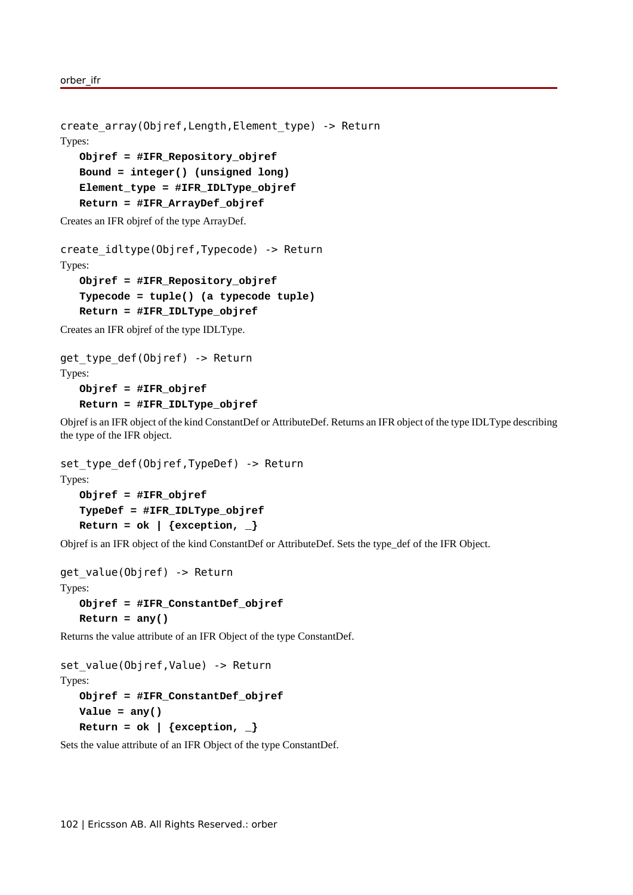```
create_array(Objref,Length,Element_type) -> Return
```

Types:

**Objref = #IFR_Repository_objref**
**Bound = integer() (unsigned long)**
**Element_type = #IFR_IDLType_objref**
**Return = #IFR_ArrayDef_objref**

Creates an IFR objref of the type ArrayDef.

```
create_idltype(Objref,Typecode) -> Return
```

Types:

**Objref = #IFR_Repository_objref**
**Typecode = tuple() (a typecode tuple)**
**Return = #IFR_IDLType_objref**

Creates an IFR objref of the type IDLType.

```
get_type_def(Objref) -> Return
```

Types:

**Objref = #IFR_objref**
**Return = #IFR_IDLType_objref**

Objref is an IFR object of the kind ConstantDef or AttributeDef. Returns an IFR object of the type IDLType describing the type of the IFR object.

```
set_type_def(Objref,TypeDef) -> Return
```

Types:

**Objref = #IFR_objref**
**TypeDef = #IFR_IDLType_objref**
**Return = ok | {exception, _}**

Objref is an IFR object of the kind ConstantDef or AttributeDef. Sets the type_def of the IFR Object.

```
get_value(Objref) -> Return
```

Types:

**Objref = #IFR_ConstantDef_objref**
**Return = any()**

Returns the value attribute of an IFR Object of the type ConstantDef.

```
set_value(Objref,Value) -> Return
```

Types:

**Objref = #IFR_ConstantDef_objref**
**Value = any()**
**Return = ok | {exception, _}**

Sets the value attribute of an IFR Object of the type ConstantDef.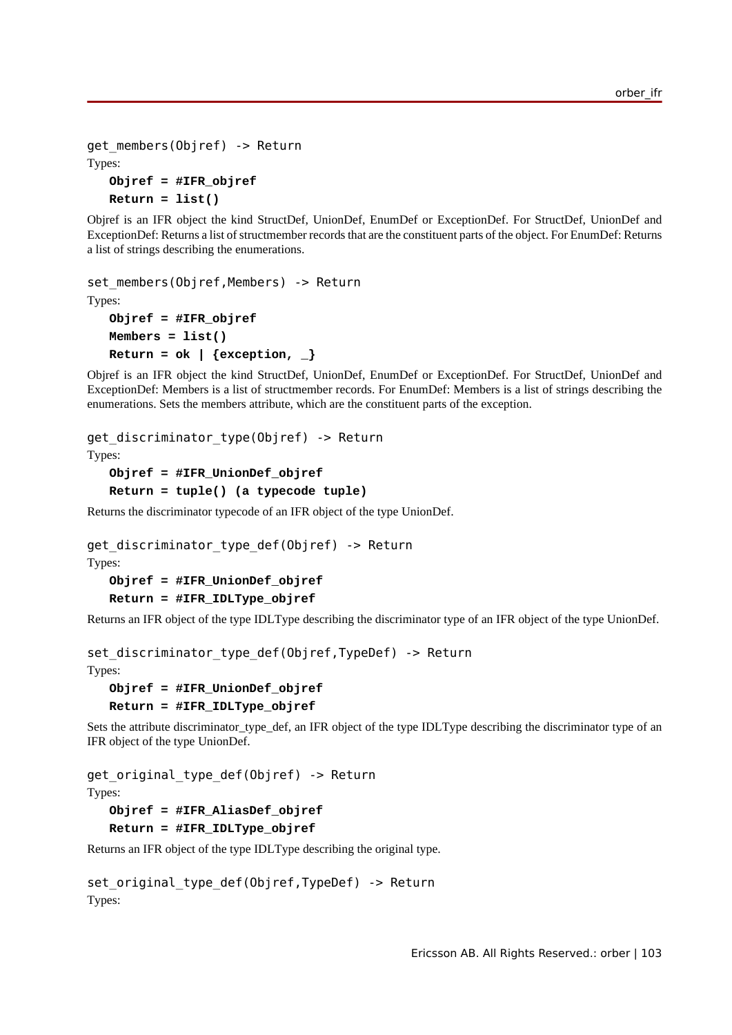```
get_members(Objref) -> Return
```

Types:

**Objref = #IFR_objref**
**Return = list()**

Objref is an IFR object the kind StructDef, UnionDef, EnumDef or ExceptionDef. For StructDef, UnionDef and ExceptionDef: Returns a list of structmember records that are the constituent parts of the object. For EnumDef: Returns a list of strings describing the enumerations.

```
set_members(Objref,Members) -> Return
```

Types:

**Objref = #IFR_objref**
**Members = list()**
**Return = ok | {exception, _}**

Objref is an IFR object the kind StructDef, UnionDef, EnumDef or ExceptionDef. For StructDef, UnionDef and ExceptionDef: Members is a list of structmember records. For EnumDef: Members is a list of strings describing the enumerations. Sets the members attribute, which are the constituent parts of the exception.

```
get_discriminator_type(Objref) -> Return
```

Types:

**Objref = #IFR_UnionDef_objref**
**Return = tuple() (a typecode tuple)**

Returns the discriminator typecode of an IFR object of the type UnionDef.

```
get_discriminator_type_def(Objref) -> Return
```

Types:

**Objref = #IFR_UnionDef_objref**
**Return = #IFR_IDLType_objref**

Returns an IFR object of the type IDLType describing the discriminator type of an IFR object of the type UnionDef.

```
set_discriminator_type_def(Objref,TypeDef) -> Return
```

Types:

**Objref = #IFR_UnionDef_objref**
**Return = #IFR_IDLType_objref**

Sets the attribute discriminator_type_def, an IFR object of the type IDLType describing the discriminator type of an IFR object of the type UnionDef.

```
get_original_type_def(Objref) -> Return
```

Types:

**Objref = #IFR_AliasDef_objref**
**Return = #IFR_IDLType_objref**

Returns an IFR object of the type IDLType describing the original type.

```
set_original_type_def(Objref,TypeDef) -> Return
```

Types: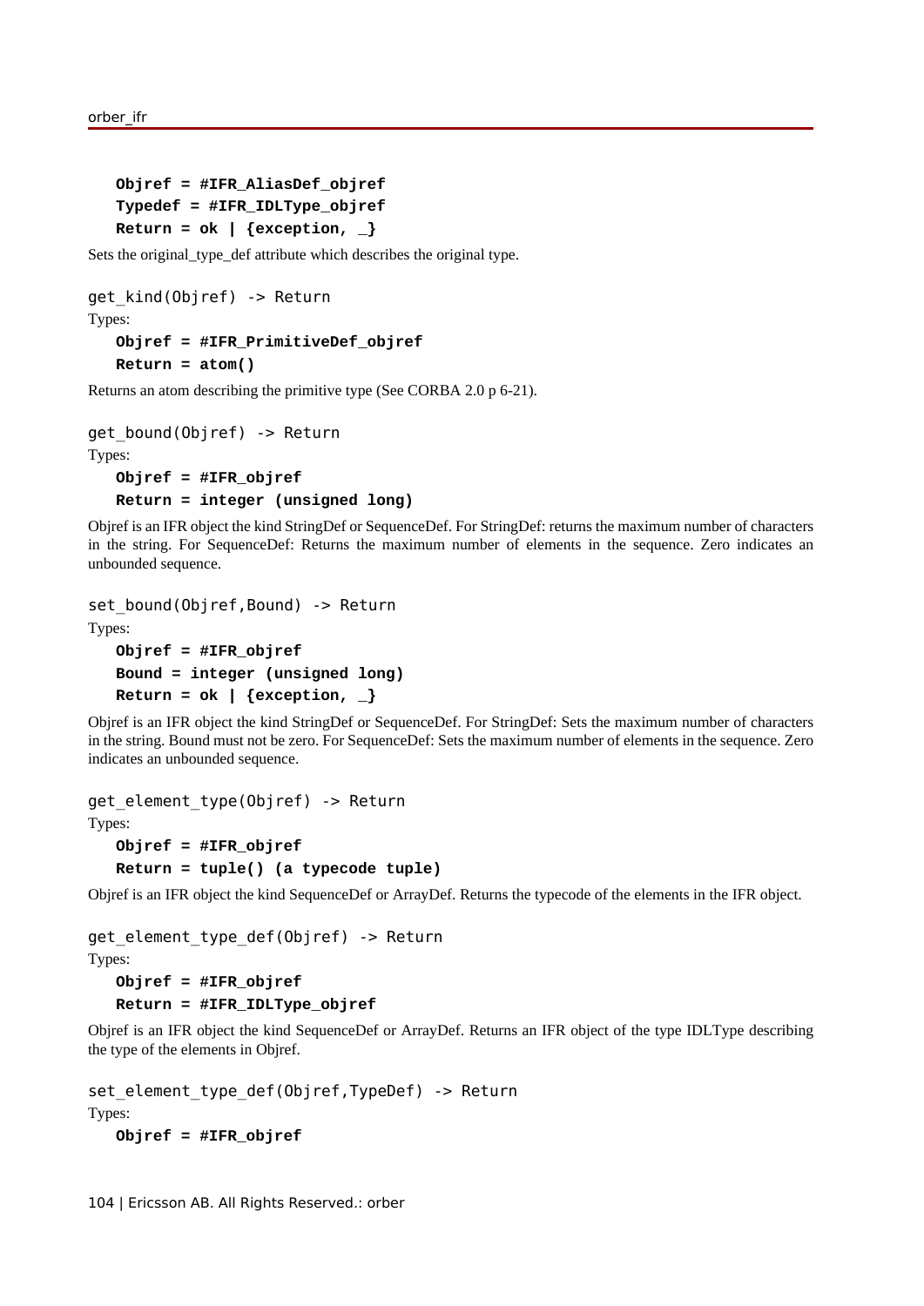**Objref = #IFR_AliasDef_objref**
**Typedef = #IFR_IDLType_objref**
**Return = ok | {exception, _}**

Sets the original_type_def attribute which describes the original type.

```
get_kind(Objref) -> Return
```

Types:

**Objref = #IFR_PrimitiveDef_objref**
**Return = atom()**

Returns an atom describing the primitive type (See CORBA 2.0 p 6-21).

```
get_bound(Objref) -> Return
```

Types:

**Objref = #IFR_objref**
**Return = integer (unsigned long)**

Objref is an IFR object the kind StringDef or SequenceDef. For StringDef: returns the maximum number of characters in the string. For SequenceDef: Returns the maximum number of elements in the sequence. Zero indicates an unbounded sequence.

```
set_bound(Objref,Bound) -> Return
```

Types:

**Objref = #IFR_objref**
**Bound = integer (unsigned long)**
**Return = ok | {exception, _}**

Objref is an IFR object the kind StringDef or SequenceDef. For StringDef: Sets the maximum number of characters in the string. Bound must not be zero. For SequenceDef: Sets the maximum number of elements in the sequence. Zero indicates an unbounded sequence.

```
get_element_type(Objref) -> Return
```

Types:

**Objref = #IFR_objref**
**Return = tuple() (a typecode tuple)**

Objref is an IFR object the kind SequenceDef or ArrayDef. Returns the typecode of the elements in the IFR object.

```
get_element_type_def(Objref) -> Return
```

Types:

**Objref = #IFR_objref**
**Return = #IFR_IDLType_objref**

Objref is an IFR object the kind SequenceDef or ArrayDef. Returns an IFR object of the type IDLType describing the type of the elements in Objref.

```
set_element_type_def(Objref,TypeDef) -> Return
```

Types:

**Objref = #IFR_objref**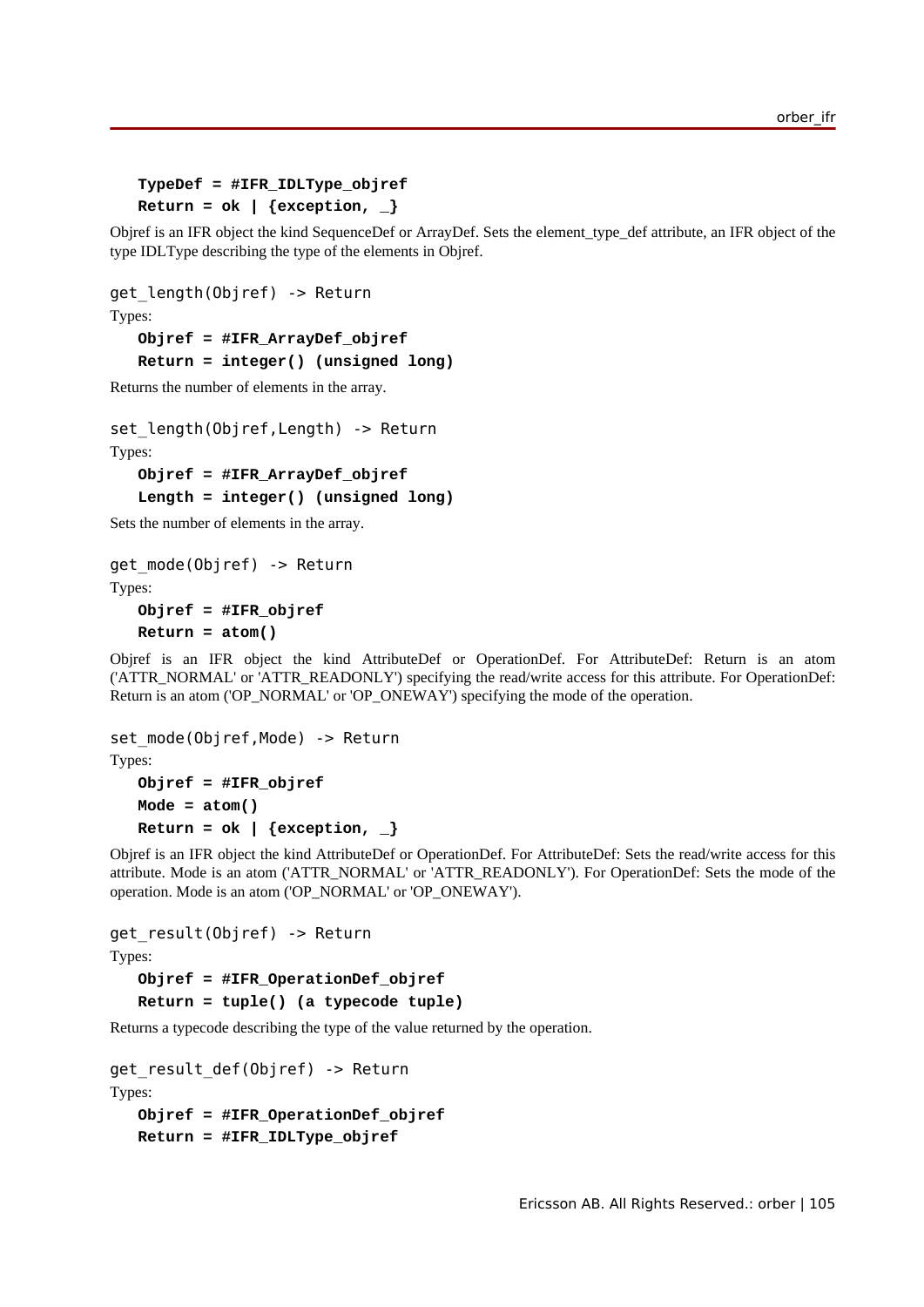**TypeDef = #IFR_IDLType_objref**
**Return = ok | {exception, _}**

Objref is an IFR object the kind SequenceDef or ArrayDef. Sets the element_type_def attribute, an IFR object of the type IDLType describing the type of the elements in Objref.

```
get_length(Objref) -> Return
```

Types:

**Objref = #IFR_ArrayDef_objref**
**Return = integer() (unsigned long)**

Returns the number of elements in the array.

```
set_length(Objref,Length) -> Return
```

Types:

**Objref = #IFR_ArrayDef_objref**
**Length = integer() (unsigned long)**

Sets the number of elements in the array.

```
get_mode(Objref) -> Return
```

Types:

**Objref = #IFR_objref**
**Return = atom()**

Objref is an IFR object the kind AttributeDef or OperationDef. For AttributeDef: Return is an atom ('ATTR_NORMAL' or 'ATTR_READONLY') specifying the read/write access for this attribute. For OperationDef: Return is an atom ('OP_NORMAL' or 'OP_ONEWAY') specifying the mode of the operation.

```
set_mode(Objref,Mode) -> Return
```

Types:

**Objref = #IFR_objref**
**Mode = atom()**
**Return = ok | {exception, _}**

Objref is an IFR object the kind AttributeDef or OperationDef. For AttributeDef: Sets the read/write access for this attribute. Mode is an atom ('ATTR_NORMAL' or 'ATTR_READONLY'). For OperationDef: Sets the mode of the operation. Mode is an atom ('OP_NORMAL' or 'OP_ONEWAY').

```
get_result(Objref) -> Return
```

Types:

**Objref = #IFR_OperationDef_objref**
**Return = tuple() (a typecode tuple)**

Returns a typecode describing the type of the value returned by the operation.

```
get_result_def(Objref) -> Return
```

Types:

**Objref = #IFR_OperationDef_objref**
**Return = #IFR_IDLType_objref**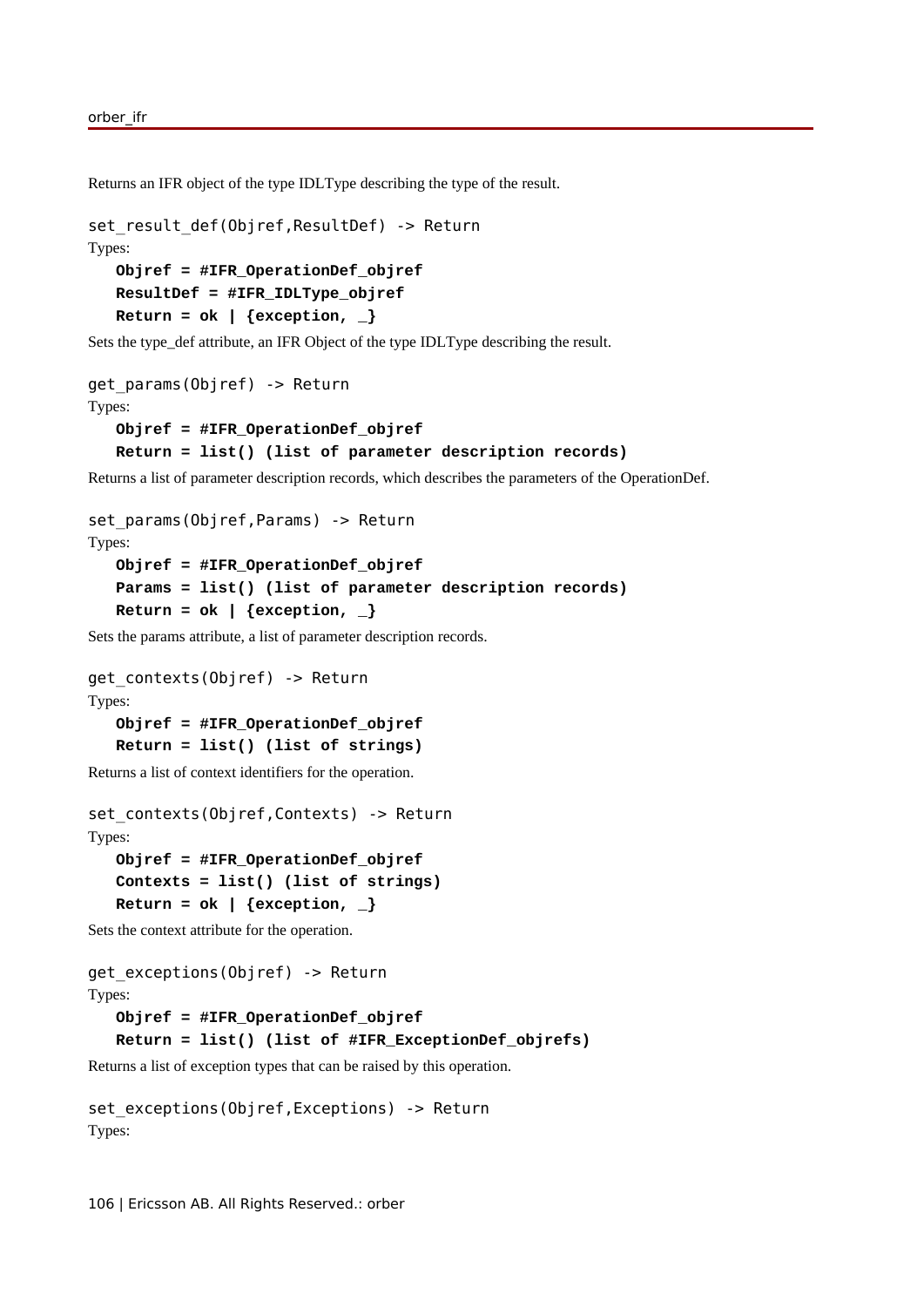Returns an IFR object of the type IDLType describing the type of the result.

```
set_result_def(Objref,ResultDef) -> Return
```

Types:

**Objref = #IFR_OperationDef_objref**
**ResultDef = #IFR_IDLType_objref**
**Return = ok | {exception, _}**

Sets the type_def attribute, an IFR Object of the type IDLType describing the result.

```
get_params(Objref) -> Return
```

Types:

**Objref = #IFR_OperationDef_objref**
**Return = list() (list of parameter description records)**

Returns a list of parameter description records, which describes the parameters of the OperationDef.

```
set_params(Objref,Params) -> Return
```

Types:

**Objref = #IFR_OperationDef_objref**
**Params = list() (list of parameter description records)**
**Return = ok | {exception, _}**

Sets the params attribute, a list of parameter description records.

```
get_contexts(Objref) -> Return
```

Types:

**Objref = #IFR_OperationDef_objref**
**Return = list() (list of strings)**

Returns a list of context identifiers for the operation.

```
set_contexts(Objref,Contexts) -> Return
```

Types:

**Objref = #IFR_OperationDef_objref**
**Contexts = list() (list of strings)**
**Return = ok | {exception, _}**

Sets the context attribute for the operation.

```
get_exceptions(Objref) -> Return
```

Types:

**Objref = #IFR_OperationDef_objref**
**Return = list() (list of #IFR_ExceptionDef_objrefs)**

Returns a list of exception types that can be raised by this operation.

```
set_exceptions(Objref,Exceptions) -> Return
```

Types: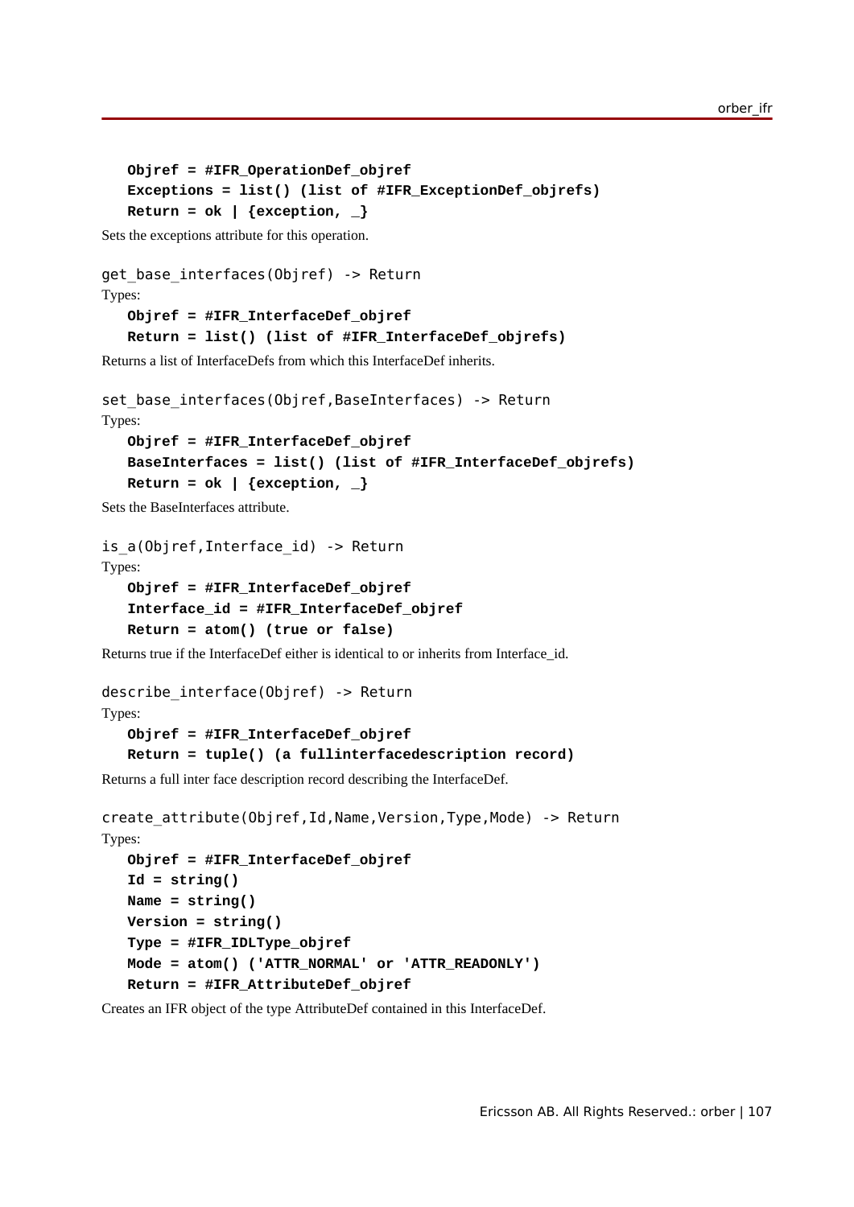**Objref = #IFR_OperationDef_objref**
**Exceptions = list() (list of #IFR_ExceptionDef_objrefs)**
**Return = ok | {exception, _}**

Sets the exceptions attribute for this operation.

```
get_base_interfaces(Objref) -> Return
```

Types:

**Objref = #IFR_InterfaceDef_objref**
**Return = list() (list of #IFR_InterfaceDef_objrefs)**

Returns a list of InterfaceDefs from which this InterfaceDef inherits.

```
set_base_interfaces(Objref,BaseInterfaces) -> Return
```

Types:

**Objref = #IFR_InterfaceDef_objref**
**BaseInterfaces = list() (list of #IFR_InterfaceDef_objrefs)**
**Return = ok | {exception, _}**

Sets the BaseInterfaces attribute.

```
is_a(Objref,Interface_id) -> Return
```

Types:

**Objref = #IFR_InterfaceDef_objref**
**Interface_id = #IFR_InterfaceDef_objref**
**Return = atom() (true or false)**

Returns true if the InterfaceDef either is identical to or inherits from Interface_id.

```
describe_interface(Objref) -> Return
```

Types:

**Objref = #IFR_InterfaceDef_objref**
**Return = tuple() (a fullinterfacedescription record)**

Returns a full inter face description record describing the InterfaceDef.

```
create_attribute(Objref,Id,Name,Version,Type,Mode) -> Return
```

Types:

**Objref = #IFR_InterfaceDef_objref**
**Id = string()**
**Name = string()**
**Version = string()**
**Type = #IFR_IDLType_objref**
**Mode = atom() ('ATTR_NORMAL' or 'ATTR_READONLY')**
**Return = #IFR_AttributeDef_objref**

Creates an IFR object of the type AttributeDef contained in this InterfaceDef.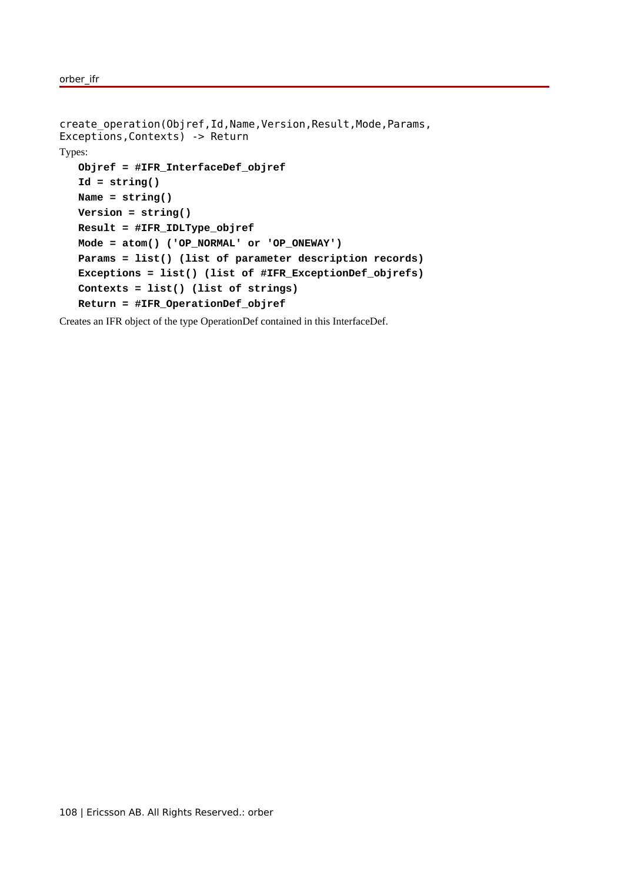```
create_operation(Objref,Id,Name,Version,Result,Mode,Params,
Exceptions,Contexts) -> Return
```

Types:

**Objref = #IFR_InterfaceDef_objref**
**Id = string()**
**Name = string()**
**Version = string()**
**Result = #IFR_IDLType_objref**
**Mode = atom() ('OP_NORMAL' or 'OP_ONEWAY')**
**Params = list() (list of parameter description records)**
**Exceptions = list() (list of #IFR_ExceptionDef_objrefs)**
**Contexts = list() (list of strings)**
**Return = #IFR_OperationDef_objref**

Creates an IFR object of the type OperationDef contained in this InterfaceDef.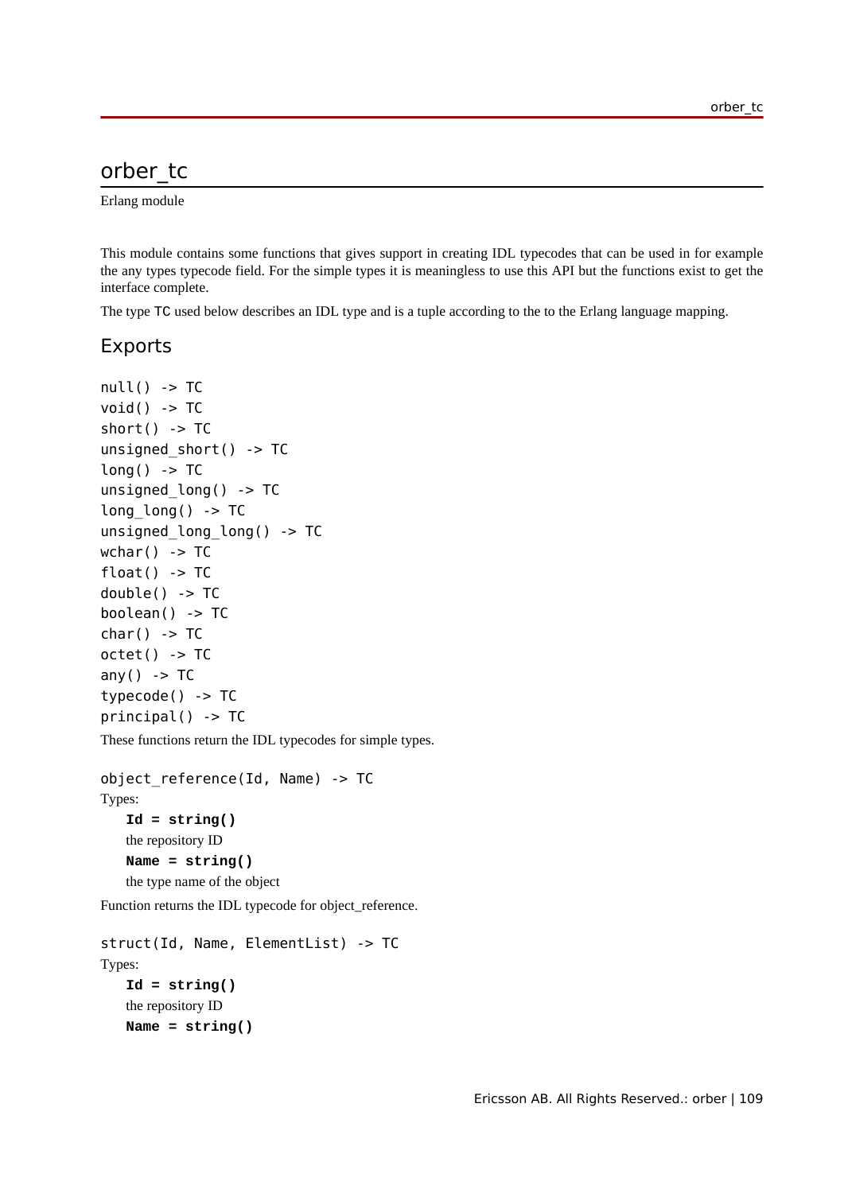# orber_tc

Erlang module

This module contains some functions that gives support in creating IDL typecodes that can be used in for example the any types typecode field. For the simple types it is meaningless to use this API but the functions exist to get the interface complete.

The type TC used below describes an IDL type and is a tuple according to the to the Erlang language mapping.

## Exports

```
null() -> TC
void() -> TC
short() -> TC
unsigned_short() -> TC
long() -> TC
unsigned_long() -> TC
long_long() -> TC
unsigned_long_long() -> TC
wchar() -> TC
float() -> TC
double() -> TC
boolean() -> TC
char() -> TC
octet() -> TC
any() -> TC
typecode() -> TC
principal() -> TC
```

These functions return the IDL typecodes for simple types.

```
object_reference(Id, Name) -> TC
```

Types:

**Id = string()**

the repository ID

**Name = string()**

the type name of the object

Function returns the IDL typecode for object_reference.

```
struct(Id, Name, ElementList) -> TC
```

Types:

**Id = string()**

the repository ID

**Name = string()**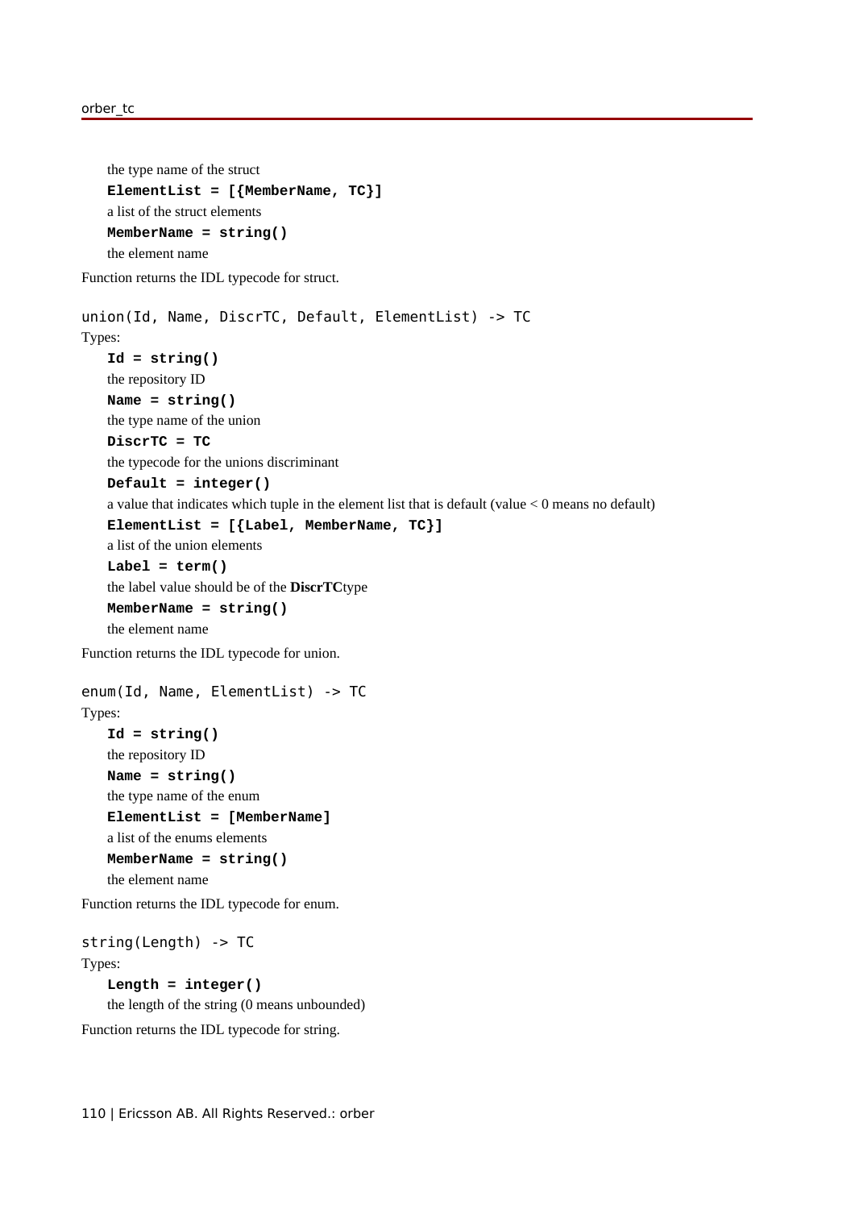the type name of the struct

**ElementList = [{MemberName, TC}]**

a list of the struct elements

**MemberName = string()**

the element name

Function returns the IDL typecode for struct.

```
union(Id, Name, DiscrTC, Default, ElementList) -> TC
```

Types:

**Id = string()**

the repository ID

**Name = string()**

the type name of the union

**DiscrTC = TC**

the typecode for the unions discriminant

**Default = integer()**

a value that indicates which tuple in the element list that is default (value < 0 means no default)

**ElementList = [{Label, MemberName, TC}]**

a list of the union elements

**Label = term()**

the label value should be of the **DiscrTC**type

**MemberName = string()**

the element name

Function returns the IDL typecode for union.

```
enum(Id, Name, ElementList) -> TC
```

Types:

**Id = string()**

the repository ID

**Name = string()**

the type name of the enum

**ElementList = [MemberName]**

a list of the enums elements

**MemberName = string()**

the element name

Function returns the IDL typecode for enum.

```
string(Length) -> TC
```

Types:

**Length = integer()**

the length of the string (0 means unbounded)

Function returns the IDL typecode for string.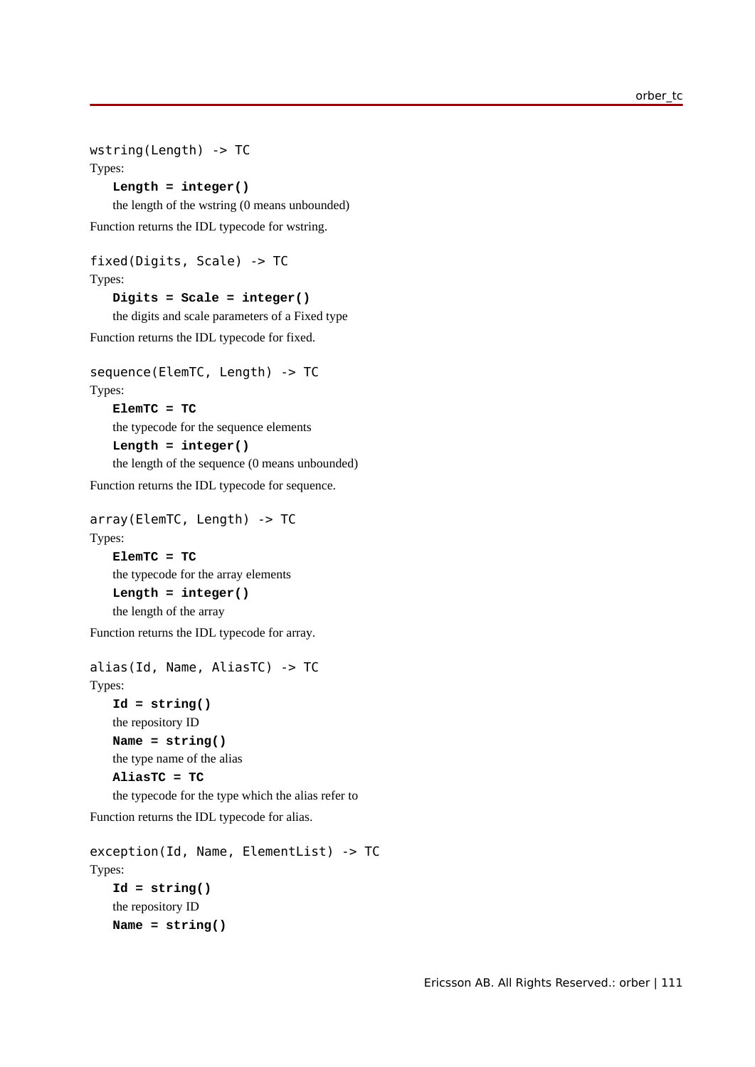```
wstring(Length) -> TC
```

Types:

**Length = integer()**

the length of the wstring (0 means unbounded)

Function returns the IDL typecode for wstring.

```
fixed(Digits, Scale) -> TC
```

Types:

**Digits = Scale = integer()**

the digits and scale parameters of a Fixed type

Function returns the IDL typecode for fixed.

```
sequence(ElemTC, Length) -> TC
```

Types:

**ElemTC = TC**

the typecode for the sequence elements

**Length = integer()**

the length of the sequence (0 means unbounded)

Function returns the IDL typecode for sequence.

```
array(ElemTC, Length) -> TC
```

Types:

**ElemTC = TC**

the typecode for the array elements

**Length = integer()**

the length of the array

Function returns the IDL typecode for array.

```
alias(Id, Name, AliasTC) -> TC
```

Types:

**Id = string()**

the repository ID

**Name = string()**

the type name of the alias

**AliasTC = TC**

the typecode for the type which the alias refer to

Function returns the IDL typecode for alias.

```
exception(Id, Name, ElementList) -> TC
```

Types:

**Id = string()**

the repository ID

**Name = string()**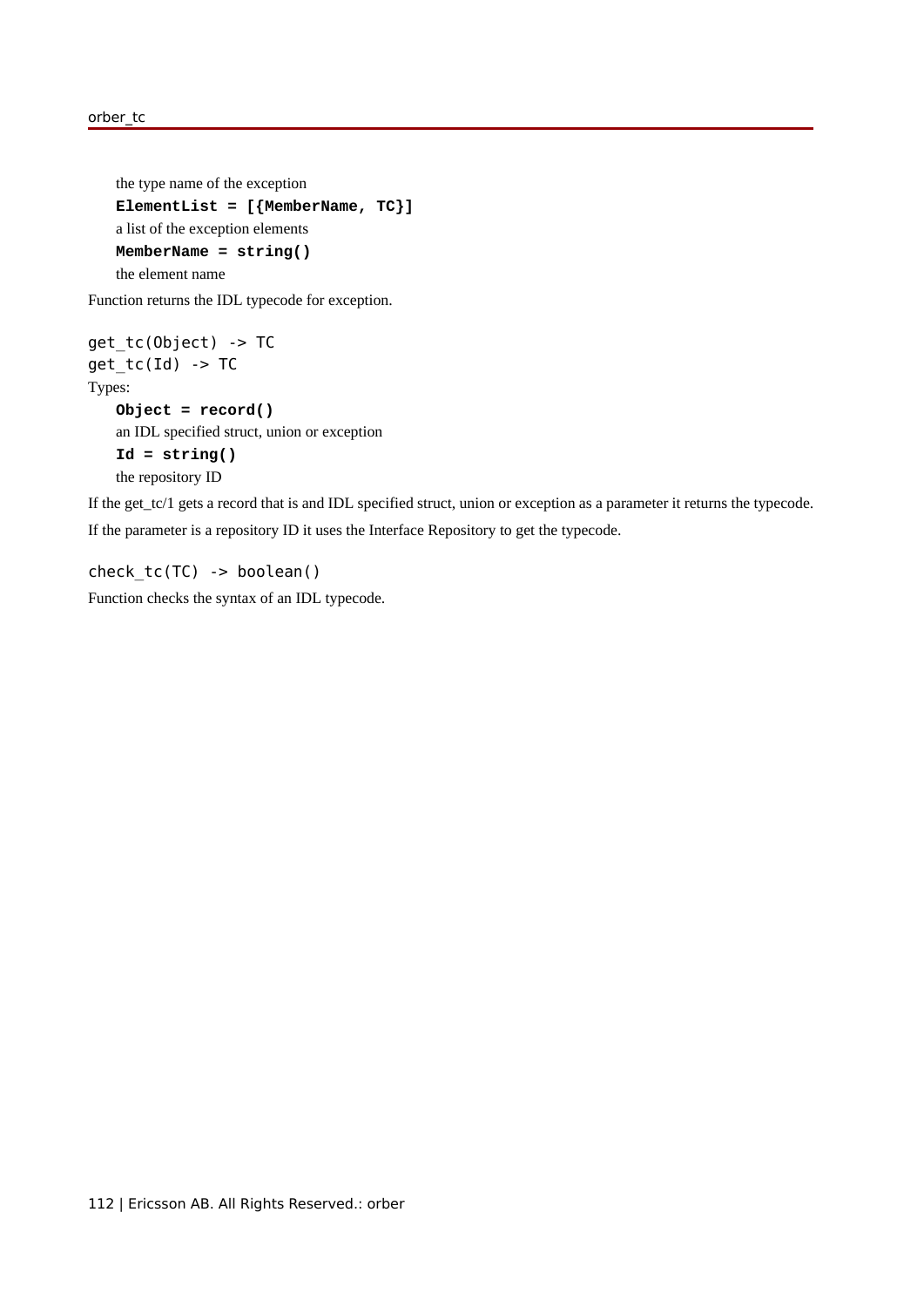the type name of the exception

**ElementList = [{MemberName, TC}]**

a list of the exception elements

**MemberName = string()**

the element name

Function returns the IDL typecode for exception.

```
get_tc(Object) -> TC
get_tc(Id) -> TC
```

Types:

**Object = record()**

an IDL specified struct, union or exception

**Id = string()**

the repository ID

If the get_tc/1 gets a record that is and IDL specified struct, union or exception as a parameter it returns the typecode.

If the parameter is a repository ID it uses the Interface Repository to get the typecode.

```
check_tc(TC) -> boolean()
```

Function checks the syntax of an IDL typecode.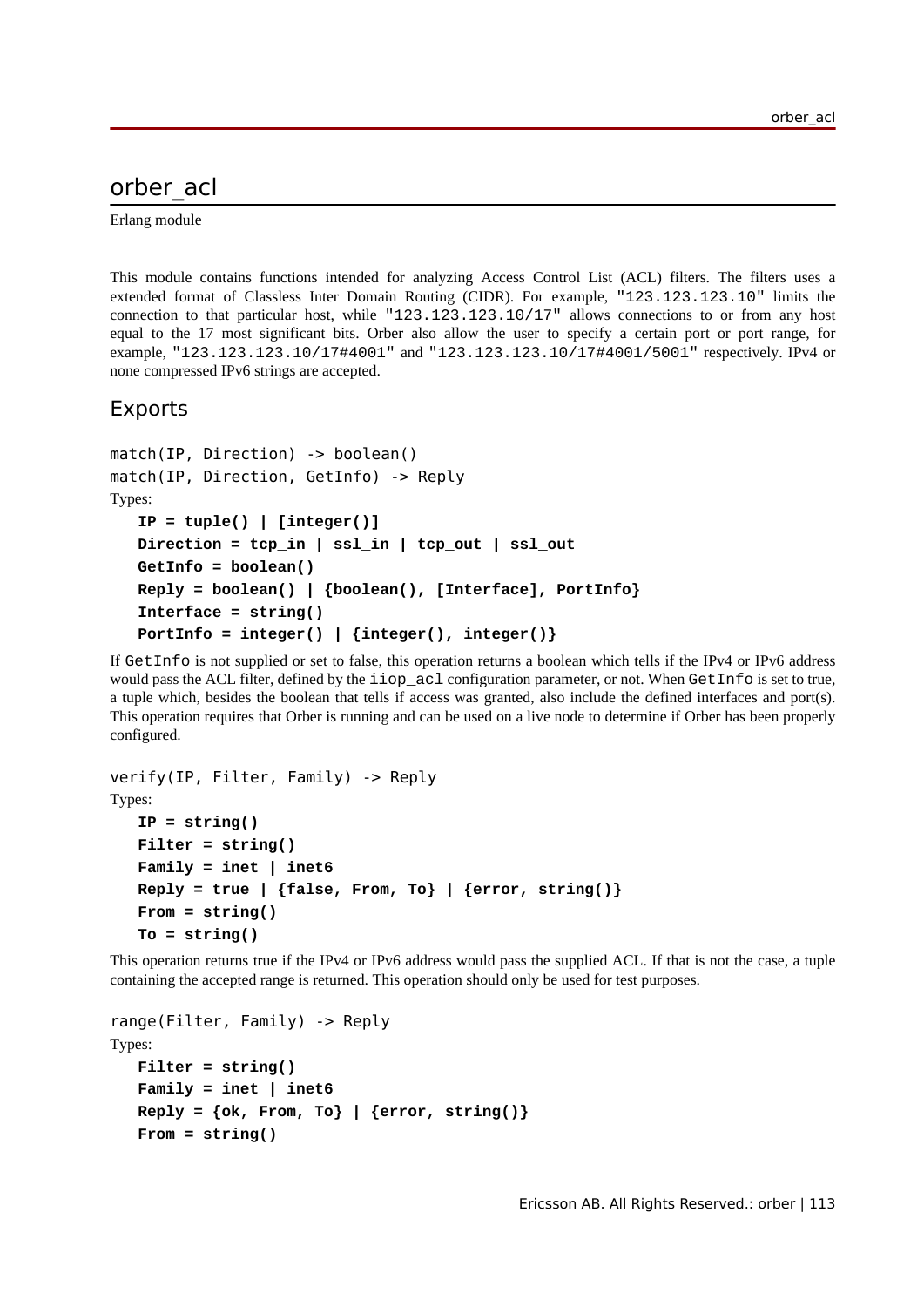# orber_acl

Erlang module

This module contains functions intended for analyzing Access Control List (ACL) filters. The filters uses a extended format of Classless Inter Domain Routing (CIDR). For example, "123.123.123.10" limits the connection to that particular host, while "123.123.123.10/17" allows connections to or from any host equal to the 17 most significant bits. Orber also allow the user to specify a certain port or port range, for example, "123.123.123.10/17#4001" and "123.123.123.10/17#4001/5001" respectively. IPv4 or none compressed IPv6 strings are accepted.

## Exports

```
match(IP, Direction) -> boolean()
match(IP, Direction, GetInfo) -> Reply
```

Types:

```
IP = tuple() | [integer()]
Direction = tcp_in | ssl_in | tcp_out | ssl_out
GetInfo = boolean()
Reply = boolean() | {boolean(), [Interface], PortInfo}
Interface = string()
PortInfo = integer() | {integer(), integer()}
```

If GetInfo is not supplied or set to false, this operation returns a boolean which tells if the IPv4 or IPv6 address would pass the ACL filter, defined by the iiop_acl configuration parameter, or not. When GetInfo is set to true, a tuple which, besides the boolean that tells if access was granted, also include the defined interfaces and port(s). This operation requires that Orber is running and can be used on a live node to determine if Orber has been properly configured.

```
verify(IP, Filter, Family) -> Reply
```

Types:

```
IP = string()
Filter = string()
Family = inet | inet6
Reply = true | {false, From, To} | {error, string()}
From = string()
To = string()
```

This operation returns true if the IPv4 or IPv6 address would pass the supplied ACL. If that is not the case, a tuple containing the accepted range is returned. This operation should only be used for test purposes.

```
range(Filter, Family) -> Reply
```

Types:

```
Filter = string()
Family = inet | inet6
Reply = {ok, From, To} | {error, string()}
From = string()
```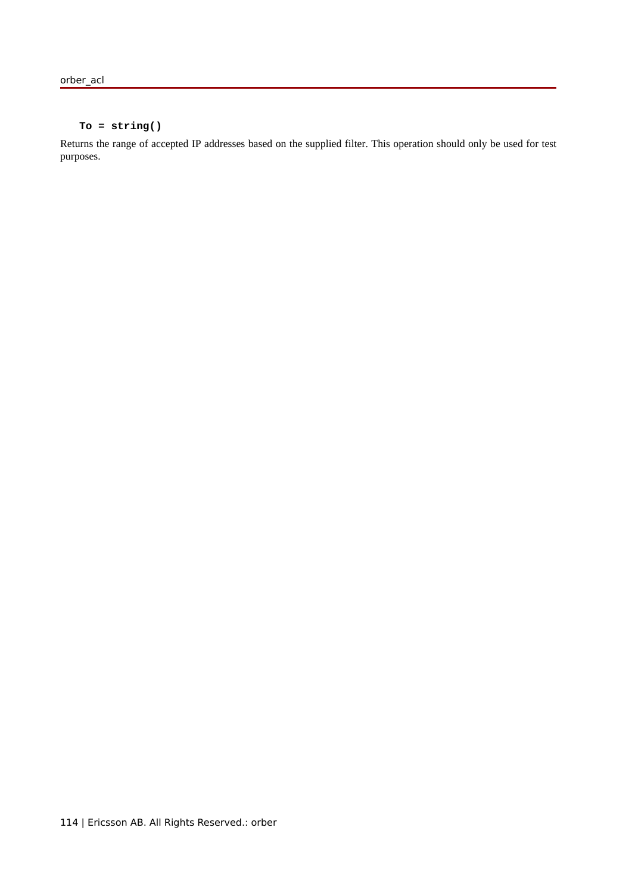**To = string()**

Returns the range of accepted IP addresses based on the supplied filter. This operation should only be used for test purposes.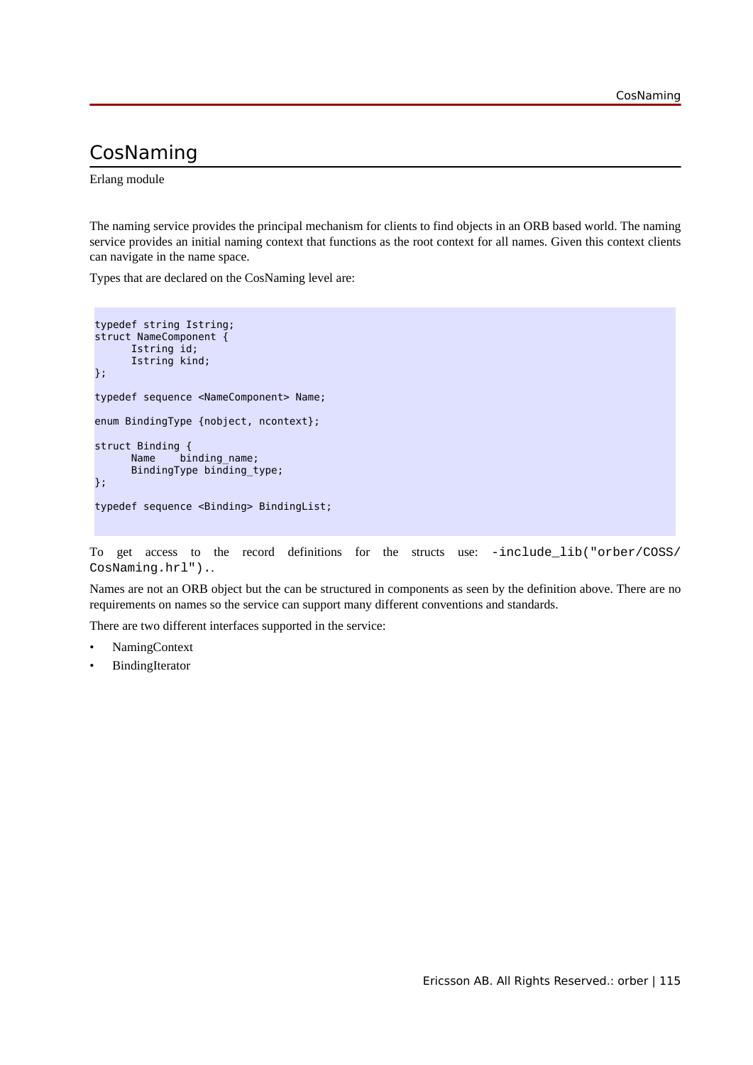# CosNaming

Erlang module

The naming service provides the principal mechanism for clients to find objects in an ORB based world. The naming service provides an initial naming context that functions as the root context for all names. Given this context clients can navigate in the name space.

Types that are declared on the CosNaming level are:

```
typedef string Istring;
struct NameComponent {
      Istring id;
      Istring kind;
};

typedef sequence <NameComponent> Name;

enum BindingType {nobject, ncontext};

struct Binding {
      Name    binding_name;
      BindingType binding_type;
};

typedef sequence <Binding> BindingList;
```

To get access to the record definitions for the structs use: `-include_lib("orber/COSS/CosNaming.hrl").`.

Names are not an ORB object but the can be structured in components as seen by the definition above. There are no requirements on names so the service can support many different conventions and standards.

There are two different interfaces supported in the service:

- NamingContext
- BindingIterator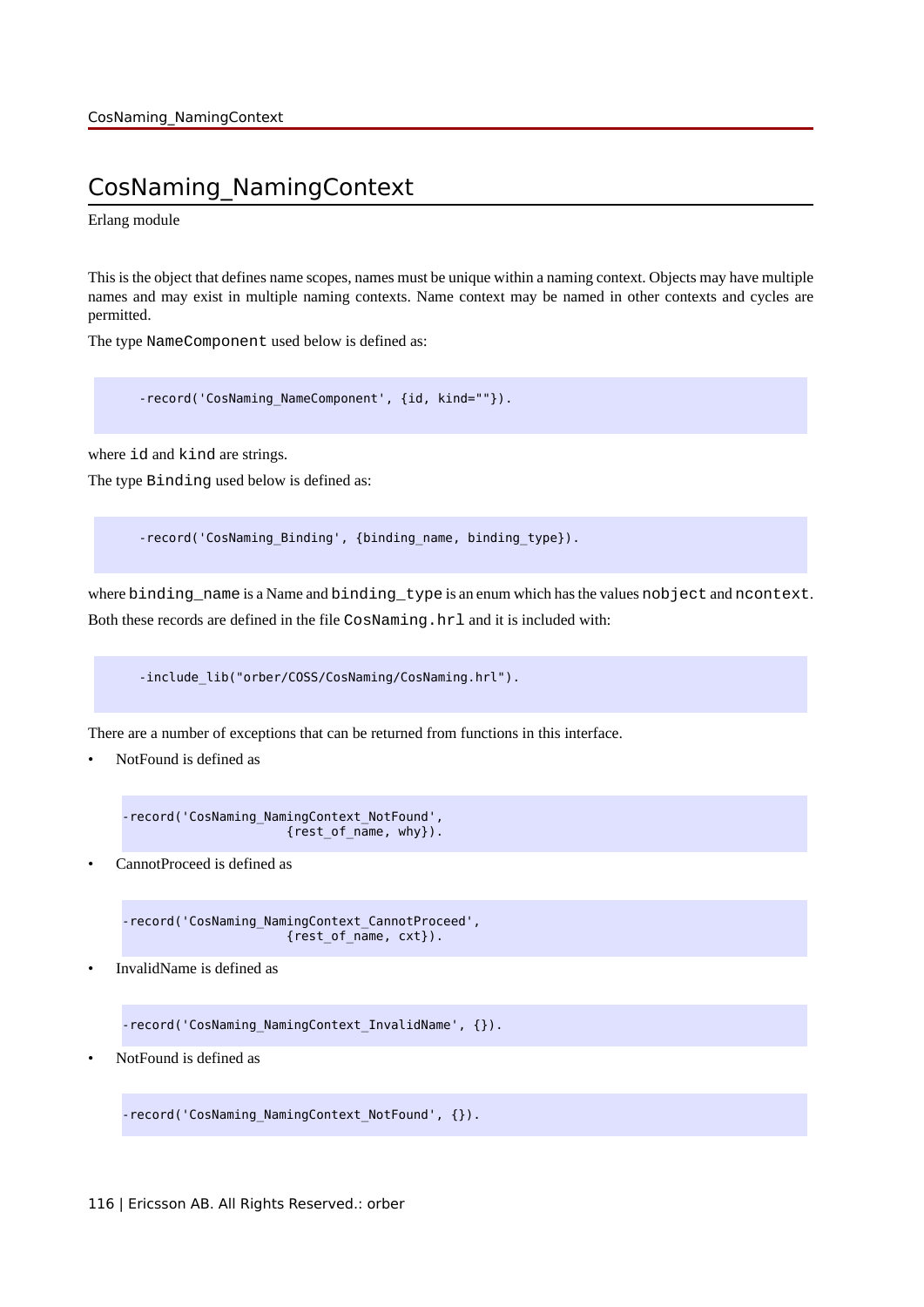# CosNaming_NamingContext

Erlang module

This is the object that defines name scopes, names must be unique within a naming context. Objects may have multiple names and may exist in multiple naming contexts. Name context may be named in other contexts and cycles are permitted.

The type `NameComponent` used below is defined as:

```
-record('CosNaming_NameComponent', {id, kind=""}).
```

where `id` and `kind` are strings.

The type `Binding` used below is defined as:

```
-record('CosNaming_Binding', {binding_name, binding_type}).
```

where `binding_name` is a Name and `binding_type` is an enum which has the values `nobject` and `ncontext`.

Both these records are defined in the file `CosNaming.hrl` and it is included with:

```
-include_lib("orber/COSS/CosNaming/CosNaming.hrl").
```

There are a number of exceptions that can be returned from functions in this interface.

- NotFound is defined as

  ```
  -record('CosNaming_NamingContext_NotFound',
                        {rest_of_name, why}).
  ```

- CannotProceed is defined as

  ```
  -record('CosNaming_NamingContext_CannotProceed',
                        {rest_of_name, cxt}).
  ```

- InvalidName is defined as

  ```
  -record('CosNaming_NamingContext_InvalidName', {}).
  ```

- NotFound is defined as

  ```
  -record('CosNaming_NamingContext_NotFound', {}).
  ```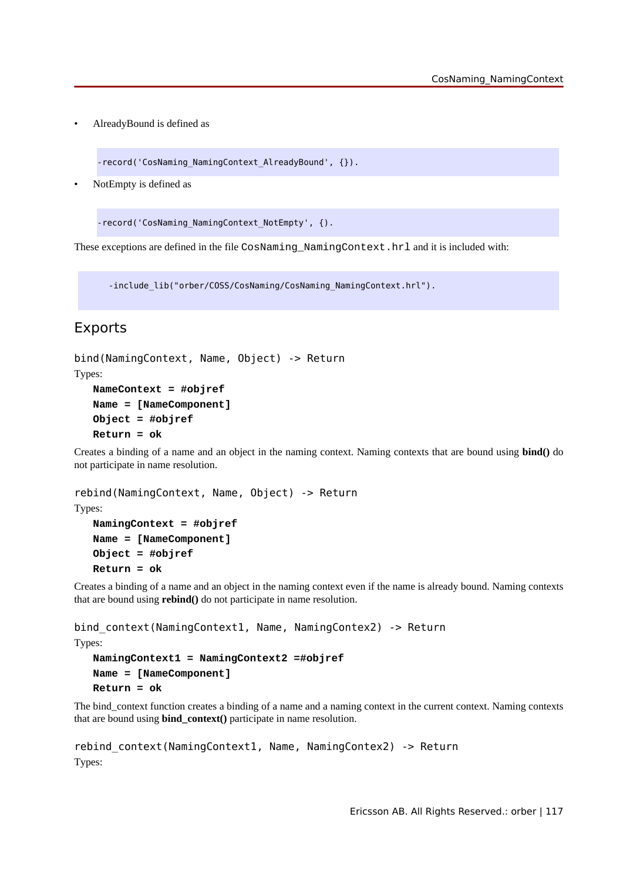- AlreadyBound is defined as

```
-record('CosNaming_NamingContext_AlreadyBound', {}).
```

- NotEmpty is defined as

```
-record('CosNaming_NamingContext_NotEmpty', {}).
```

These exceptions are defined in the file `CosNaming_NamingContext.hrl` and it is included with:

```
-include_lib("orber/COSS/CosNaming/CosNaming_NamingContext.hrl").
```

## Exports

```
bind(NamingContext, Name, Object) -> Return
```

Types:

**NameContext = #objref**
**Name = [NameComponent]**
**Object = #objref**
**Return = ok**

Creates a binding of a name and an object in the naming context. Naming contexts that are bound using **bind()** do not participate in name resolution.

```
rebind(NamingContext, Name, Object) -> Return
```

Types:

**NamingContext = #objref**
**Name = [NameComponent]**
**Object = #objref**
**Return = ok**

Creates a binding of a name and an object in the naming context even if the name is already bound. Naming contexts that are bound using **rebind()** do not participate in name resolution.

```
bind_context(NamingContext1, Name, NamingContex2) -> Return
```

Types:

**NamingContext1 = NamingContext2 =#objref**
**Name = [NameComponent]**
**Return = ok**

The bind_context function creates a binding of a name and a naming context in the current context. Naming contexts that are bound using **bind_context()** participate in name resolution.

```
rebind_context(NamingContext1, Name, NamingContex2) -> Return
```

Types: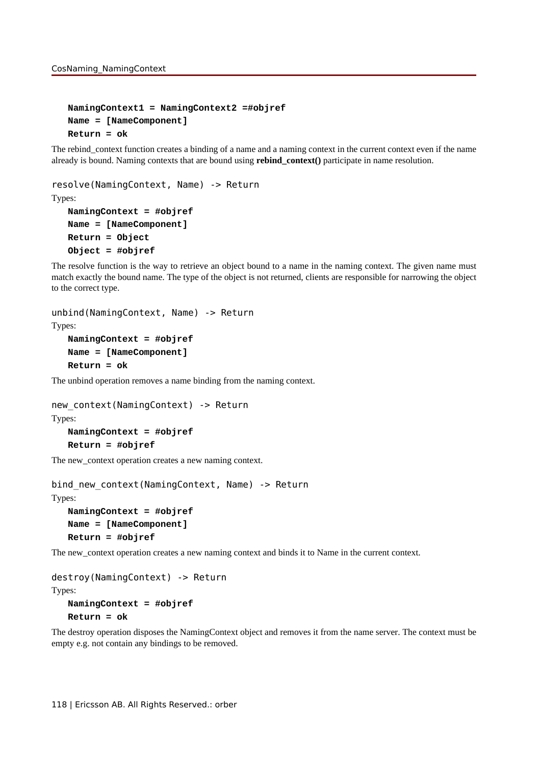```
NamingContext1 = NamingContext2 =#objref
Name = [NameComponent]
Return = ok
```

The rebind_context function creates a binding of a name and a naming context in the current context even if the name already is bound. Naming contexts that are bound using **rebind_context()** participate in name resolution.

```
resolve(NamingContext, Name) -> Return
```

Types:

```
NamingContext = #objref
Name = [NameComponent]
Return = Object
Object = #objref
```

The resolve function is the way to retrieve an object bound to a name in the naming context. The given name must match exactly the bound name. The type of the object is not returned, clients are responsible for narrowing the object to the correct type.

```
unbind(NamingContext, Name) -> Return
```

Types:

```
NamingContext = #objref
Name = [NameComponent]
Return = ok
```

The unbind operation removes a name binding from the naming context.

```
new_context(NamingContext) -> Return
```

Types:

```
NamingContext = #objref
Return = #objref
```

The new_context operation creates a new naming context.

```
bind_new_context(NamingContext, Name) -> Return
```

Types:

```
NamingContext = #objref
Name = [NameComponent]
Return = #objref
```

The new_context operation creates a new naming context and binds it to Name in the current context.

```
destroy(NamingContext) -> Return
```

Types:

```
NamingContext = #objref
Return = ok
```

The destroy operation disposes the NamingContext object and removes it from the name server. The context must be empty e.g. not contain any bindings to be removed.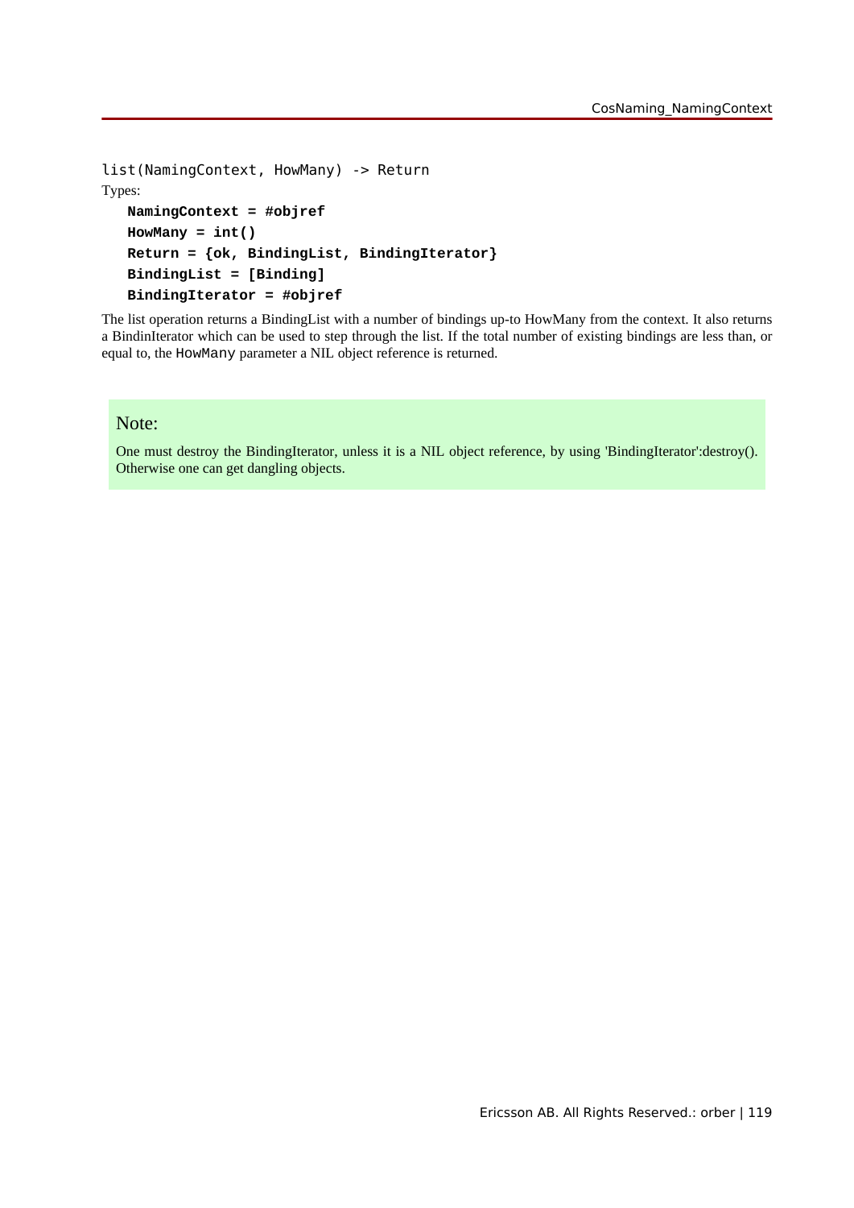```
list(NamingContext, HowMany) -> Return
```

Types:

**NamingContext = #objref**
**HowMany = int()**
**Return = {ok, BindingList, BindingIterator}**
**BindingList = [Binding]**
**BindingIterator = #objref**

The list operation returns a BindingList with a number of bindings up-to HowMany from the context. It also returns a BindinIterator which can be used to step through the list. If the total number of existing bindings are less than, or equal to, the `HowMany` parameter a NIL object reference is returned.

### Note:

One must destroy the BindingIterator, unless it is a NIL object reference, by using 'BindingIterator':destroy(). Otherwise one can get dangling objects.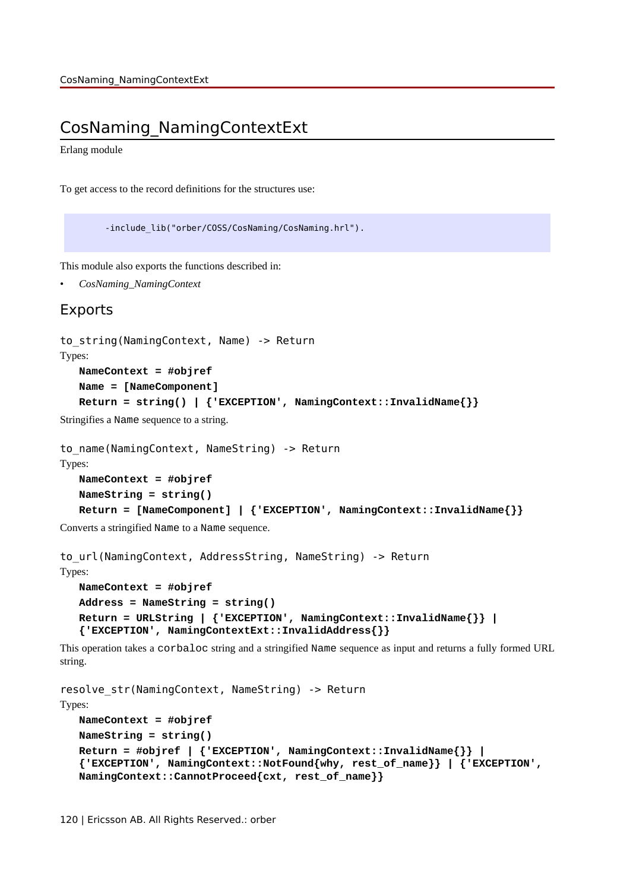# CosNaming_NamingContextExt

Erlang module

To get access to the record definitions for the structures use:

```
-include_lib("orber/COSS/CosNaming/CosNaming.hrl").
```

This module also exports the functions described in:

- *CosNaming_NamingContext*

## Exports

```
to_string(NamingContext, Name) -> Return
```

Types:

**NameContext = #objref**
**Name = [NameComponent]**
**Return = string() | {'EXCEPTION', NamingContext::InvalidName{}}**

Stringifies a `Name` sequence to a string.

```
to_name(NamingContext, NameString) -> Return
```

Types:

**NameContext = #objref**
**NameString = string()**
**Return = [NameComponent] | {'EXCEPTION', NamingContext::InvalidName{}}**

Converts a stringified `Name` to a `Name` sequence.

```
to_url(NamingContext, AddressString, NameString) -> Return
```

Types:

**NameContext = #objref**
**Address = NameString = string()**
**Return = URLString | {'EXCEPTION', NamingContext::InvalidName{}} | {'EXCEPTION', NamingContextExt::InvalidAddress{}}**

This operation takes a `corbaloc` string and a stringified `Name` sequence as input and returns a fully formed URL string.

```
resolve_str(NamingContext, NameString) -> Return
```

Types:

**NameContext = #objref**
**NameString = string()**
**Return = #objref | {'EXCEPTION', NamingContext::InvalidName{}} | {'EXCEPTION', NamingContext::NotFound{why, rest_of_name}} | {'EXCEPTION', NamingContext::CannotProceed{cxt, rest_of_name}}**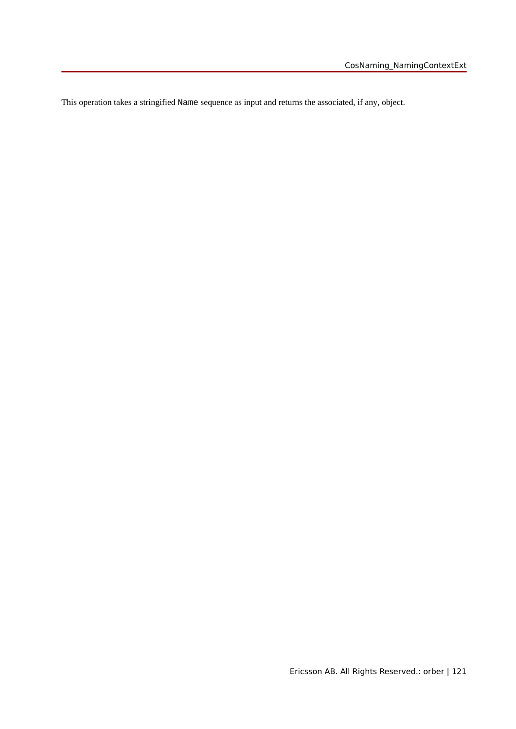This operation takes a stringified `Name` sequence as input and returns the associated, if any, object.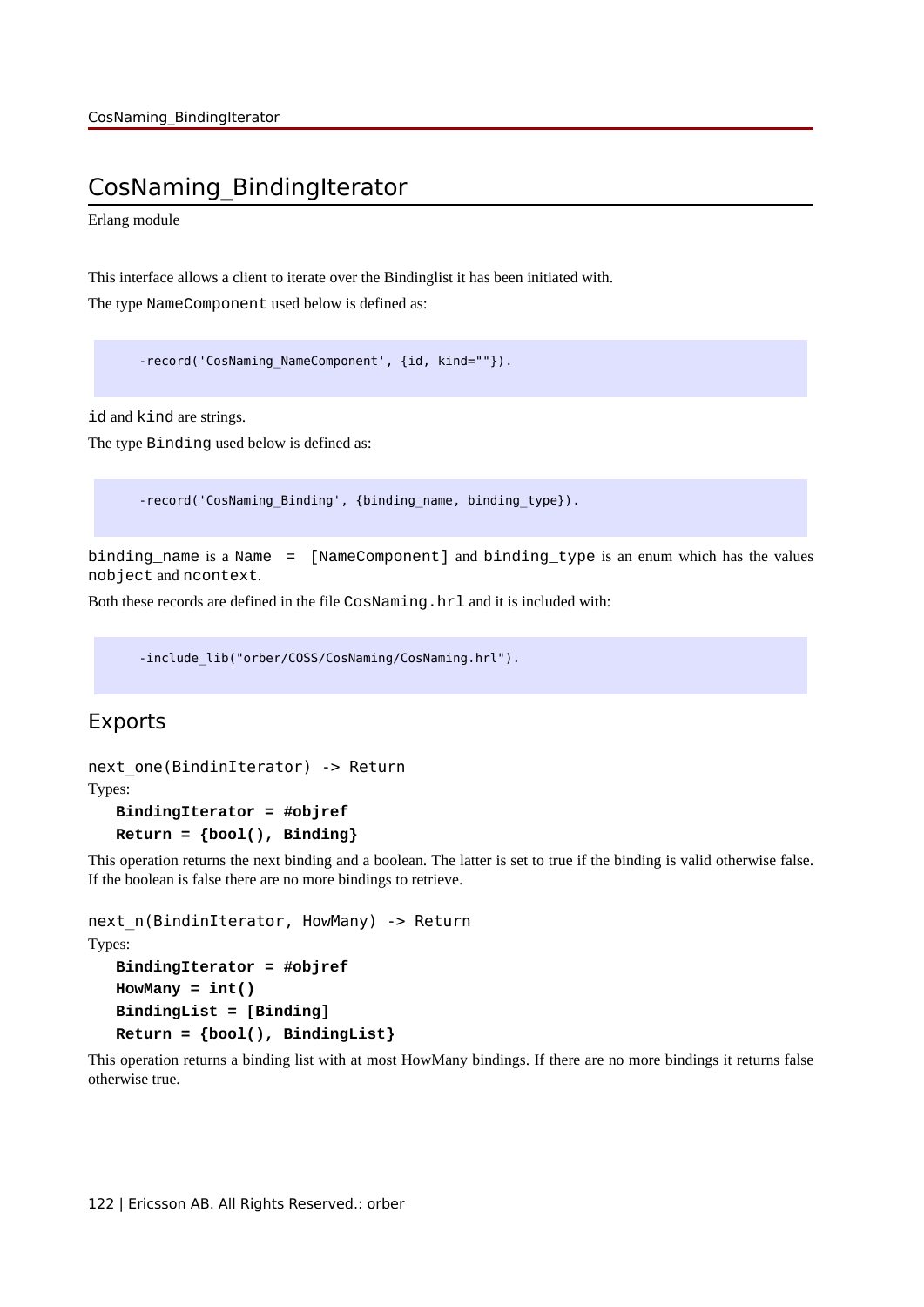# CosNaming_BindingIterator

Erlang module

This interface allows a client to iterate over the Bindinglist it has been initiated with.

The type `NameComponent` used below is defined as:

```
-record('CosNaming_NameComponent', {id, kind=""}).
```

`id` and `kind` are strings.

The type `Binding` used below is defined as:

```
-record('CosNaming_Binding', {binding_name, binding_type}).
```

`binding_name` is a `Name = [NameComponent]` and `binding_type` is an enum which has the values `nobject` and `ncontext`.

Both these records are defined in the file `CosNaming.hrl` and it is included with:

```
-include_lib("orber/COSS/CosNaming/CosNaming.hrl").
```

## Exports

`next_one(BindinIterator) -> Return`

Types:

**`BindingIterator = #objref`**

**`Return = {bool(), Binding}`**

This operation returns the next binding and a boolean. The latter is set to true if the binding is valid otherwise false. If the boolean is false there are no more bindings to retrieve.

`next_n(BindinIterator, HowMany) -> Return`

Types:

**`BindingIterator = #objref`**

**`HowMany = int()`**

**`BindingList = [Binding]`**

**`Return = {bool(), BindingList}`**

This operation returns a binding list with at most HowMany bindings. If there are no more bindings it returns false otherwise true.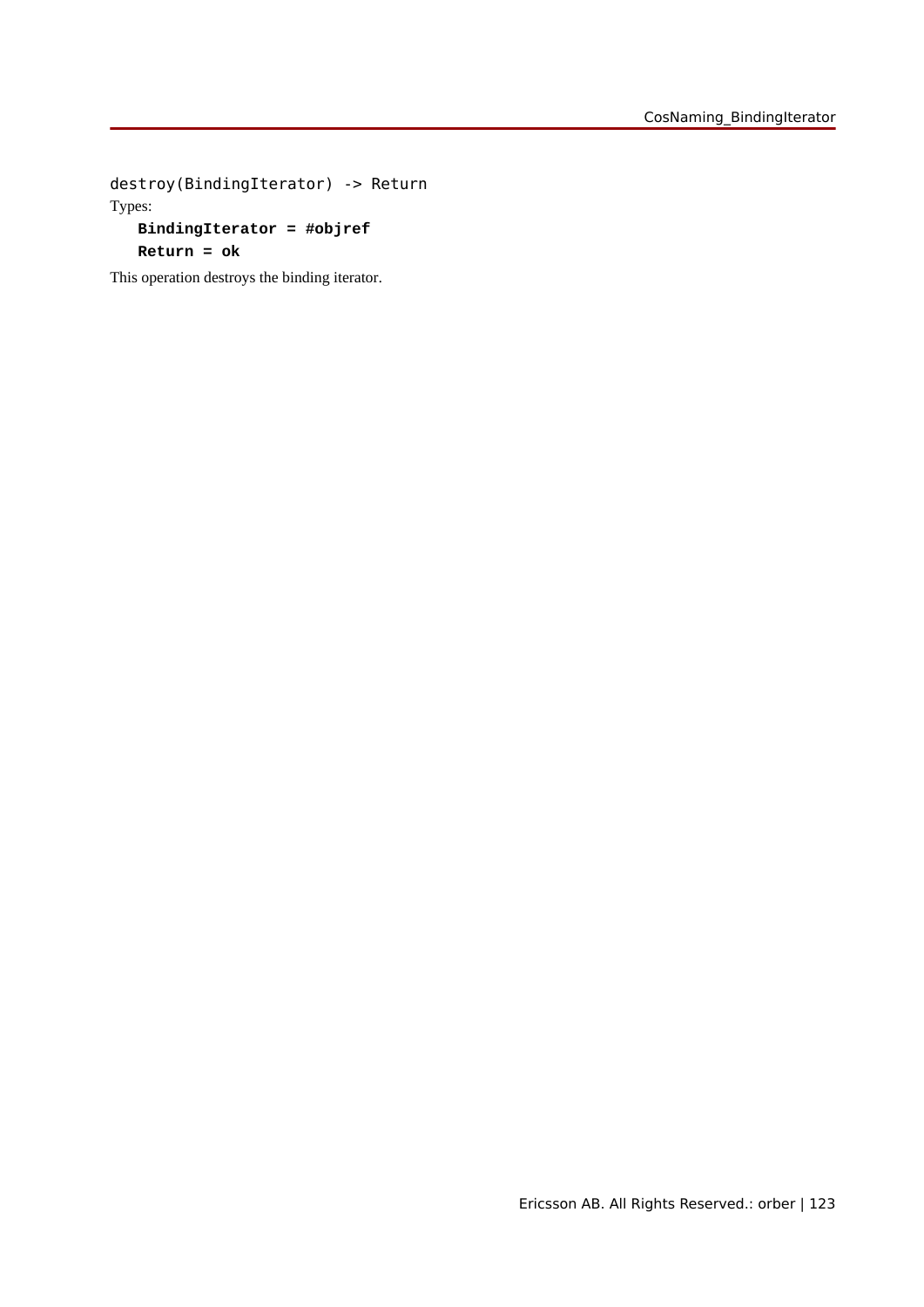```
destroy(BindingIterator) -> Return
```

Types:

**BindingIterator = #objref**

**Return = ok**

This operation destroys the binding iterator.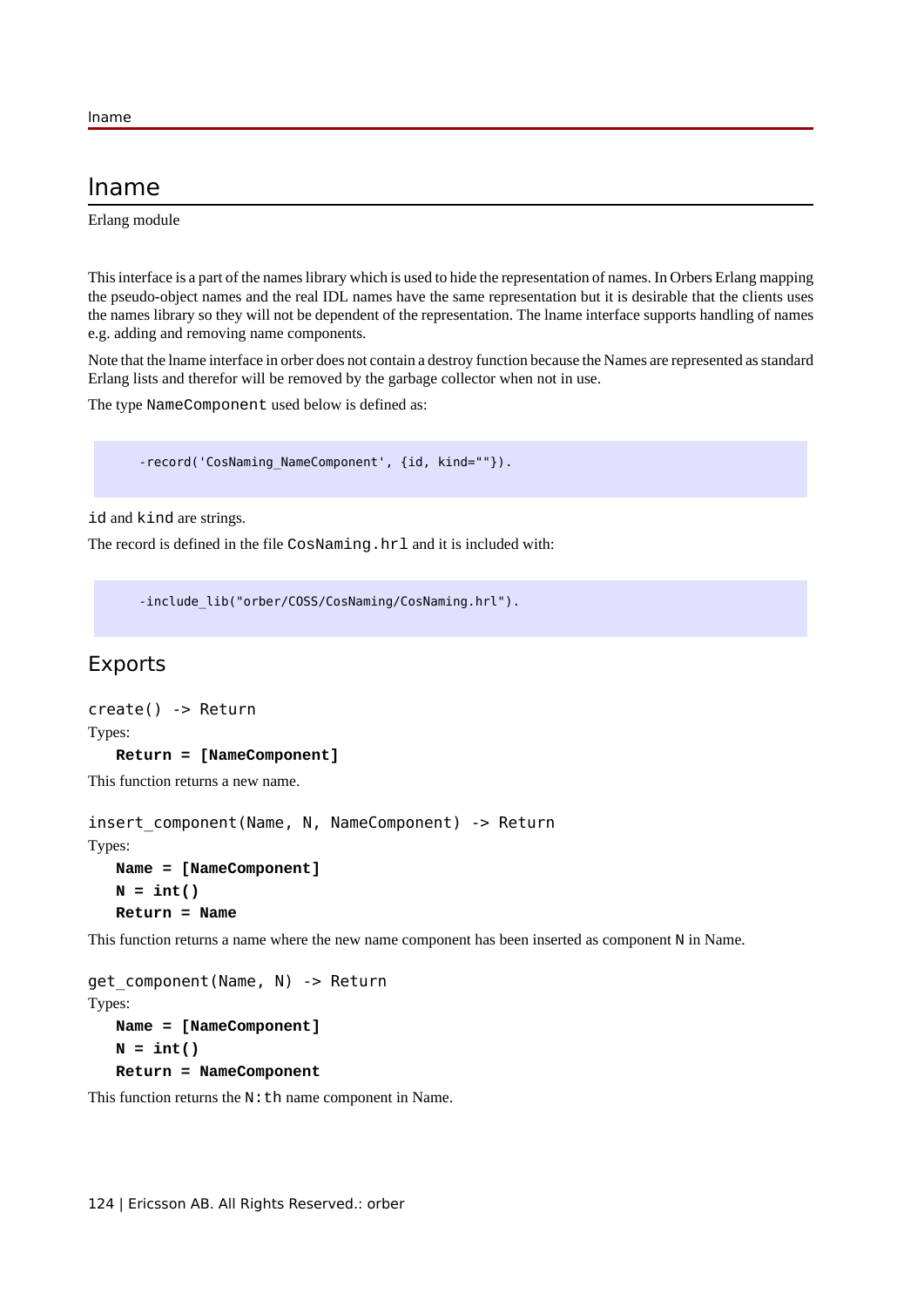# lname

Erlang module

This interface is a part of the names library which is used to hide the representation of names. In Orbers Erlang mapping the pseudo-object names and the real IDL names have the same representation but it is desirable that the clients uses the names library so they will not be dependent of the representation. The lname interface supports handling of names e.g. adding and removing name components.

Note that the lname interface in orber does not contain a destroy function because the Names are represented as standard Erlang lists and therefor will be removed by the garbage collector when not in use.

The type `NameComponent` used below is defined as:

```
-record('CosNaming_NameComponent', {id, kind=""}).
```

`id` and `kind` are strings.

The record is defined in the file `CosNaming.hrl` and it is included with:

```
-include_lib("orber/COSS/CosNaming/CosNaming.hrl").
```

## Exports

`create() -> Return`

Types:

**`Return = [NameComponent]`**

This function returns a new name.

`insert_component(Name, N, NameComponent) -> Return`

Types:

**`Name = [NameComponent]`**
**`N = int()`**
**`Return = Name`**

This function returns a name where the new name component has been inserted as component `N` in Name.

`get_component(Name, N) -> Return`

Types:

**`Name = [NameComponent]`**
**`N = int()`**
**`Return = NameComponent`**

This function returns the `N:th` name component in Name.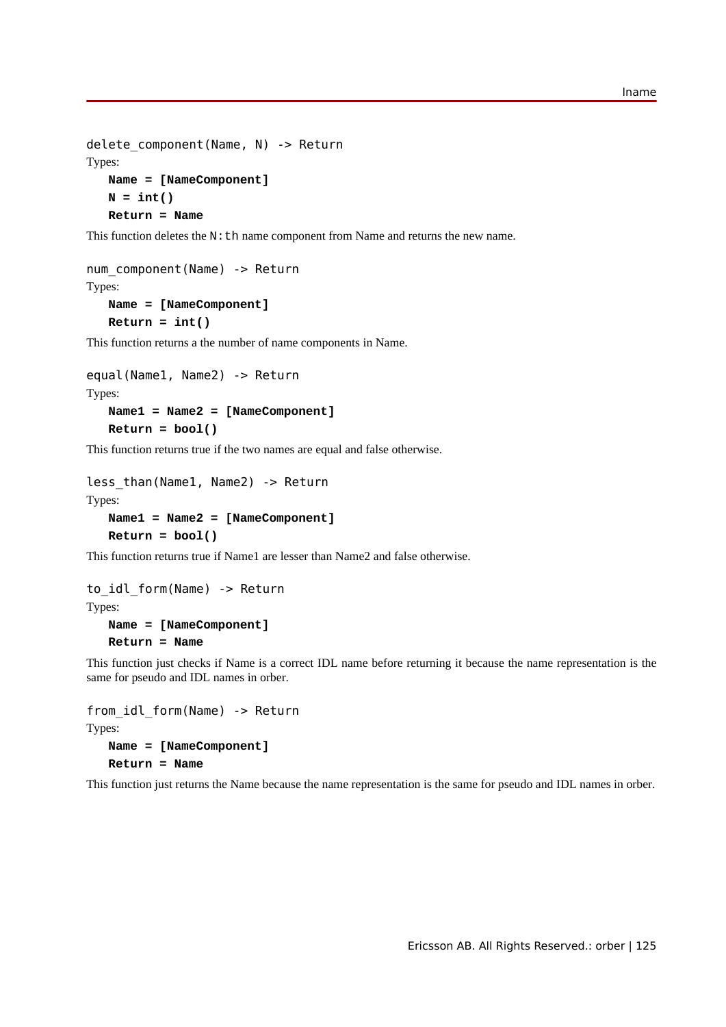```
delete_component(Name, N) -> Return
```

Types:

**Name = [NameComponent]**
**N = int()**
**Return = Name**

This function deletes the `N:th` name component from Name and returns the new name.

```
num_component(Name) -> Return
```

Types:

**Name = [NameComponent]**
**Return = int()**

This function returns a the number of name components in Name.

```
equal(Name1, Name2) -> Return
```

Types:

**Name1 = Name2 = [NameComponent]**
**Return = bool()**

This function returns true if the two names are equal and false otherwise.

```
less_than(Name1, Name2) -> Return
```

Types:

**Name1 = Name2 = [NameComponent]**
**Return = bool()**

This function returns true if Name1 are lesser than Name2 and false otherwise.

```
to_idl_form(Name) -> Return
```

Types:

**Name = [NameComponent]**
**Return = Name**

This function just checks if Name is a correct IDL name before returning it because the name representation is the same for pseudo and IDL names in orber.

```
from_idl_form(Name) -> Return
```

Types:

**Name = [NameComponent]**
**Return = Name**

This function just returns the Name because the name representation is the same for pseudo and IDL names in orber.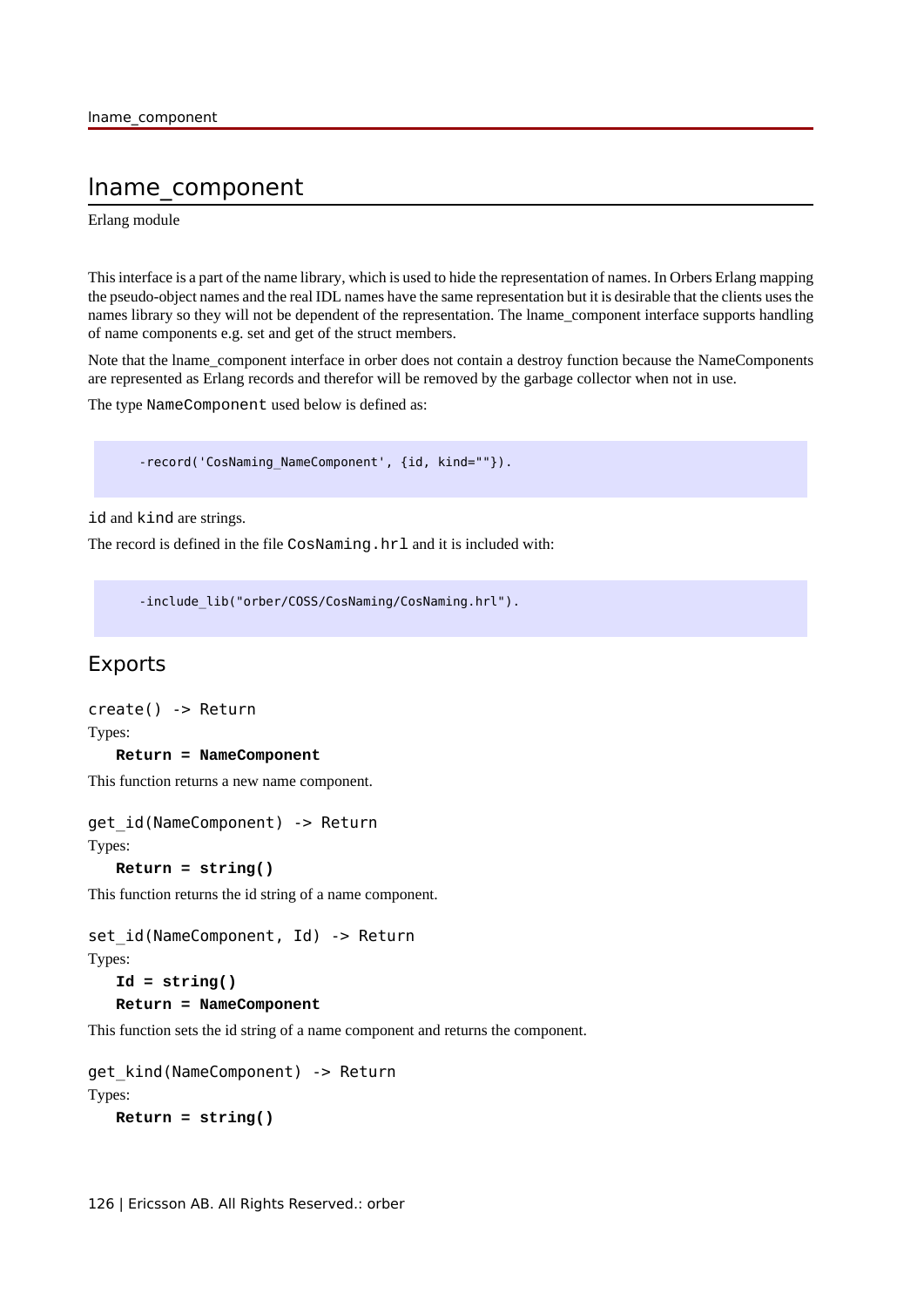# lname_component

Erlang module

This interface is a part of the name library, which is used to hide the representation of names. In Orbers Erlang mapping the pseudo-object names and the real IDL names have the same representation but it is desirable that the clients uses the names library so they will not be dependent of the representation. The lname_component interface supports handling of name components e.g. set and get of the struct members.

Note that the lname_component interface in orber does not contain a destroy function because the NameComponents are represented as Erlang records and therefor will be removed by the garbage collector when not in use.

The type `NameComponent` used below is defined as:

```
-record('CosNaming_NameComponent', {id, kind=""}).
```

`id` and `kind` are strings.

The record is defined in the file `CosNaming.hrl` and it is included with:

```
-include_lib("orber/COSS/CosNaming/CosNaming.hrl").
```

## Exports

`create() -> Return`

Types:

**`Return = NameComponent`**

This function returns a new name component.

`get_id(NameComponent) -> Return`

Types:

**`Return = string()`**

This function returns the id string of a name component.

`set_id(NameComponent, Id) -> Return`

Types:

**`Id = string()`**

**`Return = NameComponent`**

This function sets the id string of a name component and returns the component.

`get_kind(NameComponent) -> Return`

Types:

**`Return = string()`**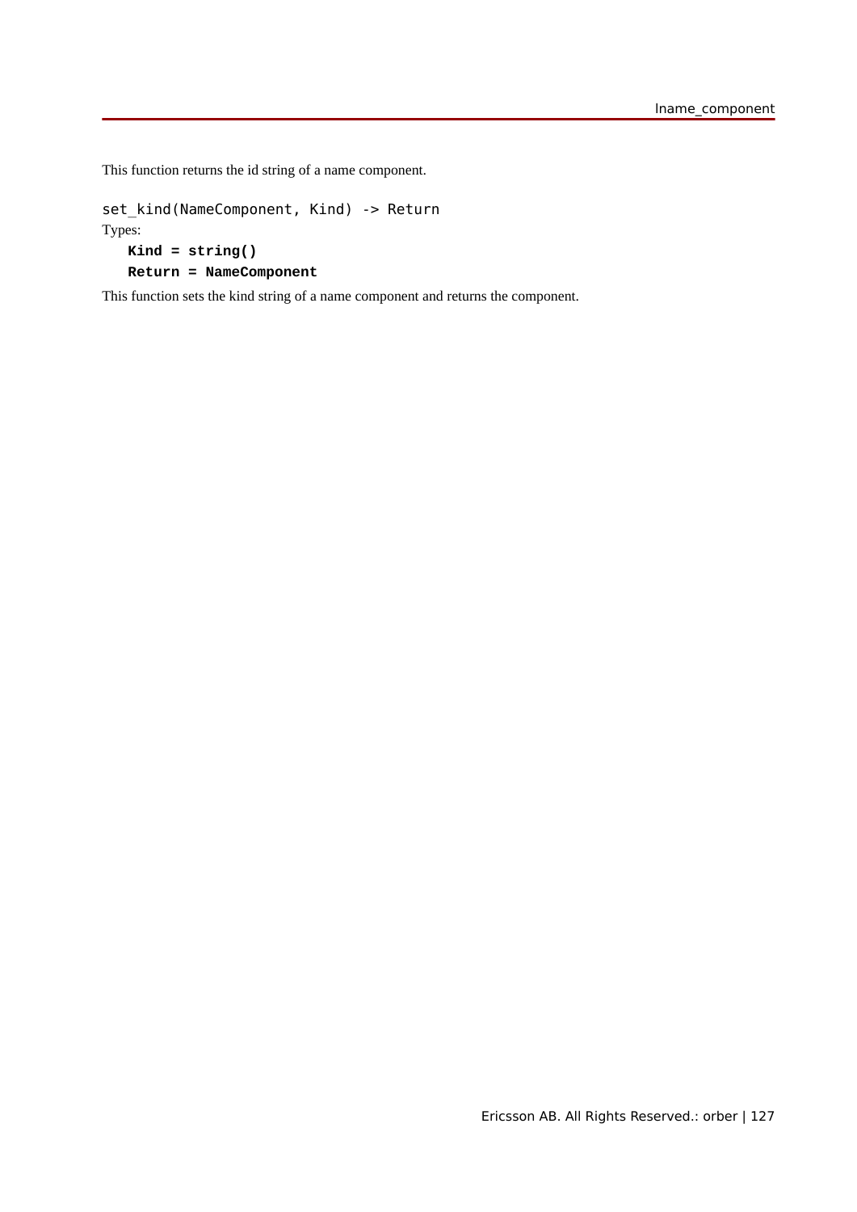This function returns the id string of a name component.

```
set_kind(NameComponent, Kind) -> Return
```

Types:

**Kind = string()**

**Return = NameComponent**

This function sets the kind string of a name component and returns the component.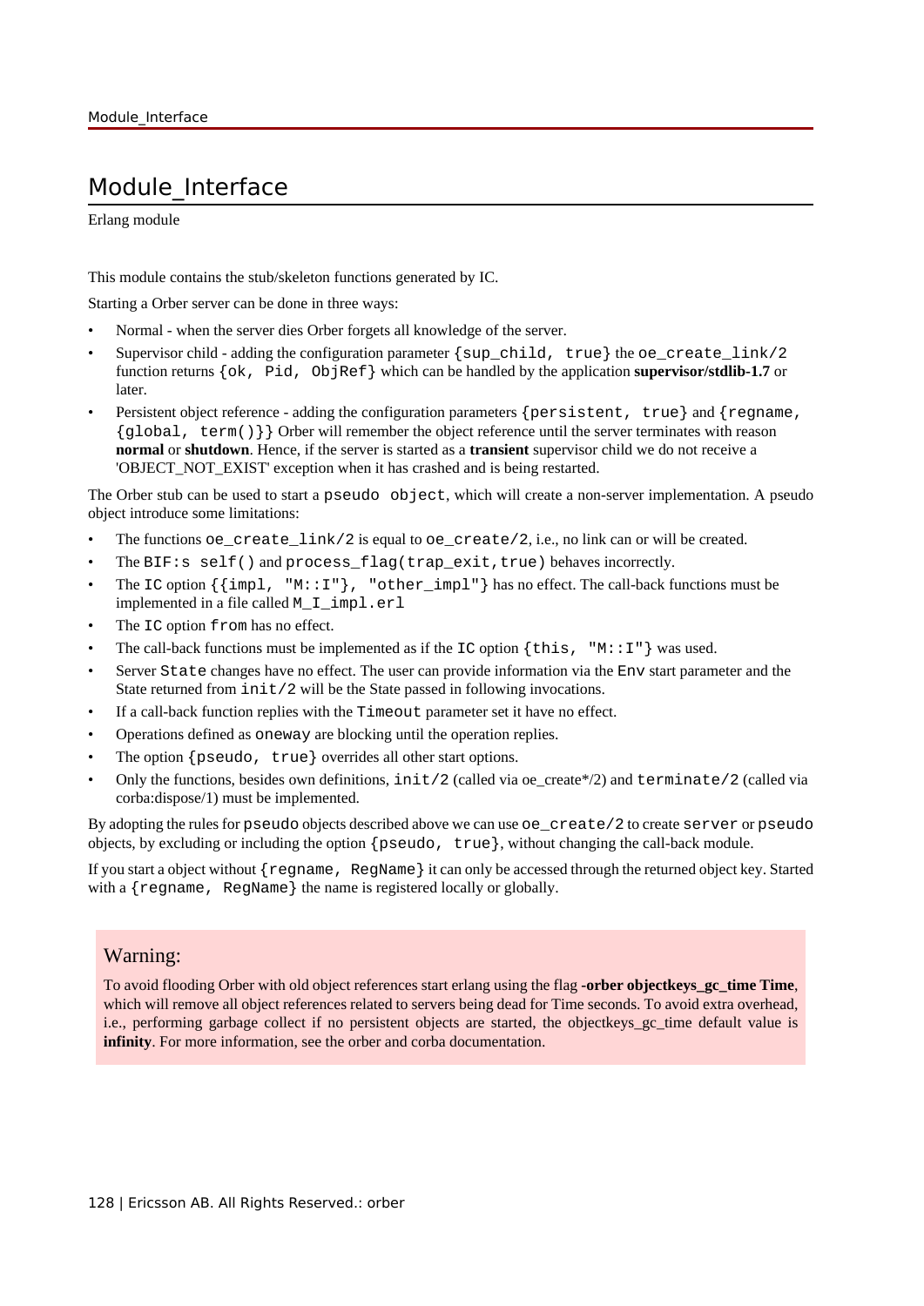# Module_Interface

Erlang module

This module contains the stub/skeleton functions generated by IC.

Starting a Orber server can be done in three ways:

- Normal - when the server dies Orber forgets all knowledge of the server.
- Supervisor child - adding the configuration parameter `{sup_child, true}` the `oe_create_link/2` function returns `{ok, Pid, ObjRef}` which can be handled by the application **supervisor/stdlib-1.7** or later.
- Persistent object reference - adding the configuration parameters `{persistent, true}` and `{regname, {global, term()}}` Orber will remember the object reference until the server terminates with reason **normal** or **shutdown**. Hence, if the server is started as a **transient** supervisor child we do not receive a 'OBJECT_NOT_EXIST' exception when it has crashed and is being restarted.

The Orber stub can be used to start a `pseudo object`, which will create a non-server implementation. A pseudo object introduce some limitations:

- The functions `oe_create_link/2` is equal to `oe_create/2`, i.e., no link can or will be created.
- The `BIF:s self()` and `process_flag(trap_exit,true)` behaves incorrectly.
- The `IC` option `{{impl, "M::I"}, "other_impl"}` has no effect. The call-back functions must be implemented in a file called `M_I_impl.erl`
- The `IC` option `from` has no effect.
- The call-back functions must be implemented as if the `IC` option `{this, "M::I"}` was used.
- Server `State` changes have no effect. The user can provide information via the `Env` start parameter and the State returned from `init/2` will be the State passed in following invocations.
- If a call-back function replies with the `Timeout` parameter set it have no effect.
- Operations defined as `oneway` are blocking until the operation replies.
- The option `{pseudo, true}` overrides all other start options.
- Only the functions, besides own definitions, `init/2` (called via oe_create*/2) and `terminate/2` (called via corba:dispose/1) must be implemented.

By adopting the rules for `pseudo` objects described above we can use `oe_create/2` to create `server` or `pseudo` objects, by excluding or including the option `{pseudo, true}`, without changing the call-back module.

If you start a object without `{regname, RegName}` it can only be accessed through the returned object key. Started with a `{regname, RegName}` the name is registered locally or globally.

### Warning:

To avoid flooding Orber with old object references start erlang using the flag **-orber objectkeys_gc_time Time**, which will remove all object references related to servers being dead for Time seconds. To avoid extra overhead, i.e., performing garbage collect if no persistent objects are started, the objectkeys_gc_time default value is **infinity**. For more information, see the orber and corba documentation.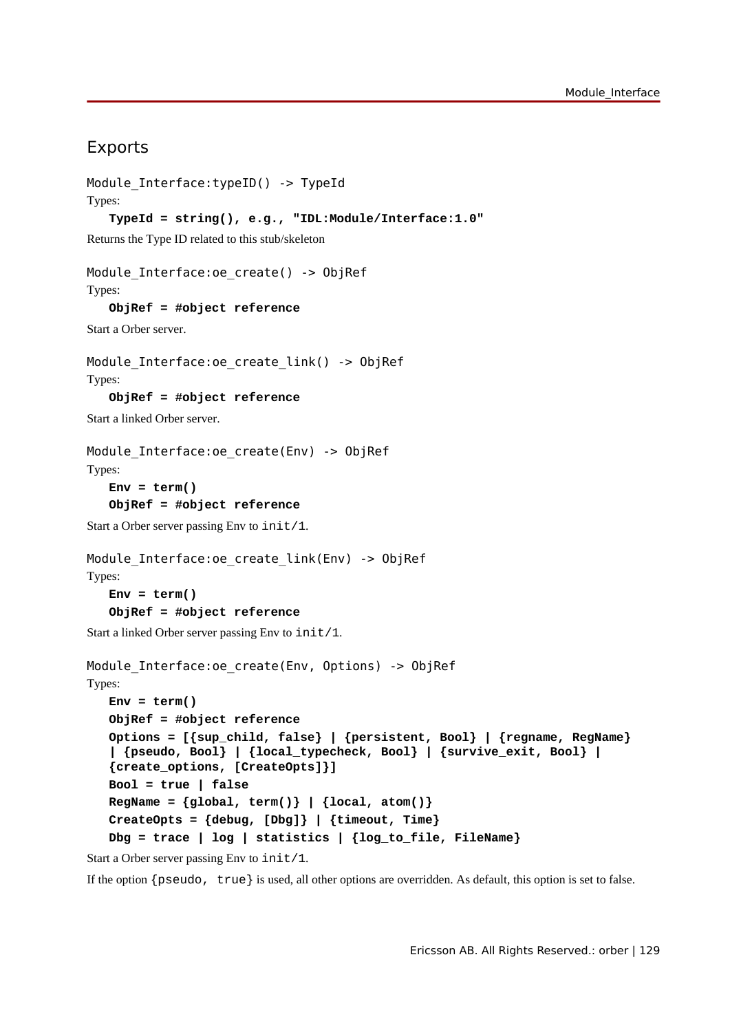## Exports

```
Module_Interface:typeID() -> TypeId
```

Types:

**TypeId = string(), e.g., "IDL:Module/Interface:1.0"**

Returns the Type ID related to this stub/skeleton

```
Module_Interface:oe_create() -> ObjRef
```

Types:

**ObjRef = #object reference**

Start a Orber server.

```
Module_Interface:oe_create_link() -> ObjRef
```

Types:

**ObjRef = #object reference**

Start a linked Orber server.

```
Module_Interface:oe_create(Env) -> ObjRef
```

Types:

**Env = term()**
**ObjRef = #object reference**

Start a Orber server passing Env to `init/1`.

```
Module_Interface:oe_create_link(Env) -> ObjRef
```

Types:

**Env = term()**
**ObjRef = #object reference**

Start a linked Orber server passing Env to `init/1`.

```
Module_Interface:oe_create(Env, Options) -> ObjRef
```

Types:

**Env = term()**
**ObjRef = #object reference**
**Options = [{sup_child, false} | {persistent, Bool} | {regname, RegName} | {pseudo, Bool} | {local_typecheck, Bool} | {survive_exit, Bool} | {create_options, [CreateOpts]}]**
**Bool = true | false**
**RegName = {global, term()} | {local, atom()}**
**CreateOpts = {debug, [Dbg]} | {timeout, Time}**
**Dbg = trace | log | statistics | {log_to_file, FileName}**

Start a Orber server passing Env to `init/1`.

If the option `{pseudo, true}` is used, all other options are overridden. As default, this option is set to false.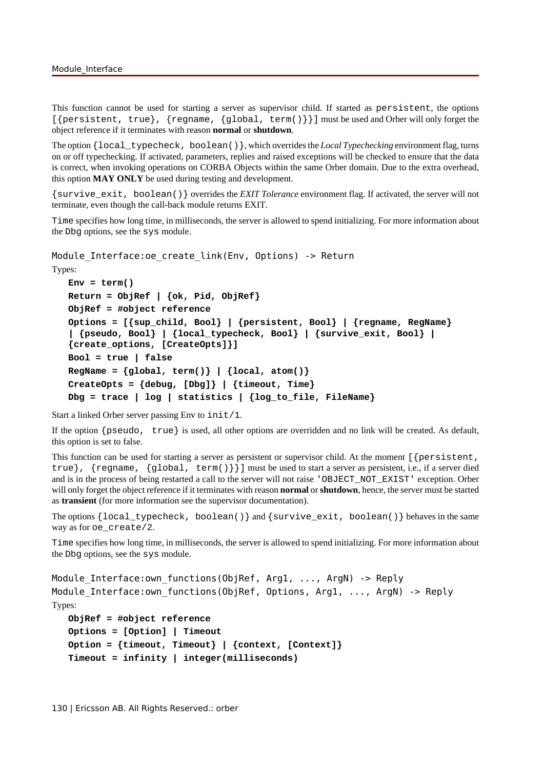This function cannot be used for starting a server as supervisor child. If started as `persistent`, the options `[{persistent, true}, {regname, {global, term()}}]` must be used and Orber will only forget the object reference if it terminates with reason **normal** or **shutdown**.

The option `{local_typecheck, boolean()}`, which overrides the *Local Typechecking* environment flag, turns on or off typechecking. If activated, parameters, replies and raised exceptions will be checked to ensure that the data is correct, when invoking operations on CORBA Objects within the same Orber domain. Due to the extra overhead, this option **MAY ONLY** be used during testing and development.

`{survive_exit, boolean()}` overrides the *EXIT Tolerance* environment flag. If activated, the server will not terminate, even though the call-back module returns EXIT.

`Time` specifies how long time, in milliseconds, the server is allowed to spend initializing. For more information about the `Dbg` options, see the `sys` module.

```
Module_Interface:oe_create_link(Env, Options) -> Return
```

Types:

```
Env = term()
Return = ObjRef | {ok, Pid, ObjRef}
ObjRef = #object reference
Options = [{sup_child, Bool} | {persistent, Bool} | {regname, RegName}
| {pseudo, Bool} | {local_typecheck, Bool} | {survive_exit, Bool} |
{create_options, [CreateOpts]}]
Bool = true | false
RegName = {global, term()} | {local, atom()}
CreateOpts = {debug, [Dbg]} | {timeout, Time}
Dbg = trace | log | statistics | {log_to_file, FileName}
```

Start a linked Orber server passing Env to `init/1`.

If the option `{pseudo, true}` is used, all other options are overridden and no link will be created. As default, this option is set to false.

This function can be used for starting a server as persistent or supervisor child. At the moment `[{persistent, true}, {regname, {global, term()}}]` must be used to start a server as persistent, i.e., if a server died and is in the process of being restarted a call to the server will not raise `'OBJECT_NOT_EXIST'` exception. Orber will only forget the object reference if it terminates with reason **normal** or **shutdown**, hence, the server must be started as **transient** (for more information see the supervisor documentation).

The options `{local_typecheck, boolean()}` and `{survive_exit, boolean()}` behaves in the same way as for `oe_create/2`.

`Time` specifies how long time, in milliseconds, the server is allowed to spend initializing. For more information about the `Dbg` options, see the `sys` module.

```
Module_Interface:own_functions(ObjRef, Arg1, ..., ArgN) -> Reply
Module_Interface:own_functions(ObjRef, Options, Arg1, ..., ArgN) -> Reply
```

Types:

```
ObjRef = #object reference
Options = [Option] | Timeout
Option = {timeout, Timeout} | {context, [Context]}
Timeout = infinity | integer(milliseconds)
```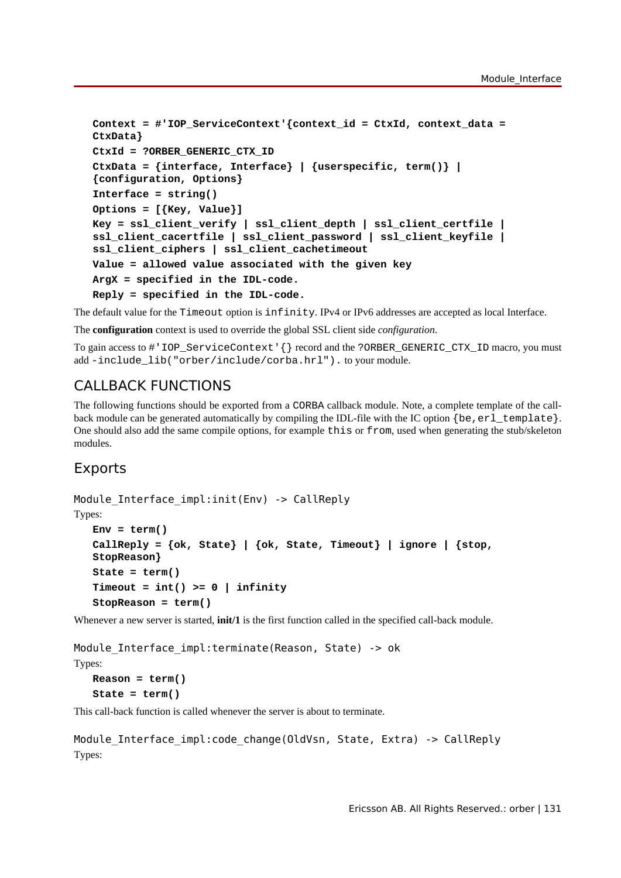**Context = #'IOP_ServiceContext'{context_id = CtxId, context_data = CtxData}**

**CtxId = ?ORBER_GENERIC_CTX_ID**

**CtxData = {interface, Interface} | {userspecific, term()} | {configuration, Options}**

**Interface = string()**

**Options = [{Key, Value}]**

**Key = ssl_client_verify | ssl_client_depth | ssl_client_certfile | ssl_client_cacertfile | ssl_client_password | ssl_client_keyfile | ssl_client_ciphers | ssl_client_cachetimeout**

**Value = allowed value associated with the given key**

**ArgX = specified in the IDL-code.**

**Reply = specified in the IDL-code.**

The default value for the `Timeout` option is `infinity`. IPv4 or IPv6 addresses are accepted as local Interface.

The **configuration** context is used to override the global SSL client side *configuration*.

To gain access to `#'IOP_ServiceContext'{}` record and the `?ORBER_GENERIC_CTX_ID` macro, you must add `-include_lib("orber/include/corba.hrl").` to your module.

## CALLBACK FUNCTIONS

The following functions should be exported from a `CORBA` callback module. Note, a complete template of the callback module can be generated automatically by compiling the IDL-file with the IC option `{be,erl_template}`. One should also add the same compile options, for example `this` or `from`, used when generating the stub/skeleton modules.

## Exports

```
Module_Interface_impl:init(Env) -> CallReply
```

Types:

**Env = term()**

**CallReply = {ok, State} | {ok, State, Timeout} | ignore | {stop, StopReason}**

**State = term()**

**Timeout = int() >= 0 | infinity**

**StopReason = term()**

Whenever a new server is started, **init/1** is the first function called in the specified call-back module.

```
Module_Interface_impl:terminate(Reason, State) -> ok
```

Types:

**Reason = term()**

**State = term()**

This call-back function is called whenever the server is about to terminate.

```
Module_Interface_impl:code_change(OldVsn, State, Extra) -> CallReply
```

Types: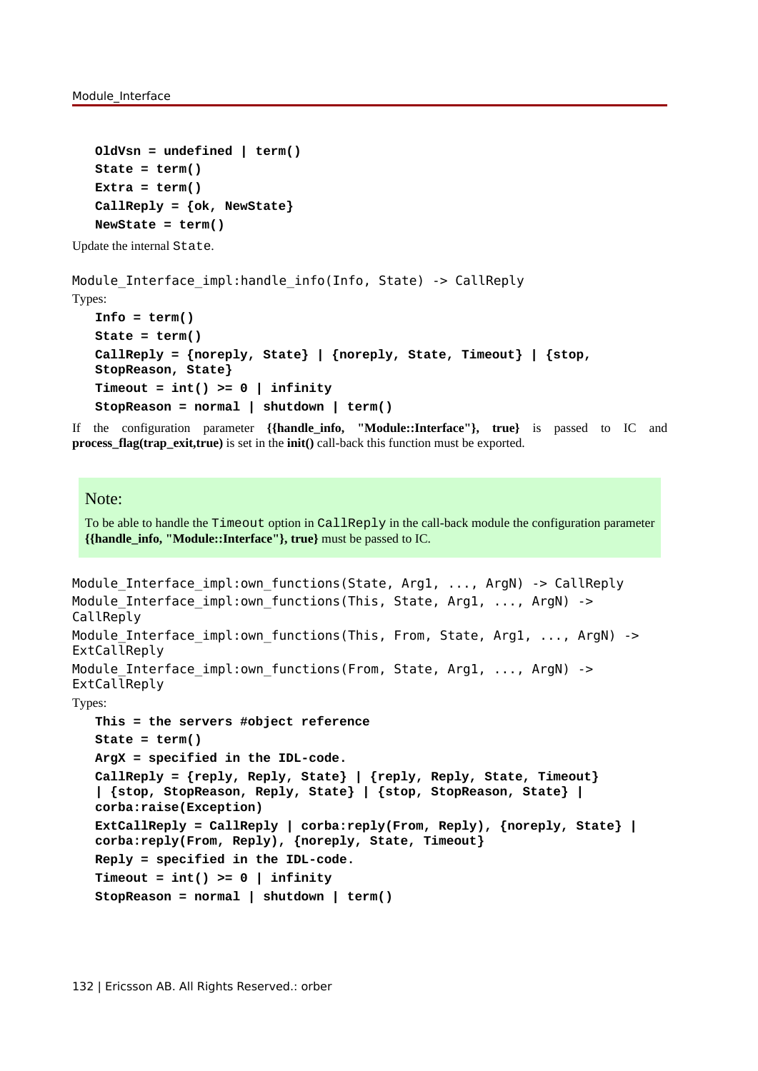**OldVsn = undefined | term()**

**State = term()**

**Extra = term()**

**CallReply = {ok, NewState}**

**NewState = term()**

Update the internal `State`.

`Module_Interface_impl:handle_info(Info, State) -> CallReply`

Types:

**Info = term()**

**State = term()**

**CallReply = {noreply, State} | {noreply, State, Timeout} | {stop, StopReason, State}**

**Timeout = int() >= 0 | infinity**

**StopReason = normal | shutdown | term()**

If the configuration parameter **{{handle_info, "Module::Interface"}, true}** is passed to IC and **process_flag(trap_exit,true)** is set in the **init()** call-back this function must be exported.

### Note:

To be able to handle the `Timeout` option in `CallReply` in the call-back module the configuration parameter **{{handle_info, "Module::Interface"}, true}** must be passed to IC.

`Module_Interface_impl:own_functions(State, Arg1, ..., ArgN) -> CallReply`

`Module_Interface_impl:own_functions(This, State, Arg1, ..., ArgN) -> CallReply`

`Module_Interface_impl:own_functions(This, From, State, Arg1, ..., ArgN) -> ExtCallReply`

`Module_Interface_impl:own_functions(From, State, Arg1, ..., ArgN) -> ExtCallReply`

Types:

**This = the servers #object reference**

**State = term()**

**ArgX = specified in the IDL-code.**

**CallReply = {reply, Reply, State} | {reply, Reply, State, Timeout} | {stop, StopReason, Reply, State} | {stop, StopReason, State} | corba:raise(Exception)**

**ExtCallReply = CallReply | corba:reply(From, Reply), {noreply, State} | corba:reply(From, Reply), {noreply, State, Timeout}**

**Reply = specified in the IDL-code.**

**Timeout = int() >= 0 | infinity**

**StopReason = normal | shutdown | term()**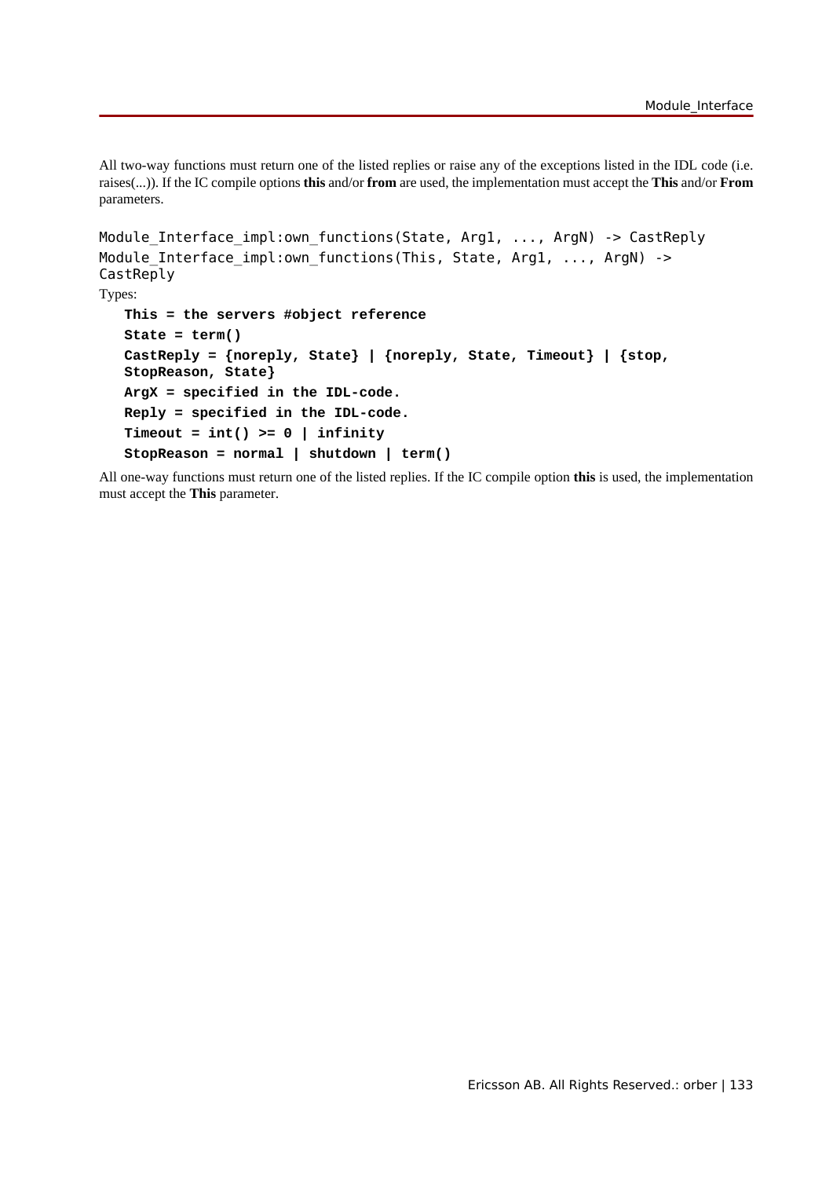All two-way functions must return one of the listed replies or raise any of the exceptions listed in the IDL code (i.e. raises(...)). If the IC compile options **this** and/or **from** are used, the implementation must accept the **This** and/or **From** parameters.

```
Module_Interface_impl:own_functions(State, Arg1, ..., ArgN) -> CastReply
Module_Interface_impl:own_functions(This, State, Arg1, ..., ArgN) ->
CastReply
```

Types:

```
This = the servers #object reference
State = term()
CastReply = {noreply, State} | {noreply, State, Timeout} | {stop,
StopReason, State}
ArgX = specified in the IDL-code.
Reply = specified in the IDL-code.
Timeout = int() >= 0 | infinity
StopReason = normal | shutdown | term()
```

All one-way functions must return one of the listed replies. If the IC compile option **this** is used, the implementation must accept the **This** parameter.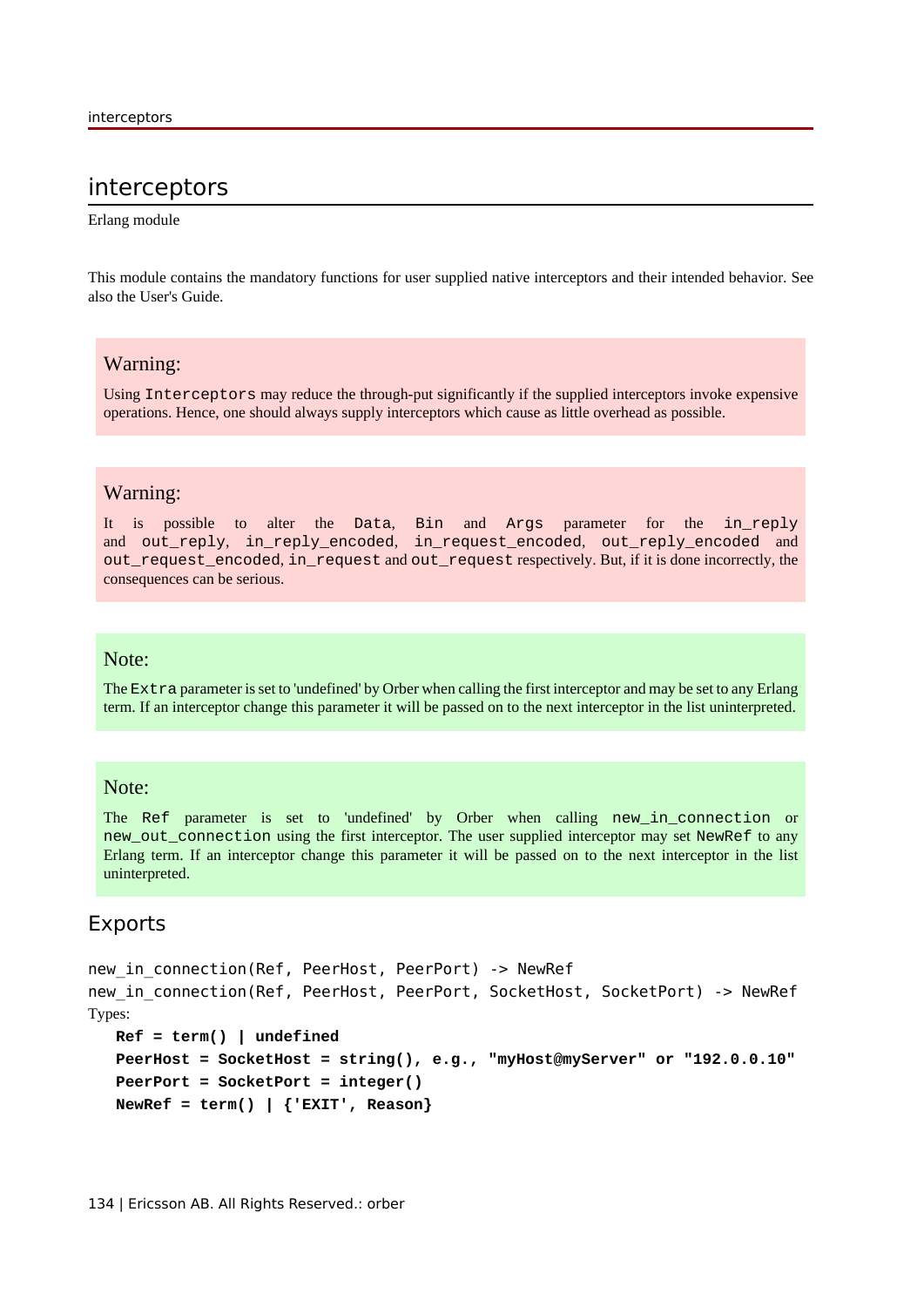# interceptors

Erlang module

This module contains the mandatory functions for user supplied native interceptors and their intended behavior. See also the User's Guide.

### Warning:

Using `Interceptors` may reduce the through-put significantly if the supplied interceptors invoke expensive operations. Hence, one should always supply interceptors which cause as little overhead as possible.

### Warning:

It is possible to alter the `Data`, `Bin` and `Args` parameter for the `in_reply` and `out_reply`, `in_reply_encoded`, `in_request_encoded`, `out_reply_encoded` and `out_request_encoded`, `in_request` and `out_request` respectively. But, if it is done incorrectly, the consequences can be serious.

### Note:

The `Extra` parameter is set to 'undefined' by Orber when calling the first interceptor and may be set to any Erlang term. If an interceptor change this parameter it will be passed on to the next interceptor in the list uninterpreted.

### Note:

The `Ref` parameter is set to 'undefined' by Orber when calling `new_in_connection` or `new_out_connection` using the first interceptor. The user supplied interceptor may set `NewRef` to any Erlang term. If an interceptor change this parameter it will be passed on to the next interceptor in the list uninterpreted.

## Exports

```
new_in_connection(Ref, PeerHost, PeerPort) -> NewRef
new_in_connection(Ref, PeerHost, PeerPort, SocketHost, SocketPort) -> NewRef
```

Types:

**`Ref = term() | undefined`**

**`PeerHost = SocketHost = string(), e.g., "myHost@myServer" or "192.0.0.10"`**

**`PeerPort = SocketPort = integer()`**

**`NewRef = term() | {'EXIT', Reason}`**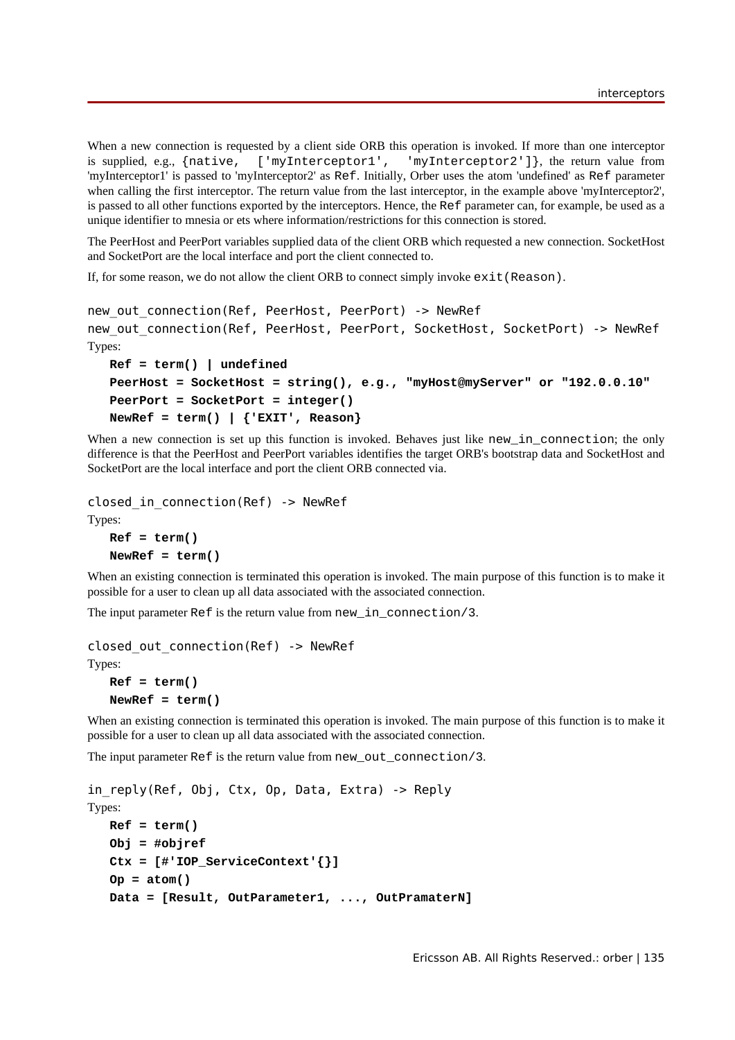When a new connection is requested by a client side ORB this operation is invoked. If more than one interceptor is supplied, e.g., `{native, ['myInterceptor1', 'myInterceptor2']}`, the return value from 'myInterceptor1' is passed to 'myInterceptor2' as `Ref`. Initially, Orber uses the atom 'undefined' as `Ref` parameter when calling the first interceptor. The return value from the last interceptor, in the example above 'myInterceptor2', is passed to all other functions exported by the interceptors. Hence, the `Ref` parameter can, for example, be used as a unique identifier to mnesia or ets where information/restrictions for this connection is stored.

The PeerHost and PeerPort variables supplied data of the client ORB which requested a new connection. SocketHost and SocketPort are the local interface and port the client connected to.

If, for some reason, we do not allow the client ORB to connect simply invoke `exit(Reason)`.

```
new_out_connection(Ref, PeerHost, PeerPort) -> NewRef
new_out_connection(Ref, PeerHost, PeerPort, SocketHost, SocketPort) -> NewRef
```

Types:

**Ref = term() | undefined**
**PeerHost = SocketHost = string(), e.g., "myHost@myServer" or "192.0.0.10"**
**PeerPort = SocketPort = integer()**
**NewRef = term() | {'EXIT', Reason}**

When a new connection is set up this function is invoked. Behaves just like `new_in_connection`; the only difference is that the PeerHost and PeerPort variables identifies the target ORB's bootstrap data and SocketHost and SocketPort are the local interface and port the client ORB connected via.

```
closed_in_connection(Ref) -> NewRef
```

Types:

**Ref = term()**
**NewRef = term()**

When an existing connection is terminated this operation is invoked. The main purpose of this function is to make it possible for a user to clean up all data associated with the associated connection.

The input parameter `Ref` is the return value from `new_in_connection/3`.

```
closed_out_connection(Ref) -> NewRef
```

Types:

**Ref = term()**
**NewRef = term()**

When an existing connection is terminated this operation is invoked. The main purpose of this function is to make it possible for a user to clean up all data associated with the associated connection.

The input parameter `Ref` is the return value from `new_out_connection/3`.

```
in_reply(Ref, Obj, Ctx, Op, Data, Extra) -> Reply
```

Types:

**Ref = term()**
**Obj = #objref**
**Ctx = [#'IOP_ServiceContext'{}]**
**Op = atom()**
**Data = [Result, OutParameter1, ..., OutPramaterN]**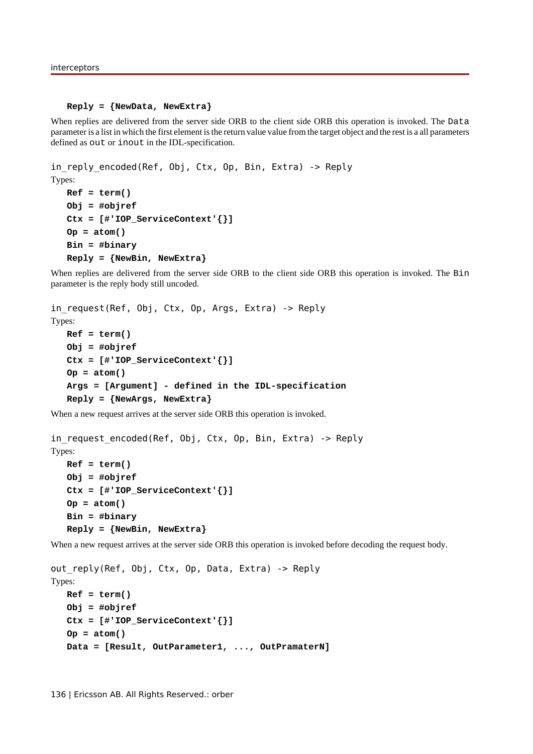**Reply = {NewData, NewExtra}**

When replies are delivered from the server side ORB to the client side ORB this operation is invoked. The `Data` parameter is a list in which the first element is the return value value from the target object and the rest is a all parameters defined as `out` or `inout` in the IDL-specification.

```
in_reply_encoded(Ref, Obj, Ctx, Op, Bin, Extra) -> Reply
```

Types:

**Ref = term()**

**Obj = #objref**

**Ctx = [#'IOP_ServiceContext'{}]**

**Op = atom()**

**Bin = #binary**

**Reply = {NewBin, NewExtra}**

When replies are delivered from the server side ORB to the client side ORB this operation is invoked. The `Bin` parameter is the reply body still uncoded.

```
in_request(Ref, Obj, Ctx, Op, Args, Extra) -> Reply
```

Types:

**Ref = term()**

**Obj = #objref**

**Ctx = [#'IOP_ServiceContext'{}]**

**Op = atom()**

**Args = [Argument] - defined in the IDL-specification**

**Reply = {NewArgs, NewExtra}**

When a new request arrives at the server side ORB this operation is invoked.

```
in_request_encoded(Ref, Obj, Ctx, Op, Bin, Extra) -> Reply
```

Types:

**Ref = term()**

**Obj = #objref**

**Ctx = [#'IOP_ServiceContext'{}]**

**Op = atom()**

**Bin = #binary**

**Reply = {NewBin, NewExtra}**

When a new request arrives at the server side ORB this operation is invoked before decoding the request body.

```
out_reply(Ref, Obj, Ctx, Op, Data, Extra) -> Reply
```

Types:

**Ref = term()**

**Obj = #objref**

**Ctx = [#'IOP_ServiceContext'{}]**

**Op = atom()**

**Data = [Result, OutParameter1, ..., OutPramaterN]**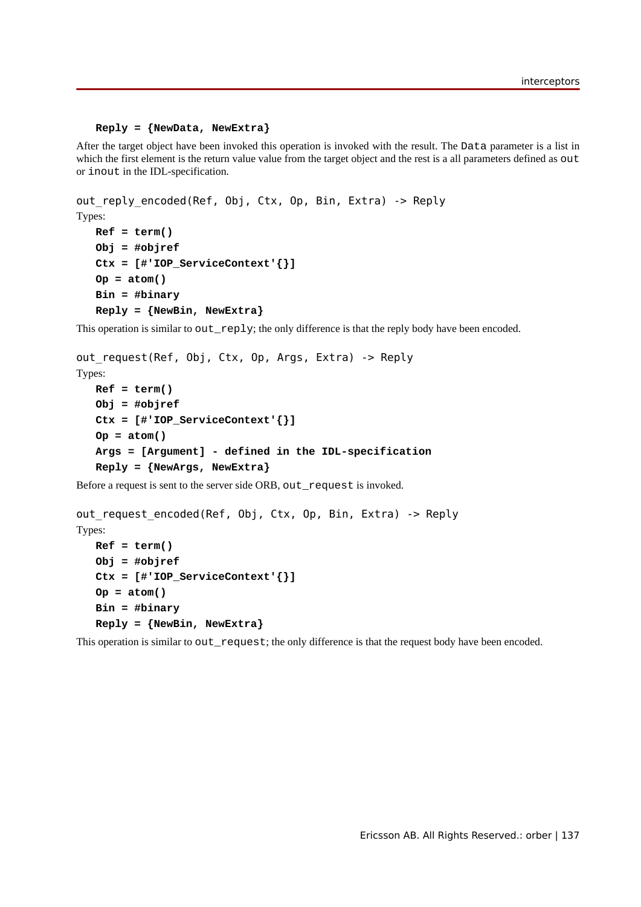**Reply = {NewData, NewExtra}**

After the target object have been invoked this operation is invoked with the result. The `Data` parameter is a list in which the first element is the return value value from the target object and the rest is a all parameters defined as `out` or `inout` in the IDL-specification.

```
out_reply_encoded(Ref, Obj, Ctx, Op, Bin, Extra) -> Reply
```

Types:

**Ref = term()**
**Obj = #objref**
**Ctx = [#'IOP_ServiceContext'{}]**
**Op = atom()**
**Bin = #binary**
**Reply = {NewBin, NewExtra}**

This operation is similar to `out_reply`; the only difference is that the reply body have been encoded.

```
out_request(Ref, Obj, Ctx, Op, Args, Extra) -> Reply
```

Types:

**Ref = term()**
**Obj = #objref**
**Ctx = [#'IOP_ServiceContext'{}]**
**Op = atom()**
**Args = [Argument] - defined in the IDL-specification**
**Reply = {NewArgs, NewExtra}**

Before a request is sent to the server side ORB, `out_request` is invoked.

```
out_request_encoded(Ref, Obj, Ctx, Op, Bin, Extra) -> Reply
```

Types:

**Ref = term()**
**Obj = #objref**
**Ctx = [#'IOP_ServiceContext'{}]**
**Op = atom()**
**Bin = #binary**
**Reply = {NewBin, NewExtra}**

This operation is similar to `out_request`; the only difference is that the request body have been encoded.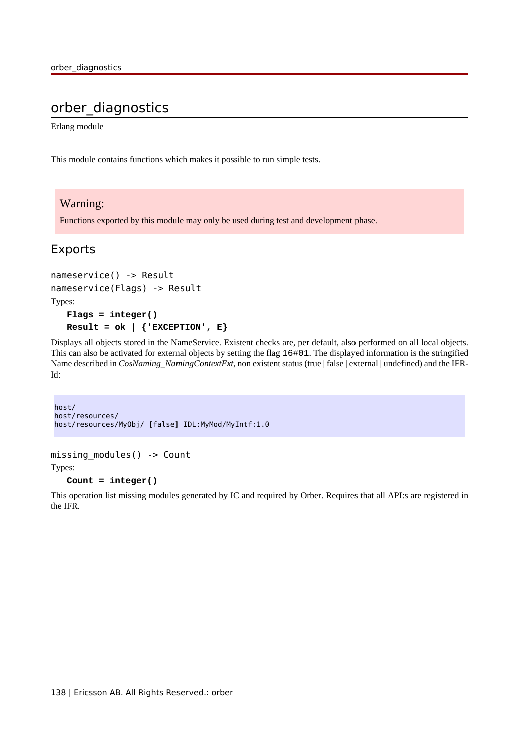# orber_diagnostics

Erlang module

This module contains functions which makes it possible to run simple tests.

> **Warning:**
>
> Functions exported by this module may only be used during test and development phase.

## Exports

```
nameservice() -> Result
nameservice(Flags) -> Result
```

Types:

**Flags = integer()**
**Result = ok | {'EXCEPTION', E}**

Displays all objects stored in the NameService. Existent checks are, per default, also performed on all local objects. This can also be activated for external objects by setting the flag `16#01`. The displayed information is the stringified Name described in *CosNaming_NamingContextExt*, non existent status (true | false | external | undefined) and the IFR-Id:

```
host/
host/resources/
host/resources/MyObj/ [false] IDL:MyMod/MyIntf:1.0
```

```
missing_modules() -> Count
```

Types:

**Count = integer()**

This operation list missing modules generated by IC and required by Orber. Requires that all API:s are registered in the IFR.